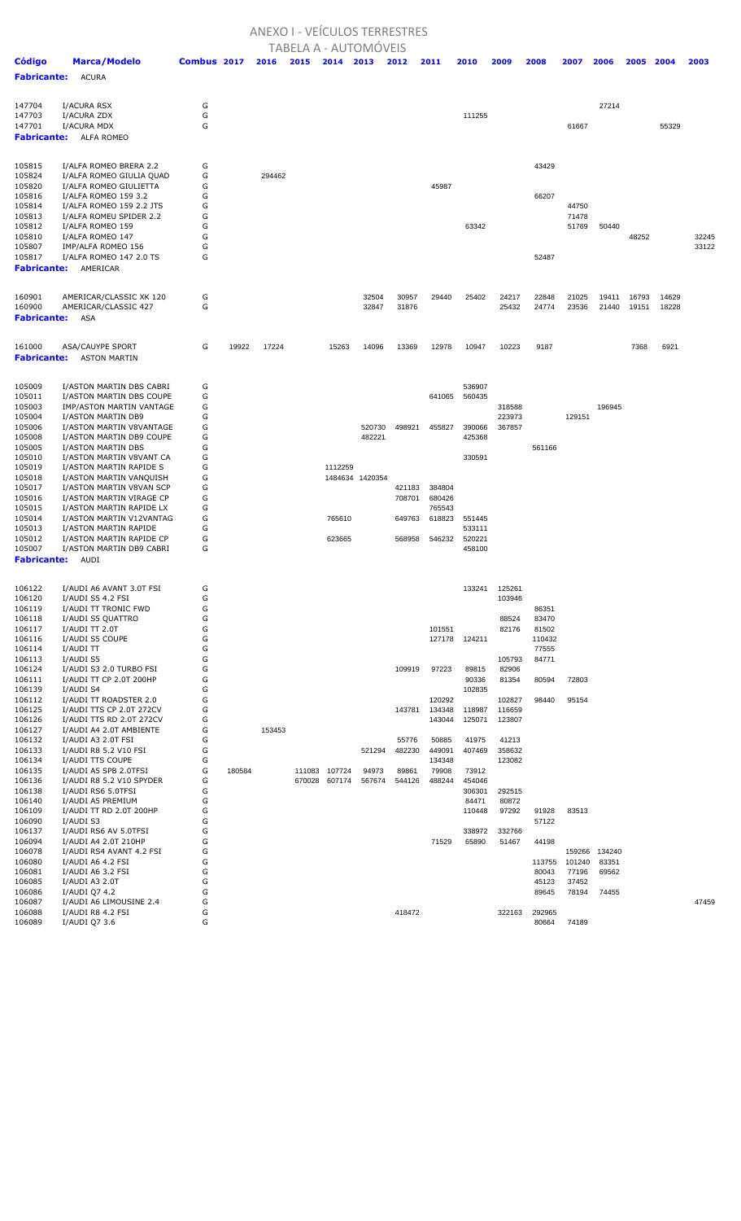# ANEXO I - VEÍCULOS TERRESTRES

## TABELA A - AUTOMÓVEIS

| Código | Marca/Modelo | Combus | 2017 | 2016 | 2015 | 2014 | 2013 | 2012 | 2011 | 2010 | 2009 | 2008 | 2007 | 2006 | 2005 | 2004 | 2003 |
|---|---|---|---|---|---|---|---|---|---|---|---|---|---|---|---|---|---|
| **Fabricante:** | ACURA | | | | | | | | | | | | | | | | |
| 147704 | I/ACURA RSX | G | | | | | | | | | | | | 27214 | | | |
| 147703 | I/ACURA ZDX | G | | | | | | | | 111255 | | | | | | | |
| 147701 | I/ACURA MDX | G | | | | | | | | | | | 61667 | | | 55329 | |
| **Fabricante:** | ALFA ROMEO | | | | | | | | | | | | | | | | |
| 105815 | I/ALFA ROMEO BRERA 2.2 | G | | | | | | | | | | 43429 | | | | | |
| 105824 | I/ALFA ROMEO GIULIA QUAD | G | | 294462 | | | | | | | | | | | | | |
| 105820 | I/ALFA ROMEO GIULIETTA | G | | | | | | | 45987 | | | | | | | | |
| 105816 | I/ALFA ROMEO 159 3.2 | G | | | | | | | | | | 66207 | | | | | |
| 105814 | I/ALFA ROMEO 159 2.2 JTS | G | | | | | | | | | | | 44750 | | | | |
| 105813 | I/ALFA ROMEU SPIDER 2.2 | G | | | | | | | | | | | 71478 | | | | |
| 105812 | I/ALFA ROMEO 159 | G | | | | | | | | 63342 | | | 51769 | 50440 | | | |
| 105810 | I/ALFA ROMEO 147 | G | | | | | | | | | | | | | 48252 | | 32245 |
| 105807 | IMP/ALFA ROMEO 156 | G | | | | | | | | | | | | | | | 33122 |
| 105817 | I/ALFA ROMEO 147 2.0 TS | G | | | | | | | | | | 52487 | | | | | |
| **Fabricante:** | AMERICAR | | | | | | | | | | | | | | | | |
| 160901 | AMERICAR/CLASSIC XK 120 | G | | | | | 32504 | 30957 | 29440 | 25402 | 24217 | 22848 | 21025 | 19411 | 16793 | 14629 | |
| 160900 | AMERICAR/CLASSIC 427 | G | | | | | 32847 | 31876 | | | 25432 | 24774 | 23536 | 21440 | 19151 | 18228 | |
| **Fabricante:** | ASA | | | | | | | | | | | | | | | | |
| 161000 | ASA/CAUYPE SPORT | G | 19922 | 17224 | | 15263 | 14096 | 13369 | 12978 | 10947 | 10223 | 9187 | | | 7368 | 6921 | |
| **Fabricante:** | ASTON MARTIN | | | | | | | | | | | | | | | | |
| 105009 | I/ASTON MARTIN DBS CABRI | G | | | | | | | | 536907 | | | | | | | |
| 105011 | I/ASTON MARTIN DBS COUPE | G | | | | | | | 641065 | 560435 | | | | | | | |
| 105003 | IMP/ASTON MARTIN VANTAGE | G | | | | | | | | | 318588 | | | 196945 | | | |
| 105004 | I/ASTON MARTIN DB9 | G | | | | | | | | | 223973 | | 129151 | | | | |
| 105006 | I/ASTON MARTIN V8VANTAGE | G | | | | | 520730 | 498921 | 455827 | 390066 | 367857 | | | | | | |
| 105008 | I/ASTON MARTIN DB9 COUPE | G | | | | | 482221 | | | 425368 | | | | | | | |
| 105005 | I/ASTON MARTIN DBS | G | | | | | | | | | | 561166 | | | | | |
| 105010 | I/ASTON MARTIN V8VANT CA | G | | | | | | | | 330591 | | | | | | | |
| 105019 | I/ASTON MARTIN RAPIDE S | G | | | | 1112259 | | | | | | | | | | | |
| 105018 | I/ASTON MARTIN VANQUISH | G | | | | 1484634 | 1420354 | | | | | | | | | | |
| 105017 | I/ASTON MARTIN V8VAN SCP | G | | | | | | 421183 | 384804 | | | | | | | | |
| 105016 | I/ASTON MARTIN VIRAGE CP | G | | | | | | 708701 | 680426 | | | | | | | | |
| 105015 | I/ASTON MARTIN RAPIDE LX | G | | | | | | | 765543 | | | | | | | | |
| 105014 | I/ASTON MARTIN V12VANTAG | G | | | | 765610 | | 649763 | 618823 | 551445 | | | | | | | |
| 105013 | I/ASTON MARTIN RAPIDE | G | | | | | | | | 533111 | | | | | | | |
| 105012 | I/ASTON MARTIN RAPIDE CP | G | | | | 623665 | | 568958 | 546232 | 520221 | | | | | | | |
| 105007 | I/ASTON MARTIN DB9 CABRI | G | | | | | | | | 458100 | | | | | | | |
| **Fabricante:** | AUDI | | | | | | | | | | | | | | | | |
| 106122 | I/AUDI A6 AVANT 3.0T FSI | G | | | | | | | | 133241 | 125261 | | | | | | |
| 106120 | I/AUDI S5 4.2 FSI | G | | | | | | | | | 103946 | | | | | | |
| 106119 | I/AUDI TT TRONIC FWD | G | | | | | | | | | | 86351 | | | | | |
| 106118 | I/AUDI S5 QUATTRO | G | | | | | | | | | 88524 | 83470 | | | | | |
| 106117 | I/AUDI TT 2.0T | G | | | | | | | 101551 | | 82176 | 81502 | | | | | |
| 106116 | I/AUDI S5 COUPE | G | | | | | | | 127178 | 124211 | | 110432 | | | | | |
| 106114 | I/AUDI TT | G | | | | | | | | | | 77555 | | | | | |
| 106113 | I/AUDI S5 | G | | | | | | | | | 105793 | 84771 | | | | | |
| 106124 | I/AUDI S3 2.0 TURBO FSI | G | | | | | | 109919 | 97223 | 89815 | 82906 | | | | | | |
| 106111 | I/AUDI TT CP 2.0T 200HP | G | | | | | | | | 90336 | 81354 | 80594 | 72803 | | | | |
| 106139 | I/AUDI S4 | G | | | | | | | | 102835 | | | | | | | |
| 106112 | I/AUDI TT ROADSTER 2.0 | G | | | | | | | 120292 | | 102827 | 98440 | 95154 | | | | |
| 106125 | I/AUDI TTS CP 2.0T 272CV | G | | | | | | 143781 | 134348 | 118987 | 116659 | | | | | | |
| 106126 | I/AUDI TTS RD 2.0T 272CV | G | | | | | | | 143044 | 125071 | 123807 | | | | | | |
| 106127 | I/AUDI A4 2.0T AMBIENTE | G | | 153453 | | | | | | | | | | | | | |
| 106132 | I/AUDI A3 2.0T FSI | G | | | | | | 55776 | 50885 | 41975 | 41213 | | | | | | |
| 106133 | I/AUDI R8 5.2 V10 FSI | G | | | | | 521294 | 482230 | 449091 | 407469 | 358632 | | | | | | |
| 106134 | I/AUDI TTS COUPE | G | | | | | | | 134348 | | 123082 | | | | | | |
| 106135 | I/AUDI A5 SPB 2.0TFSI | G | 180584 | | 111083 | 107724 | 94973 | 89861 | 79908 | 73912 | | | | | | | |
| 106136 | I/AUDI R8 5.2 V10 SPYDER | G | | | 670028 | 607174 | 567674 | 544126 | 488244 | 454046 | | | | | | | |
| 106138 | I/AUDI RS6 5.0TFSI | G | | | | | | | | 306301 | 292515 | | | | | | |
| 106140 | I/AUDI A5 PREMIUM | G | | | | | | | | 84471 | 80872 | | | | | | |
| 106109 | I/AUDI TT RD 2.0T 200HP | G | | | | | | | | 110448 | 97292 | 91928 | 83513 | | | | |
| 106090 | I/AUDI S3 | G | | | | | | | | | | 57122 | | | | | |
| 106137 | I/AUDI RS6 AV 5.0TFSI | G | | | | | | | | 338972 | 332766 | | | | | | |
| 106094 | I/AUDI A4 2.0T 210HP | G | | | | | | | 71529 | 65890 | 51467 | 44198 | | | | | |
| 106078 | I/AUDI RS4 AVANT 4.2 FSI | G | | | | | | | | | | | 159266 | 134240 | | | |
| 106080 | I/AUDI A6 4.2 FSI | G | | | | | | | | | | 113755 | 101240 | 83351 | | | |
| 106081 | I/AUDI A6 3.2 FSI | G | | | | | | | | | | 80043 | 77196 | 69562 | | | |
| 106085 | I/AUDI A3 2.0T | G | | | | | | | | | | 45123 | 37452 | | | | |
| 106086 | I/AUDI Q7 4.2 | G | | | | | | | | | | 89645 | 78194 | 74455 | | | |
| 106087 | I/AUDI A6 LIMOUSINE 2.4 | G | | | | | | | | | | | | | | | 47459 |
| 106088 | I/AUDI R8 4.2 FSI | G | | | | | | 418472 | | | 322163 | 292965 | | | | | |
| 106089 | I/AUDI Q7 3.6 | G | | | | | | | | | | 80664 | 74189 | | | | |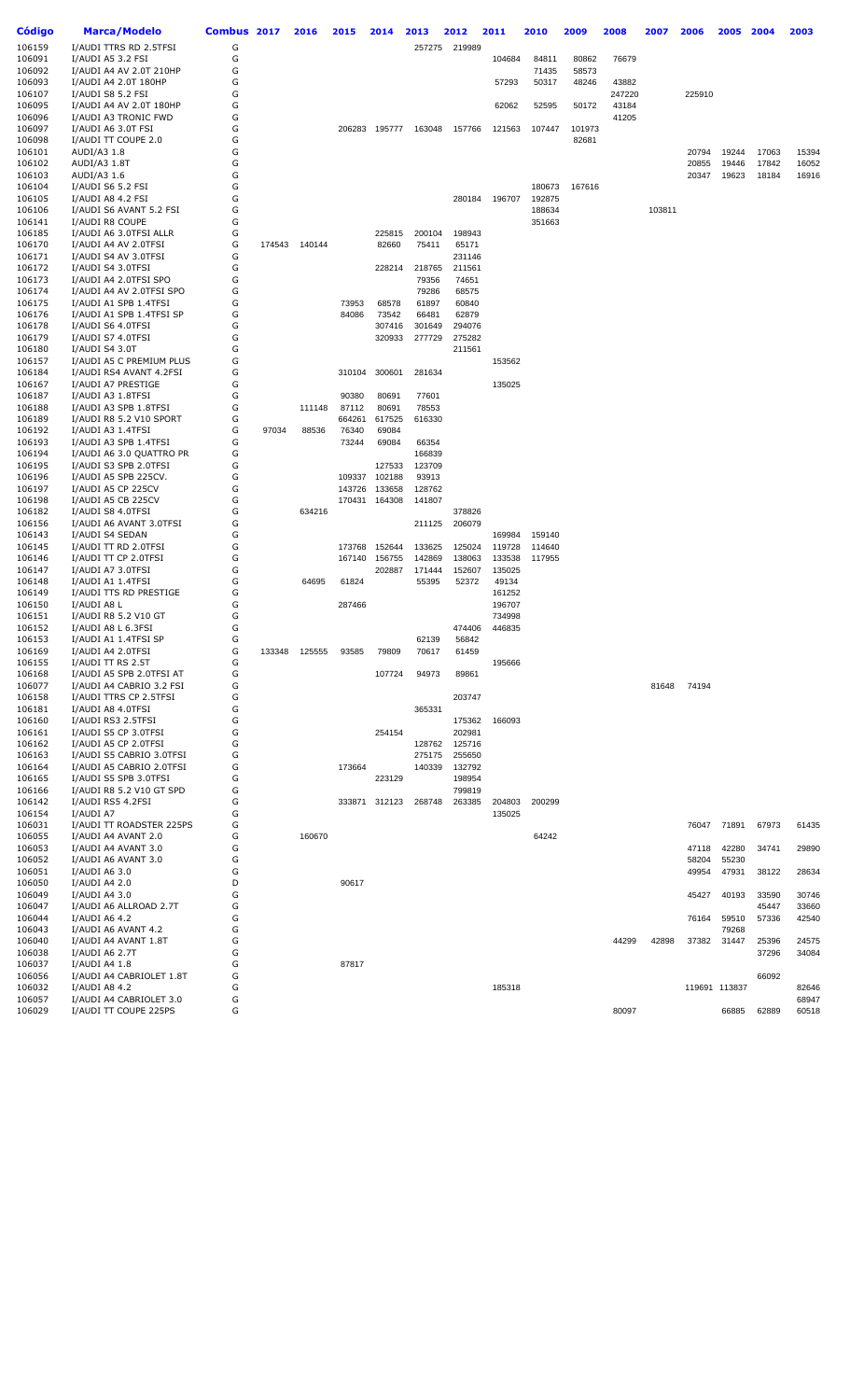| Código | Marca/Modelo | Combus | 2017 | 2016 | 2015 | 2014 | 2013 | 2012 | 2011 | 2010 | 2009 | 2008 | 2007 | 2006 | 2005 | 2004 | 2003 |
|---|---|---|---|---|---|---|---|---|---|---|---|---|---|---|---|---|---|
| 106159 | I/AUDI TTRS RD 2.5TFSI | G | | | | | 257275 | 219989 | | | | | | | | | |
| 106091 | I/AUDI A5 3.2 FSI | G | | | | | | | 104684 | 84811 | 80862 | 76679 | | | | | |
| 106092 | I/AUDI A4 AV 2.0T 210HP | G | | | | | | | | 71435 | 58573 | | | | | | |
| 106093 | I/AUDI A4 2.0T 180HP | G | | | | | | | 57293 | 50317 | 48246 | 43882 | | | | | |
| 106107 | I/AUDI S8 5.2 FSI | G | | | | | | | | | | 247220 | | 225910 | | | |
| 106095 | I/AUDI A4 AV 2.0T 180HP | G | | | | | | | 62062 | 52595 | 50172 | 43184 | | | | | |
| 106096 | I/AUDI A3 TRONIC FWD | G | | | | | | | | | | 41205 | | | | | |
| 106097 | I/AUDI A6 3.0T FSI | G | | | 206283 | 195777 | 163048 | 157766 | 121563 | 107447 | 101973 | | | | | | |
| 106098 | I/AUDI TT COUPE 2.0 | G | | | | | | | | | 82681 | | | | | | |
| 106101 | AUDI/A3 1.8 | G | | | | | | | | | | | | 20794 | 19244 | 17063 | 15394 |
| 106102 | AUDI/A3 1.8T | G | | | | | | | | | | | | 20855 | 19446 | 17842 | 16052 |
| 106103 | AUDI/A3 1.6 | G | | | | | | | | | | | | 20347 | 19623 | 18184 | 16916 |
| 106104 | I/AUDI S6 5.2 FSI | G | | | | | | | | 180673 | 167616 | | | | | | |
| 106105 | I/AUDI A8 4.2 FSI | G | | | | | | 280184 | 196707 | 192875 | | | | | | | |
| 106106 | I/AUDI S6 AVANT 5.2 FSI | G | | | | | | | | 188634 | | | 103811 | | | | |
| 106141 | I/AUDI R8 COUPE | G | | | | | | | | 351663 | | | | | | | |
| 106185 | I/AUDI A6 3.0TFSI ALLR | G | | | | 225815 | 200104 | 198943 | | | | | | | | | |
| 106170 | I/AUDI A4 AV 2.0TFSI | G | 174543 | 140144 | | 82660 | 75411 | 65171 | | | | | | | | | |
| 106171 | I/AUDI S4 AV 3.0TFSI | G | | | | | | 231146 | | | | | | | | | |
| 106172 | I/AUDI S4 3.0TFSI | G | | | | 228214 | 218765 | 211561 | | | | | | | | | |
| 106173 | I/AUDI A4 2.0TFSI SPO | G | | | | | 79356 | 74651 | | | | | | | | | |
| 106174 | I/AUDI A4 AV 2.0TFSI SPO | G | | | | | 79286 | 68575 | | | | | | | | | |
| 106175 | I/AUDI A1 SPB 1.4TFSI | G | | | 73953 | 68578 | 61897 | 60840 | | | | | | | | | |
| 106176 | I/AUDI A1 SPB 1.4TFSI SP | G | | | 84086 | 73542 | 66481 | 62879 | | | | | | | | | |
| 106178 | I/AUDI S6 4.0TFSI | G | | | | 307416 | 301649 | 294076 | | | | | | | | | |
| 106179 | I/AUDI S7 4.0TFSI | G | | | | 320933 | 277729 | 275282 | | | | | | | | | |
| 106180 | I/AUDI S4 3.0T | G | | | | | | 211561 | | | | | | | | | |
| 106157 | I/AUDI A5 C PREMIUM PLUS | G | | | | | | | 153562 | | | | | | | | |
| 106184 | I/AUDI RS4 AVANT 4.2FSI | G | | | 310104 | 300601 | 281634 | | | | | | | | | | |
| 106167 | I/AUDI A7 PRESTIGE | G | | | | | | | 135025 | | | | | | | | |
| 106187 | I/AUDI A3 1.8TFSI | G | | | 90380 | 80691 | 77601 | | | | | | | | | | |
| 106188 | I/AUDI A3 SPB 1.8TFSI | G | | 111148 | 87112 | 80691 | 78553 | | | | | | | | | | |
| 106189 | I/AUDI R8 5.2 V10 SPORT | G | | | 664261 | 617525 | 616330 | | | | | | | | | | |
| 106192 | I/AUDI A3 1.4TFSI | G | 97034 | 88536 | 76340 | 69084 | | | | | | | | | | | |
| 106193 | I/AUDI A3 SPB 1.4TFSI | G | | | 73244 | 69084 | 66354 | | | | | | | | | | |
| 106194 | I/AUDI A6 3.0 QUATTRO PR | G | | | | | 166839 | | | | | | | | | | |
| 106195 | I/AUDI S3 SPB 2.0TFSI | G | | | | 127533 | 123709 | | | | | | | | | | |
| 106196 | I/AUDI A5 SPB 225CV. | G | | | 109337 | 102188 | 93913 | | | | | | | | | | |
| 106197 | I/AUDI A5 CP 225CV | G | | | 143726 | 133658 | 128762 | | | | | | | | | | |
| 106198 | I/AUDI A5 CB 225CV | G | | | 170431 | 164308 | 141807 | | | | | | | | | | |
| 106182 | I/AUDI S8 4.0TFSI | G | | 634216 | | | | 378826 | | | | | | | | | |
| 106156 | I/AUDI A6 AVANT 3.0TFSI | G | | | | | 211125 | 206079 | | | | | | | | | |
| 106143 | I/AUDI S4 SEDAN | G | | | | | | | 169984 | 159140 | | | | | | | |
| 106145 | I/AUDI TT RD 2.0TFSI | G | | | 173768 | 152644 | 133625 | 125024 | 119728 | 114640 | | | | | | | |
| 106146 | I/AUDI TT CP 2.0TFSI | G | | | 167140 | 156755 | 142869 | 138063 | 133538 | 117955 | | | | | | | |
| 106147 | I/AUDI A7 3.0TFSI | G | | | | 202887 | 171444 | 152607 | 135025 | | | | | | | | |
| 106148 | I/AUDI A1 1.4TFSI | G | | 64695 | 61824 | | 55395 | 52372 | 49134 | | | | | | | | |
| 106149 | I/AUDI TTS RD PRESTIGE | G | | | | | | | 161252 | | | | | | | | |
| 106150 | I/AUDI A8 L | G | | | 287466 | | | | 196707 | | | | | | | | |
| 106151 | I/AUDI R8 5.2 V10 GT | G | | | | | | | 734998 | | | | | | | | |
| 106152 | I/AUDI A8 L 6.3FSI | G | | | | | | 474406 | 446835 | | | | | | | | |
| 106153 | I/AUDI A1 1.4TFSI SP | G | | | | | 62139 | 56842 | | | | | | | | | |
| 106169 | I/AUDI A4 2.0TFSI | G | 133348 | 125555 | 93585 | 79809 | 70617 | 61459 | | | | | | | | | |
| 106155 | I/AUDI TT RS 2.5T | G | | | | | | | 195666 | | | | | | | | |
| 106168 | I/AUDI A5 SPB 2.0TFSI AT | G | | | | 107724 | 94973 | 89861 | | | | | | | | | |
| 106077 | I/AUDI A4 CABRIO 3.2 FSI | G | | | | | | | | | | | 81648 | 74194 | | | |
| 106158 | I/AUDI TTRS CP 2.5TFSI | G | | | | | | 203747 | | | | | | | | | |
| 106181 | I/AUDI A8 4.0TFSI | G | | | | | 365331 | | | | | | | | | | |
| 106160 | I/AUDI RS3 2.5TFSI | G | | | | | | 175362 | 166093 | | | | | | | | |
| 106161 | I/AUDI S5 CP 3.0TFSI | G | | | | 254154 | | 202981 | | | | | | | | | |
| 106162 | I/AUDI A5 CP 2.0TFSI | G | | | | | 128762 | 125716 | | | | | | | | | |
| 106163 | I/AUDI S5 CABRIO 3.0TFSI | G | | | | | 275175 | 255650 | | | | | | | | | |
| 106164 | I/AUDI A5 CABRIO 2.0TFSI | G | | | 173664 | | 140339 | 132792 | | | | | | | | | |
| 106165 | I/AUDI S5 SPB 3.0TFSI | G | | | | 223129 | | 198954 | | | | | | | | | |
| 106166 | I/AUDI R8 5.2 V10 GT SPD | G | | | | | | 799819 | | | | | | | | | |
| 106142 | I/AUDI RS5 4.2FSI | G | | | 333871 | 312123 | 268748 | 263385 | 204803 | 200299 | | | | | | | |
| 106154 | I/AUDI A7 | G | | | | | | | 135025 | | | | | | | | |
| 106031 | I/AUDI TT ROADSTER 225PS | G | | | | | | | | | | | | 76047 | 71891 | 67973 | 61435 |
| 106055 | I/AUDI A4 AVANT 2.0 | G | | 160670 | | | | | | 64242 | | | | | | | |
| 106053 | I/AUDI A4 AVANT 3.0 | G | | | | | | | | | | | | 47118 | 42280 | 34741 | 29890 |
| 106052 | I/AUDI A6 AVANT 3.0 | G | | | | | | | | | | | | 58204 | 55230 | | |
| 106051 | I/AUDI A6 3.0 | G | | | | | | | | | | | | 49954 | 47931 | 38122 | 28634 |
| 106050 | I/AUDI A4 2.0 | D | | | 90617 | | | | | | | | | | | | |
| 106049 | I/AUDI A4 3.0 | G | | | | | | | | | | | | 45427 | 40193 | 33590 | 30746 |
| 106047 | I/AUDI A6 ALLROAD 2.7T | G | | | | | | | | | | | | | | 45447 | 33660 |
| 106044 | I/AUDI A6 4.2 | G | | | | | | | | | | | | 76164 | 59510 | 57336 | 42540 |
| 106043 | I/AUDI A6 AVANT 4.2 | G | | | | | | | | | | | | | 79268 | | |
| 106040 | I/AUDI A4 AVANT 1.8T | G | | | | | | | | | | 44299 | 42898 | 37382 | 31447 | 25396 | 24575 |
| 106038 | I/AUDI A6 2.7T | G | | | | | | | | | | | | | | 37296 | 34084 |
| 106037 | I/AUDI A4 1.8 | G | | | 87817 | | | | | | | | | | | | |
| 106056 | I/AUDI A4 CABRIOLET 1.8T | G | | | | | | | | | | | | | | 66092 | |
| 106032 | I/AUDI A8 4.2 | G | | | | | | | 185318 | | | | | 119691 | 113837 | | 82646 |
| 106057 | I/AUDI A4 CABRIOLET 3.0 | G | | | | | | | | | | | | | | | 68947 |
| 106029 | I/AUDI TT COUPE 225PS | G | | | | | | | | | | 80097 | | | 66885 | 62889 | 60518 |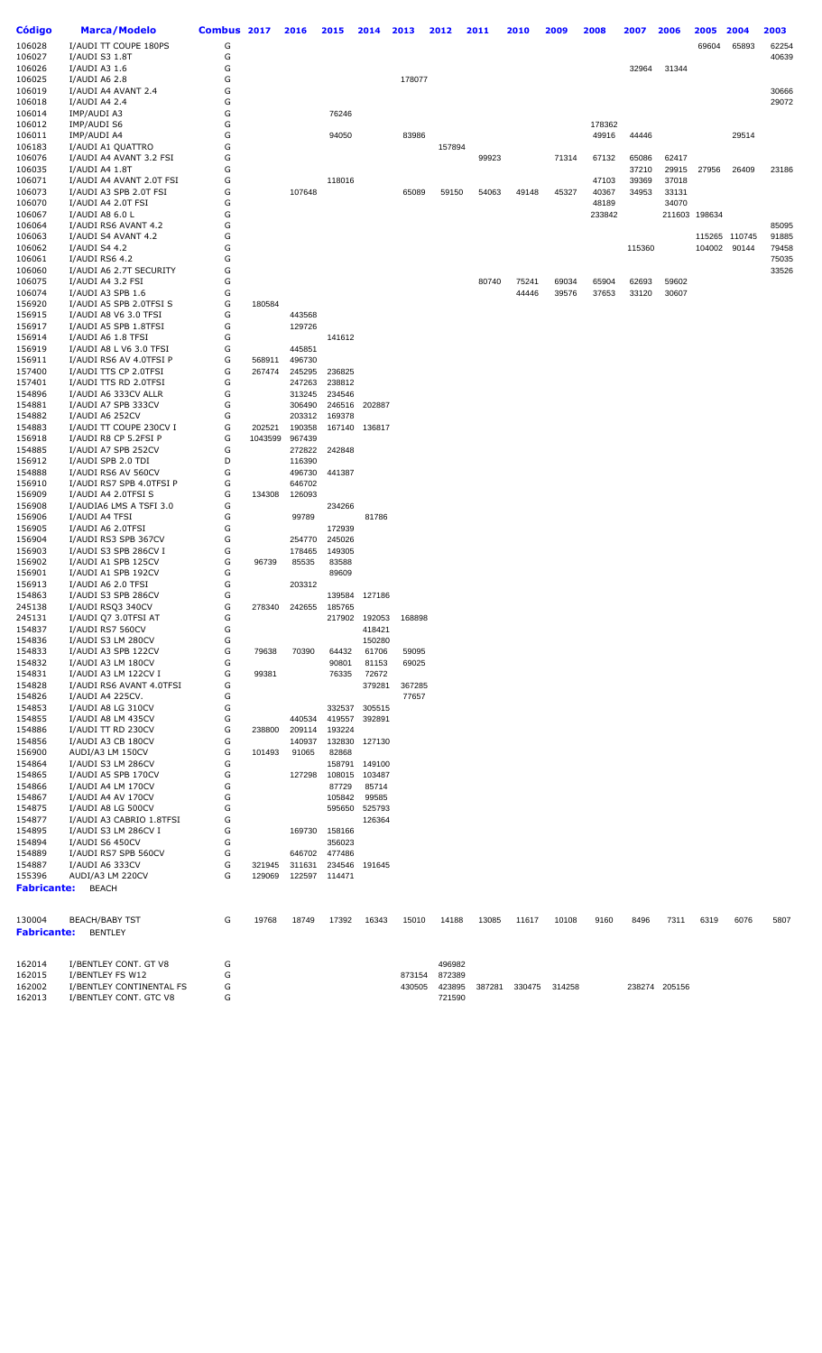| Código | Marca/Modelo | Combus | 2017 | 2016 | 2015 | 2014 | 2013 | 2012 | 2011 | 2010 | 2009 | 2008 | 2007 | 2006 | 2005 | 2004 | 2003 |
|---|---|---|---|---|---|---|---|---|---|---|---|---|---|---|---|---|---|
| 106028 | I/AUDI TT COUPE 180PS | G | | | | | | | | | | | | | 69604 | 65893 | 62254 |
| 106027 | I/AUDI S3 1.8T | G | | | | | | | | | | | | | | | 40639 |
| 106026 | I/AUDI A3 1.6 | G | | | | | | | | | | | 32964 | 31344 | | | |
| 106025 | I/AUDI A6 2.8 | G | | | | | 178077 | | | | | | | | | | |
| 106019 | I/AUDI A4 AVANT 2.4 | G | | | | | | | | | | | | | | | 30666 |
| 106018 | I/AUDI A4 2.4 | G | | | | | | | | | | | | | | | 29072 |
| 106014 | IMP/AUDI A3 | G | | | 76246 | | | | | | | | | | | | |
| 106012 | IMP/AUDI S6 | G | | | | | | | | | | 178362 | | | | | |
| 106011 | IMP/AUDI A4 | G | | | 94050 | | 83986 | | | | | 49916 | 44446 | | | 29514 | |
| 106183 | I/AUDI A1 QUATTRO | G | | | | | | 157894 | | | | | | | | | |
| 106076 | I/AUDI A4 AVANT 3.2 FSI | G | | | | | | | 99923 | | 71314 | 67132 | 65086 | 62417 | | | |
| 106035 | I/AUDI A4 1.8T | G | | | | | | | | | | | 37210 | 29915 | 27956 | 26409 | 23186 |
| 106071 | I/AUDI A4 AVANT 2.0T FSI | G | | | 118016 | | | | | | | 47103 | 39369 | 37018 | | | |
| 106073 | I/AUDI A3 SPB 2.0T FSI | G | | 107648 | | | 65089 | 59150 | 54063 | 49148 | 45327 | 40367 | 34953 | 33131 | | | |
| 106070 | I/AUDI A4 2.0T FSI | G | | | | | | | | | | 48189 | | 34070 | | | |
| 106067 | I/AUDI A8 6.0 L | G | | | | | | | | | | 233842 | | 211603 | 198634 | | |
| 106064 | I/AUDI RS6 AVANT 4.2 | G | | | | | | | | | | | | | | | 85095 |
| 106063 | I/AUDI S4 AVANT 4.2 | G | | | | | | | | | | | | | 115265 | 110745 | 91885 |
| 106062 | I/AUDI S4 4.2 | G | | | | | | | | | | | 115360 | | 104002 | 90144 | 79458 |
| 106061 | I/AUDI RS6 4.2 | G | | | | | | | | | | | | | | | 75035 |
| 106060 | I/AUDI A6 2.7T SECURITY | G | | | | | | | | | | | | | | | 33526 |
| 106075 | I/AUDI A4 3.2 FSI | G | | | | | | | 80740 | 75241 | 69034 | 65904 | 62693 | 59602 | | | |
| 106074 | I/AUDI A3 SPB 1.6 | G | | | | | | | | 44446 | 39576 | 37653 | 33120 | 30607 | | | |
| 156920 | I/AUDI A5 SPB 2.0TFSI S | G | 180584 | | | | | | | | | | | | | | |
| 156915 | I/AUDI A8 V6 3.0 TFSI | G | | 443568 | | | | | | | | | | | | | |
| 156917 | I/AUDI A5 SPB 1.8TFSI | G | | 129726 | | | | | | | | | | | | | |
| 156914 | I/AUDI A6 1.8 TFSI | G | | | 141612 | | | | | | | | | | | | |
| 156919 | I/AUDI A8 L V6 3.0 TFSI | G | | 445851 | | | | | | | | | | | | | |
| 156911 | I/AUDI RS6 AV 4.0TFSI P | G | 568911 | 496730 | | | | | | | | | | | | | |
| 157400 | I/AUDI TTS CP 2.0TFSI | G | 267474 | 245295 | 236825 | | | | | | | | | | | | |
| 157401 | I/AUDI TTS RD 2.0TFSI | G | | 247263 | 238812 | | | | | | | | | | | | |
| 154896 | I/AUDI A6 333CV ALLR | G | | 313245 | 234546 | | | | | | | | | | | | |
| 154881 | I/AUDI A7 SPB 333CV | G | | 306490 | 246516 | 202887 | | | | | | | | | | | |
| 154882 | I/AUDI A6 252CV | G | | 203312 | 169378 | | | | | | | | | | | | |
| 154883 | I/AUDI TT COUPE 230CV I | G | 202521 | 190358 | 167140 | 136817 | | | | | | | | | | | |
| 156918 | I/AUDI R8 CP 5.2FSI P | G | 1043599 | 967439 | | | | | | | | | | | | | |
| 154885 | I/AUDI A7 SPB 252CV | G | | 272822 | 242848 | | | | | | | | | | | | |
| 156912 | I/AUDI SPB 2.0 TDI | D | | 116390 | | | | | | | | | | | | | |
| 154888 | I/AUDI RS6 AV 560CV | G | | 496730 | 441387 | | | | | | | | | | | | |
| 156910 | I/AUDI RS7 SPB 4.0TFSI P | G | | 646702 | | | | | | | | | | | | | |
| 156909 | I/AUDI A4 2.0TFSI S | G | 134308 | 126093 | | | | | | | | | | | | | |
| 156908 | I/AUDIA6 LMS A TSFI 3.0 | G | | | 234266 | | | | | | | | | | | | |
| 156906 | I/AUDI A4 TFSI | G | | 99789 | | 81786 | | | | | | | | | | | |
| 156905 | I/AUDI A6 2.0TFSI | G | | | 172939 | | | | | | | | | | | | |
| 156904 | I/AUDI RS3 SPB 367CV | G | | 254770 | 245026 | | | | | | | | | | | | |
| 156903 | I/AUDI S3 SPB 286CV I | G | | 178465 | 149305 | | | | | | | | | | | | |
| 156902 | I/AUDI A1 SPB 125CV | G | 96739 | 85535 | 83588 | | | | | | | | | | | | |
| 156901 | I/AUDI A1 SPB 192CV | G | | | 89609 | | | | | | | | | | | | |
| 156913 | I/AUDI A6 2.0 TFSI | G | | 203312 | | | | | | | | | | | | | |
| 154863 | I/AUDI S3 SPB 286CV | G | | | 139584 | 127186 | | | | | | | | | | | |
| 245138 | I/AUDI RSQ3 340CV | G | 278340 | 242655 | 185765 | | | | | | | | | | | | |
| 245131 | I/AUDI Q7 3.0TFSI AT | G | | | 217902 | 192053 | 168898 | | | | | | | | | | |
| 154837 | I/AUDI RS7 560CV | G | | | | 418421 | | | | | | | | | | | |
| 154836 | I/AUDI S3 LM 280CV | G | | | | 150280 | | | | | | | | | | | |
| 154833 | I/AUDI A3 SPB 122CV | G | 79638 | 70390 | 64432 | 61706 | 59095 | | | | | | | | | | |
| 154832 | I/AUDI A3 LM 180CV | G | | | 90801 | 81153 | 69025 | | | | | | | | | | |
| 154831 | I/AUDI A3 LM 122CV I | G | 99381 | | 76335 | 72672 | | | | | | | | | | | |
| 154828 | I/AUDI RS6 AVANT 4.0TFSI | G | | | | 379281 | 367285 | | | | | | | | | | |
| 154826 | I/AUDI A4 225CV. | G | | | | | 77657 | | | | | | | | | | |
| 154853 | I/AUDI A8 LG 310CV | G | | | 332537 | 305515 | | | | | | | | | | | |
| 154855 | I/AUDI A8 LM 435CV | G | | 440534 | 419557 | 392891 | | | | | | | | | | | |
| 154886 | I/AUDI TT RD 230CV | G | 238800 | 209114 | 193224 | | | | | | | | | | | | |
| 154856 | I/AUDI A3 CB 180CV | G | | 140937 | 132830 | 127130 | | | | | | | | | | | |
| 156900 | AUDI/A3 LM 150CV | G | 101493 | 91065 | 82868 | | | | | | | | | | | | |
| 154864 | I/AUDI S3 LM 286CV | G | | | 158791 | 149100 | | | | | | | | | | | |
| 154865 | I/AUDI A5 SPB 170CV | G | | 127298 | 108015 | 103487 | | | | | | | | | | | |
| 154866 | I/AUDI A4 LM 170CV | G | | | 87729 | 85714 | | | | | | | | | | | |
| 154867 | I/AUDI A4 AV 170CV | G | | | 105842 | 99585 | | | | | | | | | | | |
| 154875 | I/AUDI A8 LG 500CV | G | | | 595650 | 525793 | | | | | | | | | | | |
| 154877 | I/AUDI A3 CABRIO 1.8TFSI | G | | | | 126364 | | | | | | | | | | | |
| 154895 | I/AUDI S3 LM 286CV I | G | | 169730 | 158166 | | | | | | | | | | | | |
| 154894 | I/AUDI S6 450CV | G | | | 356023 | | | | | | | | | | | | |
| 154889 | I/AUDI RS7 SPB 560CV | G | | 646702 | 477486 | | | | | | | | | | | | |
| 154887 | I/AUDI A6 333CV | G | 321945 | 311631 | 234546 | 191645 | | | | | | | | | | | |
| 155396 | AUDI/A3 LM 220CV | G | 129069 | 122597 | 114471 | | | | | | | | | | | | |
| **Fabricante:** | BEACH | | | | | | | | | | | | | | | | |
| 130004 | BEACH/BABY TST | G | 19768 | 18749 | 17392 | 16343 | 15010 | 14188 | 13085 | 11617 | 10108 | 9160 | 8496 | 7311 | 6319 | 6076 | 5807 |
| **Fabricante:** | BENTLEY | | | | | | | | | | | | | | | | |
| 162014 | I/BENTLEY CONT. GT V8 | G | | | | | | 496982 | | | | | | | | | |
| 162015 | I/BENTLEY FS W12 | G | | | | | 873154 | 872389 | | | | | | | | | |
| 162002 | I/BENTLEY CONTINENTAL FS | G | | | | | 430505 | 423895 | 387281 | 330475 | 314258 | | 238274 | 205156 | | | |
| 162013 | I/BENTLEY CONT. GTC V8 | G | | | | | | 721590 | | | | | | | | | |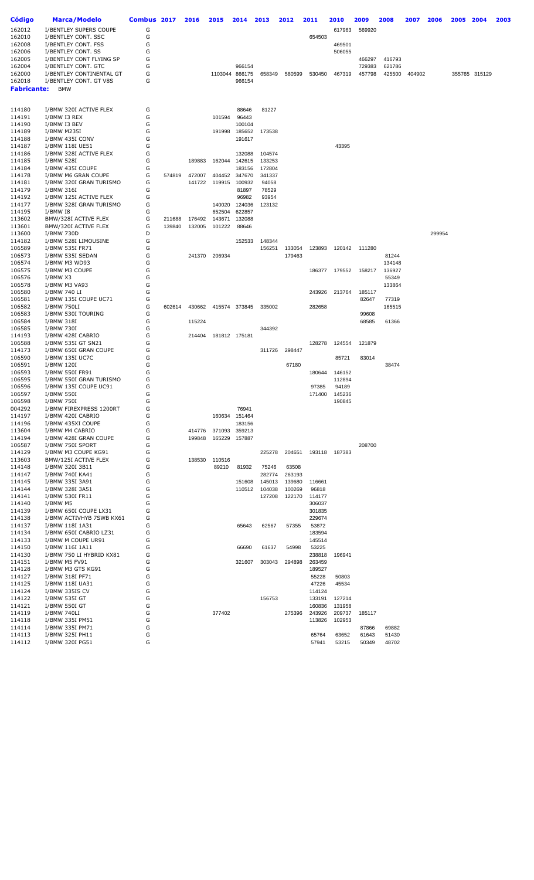| Código | Marca/Modelo | Combus | 2017 | 2016 | 2015 | 2014 | 2013 | 2012 | 2011 | 2010 | 2009 | 2008 | 2007 | 2006 | 2005 | 2004 | 2003 |
|---|---|---|---|---|---|---|---|---|---|---|---|---|---|---|---|---|---|
| 162012 | I/BENTLEY SUPERS COUPE | G | | | | | | | | 617963 | 569920 | | | | | | |
| 162010 | I/BENTLEY CONT. SSC | G | | | | | | | 654503 | | | | | | | | |
| 162008 | I/BENTLEY CONT. FSS | G | | | | | | | | 469501 | | | | | | | |
| 162006 | I/BENTLEY CONT. SS | G | | | | | | | | 506055 | | | | | | | |
| 162005 | I/BENTLEY CONT FLYING SP | G | | | | | | | | | 466297 | 416793 | | | | | |
| 162004 | I/BENTLEY CONT. GTC | G | | | | 966154 | | | | | 729383 | 621786 | | | | | |
| 162000 | I/BENTLEY CONTINENTAL GT | G | | | 1103044 | 866175 | 658349 | 580599 | 530450 | 467319 | 457798 | 425500 | 404902 | | 355765 | 315129 | |
| 162018 | I/BENTLEY CONT. GT V8S | G | | | | 966154 | | | | | | | | | | | |
| **Fabricante:** | BMW | | | | | | | | | | | | | | | | |
| 114180 | I/BMW 320I ACTIVE FLEX | G | | | | 88646 | 81227 | | | | | | | | | | |
| 114191 | I/BMW I3 REX | G | | | 101594 | 96443 | | | | | | | | | | | |
| 114190 | I/BMW I3 BEV | G | | | | 100104 | | | | | | | | | | | |
| 114189 | I/BMW M235I | G | | | 191998 | 185652 | 173538 | | | | | | | | | | |
| 114188 | I/BMW 435I CONV | G | | | | 191617 | | | | | | | | | | | |
| 114187 | I/BMW 118I UE51 | G | | | | | | | | 43395 | | | | | | | |
| 114186 | I/BMW 328I ACTIVE FLEX | G | | | | 132088 | 104574 | | | | | | | | | | |
| 114185 | I/BMW 528I | G | | 189883 | 162044 | 142615 | 133253 | | | | | | | | | | |
| 114184 | I/BMW 435I COUPE | G | | | | 183156 | 172804 | | | | | | | | | | |
| 114178 | I/BMW M6 GRAN COUPE | G | 574819 | 472007 | 404452 | 347670 | 341337 | | | | | | | | | | |
| 114181 | I/BMW 320I GRAN TURISMO | G | | 141722 | 119915 | 100932 | 94058 | | | | | | | | | | |
| 114179 | I/BMW 316I | G | | | | 81897 | 78529 | | | | | | | | | | |
| 114192 | I/BMW 125I ACTIVE FLEX | G | | | | 96982 | 93954 | | | | | | | | | | |
| 114177 | I/BMW 328I GRAN TURISMO | G | | | 140020 | 124036 | 123132 | | | | | | | | | | |
| 114195 | I/BMW I8 | G | | | 652504 | 622857 | | | | | | | | | | | |
| 113602 | BMW/328I ACTIVE FLEX | G | 211688 | 176492 | 143671 | 132088 | | | | | | | | | | | |
| 113601 | BMW/320I ACTIVE FLEX | G | 139840 | 132005 | 101222 | 88646 | | | | | | | | | | | |
| 113600 | I/BMW 730D | D | | | | | | | | | | | | 299954 | | | |
| 114182 | I/BMW 528I LIMOUSINE | G | | | | 152533 | 148344 | | | | | | | | | | |
| 106589 | I/BMW 535I FR71 | G | | | | | 156251 | 133054 | 123893 | 120142 | 111280 | | | | | | |
| 106573 | I/BMW 535I SEDAN | G | | 241370 | 206934 | | | 179463 | | | | 81244 | | | | | |
| 106574 | I/BMW M3 WD93 | G | | | | | | | | | | 134148 | | | | | |
| 106575 | I/BMW M3 COUPE | G | | | | | | | 186377 | 179552 | 158217 | 136927 | | | | | |
| 106576 | I/BMW X3 | G | | | | | | | | | | 55349 | | | | | |
| 106578 | I/BMW M3 VA93 | G | | | | | | | | | | 133864 | | | | | |
| 106580 | I/BMW 740 LI | G | | | | | | | 243926 | 213764 | 185117 | | | | | | |
| 106581 | I/BMW 135I COUPE UC71 | G | | | | | | | | | 82647 | 77319 | | | | | |
| 106582 | I/BMW 750LI | G | 602614 | 430662 | 415574 | 373845 | 335002 | | 282658 | | | 165515 | | | | | |
| 106583 | I/BMW 530I TOURING | G | | | | | | | | | 99608 | | | | | | |
| 106584 | I/BMW 318I | G | | 115224 | | | | | | | 68585 | 61366 | | | | | |
| 106585 | I/BMW 730I | G | | | | | 344392 | | | | | | | | | | |
| 114193 | I/BMW 428I CABRIO | G | | 214404 | 181812 | 175181 | | | | | | | | | | | |
| 106588 | I/BMW 535I GT SN21 | G | | | | | | | 128278 | 124554 | 121879 | | | | | | |
| 114173 | I/BMW 650I GRAN COUPE | G | | | | | 311726 | 298447 | | | | | | | | | |
| 106590 | I/BMW 135I UC7C | G | | | | | | | | 85721 | 83014 | | | | | | |
| 106591 | I/BMW 120I | G | | | | | | 67180 | | | | 38474 | | | | | |
| 106593 | I/BMW 550I FR91 | G | | | | | | | 180644 | 146152 | | | | | | | |
| 106595 | I/BMW 550I GRAN TURISMO | G | | | | | | | | 112894 | | | | | | | |
| 106596 | I/BMW 135I COUPE UC91 | G | | | | | | | 97385 | 94189 | | | | | | | |
| 106597 | I/BMW 550I | G | | | | | | | 171400 | 145236 | | | | | | | |
| 106598 | I/BMW 750I | G | | | | | | | | 190845 | | | | | | | |
| 004292 | I/BMW FIREXPRESS 1200RT | G | | | | 76941 | | | | | | | | | | | |
| 114197 | I/BMW 420I CABRIO | G | | | 160634 | 151464 | | | | | | | | | | | |
| 114196 | I/BMW 435XI COUPE | G | | | | 183156 | | | | | | | | | | | |
| 113604 | I/BMW M4 CABRIO | G | | 414776 | 371093 | 359213 | | | | | | | | | | | |
| 114194 | I/BMW 428I GRAN COUPE | G | | 199848 | 165229 | 157887 | | | | | | | | | | | |
| 106587 | I/BMW 750I SPORT | G | | | | | | | | | 208700 | | | | | | |
| 114129 | I/BMW M3 COUPE KG91 | G | | | | | 225278 | 204651 | 193118 | 187383 | | | | | | | |
| 113603 | BMW/125I ACTIVE FLEX | G | | 138530 | 110516 | | | | | | | | | | | | |
| 114148 | I/BMW 320I 3B11 | G | | | 89210 | 81932 | 75246 | 63508 | | | | | | | | | |
| 114147 | I/BMW 740I KA41 | G | | | | | 282774 | 263193 | | | | | | | | | |
| 114145 | I/BMW 335I 3A91 | G | | | | 151608 | 145013 | 139680 | 116661 | | | | | | | | |
| 114144 | I/BMW 328I 3A51 | G | | | | 110512 | 104038 | 100269 | 96818 | | | | | | | | |
| 114141 | I/BMW 530I FR11 | G | | | | | 127208 | 122170 | 114177 | | | | | | | | |
| 114140 | I/BMW M5 | G | | | | | | | 306037 | | | | | | | | |
| 114139 | I/BMW 650I COUPE LX31 | G | | | | | | | 301835 | | | | | | | | |
| 114138 | I/BMW ACTIVHYB 7SWB KX61 | G | | | | | | | 229674 | | | | | | | | |
| 114137 | I/BMW 118I 1A31 | G | | | | 65643 | 62567 | 57355 | 53872 | | | | | | | | |
| 114134 | I/BMW 650I CABRIO LZ31 | G | | | | | | | 183594 | | | | | | | | |
| 114133 | I/BMW M COUPE UR91 | G | | | | | | | 145514 | | | | | | | | |
| 114150 | I/BMW 116I 1A11 | G | | | | 66690 | 61637 | 54998 | 53225 | | | | | | | | |
| 114130 | I/BMW 750 LI HYBRID KX81 | G | | | | | | | 238818 | 196941 | | | | | | | |
| 114151 | I/BMW M5 FV91 | G | | | | 321607 | 303043 | 294898 | 263459 | | | | | | | | |
| 114128 | I/BMW M3 GTS KG91 | G | | | | | | | 189527 | | | | | | | | |
| 114127 | I/BMW 318I PF71 | G | | | | | | | 55228 | 50803 | | | | | | | |
| 114125 | I/BMW 118I UA31 | G | | | | | | | 47226 | 45534 | | | | | | | |
| 114124 | I/BMW 335IS CV | G | | | | | | | 114224 | | | | | | | | |
| 114122 | I/BMW 535I GT | G | | | | | 156753 | | 133191 | 127214 | | | | | | | |
| 114121 | I/BMW 550I GT | G | | | | | | | 160836 | 131958 | | | | | | | |
| 114119 | I/BMW 740LI | G | | | 377402 | | | 275396 | 243926 | 209737 | 185117 | | | | | | |
| 114118 | I/BMW 335I PM51 | G | | | | | | | 113826 | 102953 | | | | | | | |
| 114114 | I/BMW 335I PM71 | G | | | | | | | | | 87866 | 69882 | | | | | |
| 114113 | I/BMW 325I PH11 | G | | | | | | | 65764 | 63652 | 61643 | 51430 | | | | | |
| 114112 | I/BMW 320I PG51 | G | | | | | | | 57941 | 53215 | 50349 | 48702 | | | | | |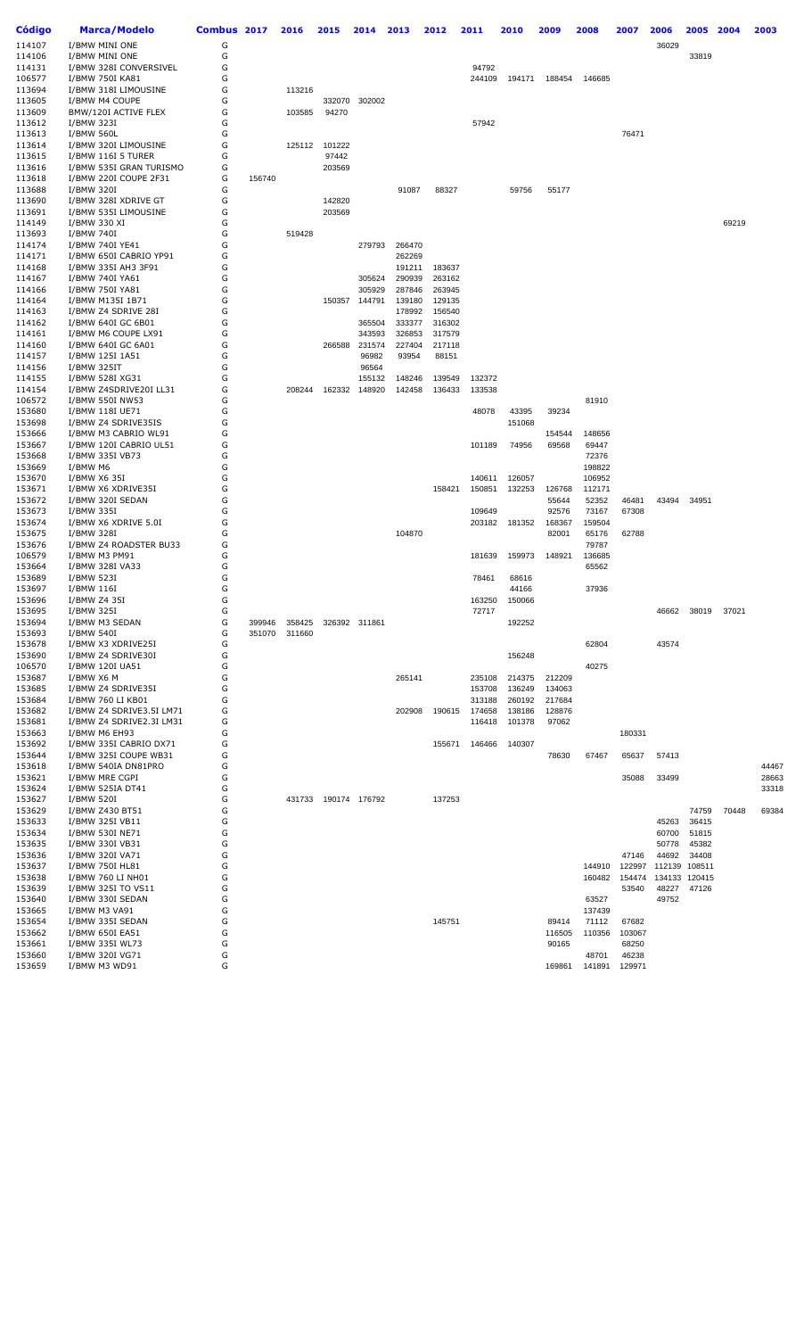| Código | Marca/Modelo | Combus | 2017 | 2016 | 2015 | 2014 | 2013 | 2012 | 2011 | 2010 | 2009 | 2008 | 2007 | 2006 | 2005 | 2004 | 2003 |
|---|---|---|---|---|---|---|---|---|---|---|---|---|---|---|---|---|---|
| 114107 | I/BMW MINI ONE | G | | | | | | | | | | | | 36029 | | | |
| 114106 | I/BMW MINI ONE | G | | | | | | | | | | | | | 33819 | | |
| 114131 | I/BMW 328I CONVERSIVEL | G | | | | | | | 94792 | | | | | | | | |
| 106577 | I/BMW 750I KA81 | G | | | | | | | 244109 | 194171 | 188454 | 146685 | | | | | |
| 113694 | I/BMW 318I LIMOUSINE | G | | 113216 | | | | | | | | | | | | | |
| 113605 | I/BMW M4 COUPE | G | | | 332070 | 302002 | | | | | | | | | | | |
| 113609 | BMW/120I ACTIVE FLEX | G | | 103585 | 94270 | | | | | | | | | | | | |
| 113612 | I/BMW 323I | G | | | | | | | 57942 | | | | | | | | |
| 113613 | I/BMW 560L | G | | | | | | | | | | | 76471 | | | | |
| 113614 | I/BMW 320I LIMOUSINE | G | | 125112 | 101222 | | | | | | | | | | | | |
| 113615 | I/BMW 116I 5 TURER | G | | | 97442 | | | | | | | | | | | | |
| 113616 | I/BMW 535I GRAN TURISMO | G | | | 203569 | | | | | | | | | | | | |
| 113618 | I/BMW 220I COUPE 2F31 | G | 156740 | | | | | | | | | | | | | | |
| 113688 | I/BMW 320I | G | | | | | 91087 | 88327 | | 59756 | 55177 | | | | | | |
| 113690 | I/BMW 328I XDRIVE GT | G | | | 142820 | | | | | | | | | | | | |
| 113691 | I/BMW 535I LIMOUSINE | G | | | 203569 | | | | | | | | | | | | |
| 114149 | I/BMW 330 XI | G | | | | | | | | | | | | | | 69219 | |
| 113693 | I/BMW 740I | G | | 519428 | | | | | | | | | | | | | |
| 114174 | I/BMW 740I YE41 | G | | | | 279793 | 266470 | | | | | | | | | | |
| 114171 | I/BMW 650I CABRIO YP91 | G | | | | | 262269 | | | | | | | | | | |
| 114168 | I/BMW 335I AH3 3F91 | G | | | | | 191211 | 183637 | | | | | | | | | |
| 114167 | I/BMW 740I YA61 | G | | | | 305624 | 290939 | 263162 | | | | | | | | | |
| 114166 | I/BMW 750I YA81 | G | | | | 305929 | 287846 | 263945 | | | | | | | | | |
| 114164 | I/BMW M135I 1B71 | G | | | 150357 | 144791 | 139180 | 129135 | | | | | | | | | |
| 114163 | I/BMW Z4 SDRIVE 28I | G | | | | | 178992 | 156540 | | | | | | | | | |
| 114162 | I/BMW 640I GC 6B01 | G | | | | 365504 | 333377 | 316302 | | | | | | | | | |
| 114161 | I/BMW M6 COUPE LX91 | G | | | | 343593 | 326853 | 317579 | | | | | | | | | |
| 114160 | I/BMW 640I GC 6A01 | G | | | 266588 | 231574 | 227404 | 217118 | | | | | | | | | |
| 114157 | I/BMW 125I 1A51 | G | | | | 96982 | 93954 | 88151 | | | | | | | | | |
| 114156 | I/BMW 325IT | G | | | | 96564 | | | | | | | | | | | |
| 114155 | I/BMW 528I XG31 | G | | | | 155132 | 148246 | 139549 | 132372 | | | | | | | | |
| 114154 | I/BMW Z4SDRIVE20I LL31 | G | | 208244 | 162332 | 148920 | 142458 | 136433 | 133538 | | | | | | | | |
| 106572 | I/BMW 550I NW53 | G | | | | | | | | | | 81910 | | | | | |
| 153680 | I/BMW 118I UE71 | G | | | | | | | 48078 | 43395 | 39234 | | | | | | |
| 153698 | I/BMW Z4 SDRIVE35IS | G | | | | | | | | 151068 | | | | | | | |
| 153666 | I/BMW M3 CABRIO WL91 | G | | | | | | | | | 154544 | 148656 | | | | | |
| 153667 | I/BMW 120I CABRIO UL51 | G | | | | | | | 101189 | 74956 | 69568 | 69447 | | | | | |
| 153668 | I/BMW 335I VB73 | G | | | | | | | | | | 72376 | | | | | |
| 153669 | I/BMW M6 | G | | | | | | | | | | 198822 | | | | | |
| 153670 | I/BMW X6 35I | G | | | | | | | 140611 | 126057 | | 106952 | | | | | |
| 153671 | I/BMW X6 XDRIVE35I | G | | | | | | 158421 | 150851 | 132253 | 126768 | 112171 | | | | | |
| 153672 | I/BMW 320I SEDAN | G | | | | | | | | | 55644 | 52352 | 46481 | 43494 | 34951 | | |
| 153673 | I/BMW 335I | G | | | | | | | 109649 | | 92576 | 73167 | 67308 | | | | |
| 153674 | I/BMW X6 XDRIVE 5.0I | G | | | | | | | 203182 | 181352 | 168367 | 159504 | | | | | |
| 153675 | I/BMW 328I | G | | | | | 104870 | | | | 82001 | 65176 | 62788 | | | | |
| 153676 | I/BMW Z4 ROADSTER BU33 | G | | | | | | | | | | 79787 | | | | | |
| 106579 | I/BMW M3 PM91 | G | | | | | | | 181639 | 159973 | 148921 | 136685 | | | | | |
| 153664 | I/BMW 328I VA33 | G | | | | | | | | | | 65562 | | | | | |
| 153689 | I/BMW 523I | G | | | | | | | 78461 | 68616 | | | | | | | |
| 153697 | I/BMW 116I | G | | | | | | | | 44166 | | 37936 | | | | | |
| 153696 | I/BMW Z4 35I | G | | | | | | | 163250 | 150066 | | | | | | | |
| 153695 | I/BMW 325I | G | | | | | | | 72717 | | | | | 46662 | 38019 | 37021 | |
| 153694 | I/BMW M3 SEDAN | G | 399946 | 358425 | 326392 | 311861 | | | | 192252 | | | | | | | |
| 153693 | I/BMW 540I | G | 351070 | 311660 | | | | | | | | | | | | | |
| 153678 | I/BMW X3 XDRIVE25I | G | | | | | | | | | | 62804 | | 43574 | | | |
| 153690 | I/BMW Z4 SDRIVE30I | G | | | | | | | | 156248 | | | | | | | |
| 106570 | I/BMW 120I UA51 | G | | | | | | | | | | 40275 | | | | | |
| 153687 | I/BMW X6 M | G | | | | | 265141 | | 235108 | 214375 | 212209 | | | | | | |
| 153685 | I/BMW Z4 SDRIVE35I | G | | | | | | | 153708 | 136249 | 134063 | | | | | | |
| 153684 | I/BMW 760 LI KB01 | G | | | | | | | 313188 | 260192 | 217684 | | | | | | |
| 153682 | I/BMW Z4 SDRIVE3.5I LM71 | G | | | | | 202908 | 190615 | 174658 | 138186 | 128876 | | | | | | |
| 153681 | I/BMW Z4 SDRIVE2.3I LM31 | G | | | | | | | 116418 | 101378 | 97062 | | | | | | |
| 153663 | I/BMW M6 EH93 | G | | | | | | | | | | | 180331 | | | | |
| 153692 | I/BMW 335I CABRIO DX71 | G | | | | | | 155671 | 146466 | 140307 | | | | | | | |
| 153644 | I/BMW 325I COUPE WB31 | G | | | | | | | | | 78630 | 67467 | 65637 | 57413 | | | |
| 153618 | I/BMW 540IA DN81PRO | G | | | | | | | | | | | | | | | 44467 |
| 153621 | I/BMW MRE CGPI | G | | | | | | | | | | | 35088 | 33499 | | | 28663 |
| 153624 | I/BMW 525IA DT41 | G | | | | | | | | | | | | | | | 33318 |
| 153627 | I/BMW 520I | G | | 431733 | 190174 | 176792 | | 137253 | | | | | | | | | |
| 153629 | I/BMW Z430 BT51 | G | | | | | | | | | | | | | 74759 | 70448 | 69384 |
| 153633 | I/BMW 325I VB11 | G | | | | | | | | | | | | 45263 | 36415 | | |
| 153634 | I/BMW 530I NE71 | G | | | | | | | | | | | | 60700 | 51815 | | |
| 153635 | I/BMW 330I VB31 | G | | | | | | | | | | | | 50778 | 45382 | | |
| 153636 | I/BMW 320I VA71 | G | | | | | | | | | | | 47146 | 44692 | 34408 | | |
| 153637 | I/BMW 750I HL81 | G | | | | | | | | | | 144910 | 122997 | 112139 | 108511 | | |
| 153638 | I/BMW 760 LI NH01 | G | | | | | | | | | | 160482 | 154474 | 134133 | 120415 | | |
| 153639 | I/BMW 325I TO VS11 | G | | | | | | | | | | | 53540 | 48227 | 47126 | | |
| 153640 | I/BMW 330I SEDAN | G | | | | | | | | | | 63527 | | 49752 | | | |
| 153665 | I/BMW M3 VA91 | G | | | | | | | | | | 137439 | | | | | |
| 153654 | I/BMW 335I SEDAN | G | | | | | | 145751 | | | 89414 | 71112 | 67682 | | | | |
| 153662 | I/BMW 650I EA51 | G | | | | | | | | | 116505 | 110356 | 103067 | | | | |
| 153661 | I/BMW 335I WL73 | G | | | | | | | | | 90165 | | 68250 | | | | |
| 153660 | I/BMW 320I VG71 | G | | | | | | | | | | 48701 | 46238 | | | | |
| 153659 | I/BMW M3 WD91 | G | | | | | | | | | 169861 | 141891 | 129971 | | | | |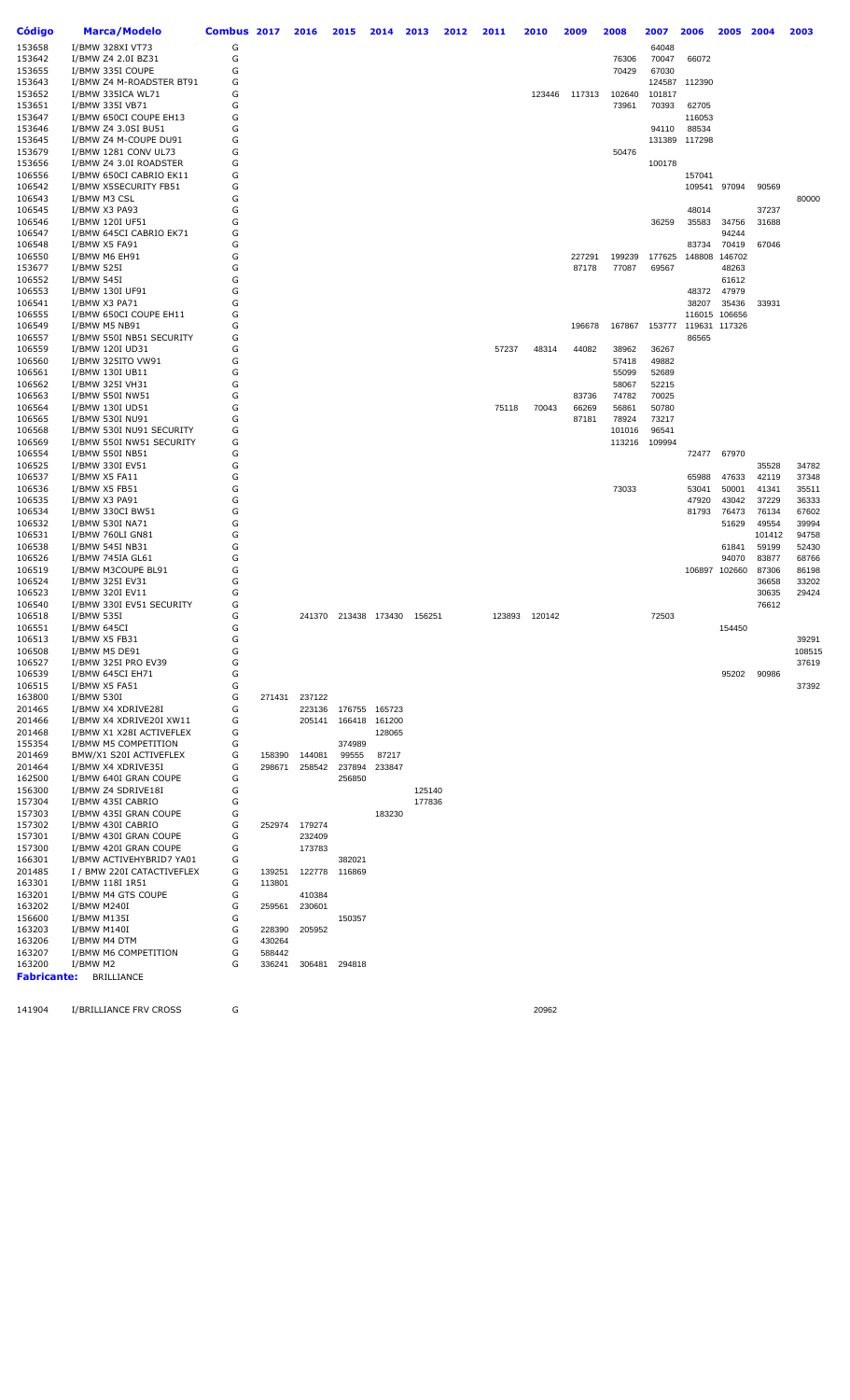| Código | Marca/Modelo | Combus | 2017 | 2016 | 2015 | 2014 | 2013 | 2012 | 2011 | 2010 | 2009 | 2008 | 2007 | 2006 | 2005 | 2004 | 2003 |
|---|---|---|---|---|---|---|---|---|---|---|---|---|---|---|---|---|---|
| 153658 | I/BMW 328XI VT73 | G | | | | | | | | | | | 64048 | | | | |
| 153642 | I/BMW Z4 2.0I BZ31 | G | | | | | | | | | | 76306 | 70047 | 66072 | | | |
| 153655 | I/BMW 335I COUPE | G | | | | | | | | | | 70429 | 67030 | | | | |
| 153643 | I/BMW Z4 M-ROADSTER BT91 | G | | | | | | | | | | | 124587 | 112390 | | | |
| 153652 | I/BMW 335ICA WL71 | G | | | | | | | | 123446 | 117313 | 102640 | 101817 | | | | |
| 153651 | I/BMW 335I VB71 | G | | | | | | | | | | 73961 | 70393 | 62705 | | | |
| 153647 | I/BMW 650CI COUPE EH13 | G | | | | | | | | | | | | 116053 | | | |
| 153646 | I/BMW Z4 3.0SI BU51 | G | | | | | | | | | | | 94110 | 88534 | | | |
| 153645 | I/BMW Z4 M-COUPE DU91 | G | | | | | | | | | | | 131389 | 117298 | | | |
| 153679 | I/BMW 1281 CONV UL73 | G | | | | | | | | | | 50476 | | | | | |
| 153656 | I/BMW Z4 3.0I ROADSTER | G | | | | | | | | | | | 100178 | | | | |
| 106556 | I/BMW 650CI CABRIO EK11 | G | | | | | | | | | | | | 157041 | | | |
| 106542 | I/BMW X5SECURITY FB51 | G | | | | | | | | | | | | 109541 | 97094 | 90569 | |
| 106543 | I/BMW M3 CSL | G | | | | | | | | | | | | | | | 80000 |
| 106545 | I/BMW X3 PA93 | G | | | | | | | | | | | | 48014 | | 37237 | |
| 106546 | I/BMW 120I UF51 | G | | | | | | | | | | | 36259 | 35583 | 34756 | 31688 | |
| 106547 | I/BMW 645CI CABRIO EK71 | G | | | | | | | | | | | | | 94244 | | |
| 106548 | I/BMW X5 FA91 | G | | | | | | | | | | | | 83734 | 70419 | 67046 | |
| 106550 | I/BMW M6 EH91 | G | | | | | | | | | 227291 | 199239 | 177625 | 148808 | 146702 | | |
| 153677 | I/BMW 525I | G | | | | | | | | | 87178 | 77087 | 69567 | | | | |
| 106552 | I/BMW 545I | G | | | | | | | | | | | | | 48263 | | |
| 106553 | I/BMW 130I UF91 | G | | | | | | | | | | | | 48372 | 47979 | | |
| 106541 | I/BMW X3 PA71 | G | | | | | | | | | | | | 38207 | 35436 | 33931 | |
| 106555 | I/BMW 650CI COUPE EH11 | G | | | | | | | | | | | | 116015 | 106656 | | |
| 106549 | I/BMW M5 NB91 | G | | | | | | | | | 196678 | 167867 | 153777 | 119631 | 117326 | | |
| 106557 | I/BMW 550I NB51 SECURITY | G | | | | | | | | | | | | 86565 | | | |
| 106559 | I/BMW 120I UD31 | G | | | | | | | 57237 | 48314 | 44082 | 38962 | 36267 | | | | |
| 106560 | I/BMW 325ITO VW91 | G | | | | | | | | | | 57418 | 49882 | | | | |
| 106561 | I/BMW 130I UB11 | G | | | | | | | | | | 55099 | 52689 | | | | |
| 106562 | I/BMW 325I VH31 | G | | | | | | | | | | 58067 | 52215 | | | | |
| 106563 | I/BMW 550I NW51 | G | | | | | | | | | 83736 | 74782 | 70025 | | | | |
| 106564 | I/BMW 130I UD51 | G | | | | | | | 75118 | 70043 | 66269 | 56861 | 50780 | | | | |
| 106565 | I/BMW 530I NU91 | G | | | | | | | | | 87181 | 78924 | 73217 | | | | |
| 106568 | I/BMW 530I NU91 SECURITY | G | | | | | | | | | | 101016 | 96541 | | | | |
| 106569 | I/BMW 550I NW51 SECURITY | G | | | | | | | | | | 113216 | 109994 | | | | |
| 106554 | I/BMW 550I NB51 | G | | | | | | | | | | | | 72477 | 67970 | | |
| 106525 | I/BMW 330I EV51 | G | | | | | | | | | | | | | | 35528 | 34782 |
| 106537 | I/BMW X5 FA11 | G | | | | | | | | | | | | 65988 | 47633 | 42119 | 37348 |
| 106536 | I/BMW X5 FB51 | G | | | | | | | | | | 73033 | | 53041 | 50001 | 41341 | 35511 |
| 106535 | I/BMW X3 PA91 | G | | | | | | | | | | | | 47920 | 43042 | 37229 | 36333 |
| 106534 | I/BMW 330CI BW51 | G | | | | | | | | | | | | 81793 | 76473 | 76134 | 67602 |
| 106532 | I/BMW 530I NA71 | G | | | | | | | | | | | | | 51629 | 49554 | 39994 |
| 106531 | I/BMW 760LI GN81 | G | | | | | | | | | | | | | | 101412 | 94758 |
| 106538 | I/BMW 545I NB31 | G | | | | | | | | | | | | | 61841 | 59199 | 52430 |
| 106526 | I/BMW 745IA GL61 | G | | | | | | | | | | | | | 94070 | 83877 | 68766 |
| 106519 | I/BMW M3COUPE BL91 | G | | | | | | | | | | | | 106897 | 102660 | 87306 | 86198 |
| 106524 | I/BMW 325I EV31 | G | | | | | | | | | | | | | | 36658 | 33202 |
| 106523 | I/BMW 320I EV11 | G | | | | | | | | | | | | | | 30635 | 29424 |
| 106540 | I/BMW 330I EV51 SECURITY | G | | | | | | | | | | | | | | 76612 | |
| 106518 | I/BMW 535I | G | | 241370 | 213438 | 173430 | 156251 | | 123893 | 120142 | | | 72503 | | | | |
| 106551 | I/BMW 645CI | G | | | | | | | | | | | | | 154450 | | |
| 106513 | I/BMW X5 FB31 | G | | | | | | | | | | | | | | | 39291 |
| 106508 | I/BMW M5 DE91 | G | | | | | | | | | | | | | | | 108515 |
| 106527 | I/BMW 325I PRO EV39 | G | | | | | | | | | | | | | | | 37619 |
| 106539 | I/BMW 645CI EH71 | G | | | | | | | | | | | | | 95202 | 90986 | |
| 106515 | I/BMW X5 FA51 | G | | | | | | | | | | | | | | | 37392 |
| 163800 | I/BMW 530I | G | 271431 | 237122 | | | | | | | | | | | | | |
| 201465 | I/BMW X4 XDRIVE28I | G | | 223136 | 176755 | 165723 | | | | | | | | | | | |
| 201466 | I/BMW X4 XDRIVE20I XW11 | G | | 205141 | 166418 | 161200 | | | | | | | | | | | |
| 201468 | I/BMW X1 X28I ACTIVEFLEX | G | | | | 128065 | | | | | | | | | | | |
| 155354 | I/BMW M5 COMPETITION | G | | | 374989 | | | | | | | | | | | | |
| 201469 | BMW/X1 S20I ACTIVEFLEX | G | 158390 | 144081 | 99555 | 87217 | | | | | | | | | | | |
| 201464 | I/BMW X4 XDRIVE35I | G | 298671 | 258542 | 237894 | 233847 | | | | | | | | | | | |
| 162500 | I/BMW 640I GRAN COUPE | G | | | 256850 | | | | | | | | | | | | |
| 156300 | I/BMW Z4 SDRIVE18I | G | | | | | 125140 | | | | | | | | | | |
| 157304 | I/BMW 435I CABRIO | G | | | | | 177836 | | | | | | | | | | |
| 157303 | I/BMW 435I GRAN COUPE | G | | | | 183230 | | | | | | | | | | | |
| 157302 | I/BMW 430I CABRIO | G | 252974 | 179274 | | | | | | | | | | | | | |
| 157301 | I/BMW 430I GRAN COUPE | G | | 232409 | | | | | | | | | | | | | |
| 157300 | I/BMW 420I GRAN COUPE | G | | 173783 | | | | | | | | | | | | | |
| 166301 | I/BMW ACTIVEHYBRID7 YA01 | G | | | 382021 | | | | | | | | | | | | |
| 201485 | I / BMW 220I CATACTIVEFLEX | G | 139251 | 122778 | 116869 | | | | | | | | | | | | |
| 163301 | I/BMW 118I 1R51 | G | 113801 | | | | | | | | | | | | | | |
| 163201 | I/BMW M4 GTS COUPE | G | | 410384 | | | | | | | | | | | | | |
| 163202 | I/BMW M240I | G | 259561 | 230601 | | | | | | | | | | | | | |
| 156600 | I/BMW M135I | G | | | 150357 | | | | | | | | | | | | |
| 163203 | I/BMW M140I | G | 228390 | 205952 | | | | | | | | | | | | | |
| 163206 | I/BMW M4 DTM | G | 430264 | | | | | | | | | | | | | | |
| 163207 | I/BMW M6 COMPETITION | G | 588442 | | | | | | | | | | | | | | |
| 163200 | I/BMW M2 | G | 336241 | 306481 | 294818 | | | | | | | | | | | | |
| **Fabricante:** | BRILLIANCE | | | | | | | | | | | | | | | | |
| 141904 | I/BRILLIANCE FRV CROSS | G | | | | | | | | 20962 | | | | | | | |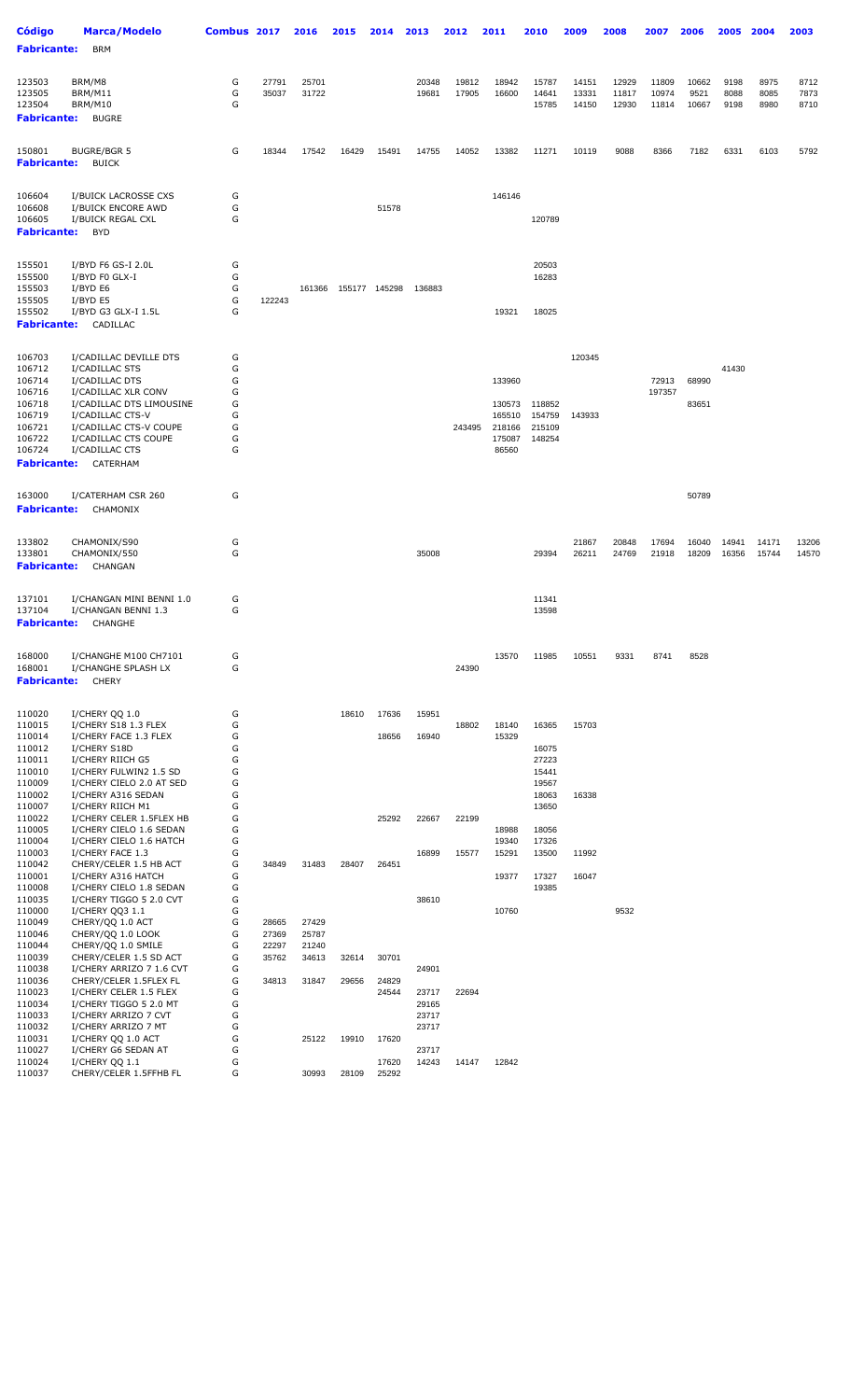| Código | Marca/Modelo | Combus | 2017 | 2016 | 2015 | 2014 | 2013 | 2012 | 2011 | 2010 | 2009 | 2008 | 2007 | 2006 | 2005 | 2004 | 2003 |
|---|---|---|---|---|---|---|---|---|---|---|---|---|---|---|---|---|---|
| **Fabricante:** | BRM | | | | | | | | | | | | | | | | |
| 123503 | BRM/M8 | G | 27791 | 25701 | | | 20348 | 19812 | 18942 | 15787 | 14151 | 12929 | 11809 | 10662 | 9198 | 8975 | 8712 |
| 123505 | BRM/M11 | G | 35037 | 31722 | | | 19681 | 17905 | 16600 | 14641 | 13331 | 11817 | 10974 | 9521 | 8088 | 8085 | 7873 |
| 123504 | BRM/M10 | G | | | | | | | | 15785 | 14150 | 12930 | 11814 | 10667 | 9198 | 8980 | 8710 |
| **Fabricante:** | BUGRE | | | | | | | | | | | | | | | | |
| 150801 | BUGRE/BGR 5 | G | 18344 | 17542 | 16429 | 15491 | 14755 | 14052 | 13382 | 11271 | 10119 | 9088 | 8366 | 7182 | 6331 | 6103 | 5792 |
| **Fabricante:** | BUICK | | | | | | | | | | | | | | | | |
| 106604 | I/BUICK LACROSSE CXS | G | | | | | | | 146146 | | | | | | | | |
| 106608 | I/BUICK ENCORE AWD | G | | | | 51578 | | | | | | | | | | | |
| 106605 | I/BUICK REGAL CXL | G | | | | | | | | 120789 | | | | | | | |
| **Fabricante:** | BYD | | | | | | | | | | | | | | | | |
| 155501 | I/BYD F6 GS-I 2.0L | G | | | | | | | | 20503 | | | | | | | |
| 155500 | I/BYD F0 GLX-I | G | | | | | | | | 16283 | | | | | | | |
| 155503 | I/BYD E6 | G | | 161366 | 155177 | 145298 | 136883 | | | | | | | | | | |
| 155505 | I/BYD E5 | G | 122243 | | | | | | | | | | | | | | |
| 155502 | I/BYD G3 GLX-I 1.5L | G | | | | | | | 19321 | 18025 | | | | | | | |
| **Fabricante:** | CADILLAC | | | | | | | | | | | | | | | | |
| 106703 | I/CADILLAC DEVILLE DTS | G | | | | | | | | | 120345 | | | | | | |
| 106712 | I/CADILLAC STS | G | | | | | | | | | | | | | 41430 | | |
| 106714 | I/CADILLAC DTS | G | | | | | | | 133960 | | | | 72913 | 68990 | | | |
| 106716 | I/CADILLAC XLR CONV | G | | | | | | | | | | | 197357 | | | | |
| 106718 | I/CADILLAC DTS LIMOUSINE | G | | | | | | | 130573 | 118852 | | | | 83651 | | | |
| 106719 | I/CADILLAC CTS-V | G | | | | | | | 165510 | 154759 | 143933 | | | | | | |
| 106721 | I/CADILLAC CTS-V COUPE | G | | | | | | 243495 | 218166 | 215109 | | | | | | | |
| 106722 | I/CADILLAC CTS COUPE | G | | | | | | | 175087 | 148254 | | | | | | | |
| 106724 | I/CADILLAC CTS | G | | | | | | | 86560 | | | | | | | | |
| **Fabricante:** | CATERHAM | | | | | | | | | | | | | | | | |
| 163000 | I/CATERHAM CSR 260 | G | | | | | | | | | | | | 50789 | | | |
| **Fabricante:** | CHAMONIX | | | | | | | | | | | | | | | | |
| 133802 | CHAMONIX/S90 | G | | | | | | | | | 21867 | 20848 | 17694 | 16040 | 14941 | 14171 | 13206 |
| 133801 | CHAMONIX/550 | G | | | | | 35008 | | | 29394 | 26211 | 24769 | 21918 | 18209 | 16356 | 15744 | 14570 |
| **Fabricante:** | CHANGAN | | | | | | | | | | | | | | | | |
| 137101 | I/CHANGAN MINI BENNI 1.0 | G | | | | | | | | 11341 | | | | | | | |
| 137104 | I/CHANGAN BENNI 1.3 | G | | | | | | | | 13598 | | | | | | | |
| **Fabricante:** | CHANGHE | | | | | | | | | | | | | | | | |
| 168000 | I/CHANGHE M100 CH7101 | G | | | | | | | 13570 | 11985 | 10551 | 9331 | 8741 | 8528 | | | |
| 168001 | I/CHANGHE SPLASH LX | G | | | | | | 24390 | | | | | | | | | |
| **Fabricante:** | CHERY | | | | | | | | | | | | | | | | |
| 110020 | I/CHERY QQ 1.0 | G | | | 18610 | 17636 | 15951 | | | | | | | | | | |
| 110015 | I/CHERY S18 1.3 FLEX | G | | | | | | 18802 | 18140 | 16365 | 15703 | | | | | | |
| 110014 | I/CHERY FACE 1.3 FLEX | G | | | | 18656 | 16940 | | 15329 | | | | | | | | |
| 110012 | I/CHERY S18D | G | | | | | | | | 16075 | | | | | | | |
| 110011 | I/CHERY RIICH G5 | G | | | | | | | | 27223 | | | | | | | |
| 110010 | I/CHERY FULWIN2 1.5 SD | G | | | | | | | | 15441 | | | | | | | |
| 110009 | I/CHERY CIELO 2.0 AT SED | G | | | | | | | | 19567 | | | | | | | |
| 110002 | I/CHERY A316 SEDAN | G | | | | | | | | 18063 | 16338 | | | | | | |
| 110007 | I/CHERY RIICH M1 | G | | | | | | | | 13650 | | | | | | | |
| 110022 | I/CHERY CELER 1.5FLEX HB | G | | | | 25292 | 22667 | 22199 | | | | | | | | | |
| 110005 | I/CHERY CIELO 1.6 SEDAN | G | | | | | | | 18988 | 18056 | | | | | | | |
| 110004 | I/CHERY CIELO 1.6 HATCH | G | | | | | | | 19340 | 17326 | | | | | | | |
| 110003 | I/CHERY FACE 1.3 | G | | | | | 16899 | 15577 | 15291 | 13500 | 11992 | | | | | | |
| 110042 | CHERY/CELER 1.5 HB ACT | G | 34849 | 31483 | 28407 | 26451 | | | | | | | | | | | |
| 110001 | I/CHERY A316 HATCH | G | | | | | | | 19377 | 17327 | 16047 | | | | | | |
| 110008 | I/CHERY CIELO 1.8 SEDAN | G | | | | | | | | 19385 | | | | | | | |
| 110035 | I/CHERY TIGGO 5 2.0 CVT | G | | | | | 38610 | | | | | | | | | | |
| 110000 | I/CHERY QQ3 1.1 | G | | | | | | | 10760 | | | 9532 | | | | | |
| 110049 | CHERY/QQ 1.0 ACT | G | 28665 | 27429 | | | | | | | | | | | | | |
| 110046 | CHERY/QQ 1.0 LOOK | G | 27369 | 25787 | | | | | | | | | | | | | |
| 110044 | CHERY/QQ 1.0 SMILE | G | 22297 | 21240 | | | | | | | | | | | | | |
| 110039 | CHERY/CELER 1.5 SD ACT | G | 35762 | 34613 | 32614 | 30701 | | | | | | | | | | | |
| 110038 | I/CHERY ARRIZO 7 1.6 CVT | G | | | | | 24901 | | | | | | | | | | |
| 110036 | CHERY/CELER 1.5FLEX FL | G | 34813 | 31847 | 29656 | 24829 | | | | | | | | | | | |
| 110023 | I/CHERY CELER 1.5 FLEX | G | | | | 24544 | 23717 | 22694 | | | | | | | | | |
| 110034 | I/CHERY TIGGO 5 2.0 MT | G | | | | | 29165 | | | | | | | | | | |
| 110033 | I/CHERY ARRIZO 7 CVT | G | | | | | 23717 | | | | | | | | | | |
| 110032 | I/CHERY ARRIZO 7 MT | G | | | | | 23717 | | | | | | | | | | |
| 110031 | I/CHERY QQ 1.0 ACT | G | | 25122 | 19910 | 17620 | | | | | | | | | | | |
| 110027 | I/CHERY G6 SEDAN AT | G | | | | | 23717 | | | | | | | | | | |
| 110024 | I/CHERY QQ 1.1 | G | | | | 17620 | 14243 | 14147 | 12842 | | | | | | | | |
| 110037 | CHERY/CELER 1.5FFHB FL | G | | 30993 | 28109 | 25292 | | | | | | | | | | | |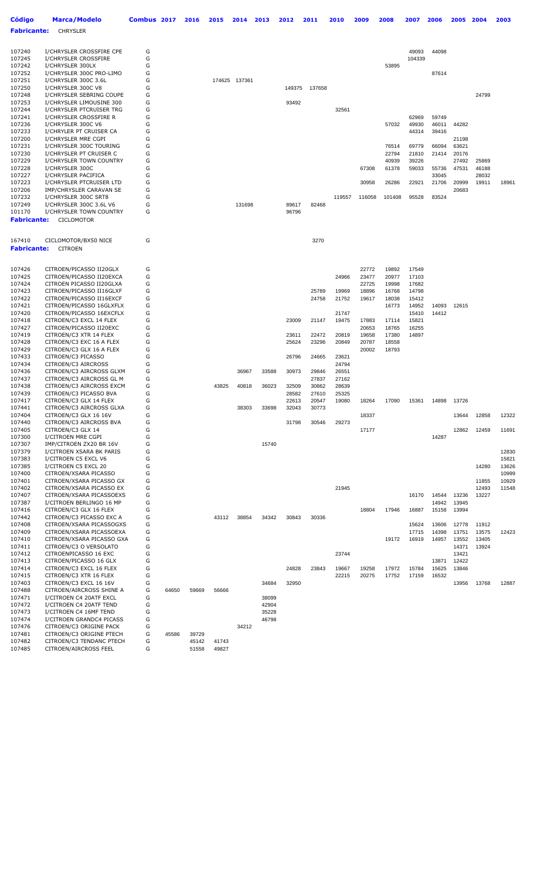| Código | Marca/Modelo | Combus | 2017 | 2016 | 2015 | 2014 | 2013 | 2012 | 2011 | 2010 | 2009 | 2008 | 2007 | 2006 | 2005 | 2004 | 2003 |
|---|---|---|---|---|---|---|---|---|---|---|---|---|---|---|---|---|---|
| **Fabricante:** | **CHRYSLER** | | | | | | | | | | | | | | | | |
| 107240 | I/CHRYSLER CROSSFIRE CPE | G | | | | | | | | | | | 49093 | 44098 | | | |
| 107245 | I/CHRYSLER CROSSFIRE | G | | | | | | | | | | | 104339 | | | | |
| 107242 | I/CHRYSLER 300LX | G | | | | | | | | | | 53895 | | | | | |
| 107252 | I/CHRYSLER 300C PRO-LIMO | G | | | | | | | | | | | | 87614 | | | |
| 107251 | I/CHRYSLER 300C 3.6L | G | | | 174625 | 137361 | | | | | | | | | | | |
| 107250 | I/CHRYSLER 300C V8 | G | | | | | | 149375 | 137658 | | | | | | | | |
| 107248 | I/CHRYSLER SEBRING COUPE | G | | | | | | | | | | | | | | 24799 | |
| 107253 | I/CHRYSLER LIMOUSINE 300 | G | | | | | | 93492 | | | | | | | | | |
| 107244 | I/CHRYSLER PTCRUISER TRG | G | | | | | | | | 32561 | | | | | | | |
| 107241 | I/CHRYSLER CROSSFIRE R | G | | | | | | | | | | | 62969 | 59749 | | | |
| 107236 | I/CHRYSLER 300C V6 | G | | | | | | | | | | 57032 | 49930 | 46011 | 44282 | | |
| 107233 | I/CHRYLER PT CRUISER CA | G | | | | | | | | | | | 44314 | 39416 | | | |
| 107200 | I/CHRYSLER MRE CGPI | G | | | | | | | | | | | | | 21198 | | |
| 107231 | I/CHRYSLER 300C TOURING | G | | | | | | | | | | 76514 | 69779 | 66094 | 63621 | | |
| 107230 | I/CHRYSLER PT CRUISER C | G | | | | | | | | | | 22794 | 21810 | 21414 | 20176 | | |
| 107229 | I/CHRYSLER TOWN COUNTRY | G | | | | | | | | | | 40939 | 39226 | | 27492 | 25869 | |
| 107228 | I/CHRYSLER 300C | G | | | | | | | | | 67308 | 61378 | 59033 | 55736 | 47531 | 46188 | |
| 107227 | I/CHRYSLER PACIFICA | G | | | | | | | | | | | | 33045 | | 28032 | |
| 107223 | I/CHRYSLER PTCRUISER LTD | G | | | | | | | | | 30958 | 26286 | 22921 | 21706 | 20999 | 19911 | 18961 |
| 107206 | IMP/CHRYSLER CARAVAN SE | G | | | | | | | | | | | | | 20683 | | |
| 107232 | I/CHRYSLER 300C SRT8 | G | | | | | | | | 119557 | 116058 | 101408 | 95528 | 83524 | | | |
| 107249 | I/CHRYSLER 300C 3.6L V6 | G | | | | 131698 | | 89617 | 82468 | | | | | | | | |
| 101170 | I/CHRYSLER TOWN COUNTRY | G | | | | | | 96796 | | | | | | | | | |
| **Fabricante:** | **CICLOMOTOR** | | | | | | | | | | | | | | | | |
| 167410 | CICLOMOTOR/BX50 NICE | G | | | | | | | 3270 | | | | | | | | |
| **Fabricante:** | **CITROEN** | | | | | | | | | | | | | | | | |
| 107426 | CITROEN/PICASSO II20GLX | G | | | | | | | | | 22772 | 19892 | 17549 | | | | |
| 107425 | CITROEN/PICASSO II20EXCA | G | | | | | | | | 24966 | 23477 | 20977 | 17103 | | | | |
| 107424 | CITROEN PICASSO II20GLXA | G | | | | | | | | | 22725 | 19998 | 17682 | | | | |
| 107423 | CITROEN/PICASSO II16GLXF | G | | | | | | | 25789 | 19969 | 18896 | 16768 | 14798 | | | | |
| 107422 | CITROEN/PICASSO II16EXCF | G | | | | | | | 24758 | 21752 | 19617 | 18038 | 15412 | | | | |
| 107421 | CITROEN/PICASSO 16GLXFLX | G | | | | | | | | | | 16773 | 14952 | 14093 | 12615 | | |
| 107420 | CITROEN/PICASSO 16EXCFLX | G | | | | | | | | 21747 | | | 15410 | 14412 | | | |
| 107418 | CITROEN/C3 EXCL 14 FLEX | G | | | | | | 23009 | 21147 | 19475 | 17883 | 17114 | 15821 | | | | |
| 107427 | CITROEN/PICASSO II20EXC | G | | | | | | | | | 20653 | 18765 | 16255 | | | | |
| 107419 | CITROEN/C3 XTR 14 FLEX | G | | | | | | 23611 | 22472 | 20819 | 19658 | 17380 | 14897 | | | | |
| 107428 | CITROEN/C3 EXC 16 A FLEX | G | | | | | | 25624 | 23296 | 20849 | 20787 | 18558 | | | | | |
| 107429 | CITROEN/C3 GLX 16 A FLEX | G | | | | | | | | | 20002 | 18793 | | | | | |
| 107433 | CITROEN/C3 PICASSO | G | | | | | | 26796 | 24665 | 23621 | | | | | | | |
| 107434 | CITROEN/C3 AIRCROSS | G | | | | | | | | 24794 | | | | | | | |
| 107436 | CITROEN/C3 AIRCROSS GLXM | G | | | | 36967 | 33588 | 30973 | 29846 | 26551 | | | | | | | |
| 107437 | CITROEN/C3 AIRCROSS GL M | G | | | | | | | 27837 | 27162 | | | | | | | |
| 107438 | CITROEN/C3 AIRCROSS EXCM | G | | | 43825 | 40818 | 36023 | 32509 | 30862 | 28639 | | | | | | | |
| 107439 | CITROEN/C3 PICASSO BVA | G | | | | | | 28582 | 27610 | 25325 | | | | | | | |
| 107417 | CITROEN/C3 GLX 14 FLEX | G | | | | | | 22613 | 20547 | 19080 | 18264 | 17090 | 15361 | 14898 | 13726 | | |
| 107441 | CITROEN/C3 AIRCROSS GLXA | G | | | | 38303 | 33698 | 32043 | 30773 | | | | | | | | |
| 107404 | CITROEN/C3 GLX 16 16V | G | | | | | | | | | 18337 | | | | 13644 | 12858 | 12322 |
| 107440 | CITROEN/C3 AIRCROSS BVA | G | | | | | | 31798 | 30546 | 29273 | | | | | | | |
| 107405 | CITROEN/C3 GLX 14 | G | | | | | | | | | 17177 | | | | 12862 | 12459 | 11691 |
| 107300 | I/CITROEN MRE CGPI | G | | | | | | | | | | | | 14287 | | | |
| 107307 | IMP/CITROEN ZX20 BR 16V | G | | | | | 15740 | | | | | | | | | | |
| 107379 | I/CITROEN XSARA BK PARIS | G | | | | | | | | | | | | | | | 12830 |
| 107383 | I/CITROEN C5 EXCL V6 | G | | | | | | | | | | | | | | | 15821 |
| 107385 | I/CITROEN C5 EXCL 20 | G | | | | | | | | | | | | | | 14280 | 13626 |
| 107400 | CITROEN/XSARA PICASSO | G | | | | | | | | | | | | | | | 10999 |
| 107401 | CITROEN/XSARA PICASSO GX | G | | | | | | | | | | | | | | 11855 | 10929 |
| 107402 | CITROEN/XSARA PICASSO EX | G | | | | | | | | 21945 | | | | | | 12493 | 11548 |
| 107407 | CITROEN/XSARA PICASSOEXS | G | | | | | | | | | | | 16170 | 14544 | 13236 | 13227 | |
| 107387 | I/CITROEN BERLINGO 16 MP | G | | | | | | | | | | | | 14942 | 13945 | | |
| 107416 | CITROEN/C3 GLX 16 FLEX | G | | | | | | | | | 18804 | 17946 | 16887 | 15158 | 13994 | | |
| 107442 | CITROEN/C3 PICASSO EXC A | G | | | 43112 | 38854 | 34342 | 30843 | 30336 | | | | | | | | |
| 107408 | CITROEN/XSARA PICASSOGXS | G | | | | | | | | | | | 15624 | 13606 | 12778 | 11912 | |
| 107409 | CITROEN/XSARA PICASSOEXA | G | | | | | | | | | | | 17715 | 14398 | 13751 | 13575 | 12423 |
| 107410 | CITROEN/XSARA PICASSO GXA | G | | | | | | | | | | 19172 | 16919 | 14957 | 13552 | 13405 | |
| 107411 | CITROEN/C3 O VERSOLATO | G | | | | | | | | | | | | | 14371 | 13924 | |
| 107412 | CITROENPICASSO 16 EXC | G | | | | | | | | 23744 | | | | | 13421 | | |
| 107413 | CITROEN/PICASSO 16 GLX | G | | | | | | | | | | | | 13871 | 12422 | | |
| 107414 | CITROEN/C3 EXCL 16 FLEX | G | | | | | | 24828 | 23843 | 19667 | 19258 | 17972 | 15784 | 15625 | 13846 | | |
| 107415 | CITROEN/C3 XTR 16 FLEX | G | | | | | | | | 22215 | 20275 | 17752 | 17159 | 16532 | | | |
| 107403 | CITROEN/C3 EXCL 16 16V | G | | | | | 34684 | 32950 | | | | | | | 13956 | 13768 | 12887 |
| 107488 | CITROEN/AIRCROSS SHINE A | G | 64650 | 59669 | 56666 | | | | | | | | | | | | |
| 107471 | I/CITROEN C4 20ATF EXCL | G | | | | | 38099 | | | | | | | | | | |
| 107472 | I/CITROEN C4 20ATF TEND | G | | | | | 42904 | | | | | | | | | | |
| 107473 | I/CITROEN C4 16MF TEND | G | | | | | 35228 | | | | | | | | | | |
| 107474 | I/CITROEN GRANDC4 PICASS | G | | | | | 46798 | | | | | | | | | | |
| 107476 | CITROEN/C3 ORIGINE PACK | G | | | | 34212 | | | | | | | | | | | |
| 107481 | CITROEN/C3 ORIGINE PTECH | G | 45586 | 39729 | | | | | | | | | | | | | |
| 107482 | CITROEN/C3 TENDANC PTECH | G | | 45142 | 41743 | | | | | | | | | | | | |
| 107485 | CITROEN/AIRCROSS FEEL | G | | 51558 | 49827 | | | | | | | | | | | | |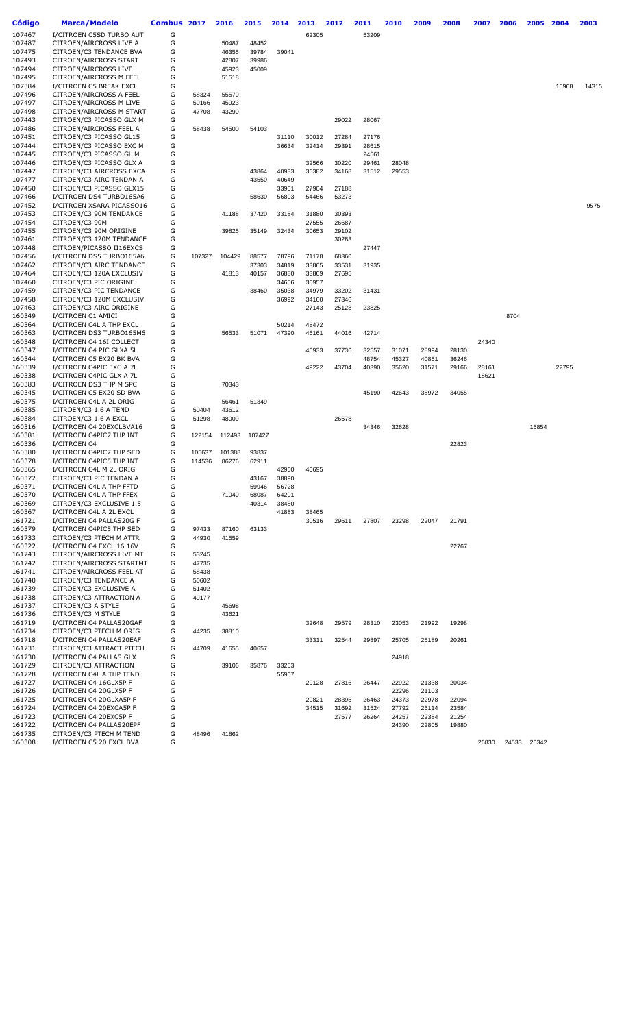| Código | Marca/Modelo | Combus | 2017 | 2016 | 2015 | 2014 | 2013 | 2012 | 2011 | 2010 | 2009 | 2008 | 2007 | 2006 | 2005 | 2004 | 2003 |
|---|---|---|---|---|---|---|---|---|---|---|---|---|---|---|---|---|---|
| 107467 | I/CITROEN C5SD TURBO AUT | G | | | | | 62305 | | 53209 | | | | | | | | |
| 107487 | CITROEN/AIRCROSS LIVE A | G | | 50487 | 48452 | | | | | | | | | | | | |
| 107475 | CITROEN/C3 TENDANCE BVA | G | | 46355 | 39784 | 39041 | | | | | | | | | | | |
| 107493 | CITROEN/AIRCROSS START | G | | 42807 | 39986 | | | | | | | | | | | | |
| 107494 | CITROEN/AIRCROSS LIVE | G | | 45923 | 45009 | | | | | | | | | | | | |
| 107495 | CITROEN/AIRCROSS M FEEL | G | | 51518 | | | | | | | | | | | | | |
| 107384 | I/CITROEN C5 BREAK EXCL | G | | | | | | | | | | | | | | 15968 | 14315 |
| 107496 | CITROEN/AIRCROSS A FEEL | G | 58324 | 55570 | | | | | | | | | | | | | |
| 107497 | CITROEN/AIRCROSS M LIVE | G | 50166 | 45923 | | | | | | | | | | | | | |
| 107498 | CITROEN/AIRCROSS M START | G | 47708 | 43290 | | | | | | | | | | | | | |
| 107443 | CITROEN/C3 PICASSO GLX M | G | | | | | | 29022 | 28067 | | | | | | | | |
| 107486 | CITROEN/AIRCROSS FEEL A | G | 58438 | 54500 | 54103 | | | | | | | | | | | | |
| 107451 | CITROEN/C3 PICASSO GL15 | G | | | | 31110 | 30012 | 27284 | 27176 | | | | | | | | |
| 107444 | CITROEN/C3 PICASSO EXC M | G | | | | 36634 | 32414 | 29391 | 28615 | | | | | | | | |
| 107445 | CITROEN/C3 PICASSO GL M | G | | | | | | | 24561 | | | | | | | | |
| 107446 | CITROEN/C3 PICASSO GLX A | G | | | | | 32566 | 30220 | 29461 | 28048 | | | | | | | |
| 107447 | CITROEN/C3 AIRCROSS EXCA | G | | | 43864 | 40933 | 36382 | 34168 | 31512 | 29553 | | | | | | | |
| 107477 | CITROEN/C3 AIRC TENDAN A | G | | | 43550 | 40649 | | | | | | | | | | | |
| 107450 | CITROEN/C3 PICASSO GLX15 | G | | | | 33901 | 27904 | 27188 | | | | | | | | | |
| 107466 | I/CITROEN DS4 TURBO165A6 | G | | | 58630 | 56803 | 54466 | 53273 | | | | | | | | | |
| 107452 | I/CITROEN XSARA PICASSO16 | G | | | | | | | | | | | | | | | 9575 |
| 107453 | CITROEN/C3 90M TENDANCE | G | | 41188 | 37420 | 33184 | 31880 | 30393 | | | | | | | | | |
| 107454 | CITROEN/C3 90M | G | | | | | 27555 | 26687 | | | | | | | | | |
| 107455 | CITROEN/C3 90M ORIGINE | G | | 39825 | 35149 | 32434 | 30653 | 29102 | | | | | | | | | |
| 107461 | CITROEN/C3 120M TENDANCE | G | | | | | | 30283 | | | | | | | | | |
| 107448 | CITROEN/PICASSO II16EXCS | G | | | | | | | 27447 | | | | | | | | |
| 107456 | I/CITROEN DS5 TURBO165A6 | G | 107327 | 104429 | 88577 | 78796 | 71178 | 68360 | | | | | | | | | |
| 107462 | CITROEN/C3 AIRC TENDANCE | G | | | 37303 | 34819 | 33865 | 33531 | 31935 | | | | | | | | |
| 107464 | CITROEN/C3 120A EXCLUSIV | G | | 41813 | 40157 | 36880 | 33869 | 27695 | | | | | | | | | |
| 107460 | CITROEN/C3 PIC ORIGINE | G | | | | 34656 | 30957 | | | | | | | | | | |
| 107459 | CITROEN/C3 PIC TENDANCE | G | | | 38460 | 35038 | 34979 | 33202 | 31431 | | | | | | | | |
| 107458 | CITROEN/C3 120M EXCLUSIV | G | | | | 36992 | 34160 | 27346 | | | | | | | | | |
| 107463 | CITROEN/C3 AIRC ORIGINE | G | | | | | 27143 | 25128 | 23825 | | | | | | | | |
| 160349 | I/CITROEN C1 AMICI | G | | | | | | | | | | | | 8704 | | | |
| 160364 | I/CITROEN C4L A THP EXCL | G | | | | 50214 | 48472 | | | | | | | | | | |
| 160363 | I/CITROEN DS3 TURBO165M6 | G | | 56533 | 51071 | 47390 | 46161 | 44016 | 42714 | | | | | | | | |
| 160348 | I/CITROEN C4 16I COLLECT | G | | | | | | | | | | | 24340 | | | | |
| 160347 | I/CITROEN C4 PIC GLXA 5L | G | | | | | 46933 | 37736 | 32557 | 31071 | 28994 | 28130 | | | | | |
| 160344 | I/CITROEN C5 EX20 BK BVA | G | | | | | | | 48754 | 45327 | 40851 | 36246 | | | | | |
| 160339 | I/CITROEN C4PIC EXC A 7L | G | | | | | 49222 | 43704 | 40390 | 35620 | 31571 | 29166 | 28161 | | | 22795 | |
| 160338 | I/CITROEN C4PIC GLX A 7L | G | | | | | | | | | | | 18621 | | | | |
| 160383 | I/CITROEN DS3 THP M SPC | G | | 70343 | | | | | | | | | | | | | |
| 160345 | I/CITROEN C5 EX20 SD BVA | G | | | | | | | 45190 | 42643 | 38972 | 34055 | | | | | |
| 160375 | I/CITROEN C4L A 2L ORIG | G | | 56461 | 51349 | | | | | | | | | | | | |
| 160385 | CITROEN/C3 1.6 A TEND | G | 50404 | 43612 | | | | | | | | | | | | | |
| 160384 | CITROEN/C3 1.6 A EXCL | G | 51298 | 48009 | | | | 26578 | | | | | | | | | |
| 160316 | I/CITROEN C4 20EXCLBVA16 | G | | | | | | | 34346 | 32628 | | | | | 15854 | | |
| 160381 | I/CITROEN C4PIC7 THP INT | G | 122154 | 112493 | 107427 | | | | | | | | | | | | |
| 160336 | I/CITROEN C4 | G | | | | | | | | | | 22823 | | | | | |
| 160380 | I/CITROEN C4PIC7 THP SED | G | 105637 | 101388 | 93837 | | | | | | | | | | | | |
| 160378 | I/CITROEN C4PIC5 THP INT | G | 114536 | 86276 | 62911 | | | | | | | | | | | | |
| 160365 | I/CITROEN C4L M 2L ORIG | G | | | | 42960 | 40695 | | | | | | | | | | |
| 160372 | CITROEN/C3 PIC TENDAN A | G | | | 43167 | 38890 | | | | | | | | | | | |
| 160371 | I/CITROEN C4L A THP FFTD | G | | | 59946 | 56728 | | | | | | | | | | | |
| 160370 | I/CITROEN C4L A THP FFEX | G | | 71040 | 68087 | 64201 | | | | | | | | | | | |
| 160369 | CITROEN/C3 EXCLUSIVE 1.5 | G | | | 40314 | 38480 | | | | | | | | | | | |
| 160367 | I/CITROEN C4L A 2L EXCL | G | | | | 41883 | 38465 | | | | | | | | | | |
| 161721 | I/CITROEN C4 PALLAS20G F | G | | | | | 30516 | 29611 | 27807 | 23298 | 22047 | 21791 | | | | | |
| 160379 | I/CITROEN C4PIC5 THP SED | G | 97433 | 87160 | 63133 | | | | | | | | | | | | |
| 161733 | CITROEN/C3 PTECH M ATTR | G | 44930 | 41559 | | | | | | | | | | | | | |
| 160322 | I/CITROEN C4 EXCL 16 16V | G | | | | | | | | | | 22767 | | | | | |
| 161743 | CITROEN/AIRCROSS LIVE MT | G | 53245 | | | | | | | | | | | | | | |
| 161742 | CITROEN/AIRCROSS STARTMT | G | 47735 | | | | | | | | | | | | | | |
| 161741 | CITROEN/AIRCROSS FEEL AT | G | 58438 | | | | | | | | | | | | | | |
| 161740 | CITROEN/C3 TENDANCE A | G | 50602 | | | | | | | | | | | | | | |
| 161739 | CITROEN/C3 EXCLUSIVE A | G | 51402 | | | | | | | | | | | | | | |
| 161738 | CITROEN/C3 ATTRACTION A | G | 49177 | | | | | | | | | | | | | | |
| 161737 | CITROEN/C3 A STYLE | G | | 45698 | | | | | | | | | | | | | |
| 161736 | CITROEN/C3 M STYLE | G | | 43621 | | | | | | | | | | | | | |
| 161719 | I/CITROEN C4 PALLAS20GAF | G | | | | | 32648 | 29579 | 28310 | 23053 | 21992 | 19298 | | | | | |
| 161734 | CITROEN/C3 PTECH M ORIG | G | 44235 | 38810 | | | | | | | | | | | | | |
| 161718 | I/CITROEN C4 PALLAS20EAF | G | | | | | 33311 | 32544 | 29897 | 25705 | 25189 | 20261 | | | | | |
| 161731 | CITROEN/C3 ATTRACT PTECH | G | 44709 | 41655 | 40657 | | | | | | | | | | | | |
| 161730 | I/CITROEN C4 PALLAS GLX | G | | | | | | | | 24918 | | | | | | | |
| 161729 | CITROEN/C3 ATTRACTION | G | | 39106 | 35876 | 33253 | | | | | | | | | | | |
| 161728 | I/CITROEN C4L A THP TEND | G | | | | 55907 | | | | | | | | | | | |
| 161727 | I/CITROEN C4 16GLX5P F | G | | | | | 29128 | 27816 | 26447 | 22922 | 21338 | 20034 | | | | | |
| 161726 | I/CITROEN C4 20GLX5P F | G | | | | | | | | 22296 | 21103 | | | | | | |
| 161725 | I/CITROEN C4 20GLXA5P F | G | | | | | 29821 | 28395 | 26463 | 24373 | 22978 | 22094 | | | | | |
| 161724 | I/CITROEN C4 20EXCA5P F | G | | | | | 34515 | 31692 | 31524 | 27792 | 26114 | 23584 | | | | | |
| 161723 | I/CITROEN C4 20EXC5P F | G | | | | | | 27577 | 26264 | 24257 | 22384 | 21254 | | | | | |
| 161722 | I/CITROEN C4 PALLAS20EPF | G | | | | | | | | 24390 | 22805 | 19880 | | | | | |
| 161735 | CITROEN/C3 PTECH M TEND | G | 48496 | 41862 | | | | | | | | | | | | | |
| 160308 | I/CITROEN C5 20 EXCL BVA | G | | | | | | | | | | | 26830 | 24533 | 20342 | | |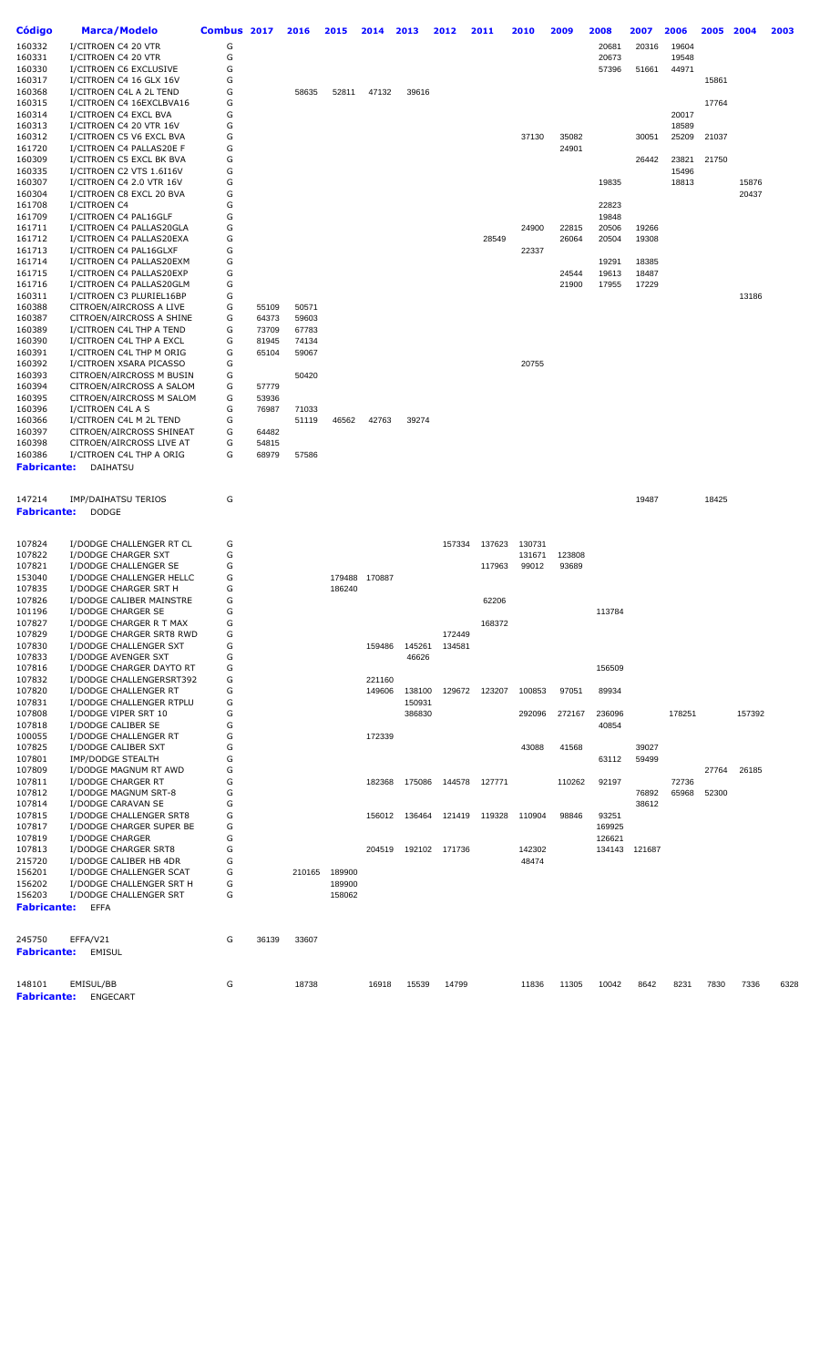| Código | Marca/Modelo | Combus | 2017 | 2016 | 2015 | 2014 | 2013 | 2012 | 2011 | 2010 | 2009 | 2008 | 2007 | 2006 | 2005 | 2004 | 2003 |
|---|---|---|---|---|---|---|---|---|---|---|---|---|---|---|---|---|---|
| 160332 | I/CITROEN C4 20 VTR | G | | | | | | | | | | 20681 | 20316 | 19604 | | | |
| 160331 | I/CITROEN C4 20 VTR | G | | | | | | | | | | 20673 | | 19548 | | | |
| 160330 | I/CITROEN C6 EXCLUSIVE | G | | | | | | | | | | 57396 | 51661 | 44971 | | | |
| 160317 | I/CITROEN C4 16 GLX 16V | G | | | | | | | | | | | | | 15861 | | |
| 160368 | I/CITROEN C4L A 2L TEND | G | | 58635 | 52811 | 47132 | 39616 | | | | | | | | | | |
| 160315 | I/CITROEN C4 16EXCLBVA16 | G | | | | | | | | | | | | | 17764 | | |
| 160314 | I/CITROEN C4 EXCL BVA | G | | | | | | | | | | | | 20017 | | | |
| 160313 | I/CITROEN C4 20 VTR 16V | G | | | | | | | | | | | | 18589 | | | |
| 160312 | I/CITROEN C5 V6 EXCL BVA | G | | | | | | | | 37130 | 35082 | | 30051 | 25209 | 21037 | | |
| 161720 | I/CITROEN C4 PALLAS20E F | G | | | | | | | | | 24901 | | | | | | |
| 160309 | I/CITROEN C5 EXCL BK BVA | G | | | | | | | | | | | 26442 | 23821 | 21750 | | |
| 160335 | I/CITROEN C2 VTS 1.6I16V | G | | | | | | | | | | | | 15496 | | | |
| 160307 | I/CITROEN C4 2.0 VTR 16V | G | | | | | | | | | | 19835 | | 18813 | | 15876 | |
| 160304 | I/CITROEN C8 EXCL 20 BVA | G | | | | | | | | | | | | | | 20437 | |
| 161708 | I/CITROEN C4 | G | | | | | | | | | | 22823 | | | | | |
| 161709 | I/CITROEN C4 PAL16GLF | G | | | | | | | | | | 19848 | | | | | |
| 161711 | I/CITROEN C4 PALLAS20GLA | G | | | | | | | | 24900 | 22815 | 20506 | 19266 | | | | |
| 161712 | I/CITROEN C4 PALLAS20EXA | G | | | | | | | 28549 | | 26064 | 20504 | 19308 | | | | |
| 161713 | I/CITROEN C4 PAL16GLXF | G | | | | | | | | 22337 | | | | | | | |
| 161714 | I/CITROEN C4 PALLAS20EXM | G | | | | | | | | | | 19291 | 18385 | | | | |
| 161715 | I/CITROEN C4 PALLAS20EXP | G | | | | | | | | | 24544 | 19613 | 18487 | | | | |
| 161716 | I/CITROEN C4 PALLAS20GLM | G | | | | | | | | | 21900 | 17955 | 17229 | | | | |
| 160311 | I/CITROEN C3 PLURIEL16BP | G | | | | | | | | | | | | | | 13186 | |
| 160388 | CITROEN/AIRCROSS A LIVE | G | 55109 | 50571 | | | | | | | | | | | | | |
| 160387 | CITROEN/AIRCROSS A SHINE | G | 64373 | 59603 | | | | | | | | | | | | | |
| 160389 | I/CITROEN C4L THP A TEND | G | 73709 | 67783 | | | | | | | | | | | | | |
| 160390 | I/CITROEN C4L THP A EXCL | G | 81945 | 74134 | | | | | | | | | | | | | |
| 160391 | I/CITROEN C4L THP M ORIG | G | 65104 | 59067 | | | | | | | | | | | | | |
| 160392 | I/CITROEN XSARA PICASSO | G | | | | | | | | 20755 | | | | | | | |
| 160393 | CITROEN/AIRCROSS M BUSIN | G | | 50420 | | | | | | | | | | | | | |
| 160394 | CITROEN/AIRCROSS A SALOM | G | 57779 | | | | | | | | | | | | | | |
| 160395 | CITROEN/AIRCROSS M SALOM | G | 53936 | | | | | | | | | | | | | | |
| 160396 | I/CITROEN C4L A S | G | 76987 | 71033 | | | | | | | | | | | | | |
| 160366 | I/CITROEN C4L M 2L TEND | G | | 51119 | 46562 | 42763 | 39274 | | | | | | | | | | |
| 160397 | CITROEN/AIRCROSS SHINEAT | G | 64482 | | | | | | | | | | | | | | |
| 160398 | CITROEN/AIRCROSS LIVE AT | G | 54815 | | | | | | | | | | | | | | |
| 160386 | I/CITROEN C4L THP A ORIG | G | 68979 | 57586 | | | | | | | | | | | | | |
| **Fabricante:** | DAIHATSU | | | | | | | | | | | | | | | | |
| 147214 | IMP/DAIHATSU TERIOS | G | | | | | | | | | | | 19487 | | 18425 | | |
| **Fabricante:** | DODGE | | | | | | | | | | | | | | | | |
| 107824 | I/DODGE CHALLENGER RT CL | G | | | | | | 157334 | 137623 | 130731 | | | | | | | |
| 107822 | I/DODGE CHARGER SXT | G | | | | | | | | 131671 | 123808 | | | | | | |
| 107821 | I/DODGE CHALLENGER SE | G | | | | | | | 117963 | 99012 | 93689 | | | | | | |
| 153040 | I/DODGE CHALLENGER HELLC | G | | | 179488 | 170887 | | | | | | | | | | | |
| 107835 | I/DODGE CHARGER SRT H | G | | | 186240 | | | | | | | | | | | | |
| 107826 | I/DODGE CALIBER MAINSTRE | G | | | | | | | 62206 | | | | | | | | |
| 101196 | I/DODGE CHARGER SE | G | | | | | | | | | | 113784 | | | | | |
| 107827 | I/DODGE CHARGER R T MAX | G | | | | | | | 168372 | | | | | | | | |
| 107829 | I/DODGE CHARGER SRT8 RWD | G | | | | | | 172449 | | | | | | | | | |
| 107830 | I/DODGE CHALLENGER SXT | G | | | | 159486 | 145261 | 134581 | | | | | | | | | |
| 107833 | I/DODGE AVENGER SXT | G | | | | | 46626 | | | | | | | | | | |
| 107816 | I/DODGE CHARGER DAYTO RT | G | | | | | | | | | | 156509 | | | | | |
| 107832 | I/DODGE CHALLENGERSRT392 | G | | | | 221160 | | | | | | | | | | | |
| 107820 | I/DODGE CHALLENGER RT | G | | | | 149606 | 138100 | 129672 | 123207 | 100853 | 97051 | 89934 | | | | | |
| 107831 | I/DODGE CHALLENGER RTPLU | G | | | | | 150931 | | | | | | | | | | |
| 107808 | I/DODGE VIPER SRT 10 | G | | | | | 386830 | | | 292096 | 272167 | 236096 | | 178251 | | 157392 | |
| 107818 | I/DODGE CALIBER SE | G | | | | | | | | | | 40854 | | | | | |
| 100055 | I/DODGE CHALLENGER RT | G | | | | 172339 | | | | | | | | | | | |
| 107825 | I/DODGE CALIBER SXT | G | | | | | | | | 43088 | 41568 | | 39027 | | | | |
| 107801 | IMP/DODGE STEALTH | G | | | | | | | | | | 63112 | 59499 | | | | |
| 107809 | I/DODGE MAGNUM RT AWD | G | | | | | | | | | | | | | 27764 | 26185 | |
| 107811 | I/DODGE CHARGER RT | G | | | | 182368 | 175086 | 144578 | 127771 | | 110262 | 92197 | | 72736 | | | |
| 107812 | I/DODGE MAGNUM SRT-8 | G | | | | | | | | | | | 76892 | 65968 | 52300 | | |
| 107814 | I/DODGE CARAVAN SE | G | | | | | | | | | | | 38612 | | | | |
| 107815 | I/DODGE CHALLENGER SRT8 | G | | | | 156012 | 136464 | 121419 | 119328 | 110904 | 98846 | 93251 | | | | | |
| 107817 | I/DODGE CHARGER SUPER BE | G | | | | | | | | | | 169925 | | | | | |
| 107819 | I/DODGE CHARGER | G | | | | | | | | | | 126621 | | | | | |
| 107813 | I/DODGE CHARGER SRT8 | G | | | | 204519 | 192102 | 171736 | | 142302 | | 134143 | 121687 | | | | |
| 215720 | I/DODGE CALIBER HB 4DR | G | | | | | | | | 48474 | | | | | | | |
| 156201 | I/DODGE CHALLENGER SCAT | G | | 210165 | 189900 | | | | | | | | | | | | |
| 156202 | I/DODGE CHALLENGER SRT H | G | | | 189900 | | | | | | | | | | | | |
| 156203 | I/DODGE CHALLENGER SRT | G | | | 158062 | | | | | | | | | | | | |
| **Fabricante:** | EFFA | | | | | | | | | | | | | | | | |
| 245750 | EFFA/V21 | G | 36139 | 33607 | | | | | | | | | | | | | |
| **Fabricante:** | EMISUL | | | | | | | | | | | | | | | | |
| 148101 | EMISUL/BB | G | | 18738 | | 16918 | 15539 | 14799 | | 11836 | 11305 | 10042 | 8642 | 8231 | 7830 | 7336 | 6328 |
| **Fabricante:** | ENGECART | | | | | | | | | | | | | | | | |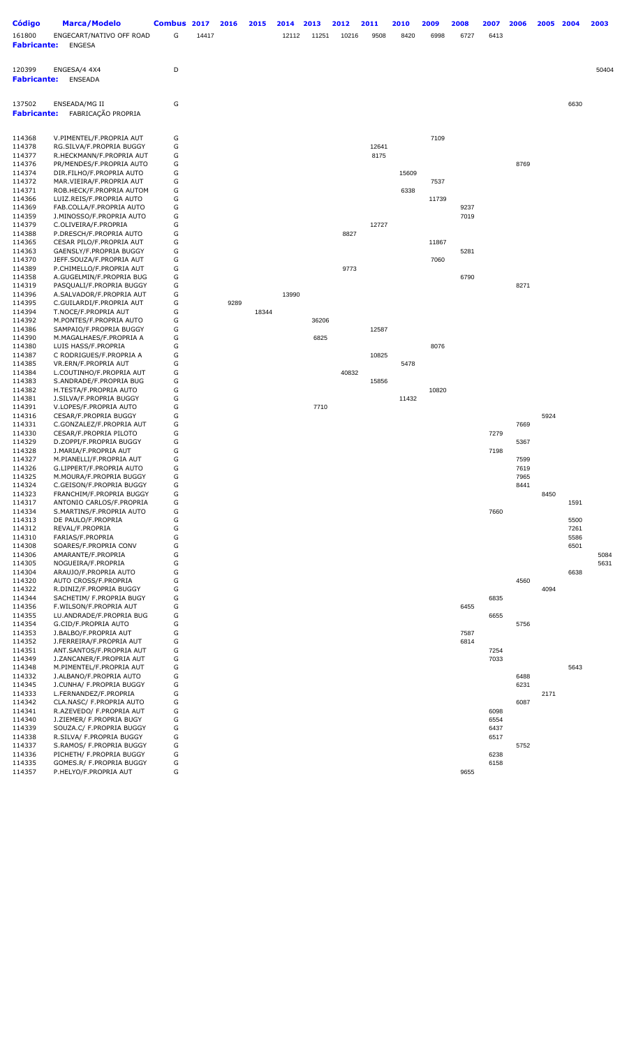| Código | Marca/Modelo | Combus | 2017 | 2016 | 2015 | 2014 | 2013 | 2012 | 2011 | 2010 | 2009 | 2008 | 2007 | 2006 | 2005 | 2004 | 2003 |
|---|---|---|---|---|---|---|---|---|---|---|---|---|---|---|---|---|---|
| 161800 | ENGECART/NATIVO OFF ROAD | G | 14417 | | | 12112 | 11251 | 10216 | 9508 | 8420 | 6998 | 6727 | 6413 | | | | |
| **Fabricante:** | ENGESA | | | | | | | | | | | | | | | | |
| 120399 | ENGESA/4 4X4 | D | | | | | | | | | | | | | | | 50404 |
| **Fabricante:** | ENSEADA | | | | | | | | | | | | | | | | |
| 137502 | ENSEADA/MG II | G | | | | | | | | | | | | | | 6630 | |
| **Fabricante:** | FABRICAÇÃO PROPRIA | | | | | | | | | | | | | | | | |
| 114368 | V.PIMENTEL/F.PROPRIA AUT | G | | | | | | | | | 7109 | | | | | | |
| 114378 | RG.SILVA/F.PROPRIA BUGGY | G | | | | | | | 12641 | | | | | | | | |
| 114377 | R.HECKMANN/F.PROPRIA AUT | G | | | | | | | 8175 | | | | | | | | |
| 114376 | PR/MENDES/F.PROPRIA AUTO | G | | | | | | | | | | | | 8769 | | | |
| 114374 | DIR.FILHO/F.PROPRIA AUTO | G | | | | | | | | 15609 | | | | | | | |
| 114372 | MAR.VIEIRA/F.PROPRIA AUT | G | | | | | | | | | 7537 | | | | | | |
| 114371 | ROB.HECK/F.PROPRIA AUTOM | G | | | | | | | | 6338 | | | | | | | |
| 114366 | LUIZ.REIS/F.PROPRIA AUTO | G | | | | | | | | | 11739 | | | | | | |
| 114369 | FAB.COLLA/F.PROPRIA AUTO | G | | | | | | | | | | 9237 | | | | | |
| 114359 | J.MINOSSO/F.PROPRIA AUTO | G | | | | | | | | | | 7019 | | | | | |
| 114379 | C.OLIVEIRA/F.PROPRIA | G | | | | | | | 12727 | | | | | | | | |
| 114388 | P.DRESCH/F.PROPRIA AUTO | G | | | | | | 8827 | | | | | | | | | |
| 114365 | CESAR PILO/F.PROPRIA AUT | G | | | | | | | | | 11867 | | | | | | |
| 114363 | GAENSLY/F.PROPRIA BUGGY | G | | | | | | | | | | 5281 | | | | | |
| 114370 | JEFF.SOUZA/F.PROPRIA AUT | G | | | | | | | | | 7060 | | | | | | |
| 114389 | P.CHIMELLO/F.PROPRIA AUT | G | | | | | | 9773 | | | | | | | | | |
| 114358 | A.GUGELMIN/F.PROPRIA BUG | G | | | | | | | | | | 6790 | | | | | |
| 114319 | PASQUALI/F.PROPRIA BUGGY | G | | | | | | | | | | | | 8271 | | | |
| 114396 | A.SALVADOR/F.PROPRIA AUT | G | | | | 13990 | | | | | | | | | | | |
| 114395 | C.GUILARDI/F.PROPRIA AUT | G | | 9289 | | | | | | | | | | | | | |
| 114394 | T.NOCE/F.PROPRIA AUT | G | | | 18344 | | | | | | | | | | | | |
| 114392 | M.PONTES/F.PROPRIA AUTO | G | | | | | 36206 | | | | | | | | | | |
| 114386 | SAMPAIO/F.PROPRIA BUGGY | G | | | | | | | 12587 | | | | | | | | |
| 114390 | M.MAGALHAES/F.PROPRIA A | G | | | | | 6825 | | | | | | | | | | |
| 114380 | LUIS HASS/F.PROPRIA | G | | | | | | | | | 8076 | | | | | | |
| 114387 | C RODRIGUES/F.PROPRIA A | G | | | | | | | 10825 | | | | | | | | |
| 114385 | VR.ERN/F.PROPRIA AUT | G | | | | | | | | 5478 | | | | | | | |
| 114384 | L.COUTINHO/F.PROPRIA AUT | G | | | | | | 40832 | | | | | | | | | |
| 114383 | S.ANDRADE/F.PROPRIA BUG | G | | | | | | | 15856 | | | | | | | | |
| 114382 | H.TESTA/F.PROPRIA AUTO | G | | | | | | | | | 10820 | | | | | | |
| 114381 | J.SILVA/F.PROPRIA BUGGY | G | | | | | | | | 11432 | | | | | | | |
| 114391 | V.LOPES/F.PROPRIA AUTO | G | | | | | 7710 | | | | | | | | | | |
| 114316 | CESAR/F.PROPRIA BUGGY | G | | | | | | | | | | | | | 5924 | | |
| 114331 | C.GONZALEZ/F.PROPRIA AUT | G | | | | | | | | | | | | 7669 | | | |
| 114330 | CESAR/F.PROPRIA PILOTO | G | | | | | | | | | | | 7279 | | | | |
| 114329 | D.ZOPPI/F.PROPRIA BUGGY | G | | | | | | | | | | | | 5367 | | | |
| 114328 | J.MARIA/F.PROPRIA AUT | G | | | | | | | | | | | 7198 | | | | |
| 114327 | M.PIANELLI/F.PROPRIA AUT | G | | | | | | | | | | | | 7599 | | | |
| 114326 | G.LIPPERT/F.PROPRIA AUTO | G | | | | | | | | | | | | 7619 | | | |
| 114325 | M.MOURA/F.PROPRIA BUGGY | G | | | | | | | | | | | | 7965 | | | |
| 114324 | C.GEISON/F.PROPRIA BUGGY | G | | | | | | | | | | | | 8441 | | | |
| 114323 | FRANCHIM/F.PROPRIA BUGGY | G | | | | | | | | | | | | | 8450 | | |
| 114317 | ANTONIO CARLOS/F.PROPRIA | G | | | | | | | | | | | | | | 1591 | |
| 114334 | S.MARTINS/F.PROPRIA AUTO | G | | | | | | | | | | | 7660 | | | | |
| 114313 | DE PAULO/F.PROPRIA | G | | | | | | | | | | | | | | 5500 | |
| 114312 | REVAL/F.PROPRIA | G | | | | | | | | | | | | | | 7261 | |
| 114310 | FARIAS/F.PROPRIA | G | | | | | | | | | | | | | | 5586 | |
| 114308 | SOARES/F.PROPRIA CONV | G | | | | | | | | | | | | | | 6501 | |
| 114306 | AMARANTE/F.PROPRIA | G | | | | | | | | | | | | | | | 5084 |
| 114305 | NOGUEIRA/F.PROPRIA | G | | | | | | | | | | | | | | | 5631 |
| 114304 | ARAUJO/F.PROPRIA AUTO | G | | | | | | | | | | | | | | 6638 | |
| 114320 | AUTO CROSS/F.PROPRIA | G | | | | | | | | | | | | 4560 | | | |
| 114322 | R.DINIZ/F.PROPRIA BUGGY | G | | | | | | | | | | | | | 4094 | | |
| 114344 | SACHETIM/ F.PROPRIA BUGY | G | | | | | | | | | | | 6835 | | | | |
| 114356 | F.WILSON/F.PROPRIA AUT | G | | | | | | | | | | 6455 | | | | | |
| 114355 | LU.ANDRADE/F.PROPRIA BUG | G | | | | | | | | | | | 6655 | | | | |
| 114354 | G.CID/F.PROPRIA AUTO | G | | | | | | | | | | | | 5756 | | | |
| 114353 | J.BALBO/F.PROPRIA AUT | G | | | | | | | | | | 7587 | | | | | |
| 114352 | J.FERREIRA/F.PROPRIA AUT | G | | | | | | | | | | 6814 | | | | | |
| 114351 | ANT.SANTOS/F.PROPRIA AUT | G | | | | | | | | | | | 7254 | | | | |
| 114349 | J.ZANCANER/F.PROPRIA AUT | G | | | | | | | | | | | 7033 | | | | |
| 114348 | M.PIMENTEL/F.PROPRIA AUT | G | | | | | | | | | | | | | | 5643 | |
| 114332 | J.ALBANO/F.PROPRIA AUTO | G | | | | | | | | | | | | 6488 | | | |
| 114345 | J.CUNHA/ F.PROPRIA BUGGY | G | | | | | | | | | | | | 6231 | | | |
| 114333 | L.FERNANDEZ/F.PROPRIA | G | | | | | | | | | | | | | 2171 | | |
| 114342 | CLA.NASC/ F.PROPRIA AUTO | G | | | | | | | | | | | | 6087 | | | |
| 114341 | R.AZEVEDO/ F.PROPRIA AUT | G | | | | | | | | | | | 6098 | | | | |
| 114340 | J.ZIEMER/ F.PROPRIA BUGY | G | | | | | | | | | | | 6554 | | | | |
| 114339 | SOUZA.C/ F.PROPRIA BUGGY | G | | | | | | | | | | | 6437 | | | | |
| 114338 | R.SILVA/ F.PROPRIA BUGGY | G | | | | | | | | | | | 6517 | | | | |
| 114337 | S.RAMOS/ F.PROPRIA BUGGY | G | | | | | | | | | | | | 5752 | | | |
| 114336 | PICHETH/ F.PROPRIA BUGGY | G | | | | | | | | | | | 6238 | | | | |
| 114335 | GOMES.R/ F.PROPRIA BUGGY | G | | | | | | | | | | | 6158 | | | | |
| 114357 | P.HELYO/F.PROPRIA AUT | G | | | | | | | | | | 9655 | | | | | |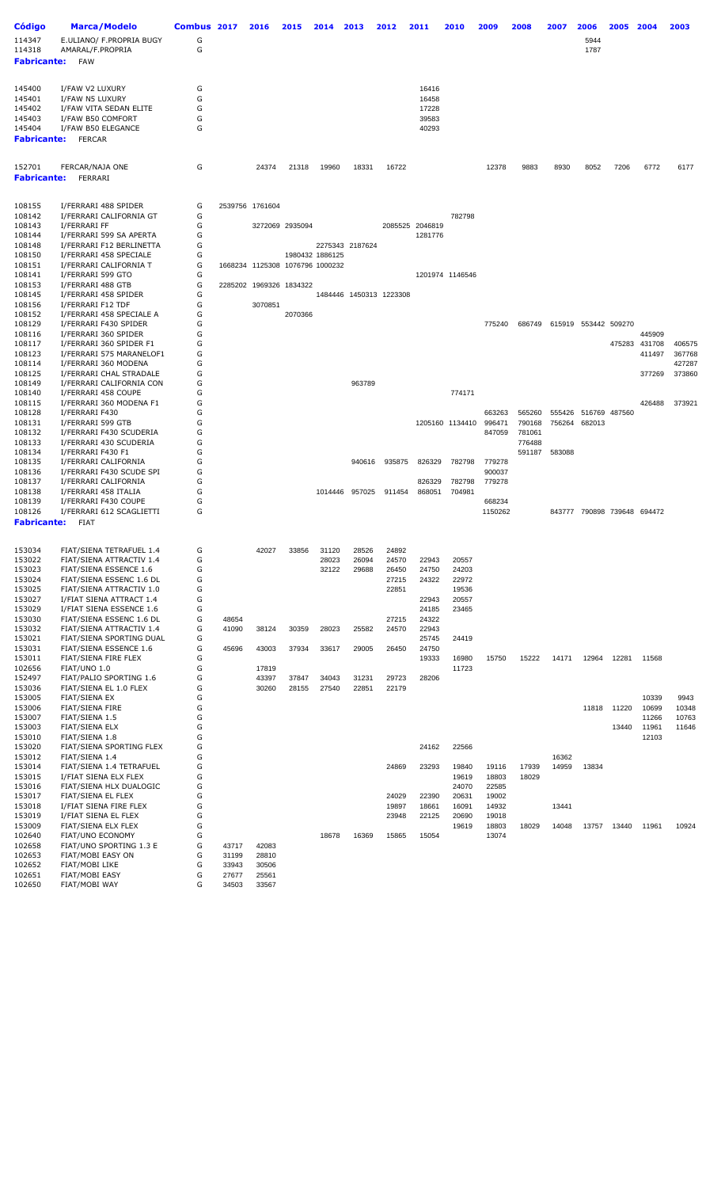| Código | Marca/Modelo | Combus | 2017 | 2016 | 2015 | 2014 | 2013 | 2012 | 2011 | 2010 | 2009 | 2008 | 2007 | 2006 | 2005 | 2004 | 2003 |
|---|---|---|---|---|---|---|---|---|---|---|---|---|---|---|---|---|---|
| 114347 | E.ULIANO/ F.PROPRIA BUGY | G | | | | | | | | | | | | 5944 | | | |
| 114318 | AMARAL/F.PROPRIA | G | | | | | | | | | | | | 1787 | | | |
| **Fabricante:** | FAW | | | | | | | | | | | | | | | | |
| 145400 | I/FAW V2 LUXURY | G | | | | | | | 16416 | | | | | | | | |
| 145401 | I/FAW N5 LUXURY | G | | | | | | | 16458 | | | | | | | | |
| 145402 | I/FAW VITA SEDAN ELITE | G | | | | | | | 17228 | | | | | | | | |
| 145403 | I/FAW B50 COMFORT | G | | | | | | | 39583 | | | | | | | | |
| 145404 | I/FAW B50 ELEGANCE | G | | | | | | | 40293 | | | | | | | | |
| **Fabricante:** | FERCAR | | | | | | | | | | | | | | | | |
| 152701 | FERCAR/NAJA ONE | G | | 24374 | 21318 | 19960 | 18331 | 16722 | | | 12378 | 9883 | 8930 | 8052 | 7206 | 6772 | 6177 |
| **Fabricante:** | FERRARI | | | | | | | | | | | | | | | | |
| 108155 | I/FERRARI 488 SPIDER | G | 2539756 | 1761604 | | | | | | | | | | | | | |
| 108142 | I/FERRARI CALIFORNIA GT | G | | | | | | | | 782798 | | | | | | | |
| 108143 | I/FERRARI FF | G | | 3272069 | 2935094 | | | 2085525 | 2046819 | | | | | | | | |
| 108144 | I/FERRARI 599 SA APERTA | G | | | | | | | 1281776 | | | | | | | | |
| 108148 | I/FERRARI F12 BERLINETTA | G | | | | 2275343 | 2187624 | | | | | | | | | | |
| 108150 | I/FERRARI 458 SPECIALE | G | | | 1980432 | 1886125 | | | | | | | | | | | |
| 108151 | I/FERRARI CALIFORNIA T | G | 1668234 | 1125308 | 1076796 | 1000232 | | | | | | | | | | | |
| 108141 | I/FERRARI 599 GTO | G | | | | | | | 1201974 | 1146546 | | | | | | | |
| 108153 | I/FERRARI 488 GTB | G | 2285202 | 1969326 | 1834322 | | | | | | | | | | | | |
| 108145 | I/FERRARI 458 SPIDER | G | | | | 1484446 | 1450313 | 1223308 | | | | | | | | | |
| 108156 | I/FERRARI F12 TDF | G | | 3070851 | | | | | | | | | | | | | |
| 108152 | I/FERRARI 458 SPECIALE A | G | | | 2070366 | | | | | | | | | | | | |
| 108129 | I/FERRARI F430 SPIDER | G | | | | | | | | | 775240 | 686749 | 615919 | 553442 | 509270 | | |
| 108116 | I/FERRARI 360 SPIDER | G | | | | | | | | | | | | | | 445909 | |
| 108117 | I/FERRARI 360 SPIDER F1 | G | | | | | | | | | | | | | 475283 | 431708 | 406575 |
| 108123 | I/FERRARI 575 MARANELOF1 | G | | | | | | | | | | | | | | 411497 | 367768 |
| 108114 | I/FERRARI 360 MODENA | G | | | | | | | | | | | | | | | 427287 |
| 108125 | I/FERRARI CHAL STRADALE | G | | | | | | | | | | | | | | 377269 | 373860 |
| 108149 | I/FERRARI CALIFORNIA CON | G | | | | | 963789 | | | | | | | | | | |
| 108140 | I/FERRARI 458 COUPE | G | | | | | | | | 774171 | | | | | | | |
| 108115 | I/FERRARI 360 MODENA F1 | G | | | | | | | | | | | | | | 426488 | 373921 |
| 108128 | I/FERRARI F430 | G | | | | | | | | | 663263 | 565260 | 555426 | 516769 | 487560 | | |
| 108131 | I/FERRARI 599 GTB | G | | | | | | | 1205160 | 1134410 | 996471 | 790168 | 756264 | 682013 | | | |
| 108132 | I/FERRARI F430 SCUDERIA | G | | | | | | | | | 847059 | 781061 | | | | | |
| 108133 | I/FERRARI 430 SCUDERIA | G | | | | | | | | | | 776488 | | | | | |
| 108134 | I/FERRARI F430 F1 | G | | | | | | | | | | 591187 | 583088 | | | | |
| 108135 | I/FERRARI CALIFORNIA | G | | | | | 940616 | 935875 | 826329 | 782798 | 779278 | | | | | | |
| 108136 | I/FERRARI F430 SCUDE SPI | G | | | | | | | | | 900037 | | | | | | |
| 108137 | I/FERRARI CALIFORNIA | G | | | | | | | 826329 | 782798 | 779278 | | | | | | |
| 108138 | I/FERRARI 458 ITALIA | G | | | | 1014446 | 957025 | 911454 | 868051 | 704981 | | | | | | | |
| 108139 | I/FERRARI F430 COUPE | G | | | | | | | | | 668234 | | | | | | |
| 108126 | I/FERRARI 612 SCAGLIETTI | G | | | | | | | | | 1150262 | | 843777 | 790898 | 739648 | 694472 | |
| **Fabricante:** | FIAT | | | | | | | | | | | | | | | | |
| 153034 | FIAT/SIENA TETRAFUEL 1.4 | G | | 42027 | 33856 | 31120 | 28526 | 24892 | | | | | | | | | |
| 153022 | FIAT/SIENA ATTRACTIV 1.4 | G | | | | 28023 | 26094 | 24570 | 22943 | 20557 | | | | | | | |
| 153023 | FIAT/SIENA ESSENCE 1.6 | G | | | | 32122 | 29688 | 26450 | 24750 | 24203 | | | | | | | |
| 153024 | FIAT/SIENA ESSENC 1.6 DL | G | | | | | | 27215 | 24322 | 22972 | | | | | | | |
| 153025 | FIAT/SIENA ATTRACTIV 1.0 | G | | | | | | 22851 | | 19536 | | | | | | | |
| 153027 | I/FIAT SIENA ATTRACT 1.4 | G | | | | | | | 22943 | 20557 | | | | | | | |
| 153029 | I/FIAT SIENA ESSENCE 1.6 | G | | | | | | | 24185 | 23465 | | | | | | | |
| 153030 | FIAT/SIENA ESSENC 1.6 DL | G | 48654 | | | | | 27215 | 24322 | | | | | | | | |
| 153032 | FIAT/SIENA ATTRACTIV 1.4 | G | 41090 | 38124 | 30359 | 28023 | 25582 | 24570 | 22943 | | | | | | | | |
| 153021 | FIAT/SIENA SPORTING DUAL | G | | | | | | | 25745 | 24419 | | | | | | | |
| 153031 | FIAT/SIENA ESSENCE 1.6 | G | 45696 | 43003 | 37934 | 33617 | 29005 | 26450 | 24750 | | | | | | | | |
| 153011 | FIAT/SIENA FIRE FLEX | G | | | | | | | 19333 | 16980 | 15750 | 15222 | 14171 | 12964 | 12281 | 11568 | |
| 102656 | FIAT/UNO 1.0 | G | | 17819 | | | | | | 11723 | | | | | | | |
| 152497 | FIAT/PALIO SPORTING 1.6 | G | | 43397 | 37847 | 34043 | 31231 | 29723 | 28206 | | | | | | | | |
| 153036 | FIAT/SIENA EL 1.0 FLEX | G | | 30260 | 28155 | 27540 | 22851 | 22179 | | | | | | | | | |
| 153005 | FIAT/SIENA EX | G | | | | | | | | | | | | | | 10339 | 9943 |
| 153006 | FIAT/SIENA FIRE | G | | | | | | | | | | | | 11818 | 11220 | 10699 | 10348 |
| 153007 | FIAT/SIENA 1.5 | G | | | | | | | | | | | | | | 11266 | 10763 |
| 153003 | FIAT/SIENA ELX | G | | | | | | | | | | | | | 13440 | 11961 | 11646 |
| 153010 | FIAT/SIENA 1.8 | G | | | | | | | | | | | | | | 12103 | |
| 153020 | FIAT/SIENA SPORTING FLEX | G | | | | | | | 24162 | 22566 | | | | | | | |
| 153012 | FIAT/SIENA 1.4 | G | | | | | | | | | | | 16362 | | | | |
| 153014 | FIAT/SIENA 1.4 TETRAFUEL | G | | | | | | 24869 | 23293 | 19840 | 19116 | 17939 | 14959 | 13834 | | | |
| 153015 | I/FIAT SIENA ELX FLEX | G | | | | | | | | 19619 | 18803 | 18029 | | | | | |
| 153016 | FIAT/SIENA HLX DUALOGIC | G | | | | | | | | 24070 | 22585 | | | | | | |
| 153017 | FIAT/SIENA EL FLEX | G | | | | | | 24029 | 22390 | 20631 | 19002 | | | | | | |
| 153018 | I/FIAT SIENA FIRE FLEX | G | | | | | | 19897 | 18661 | 16091 | 14932 | | 13441 | | | | |
| 153019 | I/FIAT SIENA EL FLEX | G | | | | | | 23948 | 22125 | 20690 | 19018 | | | | | | |
| 153009 | FIAT/SIENA ELX FLEX | G | | | | | | | | 19619 | 18803 | 18029 | 14048 | 13757 | 13440 | 11961 | 10924 |
| 102640 | FIAT/UNO ECONOMY | G | | | | 18678 | 16369 | 15865 | 15054 | | 13074 | | | | | | |
| 102658 | FIAT/UNO SPORTING 1.3 E | G | 43717 | 42083 | | | | | | | | | | | | | |
| 102653 | FIAT/MOBI EASY ON | G | 31199 | 28810 | | | | | | | | | | | | | |
| 102652 | FIAT/MOBI LIKE | G | 33943 | 30506 | | | | | | | | | | | | | |
| 102651 | FIAT/MOBI EASY | G | 27677 | 25561 | | | | | | | | | | | | | |
| 102650 | FIAT/MOBI WAY | G | 34503 | 33567 | | | | | | | | | | | | | |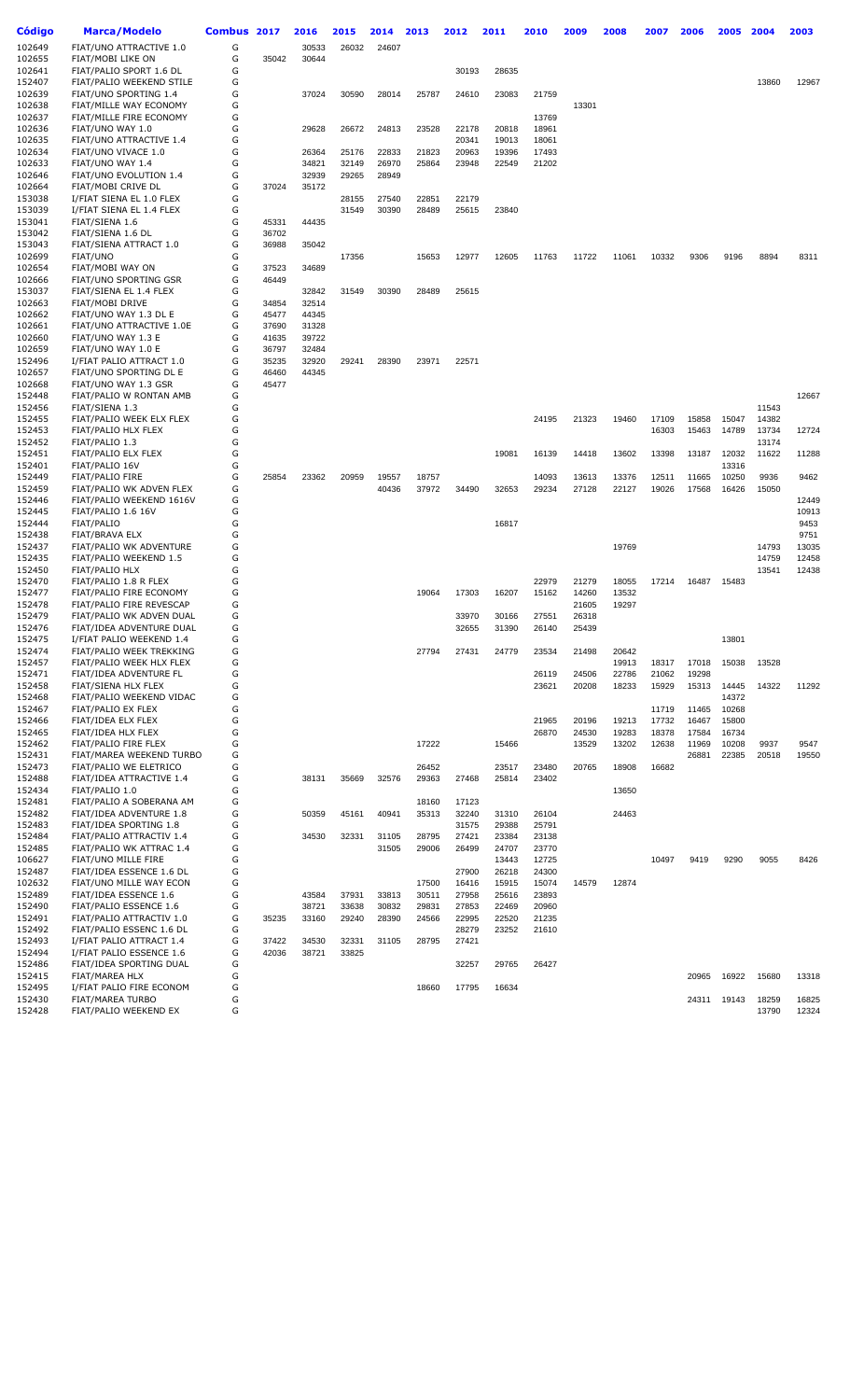| Código | Marca/Modelo | Combus | 2017 | 2016 | 2015 | 2014 | 2013 | 2012 | 2011 | 2010 | 2009 | 2008 | 2007 | 2006 | 2005 | 2004 | 2003 |
|---|---|---|---|---|---|---|---|---|---|---|---|---|---|---|---|---|---|
| 102649 | FIAT/UNO ATTRACTIVE 1.0 | G | | 30533 | 26032 | 24607 | | | | | | | | | | | |
| 102655 | FIAT/MOBI LIKE ON | G | 35042 | 30644 | | | | | | | | | | | | | |
| 102641 | FIAT/PALIO SPORT 1.6 DL | G | | | | | | 30193 | 28635 | | | | | | | | |
| 152407 | FIAT/PALIO WEEKEND STILE | G | | | | | | | | | | | | | | 13860 | 12967 |
| 102639 | FIAT/UNO SPORTING 1.4 | G | | 37024 | 30590 | 28014 | 25787 | 24610 | 23083 | 21759 | | | | | | | |
| 102638 | FIAT/MILLE WAY ECONOMY | G | | | | | | | | | 13301 | | | | | | |
| 102637 | FIAT/MILLE FIRE ECONOMY | G | | | | | | | | 13769 | | | | | | | |
| 102636 | FIAT/UNO WAY 1.0 | G | | 29628 | 26672 | 24813 | 23528 | 22178 | 20818 | 18961 | | | | | | | |
| 102635 | FIAT/UNO ATTRACTIVE 1.4 | G | | | | | | 20341 | 19013 | 18061 | | | | | | | |
| 102634 | FIAT/UNO VIVACE 1.0 | G | | 26364 | 25176 | 22833 | 21823 | 20963 | 19396 | 17493 | | | | | | | |
| 102633 | FIAT/UNO WAY 1.4 | G | | 34821 | 32149 | 26970 | 25864 | 23948 | 22549 | 21202 | | | | | | | |
| 102646 | FIAT/UNO EVOLUTION 1.4 | G | | 32939 | 29265 | 28949 | | | | | | | | | | | |
| 102664 | FIAT/MOBI CRIVE DL | G | 37024 | 35172 | | | | | | | | | | | | | |
| 153038 | I/FIAT SIENA EL 1.0 FLEX | G | | | 28155 | 27540 | 22851 | 22179 | | | | | | | | | |
| 153039 | I/FIAT SIENA EL 1.4 FLEX | G | | | 31549 | 30390 | 28489 | 25615 | 23840 | | | | | | | | |
| 153041 | FIAT/SIENA 1.6 | G | 45331 | 44435 | | | | | | | | | | | | | |
| 153042 | FIAT/SIENA 1.6 DL | G | 36702 | | | | | | | | | | | | | | |
| 153043 | FIAT/SIENA ATTRACT 1.0 | G | 36988 | 35042 | | | | | | | | | | | | | |
| 102699 | FIAT/UNO | G | | | 17356 | | 15653 | 12977 | 12605 | 11763 | 11722 | 11061 | 10332 | 9306 | 9196 | 8894 | 8311 |
| 102654 | FIAT/MOBI WAY ON | G | 37523 | 34689 | | | | | | | | | | | | | |
| 102666 | FIAT/UNO SPORTING GSR | G | 46449 | | | | | | | | | | | | | | |
| 153037 | FIAT/SIENA EL 1.4 FLEX | G | | 32842 | 31549 | 30390 | 28489 | 25615 | | | | | | | | | |
| 102663 | FIAT/MOBI DRIVE | G | 34854 | 32514 | | | | | | | | | | | | | |
| 102662 | FIAT/UNO WAY 1.3 DL E | G | 45477 | 44345 | | | | | | | | | | | | | |
| 102661 | FIAT/UNO ATTRACTIVE 1.0E | G | 37690 | 31328 | | | | | | | | | | | | | |
| 102660 | FIAT/UNO WAY 1.3 E | G | 41635 | 39722 | | | | | | | | | | | | | |
| 102659 | FIAT/UNO WAY 1.0 E | G | 36797 | 32484 | | | | | | | | | | | | | |
| 152496 | I/FIAT PALIO ATTRACT 1.0 | G | 35235 | 32920 | 29241 | 28390 | 23971 | 22571 | | | | | | | | | |
| 102657 | FIAT/UNO SPORTING DL E | G | 46460 | 44345 | | | | | | | | | | | | | |
| 102668 | FIAT/UNO WAY 1.3 GSR | G | 45477 | | | | | | | | | | | | | | |
| 152448 | FIAT/PALIO W RONTAN AMB | G | | | | | | | | | | | | | | | 12667 |
| 152456 | FIAT/SIENA 1.3 | G | | | | | | | | | | | | | | 11543 | |
| 152455 | FIAT/PALIO WEEK ELX FLEX | G | | | | | | | | 24195 | 21323 | 19460 | 17109 | 15858 | 15047 | 14382 | |
| 152453 | FIAT/PALIO HLX FLEX | G | | | | | | | | | | | 16303 | 15463 | 14789 | 13734 | 12724 |
| 152452 | FIAT/PALIO 1.3 | G | | | | | | | | | | | | | | 13174 | |
| 152451 | FIAT/PALIO ELX FLEX | G | | | | | | | 19081 | 16139 | 14418 | 13602 | 13398 | 13187 | 12032 | 11622 | 11288 |
| 152401 | FIAT/PALIO 16V | G | | | | | | | | | | | | | 13316 | | |
| 152449 | FIAT/PALIO FIRE | G | 25854 | 23362 | 20959 | 19557 | 18757 | | | 14093 | 13613 | 13376 | 12511 | 11665 | 10250 | 9936 | 9462 |
| 152459 | FIAT/PALIO WK ADVEN FLEX | G | | | | 40436 | 37972 | 34490 | 32653 | 29234 | 27128 | 22127 | 19026 | 17568 | 16426 | 15050 | |
| 152446 | FIAT/PALIO WEEKEND 1616V | G | | | | | | | | | | | | | | | 12449 |
| 152445 | FIAT/PALIO 1.6 16V | G | | | | | | | | | | | | | | | 10913 |
| 152444 | FIAT/PALIO | G | | | | | | | 16817 | | | | | | | | 9453 |
| 152438 | FIAT/BRAVA ELX | G | | | | | | | | | | | | | | | 9751 |
| 152437 | FIAT/PALIO WK ADVENTURE | G | | | | | | | | | | 19769 | | | | 14793 | 13035 |
| 152435 | FIAT/PALIO WEEKEND 1.5 | G | | | | | | | | | | | | | | 14759 | 12458 |
| 152450 | FIAT/PALIO HLX | G | | | | | | | | | | | | | | 13541 | 12438 |
| 152470 | FIAT/PALIO 1.8 R FLEX | G | | | | | | | | 22979 | 21279 | 18055 | 17214 | 16487 | 15483 | | |
| 152477 | FIAT/PALIO FIRE ECONOMY | G | | | | | 19064 | 17303 | 16207 | 15162 | 14260 | 13532 | | | | | |
| 152478 | FIAT/PALIO FIRE REVESCAP | G | | | | | | | | | 21605 | 19297 | | | | | |
| 152479 | FIAT/PALIO WK ADVEN DUAL | G | | | | | | 33970 | 30166 | 27551 | 26318 | | | | | | |
| 152476 | FIAT/IDEA ADVENTURE DUAL | G | | | | | | 32655 | 31390 | 26140 | 25439 | | | | | | |
| 152475 | I/FIAT PALIO WEEKEND 1.4 | G | | | | | | | | | | | | | 13801 | | |
| 152474 | FIAT/PALIO WEEK TREKKING | G | | | | | 27794 | 27431 | 24779 | 23534 | 21498 | 20642 | | | | | |
| 152457 | FIAT/PALIO WEEK HLX FLEX | G | | | | | | | | | | 19913 | 18317 | 17018 | 15038 | 13528 | |
| 152471 | FIAT/IDEA ADVENTURE FL | G | | | | | | | | 26119 | 24506 | 22786 | 21062 | 19298 | | | |
| 152458 | FIAT/SIENA HLX FLEX | G | | | | | | | | 23621 | 20208 | 18233 | 15929 | 15313 | 14445 | 14322 | 11292 |
| 152468 | FIAT/PALIO WEEKEND VIDAC | G | | | | | | | | | | | | | 14372 | | |
| 152467 | FIAT/PALIO EX FLEX | G | | | | | | | | | | | 11719 | 11465 | 10268 | | |
| 152466 | FIAT/IDEA ELX FLEX | G | | | | | | | | 21965 | 20196 | 19213 | 17732 | 16467 | 15800 | | |
| 152465 | FIAT/IDEA HLX FLEX | G | | | | | | | | 26870 | 24530 | 19283 | 18378 | 17584 | 16734 | | |
| 152462 | FIAT/PALIO FIRE FLEX | G | | | | | 17222 | | 15466 | | 13529 | 13202 | 12638 | 11969 | 10208 | 9937 | 9547 |
| 152431 | FIAT/MAREA WEEKEND TURBO | G | | | | | | | | | | | | 26881 | 22385 | 20518 | 19550 |
| 152473 | FIAT/PALIO WE ELETRICO | G | | | | | 26452 | | 23517 | 23480 | 20765 | 18908 | 16682 | | | | |
| 152488 | FIAT/IDEA ATTRACTIVE 1.4 | G | | 38131 | 35669 | 32576 | 29363 | 27468 | 25814 | 23402 | | | | | | | |
| 152434 | FIAT/PALIO 1.0 | G | | | | | | | | | | 13650 | | | | | |
| 152481 | FIAT/PALIO A SOBERANA AM | G | | | | | 18160 | 17123 | | | | | | | | | |
| 152482 | FIAT/IDEA ADVENTURE 1.8 | G | | 50359 | 45161 | 40941 | 35313 | 32240 | 31310 | 26104 | | 24463 | | | | | |
| 152483 | FIAT/IDEA SPORTING 1.8 | G | | | | | | 31575 | 29388 | 25791 | | | | | | | |
| 152484 | FIAT/PALIO ATTRACTIV 1.4 | G | | 34530 | 32331 | 31105 | 28795 | 27421 | 23384 | 23138 | | | | | | | |
| 152485 | FIAT/PALIO WK ATTRAC 1.4 | G | | | | 31505 | 29006 | 26499 | 24707 | 23770 | | | | | | | |
| 106627 | FIAT/UNO MILLE FIRE | G | | | | | | | 13443 | 12725 | | | 10497 | 9419 | 9290 | 9055 | 8426 |
| 152487 | FIAT/IDEA ESSENCE 1.6 DL | G | | | | | | 27900 | 26218 | 24300 | | | | | | | |
| 102632 | FIAT/UNO MILLE WAY ECON | G | | | | | 17500 | 16416 | 15915 | 15074 | 14579 | 12874 | | | | | |
| 152489 | FIAT/IDEA ESSENCE 1.6 | G | | 43584 | 37931 | 33813 | 30511 | 27958 | 25616 | 23893 | | | | | | | |
| 152490 | FIAT/PALIO ESSENCE 1.6 | G | | 38721 | 33638 | 30832 | 29831 | 27853 | 22469 | 20960 | | | | | | | |
| 152491 | FIAT/PALIO ATTRACTIV 1.0 | G | 35235 | 33160 | 29240 | 28390 | 24566 | 22995 | 22520 | 21235 | | | | | | | |
| 152492 | FIAT/PALIO ESSENC 1.6 DL | G | | | | | | 28279 | 23252 | 21610 | | | | | | | |
| 152493 | I/FIAT PALIO ATTRACT 1.4 | G | 37422 | 34530 | 32331 | 31105 | 28795 | 27421 | | | | | | | | | |
| 152494 | I/FIAT PALIO ESSENCE 1.6 | G | 42036 | 38721 | 33825 | | | | | | | | | | | | |
| 152486 | FIAT/IDEA SPORTING DUAL | G | | | | | | 32257 | 29765 | 26427 | | | | | | | |
| 152415 | FIAT/MAREA HLX | G | | | | | | | | | | | | 20965 | 16922 | 15680 | 13318 |
| 152495 | I/FIAT PALIO FIRE ECONOM | G | | | | | 18660 | 17795 | 16634 | | | | | | | | |
| 152430 | FIAT/MAREA TURBO | G | | | | | | | | | | | | 24311 | 19143 | 18259 | 16825 |
| 152428 | FIAT/PALIO WEEKEND EX | G | | | | | | | | | | | | | | 13790 | 12324 |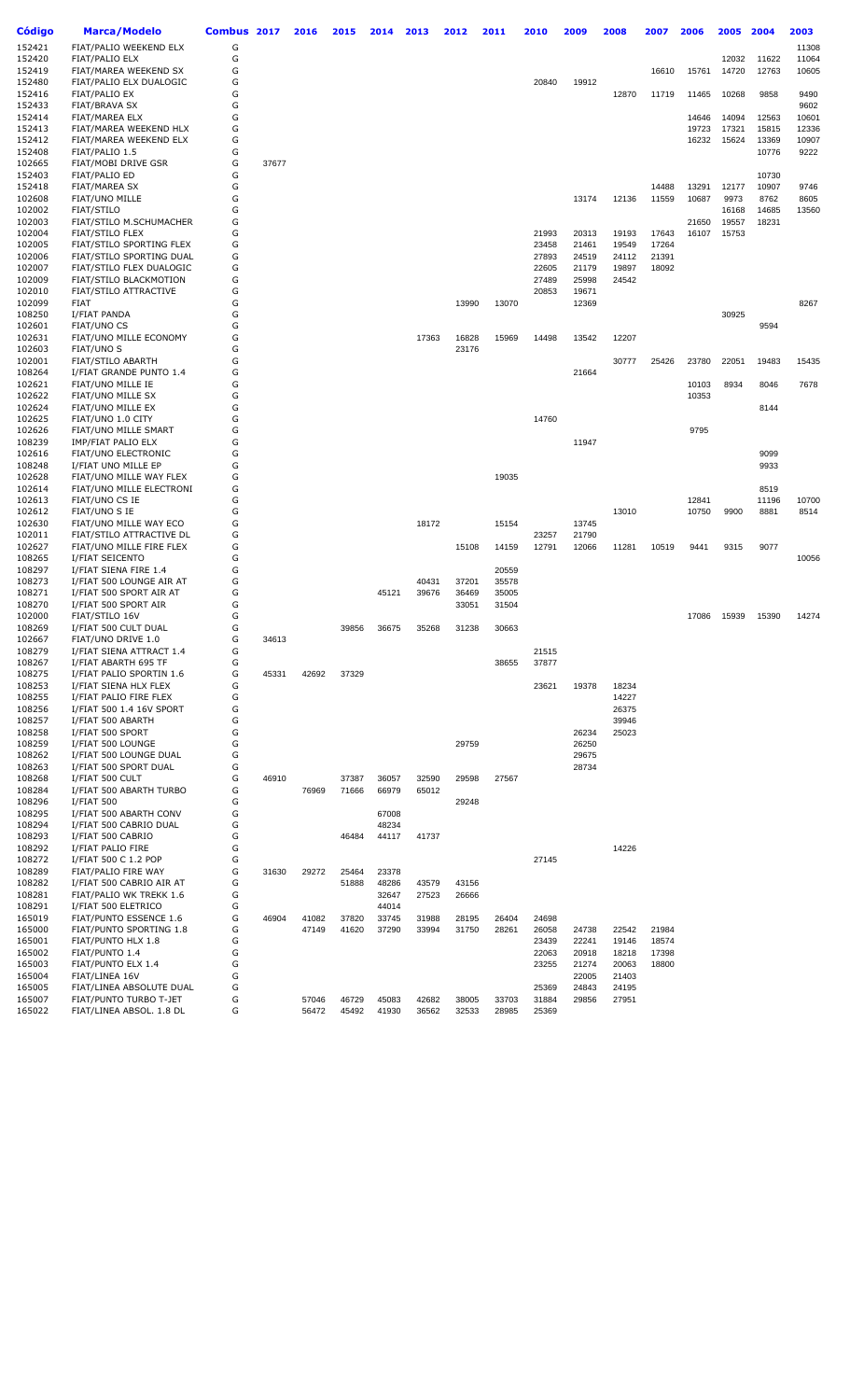| Código | Marca/Modelo | Combus | 2017 | 2016 | 2015 | 2014 | 2013 | 2012 | 2011 | 2010 | 2009 | 2008 | 2007 | 2006 | 2005 | 2004 | 2003 |
|---|---|---|---|---|---|---|---|---|---|---|---|---|---|---|---|---|---|
| 152421 | FIAT/PALIO WEEKEND ELX | G | | | | | | | | | | | | | | | 11308 |
| 152420 | FIAT/PALIO ELX | G | | | | | | | | | | | | | 12032 | 11622 | 11064 |
| 152419 | FIAT/MAREA WEEKEND SX | G | | | | | | | | | | | 16610 | 15761 | 14720 | 12763 | 10605 |
| 152480 | FIAT/PALIO ELX DUALOGIC | G | | | | | | | | 20840 | 19912 | | | | | | |
| 152416 | FIAT/PALIO EX | G | | | | | | | | | | 12870 | 11719 | 11465 | 10268 | 9858 | 9490 |
| 152433 | FIAT/BRAVA SX | G | | | | | | | | | | | | | | | 9602 |
| 152414 | FIAT/MAREA ELX | G | | | | | | | | | | | | 14646 | 14094 | 12563 | 10601 |
| 152413 | FIAT/MAREA WEEKEND HLX | G | | | | | | | | | | | | 19723 | 17321 | 15815 | 12336 |
| 152412 | FIAT/MAREA WEEKEND ELX | G | | | | | | | | | | | | 16232 | 15624 | 13369 | 10907 |
| 152408 | FIAT/PALIO 1.5 | G | | | | | | | | | | | | | | 10776 | 9222 |
| 102665 | FIAT/MOBI DRIVE GSR | G | 37677 | | | | | | | | | | | | | | |
| 152403 | FIAT/PALIO ED | G | | | | | | | | | | | | | | 10730 | |
| 152418 | FIAT/MAREA SX | G | | | | | | | | | | | 14488 | 13291 | 12177 | 10907 | 9746 |
| 102608 | FIAT/UNO MILLE | G | | | | | | | | | 13174 | 12136 | 11559 | 10687 | 9973 | 8762 | 8605 |
| 102002 | FIAT/STILO | G | | | | | | | | | | | | | 16168 | 14685 | 13560 |
| 102003 | FIAT/STILO M.SCHUMACHER | G | | | | | | | | | | | | 21650 | 19557 | 18231 | |
| 102004 | FIAT/STILO FLEX | G | | | | | | | | 21993 | 20313 | 19193 | 17643 | 16107 | 15753 | | |
| 102005 | FIAT/STILO SPORTING FLEX | G | | | | | | | | 23458 | 21461 | 19549 | 17264 | | | | |
| 102006 | FIAT/STILO SPORTING DUAL | G | | | | | | | | 27893 | 24519 | 24112 | 21391 | | | | |
| 102007 | FIAT/STILO FLEX DUALOGIC | G | | | | | | | | 22605 | 21179 | 19897 | 18092 | | | | |
| 102009 | FIAT/STILO BLACKMOTION | G | | | | | | | | 27489 | 25998 | 24542 | | | | | |
| 102010 | FIAT/STILO ATTRACTIVE | G | | | | | | | | 20853 | 19671 | | | | | | |
| 102099 | FIAT | G | | | | | | 13990 | 13070 | | 12369 | | | | | | 8267 |
| 108250 | I/FIAT PANDA | G | | | | | | | | | | | | | 30925 | | |
| 102601 | FIAT/UNO CS | G | | | | | | | | | | | | | | 9594 | |
| 102631 | FIAT/UNO MILLE ECONOMY | G | | | | | 17363 | 16828 | 15969 | 14498 | 13542 | 12207 | | | | | |
| 102603 | FIAT/UNO S | G | | | | | | 23176 | | | | | | | | | |
| 102001 | FIAT/STILO ABARTH | G | | | | | | | | | | 30777 | 25426 | 23780 | 22051 | 19483 | 15435 |
| 108264 | I/FIAT GRANDE PUNTO 1.4 | G | | | | | | | | | 21664 | | | | | | |
| 102621 | FIAT/UNO MILLE IE | G | | | | | | | | | | | | 10103 | 8934 | 8046 | 7678 |
| 102622 | FIAT/UNO MILLE SX | G | | | | | | | | | | | | 10353 | | | |
| 102624 | FIAT/UNO MILLE EX | G | | | | | | | | | | | | | | 8144 | |
| 102625 | FIAT/UNO 1.0 CITY | G | | | | | | | | 14760 | | | | | | | |
| 102626 | FIAT/UNO MILLE SMART | G | | | | | | | | | | | | 9795 | | | |
| 108239 | IMP/FIAT PALIO ELX | G | | | | | | | | | 11947 | | | | | | |
| 102616 | FIAT/UNO ELECTRONIC | G | | | | | | | | | | | | | | 9099 | |
| 108248 | I/FIAT UNO MILLE EP | G | | | | | | | | | | | | | | 9933 | |
| 102628 | FIAT/UNO MILLE WAY FLEX | G | | | | | | | 19035 | | | | | | | | |
| 102614 | FIAT/UNO MILLE ELECTRONI | G | | | | | | | | | | | | | | 8519 | |
| 102613 | FIAT/UNO CS IE | G | | | | | | | | | | | | 12841 | | 11196 | 10700 |
| 102612 | FIAT/UNO S IE | G | | | | | | | | | | 13010 | | 10750 | 9900 | 8881 | 8514 |
| 102630 | FIAT/UNO MILLE WAY ECO | G | | | | | 18172 | | 15154 | | 13745 | | | | | | |
| 102011 | FIAT/STILO ATTRACTIVE DL | G | | | | | | | | 23257 | 21790 | | | | | | |
| 102627 | FIAT/UNO MILLE FIRE FLEX | G | | | | | | 15108 | 14159 | 12791 | 12066 | 11281 | 10519 | 9441 | 9315 | 9077 | |
| 108265 | I/FIAT SEICENTO | G | | | | | | | | | | | | | | | 10056 |
| 108297 | I/FIAT SIENA FIRE 1.4 | G | | | | | | | 20559 | | | | | | | | |
| 108273 | I/FIAT 500 LOUNGE AIR AT | G | | | | | 40431 | 37201 | 35578 | | | | | | | | |
| 108271 | I/FIAT 500 SPORT AIR AT | G | | | | 45121 | 39676 | 36469 | 35005 | | | | | | | | |
| 108270 | I/FIAT 500 SPORT AIR | G | | | | | | 33051 | 31504 | | | | | | | | |
| 102000 | FIAT/STILO 16V | G | | | | | | | | | | | | 17086 | 15939 | 15390 | 14274 |
| 108269 | I/FIAT 500 CULT DUAL | G | | | 39856 | 36675 | 35268 | 31238 | 30663 | | | | | | | | |
| 102667 | FIAT/UNO DRIVE 1.0 | G | 34613 | | | | | | | | | | | | | | |
| 108279 | I/FIAT SIENA ATTRACT 1.4 | G | | | | | | | | 21515 | | | | | | | |
| 108267 | I/FIAT ABARTH 695 TF | G | | | | | | | 38655 | 37877 | | | | | | | |
| 108275 | I/FIAT PALIO SPORTIN 1.6 | G | 45331 | 42692 | 37329 | | | | | | | | | | | | |
| 108253 | I/FIAT SIENA HLX FLEX | G | | | | | | | | 23621 | 19378 | 18234 | | | | | |
| 108255 | I/FIAT PALIO FIRE FLEX | G | | | | | | | | | | 14227 | | | | | |
| 108256 | I/FIAT 500 1.4 16V SPORT | G | | | | | | | | | | 26375 | | | | | |
| 108257 | I/FIAT 500 ABARTH | G | | | | | | | | | | 39946 | | | | | |
| 108258 | I/FIAT 500 SPORT | G | | | | | | | | | 26234 | 25023 | | | | | |
| 108259 | I/FIAT 500 LOUNGE | G | | | | | | 29759 | | | 26250 | | | | | | |
| 108262 | I/FIAT 500 LOUNGE DUAL | G | | | | | | | | | 29675 | | | | | | |
| 108263 | I/FIAT 500 SPORT DUAL | G | | | | | | | | | 28734 | | | | | | |
| 108268 | I/FIAT 500 CULT | G | 46910 | | 37387 | 36057 | 32590 | 29598 | 27567 | | | | | | | | |
| 108284 | I/FIAT 500 ABARTH TURBO | G | | 76969 | 71666 | 66979 | 65012 | | | | | | | | | | |
| 108296 | I/FIAT 500 | G | | | | | | 29248 | | | | | | | | | |
| 108295 | I/FIAT 500 ABARTH CONV | G | | | | 67008 | | | | | | | | | | | |
| 108294 | I/FIAT 500 CABRIO DUAL | G | | | | 48234 | | | | | | | | | | | |
| 108293 | I/FIAT 500 CABRIO | G | | | 46484 | 44117 | 41737 | | | | | | | | | | |
| 108292 | I/FIAT PALIO FIRE | G | | | | | | | | | | 14226 | | | | | |
| 108272 | I/FIAT 500 C 1.2 POP | G | | | | | | | | 27145 | | | | | | | |
| 108289 | FIAT/PALIO FIRE WAY | G | 31630 | 29272 | 25464 | 23378 | | | | | | | | | | | |
| 108282 | I/FIAT 500 CABRIO AIR AT | G | | | 51888 | 48286 | 43579 | 43156 | | | | | | | | | |
| 108281 | FIAT/PALIO WK TREKK 1.6 | G | | | | 32647 | 27523 | 26666 | | | | | | | | | |
| 108291 | I/FIAT 500 ELETRICO | G | | | | 44014 | | | | | | | | | | | |
| 165019 | FIAT/PUNTO ESSENCE 1.6 | G | 46904 | 41082 | 37820 | 33745 | 31988 | 28195 | 26404 | 24698 | | | | | | | |
| 165000 | FIAT/PUNTO SPORTING 1.8 | G | | 47149 | 41620 | 37290 | 33994 | 31750 | 28261 | 26058 | 24738 | 22542 | 21984 | | | | |
| 165001 | FIAT/PUNTO HLX 1.8 | G | | | | | | | | 23439 | 22241 | 19146 | 18574 | | | | |
| 165002 | FIAT/PUNTO 1.4 | G | | | | | | | | 22063 | 20918 | 18218 | 17398 | | | | |
| 165003 | FIAT/PUNTO ELX 1.4 | G | | | | | | | | 23255 | 21274 | 20063 | 18800 | | | | |
| 165004 | FIAT/LINEA 16V | G | | | | | | | | | 22005 | 21403 | | | | | |
| 165005 | FIAT/LINEA ABSOLUTE DUAL | G | | | | | | | | 25369 | 24843 | 24195 | | | | | |
| 165007 | FIAT/PUNTO TURBO T-JET | G | | 57046 | 46729 | 45083 | 42682 | 38005 | 33703 | 31884 | 29856 | 27951 | | | | | |
| 165022 | FIAT/LINEA ABSOL. 1.8 DL | G | | 56472 | 45492 | 41930 | 36562 | 32533 | 28985 | 25369 | | | | | | | |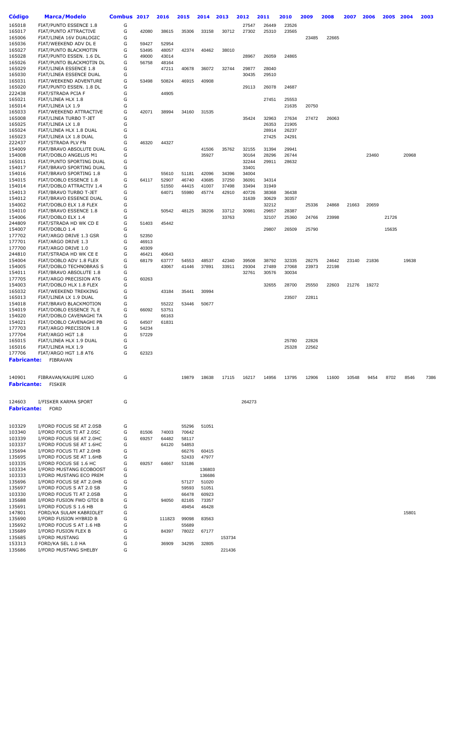| Código | Marca/Modelo | Combus | 2017 | 2016 | 2015 | 2014 | 2013 | 2012 | 2011 | 2010 | 2009 | 2008 | 2007 | 2006 | 2005 | 2004 | 2003 |
|---|---|---|---|---|---|---|---|---|---|---|---|---|---|---|---|---|---|
| 165018 | FIAT/PUNTO ESSENCE 1.8 | G | | | | | | 27547 | 26449 | 23526 | | | | | | | |
| 165017 | FIAT/PUNTO ATTRACTIVE | G | 42080 | 38615 | 35306 | 33158 | 30712 | 27302 | 25310 | 23565 | | | | | | | |
| 165006 | FIAT/LINEA 16V DUALOGIC | G | | | | | | | | | 23485 | 22665 | | | | | |
| 165036 | FIAT/WEEKEND ADV DL E | G | 59427 | 52954 | | | | | | | | | | | | | |
| 165027 | FIAT/PUNTO BLACKMOTIN | G | 53495 | 48057 | 42374 | 40462 | 38010 | | | | | | | | | | |
| 165028 | FIAT/PUNTO ESSEN. 1.6 DL | G | 49000 | 43014 | | | | 28967 | 26059 | 24865 | | | | | | | |
| 165026 | FIAT/PUNTO BLACKMOTIN DL | G | 56758 | 48164 | | | | | | | | | | | | | |
| 165029 | FIAT/LINEA ESSENCE 1.8 | G | | 47211 | 40678 | 36072 | 32744 | 29877 | 28040 | | | | | | | | |
| 165030 | FIAT/LINEA ESSENCE DUAL | G | | | | | | 30435 | 29510 | | | | | | | | |
| 165031 | FIAT/WEEKEND ADVENTURE | G | 53498 | 50824 | 46915 | 40908 | | | | | | | | | | | |
| 165020 | FIAT/PUNTO ESSEN. 1.8 DL | G | | | | | | 29113 | 26078 | 24687 | | | | | | | |
| 222438 | FIAT/STRADA PCIA F | G | | 44905 | | | | | | | | | | | | | |
| 165021 | FIAT/LINEA HLX 1.8 | G | | | | | | | 27451 | 25553 | | | | | | | |
| 165014 | FIAT/LINEA LX 1.9 | G | | | | | | | | 21635 | 20750 | | | | | | |
| 165033 | FIAT/WEEKEND ATTRACTIVE | G | 42071 | 38994 | 34160 | 31535 | | | | | | | | | | | |
| 165008 | FIAT/LINEA TURBO T-JET | G | | | | | | 35424 | 32963 | 27634 | 27472 | 26063 | | | | | |
| 165025 | FIAT/LINEA LX 1.8 | G | | | | | | | 26353 | 21905 | | | | | | | |
| 165024 | FIAT/LINEA HLX 1.8 DUAL | G | | | | | | | 28914 | 26237 | | | | | | | |
| 165023 | FIAT/LINEA LX 1.8 DUAL | G | | | | | | | 27425 | 24291 | | | | | | | |
| 222437 | FIAT/STRADA PLV FN | G | 46320 | 44327 | | | | | | | | | | | | | |
| 154009 | FIAT/BRAVO ABSOLUTE DUAL | G | | | | 41506 | 35762 | 32155 | 31394 | 29941 | | | | | | | |
| 154008 | FIAT/DOBLO ANGELUS M1 | G | | | | 35927 | | 30164 | 28296 | 26744 | | | | 23460 | | 20968 | |
| 165011 | FIAT/PUNTO SPORTING DUAL | G | | | | | | 32244 | 29911 | 28632 | | | | | | | |
| 154017 | FIAT/BRAVO SPORTING DUAL | G | | | | | | 33401 | | | | | | | | | |
| 154016 | FIAT/BRAVO SPORTING 1.8 | G | | 55610 | 51181 | 42096 | 34396 | 34004 | | | | | | | | | |
| 154015 | FIAT/DOBLO ESSENCE 1.8 | G | 64117 | 52907 | 46740 | 43685 | 37250 | 36091 | 34314 | | | | | | | | |
| 154014 | FIAT/DOBLO ATTRACTIV 1.4 | G | | 51550 | 44415 | 41007 | 37498 | 33494 | 31949 | | | | | | | | |
| 154013 | FIAT/BRAVO TURBO T-JET | G | | 64071 | 55980 | 45774 | 42910 | 40726 | 38368 | 36438 | | | | | | | |
| 154012 | FIAT/BRAVO ESSENCE DUAL | G | | | | | | 31639 | 30629 | 30357 | | | | | | | |
| 154002 | FIAT/DOBLO ELX 1.8 FLEX | G | | | | | | | 32212 | | 25336 | 24868 | 21663 | 20659 | | | |
| 154010 | FIAT/BRAVO ESSENCE 1.8 | G | | 50542 | 48125 | 38206 | 33712 | 30981 | 29657 | 28387 | | | | | | | |
| 154006 | FIAT/DOBLO ELX 1.4 | G | | | | | 33763 | | 32107 | 25360 | 24766 | 23998 | | | 21726 | | |
| 248809 | FIAT/STRADA HD WK CD E | G | 51403 | 45442 | | | | | | | | | | | | | |
| 154007 | FIAT/DOBLO 1.4 | G | | | | | | | 29807 | 26509 | 25790 | | | | 15635 | | |
| 177702 | FIAT/ARGO DRIVE 1.3 GSR | G | 52350 | | | | | | | | | | | | | | |
| 177701 | FIAT/ARGO DRIVE 1.3 | G | 46913 | | | | | | | | | | | | | | |
| 177700 | FIAT/ARGO DRIVE 1.0 | G | 40309 | | | | | | | | | | | | | | |
| 244810 | FIAT/STRADA HD WK CE E | G | 46421 | 40643 | | | | | | | | | | | | | |
| 154004 | FIAT/DOBLO ADV 1.8 FLEX | G | 68179 | 63777 | 54553 | 48537 | 42340 | 39508 | 38792 | 32335 | 28275 | 24642 | 23140 | 21836 | | 19638 | |
| 154005 | FIAT/DOBLO TECHNOBRAS S | G | | 43067 | 41446 | 37891 | 33911 | 29304 | 27489 | 27068 | 23973 | 22198 | | | | | |
| 154011 | FIAT/BRAVO ABSOLUTE 1.8 | G | | | | | | 32761 | 30576 | 30034 | | | | | | | |
| 177705 | FIAT/ARGO PRECISION AT6 | G | 60263 | | | | | | | | | | | | | | |
| 154003 | FIAT/DOBLO HLX 1.8 FLEX | G | | | | | | | 32655 | 28700 | 25550 | 22603 | 21276 | 19272 | | | |
| 165032 | FIAT/WEEKEND TREKKING | G | | 43184 | 35441 | 30994 | | | | | | | | | | | |
| 165013 | FIAT/LINEA LX 1.9 DUAL | G | | | | | | | | 23507 | 22811 | | | | | | |
| 154018 | FIAT/BRAVO BLACKMOTION | G | | 55222 | 53446 | 50677 | | | | | | | | | | | |
| 154019 | FIAT/DOBLO ESSENCE 7L E | G | 66092 | 53751 | | | | | | | | | | | | | |
| 154020 | FIAT/DOBLO CAVENAGHI TA | G | | 66163 | | | | | | | | | | | | | |
| 154021 | FIAT/DOBLO CAVENAGHI PB | G | 64507 | 61831 | | | | | | | | | | | | | |
| 177703 | FIAT/ARGO PRECISION 1.8 | G | 54234 | | | | | | | | | | | | | | |
| 177704 | FIAT/ARGO HGT 1.8 | G | 57229 | | | | | | | | | | | | | | |
| 165015 | FIAT/LINEA HLX 1.9 DUAL | G | | | | | | | | 25780 | 22826 | | | | | | |
| 165016 | FIAT/LINEA HLX 1.9 | G | | | | | | | | 25328 | 22562 | | | | | | |
| 177706 | FIAT/ARGO HGT 1.8 AT6 | G | 62323 | | | | | | | | | | | | | | |
| **Fabricante:** | FIBRAVAN | | | | | | | | | | | | | | | | |
| 140901 | FIBRAVAN/KAUIPE LUXO | G | | | 19879 | 18638 | 17115 | 16217 | 14956 | 13795 | 12906 | 11600 | 10548 | 9454 | 8702 | 8546 | 7386 |
| **Fabricante:** | FISKER | | | | | | | | | | | | | | | | |
| 124603 | I/FISKER KARMA SPORT | G | | | | | | 264273 | | | | | | | | | |
| **Fabricante:** | FORD | | | | | | | | | | | | | | | | |
| 103329 | I/FORD FOCUS SE AT 2.0SB | G | | | 55296 | 51051 | | | | | | | | | | | |
| 103340 | I/FORD FOCUS TI AT 2.0SC | G | 81506 | 74003 | 70642 | | | | | | | | | | | | |
| 103339 | I/FORD FOCUS SE AT 2.0HC | G | 69257 | 64482 | 58117 | | | | | | | | | | | | |
| 103337 | I/FORD FOCUS SE AT 1.6HC | G | | 64120 | 54853 | | | | | | | | | | | | |
| 135694 | I/FORD FOCUS TI AT 2.0HB | G | | | 66276 | 60415 | | | | | | | | | | | |
| 135695 | I/FORD FOCUS SE AT 1.6HB | G | | | 52433 | 47977 | | | | | | | | | | | |
| 103335 | I/FORD FOCUS SE 1.6 HC | G | 69257 | 64667 | 53186 | | | | | | | | | | | | |
| 103334 | I/FORD MUSTANG ECOBOOST | G | | | | 136803 | | | | | | | | | | | |
| 103333 | I/FORD MUSTANG ECO PREM | G | | | | 136686 | | | | | | | | | | | |
| 135696 | I/FORD FOCUS SE AT 2.0HB | G | | | 57127 | 51020 | | | | | | | | | | | |
| 135697 | I/FORD FOCUS S AT 2.0 SB | G | | | 59593 | 51051 | | | | | | | | | | | |
| 103330 | I/FORD FOCUS TI AT 2.0SB | G | | | 66478 | 60923 | | | | | | | | | | | |
| 135688 | I/FORD FUSION FWD GTDI B | G | | 94050 | 82165 | 73357 | | | | | | | | | | | |
| 135691 | I/FORD FOCUS S 1.6 HB | G | | | 49454 | 46428 | | | | | | | | | | | |
| 147801 | FORD/KA SULAM KABRIOLET | G | | | | | | | | | | | | | | 15801 | |
| 135690 | I/FORD FUSION HYBRID B | G | | 111823 | 99098 | 83563 | | | | | | | | | | | |
| 135692 | I/FORD FOCUS S AT 1.6 HB | G | | | 55689 | | | | | | | | | | | | |
| 135689 | I/FORD FUSION FLEX B | G | | 84397 | 78022 | 67177 | | | | | | | | | | | |
| 135685 | I/FORD MUSTANG | G | | | | | 153734 | | | | | | | | | | |
| 153313 | FORD/KA SEL 1.0 HA | G | | 36909 | 34295 | 32805 | | | | | | | | | | | |
| 135686 | I/FORD MUSTANG SHELBY | G | | | | | 221436 | | | | | | | | | | |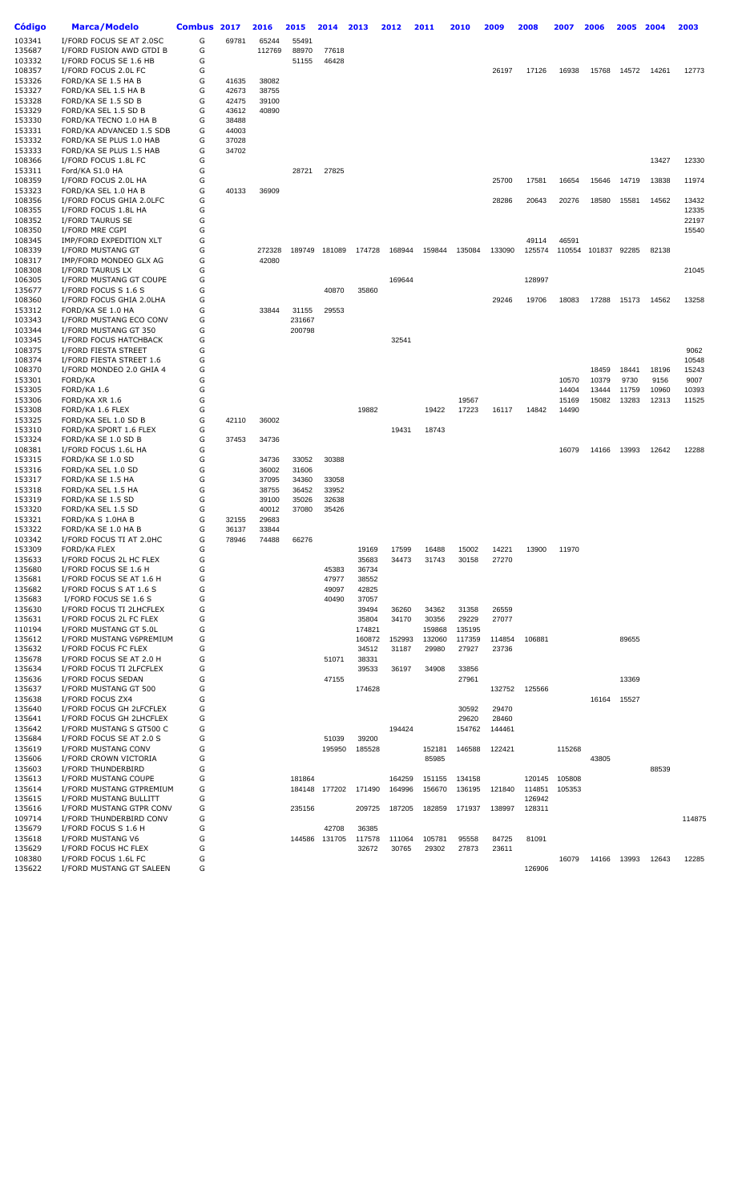| Código | Marca/Modelo | Combus | 2017 | 2016 | 2015 | 2014 | 2013 | 2012 | 2011 | 2010 | 2009 | 2008 | 2007 | 2006 | 2005 | 2004 | 2003 |
|---|---|---|---|---|---|---|---|---|---|---|---|---|---|---|---|---|---|
| 103341 | I/FORD FOCUS SE AT 2.0SC | G | 69781 | 65244 | 55491 | | | | | | | | | | | | |
| 135687 | I/FORD FUSION AWD GTDI B | G | | 112769 | 88970 | 77618 | | | | | | | | | | | |
| 103332 | I/FORD FOCUS SE 1.6 HB | G | | | 51155 | 46428 | | | | | | | | | | | |
| 108357 | I/FORD FOCUS 2.0L FC | G | | | | | | | | | 26197 | 17126 | 16938 | 15768 | 14572 | 14261 | 12773 |
| 153326 | FORD/KA SE 1.5 HA B | G | 41635 | 38082 | | | | | | | | | | | | | |
| 153327 | FORD/KA SEL 1.5 HA B | G | 42673 | 38755 | | | | | | | | | | | | | |
| 153328 | FORD/KA SE 1.5 SD B | G | 42475 | 39100 | | | | | | | | | | | | | |
| 153329 | FORD/KA SEL 1.5 SD B | G | 43612 | 40890 | | | | | | | | | | | | | |
| 153330 | FORD/KA TECNO 1.0 HA B | G | 38488 | | | | | | | | | | | | | | |
| 153331 | FORD/KA ADVANCED 1.5 SDB | G | 44003 | | | | | | | | | | | | | | |
| 153332 | FORD/KA SE PLUS 1.0 HAB | G | 37028 | | | | | | | | | | | | | | |
| 153333 | FORD/KA SE PLUS 1.5 HAB | G | 34702 | | | | | | | | | | | | | | |
| 108366 | I/FORD FOCUS 1.8L FC | G | | | | | | | | | | | | | | 13427 | 12330 |
| 153311 | Ford/KA S1.0 HA | G | | | 28721 | 27825 | | | | | | | | | | | |
| 108359 | I/FORD FOCUS 2.0L HA | G | | | | | | | | | 25700 | 17581 | 16654 | 15646 | 14719 | 13838 | 11974 |
| 153323 | FORD/KA SEL 1.0 HA B | G | 40133 | 36909 | | | | | | | | | | | | | |
| 108356 | I/FORD FOCUS GHIA 2.0LFC | G | | | | | | | | | 28286 | 20643 | 20276 | 18580 | 15581 | 14562 | 13432 |
| 108355 | I/FORD FOCUS 1.8L HA | G | | | | | | | | | | | | | | | 12335 |
| 108352 | I/FORD TAURUS SE | G | | | | | | | | | | | | | | | 22197 |
| 108350 | I/FORD MRE CGPI | G | | | | | | | | | | | | | | | 15540 |
| 108345 | IMP/FORD EXPEDITION XLT | G | | | | | | | | | | 49114 | 46591 | | | | |
| 108339 | I/FORD MUSTANG GT | G | | 272328 | 189749 | 181089 | 174728 | 168944 | 159844 | 135084 | 133090 | 125574 | 110554 | 101837 | 92285 | 82138 | |
| 108317 | IMP/FORD MONDEO GLX AG | G | | 42080 | | | | | | | | | | | | | |
| 108308 | I/FORD TAURUS LX | G | | | | | | | | | | | | | | | 21045 |
| 106305 | I/FORD MUSTANG GT COUPE | G | | | | | | 169644 | | | | 128997 | | | | | |
| 135677 | I/FORD FOCUS S 1.6 S | G | | | | 40870 | 35860 | | | | | | | | | | |
| 108360 | I/FORD FOCUS GHIA 2.0LHA | G | | | | | | | | | 29246 | 19706 | 18083 | 17288 | 15173 | 14562 | 13258 |
| 153312 | FORD/KA SE 1.0 HA | G | | 33844 | 31155 | 29553 | | | | | | | | | | | |
| 103343 | I/FORD MUSTANG ECO CONV | G | | | 231667 | | | | | | | | | | | | |
| 103344 | I/FORD MUSTANG GT 350 | G | | | 200798 | | | | | | | | | | | | |
| 103345 | I/FORD FOCUS HATCHBACK | G | | | | | | 32541 | | | | | | | | | |
| 108375 | I/FORD FIESTA STREET | G | | | | | | | | | | | | | | | 9062 |
| 108374 | I/FORD FIESTA STREET 1.6 | G | | | | | | | | | | | | | | | 10548 |
| 108370 | I/FORD MONDEO 2.0 GHIA 4 | G | | | | | | | | | | | | 18459 | 18441 | 18196 | 15243 |
| 153301 | FORD/KA | G | | | | | | | | | | | 10570 | 10379 | 9730 | 9156 | 9007 |
| 153305 | FORD/KA 1.6 | G | | | | | | | | | | | 14404 | 13444 | 11759 | 10960 | 10393 |
| 153306 | FORD/KA XR 1.6 | G | | | | | | | | 19567 | | | 15169 | 15082 | 13283 | 12313 | 11525 |
| 153308 | FORD/KA 1.6 FLEX | G | | | | | 19882 | | 19422 | 17223 | 16117 | 14842 | 14490 | | | | |
| 153325 | FORD/KA SEL 1.0 SD B | G | 42110 | 36002 | | | | | | | | | | | | | |
| 153310 | FORD/KA SPORT 1.6 FLEX | G | | | | | | 19431 | 18743 | | | | | | | | |
| 153324 | FORD/KA SE 1.0 SD B | G | 37453 | 34736 | | | | | | | | | | | | | |
| 108381 | I/FORD FOCUS 1.6L HA | G | | | | | | | | | | | 16079 | 14166 | 13993 | 12642 | 12288 |
| 153315 | FORD/KA SE 1.0 SD | G | | 34736 | 33052 | 30388 | | | | | | | | | | | |
| 153316 | FORD/KA SEL 1.0 SD | G | | 36002 | 31606 | | | | | | | | | | | | |
| 153317 | FORD/KA SE 1.5 HA | G | | 37095 | 34360 | 33058 | | | | | | | | | | | |
| 153318 | FORD/KA SEL 1.5 HA | G | | 38755 | 36452 | 33952 | | | | | | | | | | | |
| 153319 | FORD/KA SE 1.5 SD | G | | 39100 | 35026 | 32638 | | | | | | | | | | | |
| 153320 | FORD/KA SEL 1.5 SD | G | | 40012 | 37080 | 35426 | | | | | | | | | | | |
| 153321 | FORD/KA S 1.0HA B | G | 32155 | 29683 | | | | | | | | | | | | | |
| 153322 | FORD/KA SE 1.0 HA B | G | 36137 | 33844 | | | | | | | | | | | | | |
| 103342 | I/FORD FOCUS TI AT 2.0HC | G | 78946 | 74488 | 66276 | | | | | | | | | | | | |
| 153309 | FORD/KA FLEX | G | | | | | 19169 | 17599 | 16488 | 15002 | 14221 | 13900 | 11970 | | | | |
| 135633 | I/FORD FOCUS 2L HC FLEX | G | | | | | 35683 | 34473 | 31743 | 30158 | 27270 | | | | | | |
| 135680 | I/FORD FOCUS SE 1.6 H | G | | | | 45383 | 36734 | | | | | | | | | | |
| 135681 | I/FORD FOCUS SE AT 1.6 H | G | | | | 47977 | 38552 | | | | | | | | | | |
| 135682 | I/FORD FOCUS S AT 1.6 S | G | | | | 49097 | 42825 | | | | | | | | | | |
| 135683 | I/FORD FOCUS SE 1.6 S | G | | | | 40490 | 37057 | | | | | | | | | | |
| 135630 | I/FORD FOCUS TI 2LHCFLEX | G | | | | | 39494 | 36260 | 34362 | 31358 | 26559 | | | | | | |
| 135631 | I/FORD FOCUS 2L FC FLEX | G | | | | | 35804 | 34170 | 30356 | 29229 | 27077 | | | | | | |
| 110194 | I/FORD MUSTANG GT 5.0L | G | | | | | 174821 | | 159868 | 135195 | | | | | | | |
| 135612 | I/FORD MUSTANG V6PREMIUM | G | | | | | 160872 | 152993 | 132060 | 117359 | 114854 | 106881 | | | 89655 | | |
| 135632 | I/FORD FOCUS FC FLEX | G | | | | | 34512 | 31187 | 29980 | 27927 | 23736 | | | | | | |
| 135678 | I/FORD FOCUS SE AT 2.0 H | G | | | | 51071 | 38331 | | | | | | | | | | |
| 135634 | I/FORD FOCUS TI 2LFCFLEX | G | | | | | 39533 | 36197 | 34908 | 33856 | | | | | | | |
| 135636 | I/FORD FOCUS SEDAN | G | | | | 47155 | | | | 27961 | | | | | 13369 | | |
| 135637 | I/FORD MUSTANG GT 500 | G | | | | | 174628 | | | | 132752 | 125566 | | | | | |
| 135638 | I/FORD FOCUS ZX4 | G | | | | | | | | | | | | 16164 | 15527 | | |
| 135640 | I/FORD FOCUS GH 2LFCFLEX | G | | | | | | | | 30592 | 29470 | | | | | | |
| 135641 | I/FORD FOCUS GH 2LHCFLEX | G | | | | | | | | 29620 | 28460 | | | | | | |
| 135642 | I/FORD MUSTANG S GT500 C | G | | | | | | 194424 | | 154762 | 144461 | | | | | | |
| 135684 | I/FORD FOCUS SE AT 2.0 S | G | | | | 51039 | 39200 | | | | | | | | | | |
| 135619 | I/FORD MUSTANG CONV | G | | | | 195950 | 185528 | | 152181 | 146588 | 122421 | | 115268 | | | | |
| 135606 | I/FORD CROWN VICTORIA | G | | | | | | | 85985 | | | | | 43805 | | | |
| 135603 | I/FORD THUNDERBIRD | G | | | | | | | | | | | | | | 88539 | |
| 135613 | I/FORD MUSTANG COUPE | G | | | 181864 | | | 164259 | 151155 | 134158 | | 120145 | 105808 | | | | |
| 135614 | I/FORD MUSTANG GTPREMIUM | G | | | 184148 | 177202 | 171490 | 164996 | 156670 | 136195 | 121840 | 114851 | 105353 | | | | |
| 135615 | I/FORD MUSTANG BULLITT | G | | | | | | | | | | 126942 | | | | | |
| 135616 | I/FORD MUSTANG GTPR CONV | G | | | 235156 | | 209725 | 187205 | 182859 | 171937 | 138997 | 128311 | | | | | |
| 109714 | I/FORD THUNDERBIRD CONV | G | | | | | | | | | | | | | | | 114875 |
| 135679 | I/FORD FOCUS S 1.6 H | G | | | | 42708 | 36385 | | | | | | | | | | |
| 135618 | I/FORD MUSTANG V6 | G | | | 144586 | 131705 | 117578 | 111064 | 105781 | 95558 | 84725 | 81091 | | | | | |
| 135629 | I/FORD FOCUS HC FLEX | G | | | | | 32672 | 30765 | 29302 | 27873 | 23611 | | | | | | |
| 108380 | I/FORD FOCUS 1.6L FC | G | | | | | | | | | | | 16079 | 14166 | 13993 | 12643 | 12285 |
| 135622 | I/FORD MUSTANG GT SALEEN | G | | | | | | | | | | 126906 | | | | | |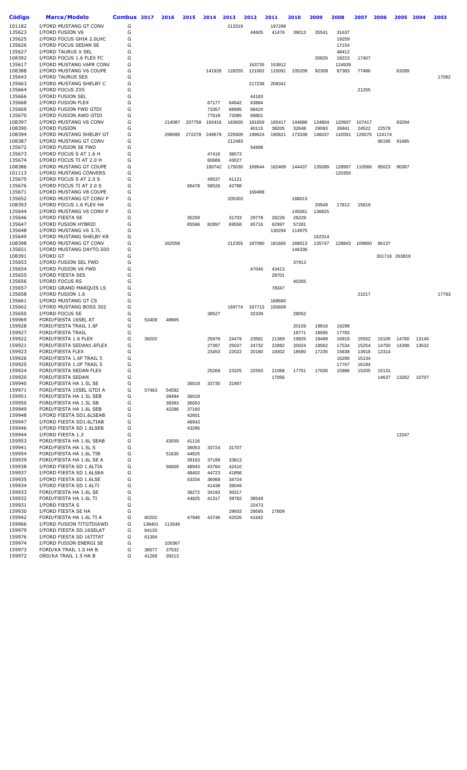| Código | Marca/Modelo | Combus | 2017 | 2016 | 2015 | 2014 | 2013 | 2012 | 2011 | 2010 | 2009 | 2008 | 2007 | 2006 | 2005 | 2004 | 2003 |
|---|---|---|---|---|---|---|---|---|---|---|---|---|---|---|---|---|---|
| 101182 | I/FORD MUSTANG GT CONV | G | | | | | 213319 | | 197299 | | | | | | | | |
| 135623 | I/FORD FUSION V6 | G | | | | | | 44605 | 41476 | 39013 | 35541 | 31637 | | | | | |
| 135625 | I/FORD FOCUS GHIA 2.0LHC | G | | | | | | | | | | 19259 | | | | | |
| 135626 | I/FORD FOCUS SEDAN SE | G | | | | | | | | | | 17154 | | | | | |
| 135627 | I/FORD TAURUS X SEL | G | | | | | | | | | | 48412 | | | | | |
| 108392 | I/FORD FOCUS 1.6 FLEX FC | G | | | | | | | | | 20826 | 18223 | 17407 | | | | |
| 135617 | I/FORD MUSTANG V6PR CONV | G | | | | | | 163735 | 153912 | | | 124939 | | | | | |
| 108388 | I/FORD MUSTANG V6 COUPE | G | | | | 141928 | 128255 | 121002 | 115091 | 105209 | 92309 | 87383 | 77486 | | 63289 | | |
| 135643 | I/FORD TAURUS SES | G | | | | | | | | | | | | | | | 17092 |
| 135663 | I/FORD MUSTANG SHELBY C | G | | | | | | 217238 | 208341 | | | | | | | | |
| 135664 | I/FORD FOCUS ZX5 | G | | | | | | | | | | | 21255 | | | | |
| 135666 | I/FORD FUSION SEL | G | | | | | | 44183 | | | | | | | | | |
| 135668 | I/FORD FUSION FLEX | G | | | | 67177 | 64942 | 63884 | | | | | | | | | |
| 135669 | I/FORD FUSION FWD GTDI | G | | | | 73357 | 68995 | 68424 | | | | | | | | | |
| 135670 | I/FORD FUSION AWD GTDI | G | | | | 77618 | 72085 | 69801 | | | | | | | | | |
| 108397 | I/FORD MUSTANG V6 CONV | G | | 214087 | 207758 | 193416 | 183600 | 181659 | 165417 | 144688 | 134804 | 120937 | 107417 | | 83294 | | |
| 108390 | I/FORD FUSION | G | | | | | | 40115 | 38205 | 32648 | 29093 | 26841 | 24522 | 22578 | | | |
| 108394 | I/FORD MUSTANG SHELBY GT | G | | 299095 | 272278 | 249679 | 229309 | 199624 | 190621 | 173338 | 146037 | 142091 | 126076 | 124174 | | | |
| 108387 | I/FORD MUSTANG GT CONV | G | | | | | 212483 | | | | | | | 96195 | 91685 | | |
| 135672 | I/FORD FUSION SE FWD | G | | | | | | 54998 | | | | | | | | | |
| 135673 | I/FORD FOCUS S AT 1.6 H | G | | | | 47416 | 38573 | | | | | | | | | | |
| 135674 | I/FORD FOCUS TI AT 2.0 H | G | | | | 60689 | 43027 | | | | | | | | | | |
| 108386 | I/FORD MUSTANG GT COUPE | G | | | | 180742 | 175030 | 169644 | 162409 | 144437 | 135089 | 128997 | 110566 | 95023 | 90367 | | |
| 101113 | I/FORD MUSTANG CONVERS | G | | | | | | | | | | 120350 | | | | | |
| 135675 | I/FORD FOCUS S AT 2.0 S | G | | | | 49537 | 41121 | | | | | | | | | | |
| 135676 | I/FORD FOCUS TI AT 2.0 S | G | | | 66478 | 58526 | 42788 | | | | | | | | | | |
| 135671 | I/FORD MUSTANG V8 COUPE | G | | | | | | 169488 | | | | | | | | | |
| 135652 | I/FORD MUSTANG GT CONV P | G | | | | | 205303 | | | 168013 | | | | | | | |
| 108393 | I/FORD FOCUS 1.6 FLEX HA | G | | | | | | | | | 20549 | 17812 | 15819 | | | | |
| 135644 | I/FORD MUSTANG V6 CONV P | G | | | | | | | | 145061 | 136825 | | | | | | |
| 135646 | I/FORD FIESTA SE | G | | | 35259 | | 31703 | 29778 | 28228 | 26229 | | | | | | | |
| 135647 | I/FORD FUSION HYBRID | G | | | 85596 | 82897 | 69558 | 65716 | 62997 | 57281 | | | | | | | |
| 135648 | I/FORD MUSTANG V6 3.7L | G | | | | | | | 130294 | 114975 | | | | | | | |
| 135649 | I/FORD MUSTANG SHELBY KR | G | | | | | | | | | 162314 | | | | | | |
| 108398 | I/FORD MUSTANG GT CONV | G | | 262556 | | | 212355 | 187090 | 181665 | 168013 | 135747 | 128843 | 109800 | 96137 | | | |
| 135651 | I/FORD MUSTANG DAYTO.500 | G | | | | | | | | 146336 | | | | | | | |
| 108391 | I/FORD GT | G | | | | | | | | | | | | 301716 | 263819 | | |
| 135653 | I/FORD FUSION SEL FWD | G | | | | | | | | 37913 | | | | | | | |
| 135654 | I/FORD FUSION V6 FWD | G | | | | | | 47046 | 43413 | | | | | | | | |
| 135655 | I/FORD FIESTA SES | G | | | | | | | 28701 | | | | | | | | |
| 135656 | I/FORD FOCUS RS | G | | | | | | | | 40265 | | | | | | | |
| 135657 | I/FORD GRAND MARQUIS LS | G | | | | | | | 78347 | | | | | | | | |
| 135658 | I/FORD FUSION 1.6 | G | | | | | | | | | | | 21017 | | | | 17793 |
| 135661 | I/FORD MUSTANG GT CS | G | | | | | | | 168660 | | | | | | | | |
| 135662 | I/FORD MUSTANG BOSS 302 | G | | | | | 169774 | 167713 | 155609 | | | | | | | | |
| 135650 | I/FORD FOCUS SE | G | | | | 38527 | | 32339 | | 28052 | | | | | | | |
| 159969 | FORD/FIESTA 16SEL AT | G | 53409 | 48865 | | | | | | | | | | | | | |
| 159928 | FORD/FIESTA TRAIL 1.6F | G | | | | | | | | 20159 | 19816 | 16298 | | | | | |
| 159927 | FORD/FIESTA TRAIL | G | | | | | | | | 19771 | 18595 | 17783 | | | | | |
| 159922 | FORD/FIESTA 1.6 FLEX | G | 39202 | | | 25978 | 24479 | 23581 | 21369 | 19925 | 18499 | 16919 | 15552 | 15105 | 14780 | 13140 | |
| 159921 | FORD/FIESTA SEDAN1.6FLEX | G | | | | 27397 | 25037 | 24732 | 22882 | 20024 | 18562 | 17534 | 15254 | 14750 | 14398 | 13532 | |
| 159923 | FORD/FIESTA FLEX | G | | | | 23453 | 22022 | 20180 | 19302 | 18580 | 17235 | 15838 | 13918 | 12314 | | | |
| 159926 | FORD/FIESTA 1.6F TRAIL 5 | G | | | | | | | | | | 16295 | 15134 | | | | |
| 159925 | FORD/FIESTA 1.0F TRAIL 5 | G | | | | | | | | | | 17767 | 16194 | | | | |
| 159924 | FORD/FIESTA SEDAN FLEX | G | | | | 25269 | 23325 | 22593 | 21068 | 17751 | 17030 | 15986 | 15205 | 15131 | | | |
| 159920 | FORD/FIESTA SEDAN | G | | | | | | | 17056 | | | | | 14637 | 13262 | 10707 | |
| 159940 | FORD/FIESTA HA 1.5L SE | G | | | 36018 | 33735 | 31907 | | | | | | | | | | |
| 159971 | FORD/FIESTA 10SEL GTDI A | G | 57463 | 54592 | | | | | | | | | | | | | |
| 159951 | FORD/FIESTA HA 1.5L SEB | G | | 39494 | 36018 | | | | | | | | | | | | |
| 159950 | FORD/FIESTA HA 1.5L SB | G | | 39393 | 36053 | | | | | | | | | | | | |
| 159949 | FORD/FIESTA HA 1.6L SEB | G | | 42286 | 37160 | | | | | | | | | | | | |
| 159948 | I/FORD FIESTA SD1.6LSEAB | G | | | 42601 | | | | | | | | | | | | |
| 159947 | I/FORD FIESTA SD1.6LTIAB | G | | | 48943 | | | | | | | | | | | | |
| 159946 | I/FORD FIESTA SD 1.6LSEB | G | | | 43295 | | | | | | | | | | | | |
| 159944 | I/FORD FIESTA 1.3 | G | | | | | | | | | | | | | 13247 | | |
| 159953 | FORD/FIESTA HA 1.6L SEAB | G | | 43059 | 41116 | | | | | | | | | | | | |
| 159941 | FORD/FIESTA HA 1.5L S | G | | | 36053 | 33724 | 31707 | | | | | | | | | | |
| 159954 | FORD/FIESTA HA 1.6L TIB | G | | 51635 | 44825 | | | | | | | | | | | | |
| 159939 | FORD/FIESTA HA 1.6L SE A | G | | | 39163 | 37199 | 33813 | | | | | | | | | | |
| 159938 | I/FORD FIESTA SD 1.6LTIA | G | | 56609 | 48943 | 43784 | 42410 | | | | | | | | | | |
| 159937 | I/FORD FIESTA SD 1.6LSEA | G | | | 48402 | 44723 | 41856 | | | | | | | | | | |
| 159935 | I/FORD FIESTA SD 1.6LSE | G | | | 43334 | 36068 | 34724 | | | | | | | | | | |
| 159934 | I/FORD FIESTA SD 1.6LTI | G | | | | 41438 | 39049 | | | | | | | | | | |
| 159933 | FORD/FIESTA HA 1.6L SE | G | | | 38272 | 34193 | 30317 | | | | | | | | | | |
| 159932 | FORD/FIESTA HA 1.6L TI | G | | | 44825 | 41317 | 39782 | 38549 | | | | | | | | | |
| 159931 | I/FORD FIESTA S | G | | | | | | 22473 | | | | | | | | | |
| 159930 | I/FORD FIESTA SE HA | G | | | | | 29933 | 29595 | 27809 | | | | | | | | |
| 159942 | FORD/FIESTA HA 1.6L TI A | G | 60202 | | 47946 | 43746 | 42026 | 41642 | | | | | | | | | |
| 159966 | I/FORD FUSION TITGTDIAWD | G | 138401 | 113546 | | | | | | | | | | | | | |
| 159979 | I/FORD FIESTA SD.16SELAT | G | 64120 | | | | | | | | | | | | | | |
| 159976 | I/FORD FIESTA SD 16TITAT | G | 61394 | | | | | | | | | | | | | | |
| 159974 | I/FORD FUSION ENERGI SE | G | | 100367 | | | | | | | | | | | | | |
| 159973 | FORD/KA TRAIL 1.0 HA B | G | 38577 | 37532 | | | | | | | | | | | | | |
| 159972 | ORD/KA TRAIL 1.5 HA B | G | 41269 | 39213 | | | | | | | | | | | | | |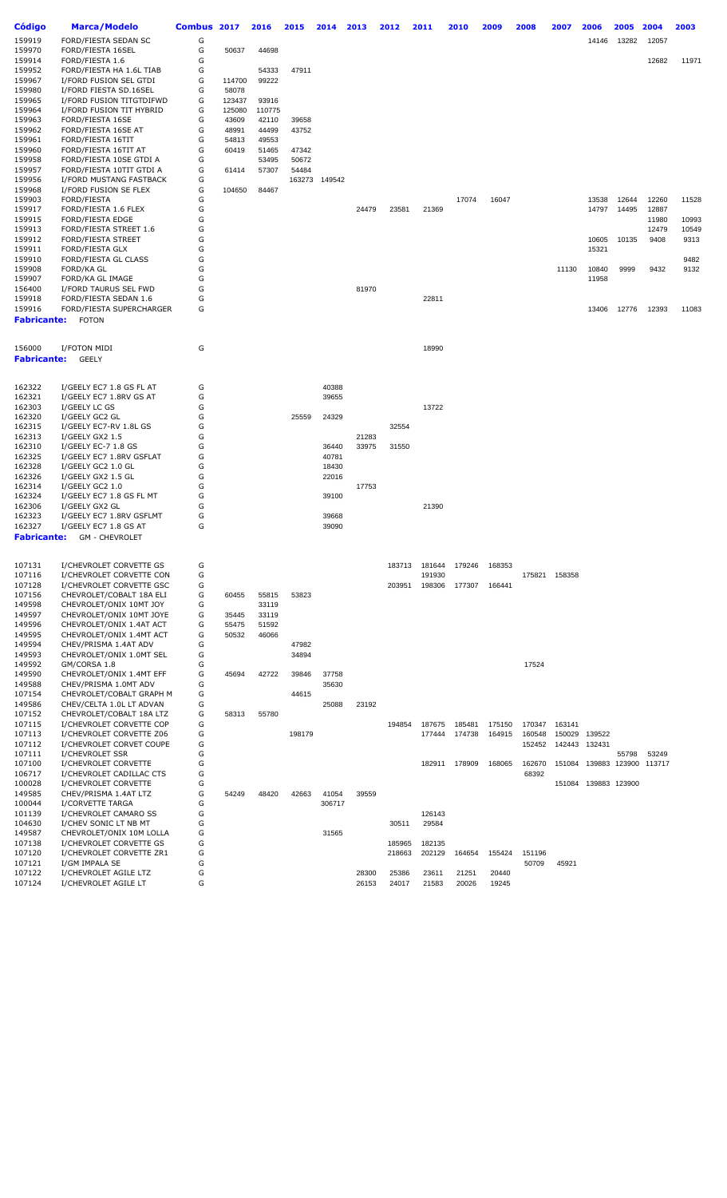| Código | Marca/Modelo | Combus | 2017 | 2016 | 2015 | 2014 | 2013 | 2012 | 2011 | 2010 | 2009 | 2008 | 2007 | 2006 | 2005 | 2004 | 2003 |
|---|---|---|---|---|---|---|---|---|---|---|---|---|---|---|---|---|---|
| 159919 | FORD/FIESTA SEDAN SC | G | | | | | | | | | | | | 14146 | 13282 | 12057 | |
| 159970 | FORD/FIESTA 16SEL | G | 50637 | 44698 | | | | | | | | | | | | | |
| 159914 | FORD/FIESTA 1.6 | G | | | | | | | | | | | | | | 12682 | 11971 |
| 159952 | FORD/FIESTA HA 1.6L TIAB | G | | 54333 | 47911 | | | | | | | | | | | | |
| 159967 | I/FORD FUSION SEL GTDI | G | 114700 | 99222 | | | | | | | | | | | | | |
| 159980 | I/FORD FIESTA SD.16SEL | G | 58078 | | | | | | | | | | | | | | |
| 159965 | I/FORD FUSION TITGTDIFWD | G | 123437 | 93916 | | | | | | | | | | | | | |
| 159964 | I/FORD FUSION TIT HYBRID | G | 125080 | 110775 | | | | | | | | | | | | | |
| 159963 | FORD/FIESTA 16SE | G | 43609 | 42110 | 39658 | | | | | | | | | | | | |
| 159962 | FORD/FIESTA 16SE AT | G | 48991 | 44499 | 43752 | | | | | | | | | | | | |
| 159961 | FORD/FIESTA 16TIT | G | 54813 | 49553 | | | | | | | | | | | | | |
| 159960 | FORD/FIESTA 16TIT AT | G | 60419 | 51465 | 47342 | | | | | | | | | | | | |
| 159958 | FORD/FIESTA 10SE GTDI A | G | | 53495 | 50672 | | | | | | | | | | | | |
| 159957 | FORD/FIESTA 10TIT GTDI A | G | 61414 | 57307 | 54484 | | | | | | | | | | | | |
| 159956 | I/FORD MUSTANG FASTBACK | G | | | 163273 | 149542 | | | | | | | | | | | |
| 159968 | I/FORD FUSION SE FLEX | G | 104650 | 84467 | | | | | | | | | | | | | |
| 159903 | FORD/FIESTA | G | | | | | | | | 17074 | 16047 | | | 13538 | 12644 | 12260 | 11528 |
| 159917 | FORD/FIESTA 1.6 FLEX | G | | | | | 24479 | 23581 | 21369 | | | | | 14797 | 14495 | 12887 | |
| 159915 | FORD/FIESTA EDGE | G | | | | | | | | | | | | | | 11980 | 10993 |
| 159913 | FORD/FIESTA STREET 1.6 | G | | | | | | | | | | | | | | 12479 | 10549 |
| 159912 | FORD/FIESTA STREET | G | | | | | | | | | | | | 10605 | 10135 | 9408 | 9313 |
| 159911 | FORD/FIESTA GLX | G | | | | | | | | | | | | 15321 | | | |
| 159910 | FORD/FIESTA GL CLASS | G | | | | | | | | | | | | | | | 9482 |
| 159908 | FORD/KA GL | G | | | | | | | | | | | 11130 | 10840 | 9999 | 9432 | 9132 |
| 159907 | FORD/KA GL IMAGE | G | | | | | | | | | | | | 11958 | | | |
| 156400 | I/FORD TAURUS SEL FWD | G | | | | | 81970 | | | | | | | | | | |
| 159918 | FORD/FIESTA SEDAN 1.6 | G | | | | | | | 22811 | | | | | | | | |
| 159916 | FORD/FIESTA SUPERCHARGER | G | | | | | | | | | | | | 13406 | 12776 | 12393 | 11083 |
| **Fabricante:** | FOTON | | | | | | | | | | | | | | | | |
| 156000 | I/FOTON MIDI | G | | | | | | | 18990 | | | | | | | | |
| **Fabricante:** | GEELY | | | | | | | | | | | | | | | | |
| 162322 | I/GEELY EC7 1.8 GS FL AT | G | | | | 40388 | | | | | | | | | | | |
| 162321 | I/GEELY EC7 1.8RV GS AT | G | | | | 39655 | | | | | | | | | | | |
| 162303 | I/GEELY LC GS | G | | | | | | | 13722 | | | | | | | | |
| 162320 | I/GEELY GC2 GL | G | | | 25559 | 24329 | | | | | | | | | | | |
| 162315 | I/GEELY EC7-RV 1.8L GS | G | | | | | | 32554 | | | | | | | | | |
| 162313 | I/GEELY GX2 1.5 | G | | | | | 21283 | | | | | | | | | | |
| 162310 | I/GEELY EC-7 1.8 GS | G | | | | 36440 | 33975 | 31550 | | | | | | | | | |
| 162325 | I/GEELY EC7 1.8RV GSFLAT | G | | | | 40781 | | | | | | | | | | | |
| 162328 | I/GEELY GC2 1.0 GL | G | | | | 18430 | | | | | | | | | | | |
| 162326 | I/GEELY GX2 1.5 GL | G | | | | 22016 | | | | | | | | | | | |
| 162314 | I/GEELY GC2 1.0 | G | | | | | 17753 | | | | | | | | | | |
| 162324 | I/GEELY EC7 1.8 GS FL MT | G | | | | 39100 | | | | | | | | | | | |
| 162306 | I/GEELY GX2 GL | G | | | | | | | 21390 | | | | | | | | |
| 162323 | I/GEELY EC7 1.8RV GSFLMT | G | | | | 39668 | | | | | | | | | | | |
| 162327 | I/GEELY EC7 1.8 GS AT | G | | | | 39090 | | | | | | | | | | | |
| **Fabricante:** | GM - CHEVROLET | | | | | | | | | | | | | | | | |
| 107131 | I/CHEVROLET CORVETTE GS | G | | | | | | 183713 | 181644 | 179246 | 168353 | | | | | | |
| 107116 | I/CHEVROLET CORVETTE CON | G | | | | | | | 191930 | | | 175821 | 158358 | | | | |
| 107128 | I/CHEVROLET CORVETTE GSC | G | | | | | | 203951 | 198306 | 177307 | 166441 | | | | | | |
| 107156 | CHEVROLET/COBALT 18A ELI | G | 60455 | 55815 | 53823 | | | | | | | | | | | | |
| 149598 | CHEVROLET/ONIX 10MT JOY | G | | 33119 | | | | | | | | | | | | | |
| 149597 | CHEVROLET/ONIX 10MT JOYE | G | 35445 | 33119 | | | | | | | | | | | | | |
| 149596 | CHEVROLET/ONIX 1.4AT ACT | G | 55475 | 51592 | | | | | | | | | | | | | |
| 149595 | CHEVROLET/ONIX 1.4MT ACT | G | 50532 | 46066 | | | | | | | | | | | | | |
| 149594 | CHEV/PRISMA 1.4AT ADV | G | | | 47982 | | | | | | | | | | | | |
| 149593 | CHEVROLET/ONIX 1.0MT SEL | G | | | 34894 | | | | | | | | | | | | |
| 149592 | GM/CORSA 1.8 | G | | | | | | | | | | 17524 | | | | | |
| 149590 | CHEVROLET/ONIX 1.4MT EFF | G | 45694 | 42722 | 39846 | 37758 | | | | | | | | | | | |
| 149588 | CHEV/PRISMA 1.0MT ADV | G | | | | 35630 | | | | | | | | | | | |
| 107154 | CHEVROLET/COBALT GRAPH M | G | | | 44615 | | | | | | | | | | | | |
| 149586 | CHEV/CELTA 1.0L LT ADVAN | G | | | | 25088 | 23192 | | | | | | | | | | |
| 107152 | CHEVROLET/COBALT 18A LTZ | G | 58313 | 55780 | | | | | | | | | | | | | |
| 107115 | I/CHEVROLET CORVETTE COP | G | | | | | | 194854 | 187675 | 185481 | 175150 | 170347 | 163141 | | | | |
| 107113 | I/CHEVROLET CORVETTE Z06 | G | | | 198179 | | | | 177444 | 174738 | 164915 | 160548 | 150029 | 139522 | | | |
| 107112 | I/CHEVROLET CORVET COUPE | G | | | | | | | | | | 152452 | 142443 | 132431 | | | |
| 107111 | I/CHEVROLET SSR | G | | | | | | | | | | | | | 55798 | 53249 | |
| 107100 | I/CHEVROLET CORVETTE | G | | | | | | | 182911 | 178909 | 168065 | 162670 | 151084 | 139883 | 123900 | 113717 | |
| 106717 | I/CHEVROLET CADILLAC CTS | G | | | | | | | | | | 68392 | | | | | |
| 100028 | I/CHEVROLET CORVETTE | G | | | | | | | | | | | 151084 | 139883 | 123900 | | |
| 149585 | CHEV/PRISMA 1.4AT LTZ | G | 54249 | 48420 | 42663 | 41054 | 39559 | | | | | | | | | | |
| 100044 | I/CORVETTE TARGA | G | | | | 306717 | | | | | | | | | | | |
| 101139 | I/CHEVROLET CAMARO SS | G | | | | | | | 126143 | | | | | | | | |
| 104630 | I/CHEV SONIC LT NB MT | G | | | | | | 30511 | 29584 | | | | | | | | |
| 149587 | CHEVROLET/ONIX 10M LOLLA | G | | | | 31565 | | | | | | | | | | | |
| 107138 | I/CHEVROLET CORVETTE GS | G | | | | | | 185965 | 182135 | | | | | | | | |
| 107120 | I/CHEVROLET CORVETTE ZR1 | G | | | | | | 218663 | 202129 | 164654 | 155424 | 151196 | | | | | |
| 107121 | I/GM IMPALA SE | G | | | | | | | | | | 50709 | 45921 | | | | |
| 107122 | I/CHEVROLET AGILE LTZ | G | | | | | 28300 | 25386 | 23611 | 21251 | 20440 | | | | | | |
| 107124 | I/CHEVROLET AGILE LT | G | | | | | 26153 | 24017 | 21583 | 20026 | 19245 | | | | | | |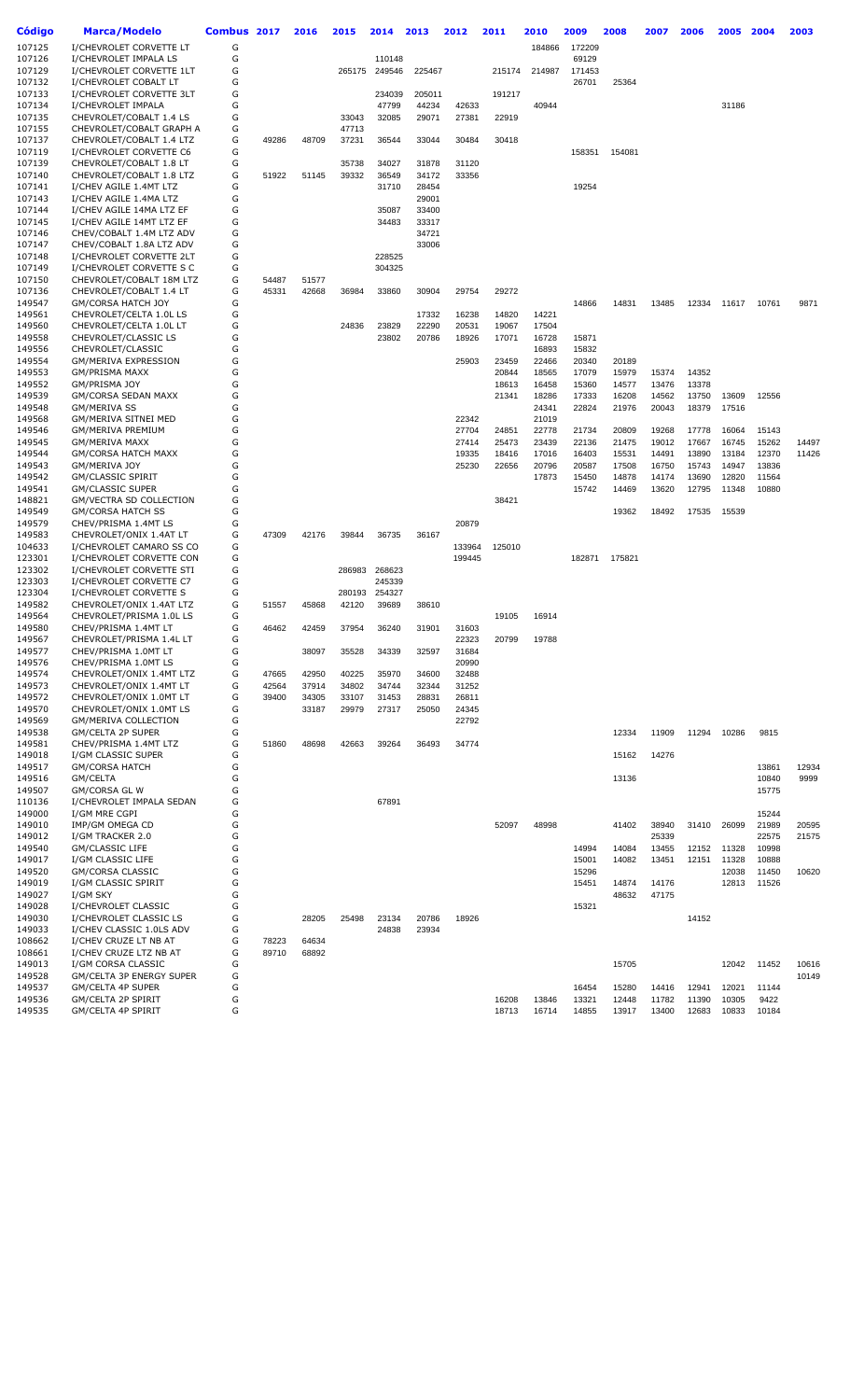| Código | Marca/Modelo | Combus | 2017 | 2016 | 2015 | 2014 | 2013 | 2012 | 2011 | 2010 | 2009 | 2008 | 2007 | 2006 | 2005 | 2004 | 2003 |
|---|---|---|---|---|---|---|---|---|---|---|---|---|---|---|---|---|---|
| 107125 | I/CHEVROLET CORVETTE LT | G | | | | | | | | 184866 | 172209 | | | | | | |
| 107126 | I/CHEVROLET IMPALA LS | G | | | | 110148 | | | | | 69129 | | | | | | |
| 107129 | I/CHEVROLET CORVETTE 1LT | G | | | 265175 | 249546 | 225467 | | 215174 | 214987 | 171453 | | | | | | |
| 107132 | I/CHEVROLET COBALT LT | G | | | | | | | | | 26701 | 25364 | | | | | |
| 107133 | I/CHEVROLET CORVETTE 3LT | G | | | | 234039 | 205011 | | 191217 | | | | | | | | |
| 107134 | I/CHEVROLET IMPALA | G | | | | 47799 | 44234 | 42633 | | 40944 | | | | | 31186 | | |
| 107135 | CHEVROLET/COBALT 1.4 LS | G | | | 33043 | 32085 | 29071 | 27381 | 22919 | | | | | | | | |
| 107155 | CHEVROLET/COBALT GRAPH A | G | | | 47713 | | | | | | | | | | | | |
| 107137 | CHEVROLET/COBALT 1.4 LTZ | G | 49286 | 48709 | 37231 | 36544 | 33044 | 30484 | 30418 | | | | | | | | |
| 107119 | I/CHEVROLET CORVETTE C6 | G | | | | | | | | | 158351 | 154081 | | | | | |
| 107139 | CHEVROLET/COBALT 1.8 LT | G | | | 35738 | 34027 | 31878 | 31120 | | | | | | | | | |
| 107140 | CHEVROLET/COBALT 1.8 LTZ | G | 51922 | 51145 | 39332 | 36549 | 34172 | 33356 | | | | | | | | | |
| 107141 | I/CHEV AGILE 1.4MT LTZ | G | | | | 31710 | 28454 | | | | 19254 | | | | | | |
| 107143 | I/CHEV AGILE 1.4MA LTZ | G | | | | | 29001 | | | | | | | | | | |
| 107144 | I/CHEV AGILE 14MA LTZ EF | G | | | | 35087 | 33400 | | | | | | | | | | |
| 107145 | I/CHEV AGILE 14MT LTZ EF | G | | | | 34483 | 33317 | | | | | | | | | | |
| 107146 | CHEV/COBALT 1.4M LTZ ADV | G | | | | | 34721 | | | | | | | | | | |
| 107147 | CHEV/COBALT 1.8A LTZ ADV | G | | | | | 33006 | | | | | | | | | | |
| 107148 | I/CHEVROLET CORVETTE 2LT | G | | | | 228525 | | | | | | | | | | | |
| 107149 | I/CHEVROLET CORVETTE S C | G | | | | 304325 | | | | | | | | | | | |
| 107150 | CHEVROLET/COBALT 18M LTZ | G | 54487 | 51577 | | | | | | | | | | | | | |
| 107136 | CHEVROLET/COBALT 1.4 LT | G | 45331 | 42668 | 36984 | 33860 | 30904 | 29754 | 29272 | | | | | | | | |
| 149547 | GM/CORSA HATCH JOY | G | | | | | | | | | 14866 | 14831 | 13485 | 12334 | 11617 | 10761 | 9871 |
| 149561 | CHEVROLET/CELTA 1.0L LS | G | | | | | 17332 | 16238 | 14820 | 14221 | | | | | | | |
| 149560 | CHEVROLET/CELTA 1.0L LT | G | | | 24836 | 23829 | 22290 | 20531 | 19067 | 17504 | | | | | | | |
| 149558 | CHEVROLET/CLASSIC LS | G | | | | 23802 | 20786 | 18926 | 17071 | 16728 | 15871 | | | | | | |
| 149556 | CHEVROLET/CLASSIC | G | | | | | | | | 16893 | 15832 | | | | | | |
| 149554 | GM/MERIVA EXPRESSION | G | | | | | | 25903 | 23459 | 22466 | 20340 | 20189 | | | | | |
| 149553 | GM/PRISMA MAXX | G | | | | | | | 20844 | 18565 | 17079 | 15979 | 15374 | 14352 | | | |
| 149552 | GM/PRISMA JOY | G | | | | | | | 18613 | 16458 | 15360 | 14577 | 13476 | 13378 | | | |
| 149539 | GM/CORSA SEDAN MAXX | G | | | | | | | 21341 | 18286 | 17333 | 16208 | 14562 | 13750 | 13609 | 12556 | |
| 149548 | GM/MERIVA SS | G | | | | | | | | 24341 | 22824 | 21976 | 20043 | 18379 | 17516 | | |
| 149568 | GM/MERIVA SITNEI MED | G | | | | | | 22342 | | 21019 | | | | | | | |
| 149546 | GM/MERIVA PREMIUM | G | | | | | | 27704 | 24851 | 22778 | 21734 | 20809 | 19268 | 17778 | 16064 | 15143 | |
| 149545 | GM/MERIVA MAXX | G | | | | | | 27414 | 25473 | 23439 | 22136 | 21475 | 19012 | 17667 | 16745 | 15262 | 14497 |
| 149544 | GM/CORSA HATCH MAXX | G | | | | | | 19335 | 18416 | 17016 | 16403 | 15531 | 14491 | 13890 | 13184 | 12370 | 11426 |
| 149543 | GM/MERIVA JOY | G | | | | | | 25230 | 22656 | 20796 | 20587 | 17508 | 16750 | 15743 | 14947 | 13836 | |
| 149542 | GM/CLASSIC SPIRIT | G | | | | | | | | 17873 | 15450 | 14878 | 14174 | 13690 | 12820 | 11564 | |
| 149541 | GM/CLASSIC SUPER | G | | | | | | | | | 15742 | 14469 | 13620 | 12795 | 11348 | 10880 | |
| 148821 | GM/VECTRA SD COLLECTION | G | | | | | | | 38421 | | | | | | | | |
| 149549 | GM/CORSA HATCH SS | G | | | | | | | | | | 19362 | 18492 | 17535 | 15539 | | |
| 149579 | CHEV/PRISMA 1.4MT LS | G | | | | | | 20879 | | | | | | | | | |
| 149583 | CHEVROLET/ONIX 1.4AT LT | G | 47309 | 42176 | 39844 | 36735 | 36167 | | | | | | | | | | |
| 104633 | I/CHEVROLET CAMARO SS CO | G | | | | | | 133964 | 125010 | | | | | | | | |
| 123301 | I/CHEVROLET CORVETTE CON | G | | | | | | 199445 | | | 182871 | 175821 | | | | | |
| 123302 | I/CHEVROLET CORVETTE STI | G | | | 286983 | 268623 | | | | | | | | | | | |
| 123303 | I/CHEVROLET CORVETTE C7 | G | | | | 245339 | | | | | | | | | | | |
| 123304 | I/CHEVROLET CORVETTE S | G | | | 280193 | 254327 | | | | | | | | | | | |
| 149582 | CHEVROLET/ONIX 1.4AT LTZ | G | 51557 | 45868 | 42120 | 39689 | 38610 | | | | | | | | | | |
| 149564 | CHEVROLET/PRISMA 1.0L LS | G | | | | | | | 19105 | 16914 | | | | | | | |
| 149580 | CHEV/PRISMA 1.4MT LT | G | 46462 | 42459 | 37954 | 36240 | 31901 | 31603 | | | | | | | | | |
| 149567 | CHEVROLET/PRISMA 1.4L LT | G | | | | | | 22323 | 20799 | 19788 | | | | | | | |
| 149577 | CHEV/PRISMA 1.0MT LT | G | | 38097 | 35528 | 34339 | 32597 | 31684 | | | | | | | | | |
| 149576 | CHEV/PRISMA 1.0MT LS | G | | | | | | 20990 | | | | | | | | | |
| 149574 | CHEVROLET/ONIX 1.4MT LTZ | G | 47665 | 42950 | 40225 | 35970 | 34600 | 32488 | | | | | | | | | |
| 149573 | CHEVROLET/ONIX 1.4MT LT | G | 42564 | 37914 | 34802 | 34744 | 32344 | 31252 | | | | | | | | | |
| 149572 | CHEVROLET/ONIX 1.0MT LT | G | 39400 | 34305 | 33107 | 31453 | 28831 | 26811 | | | | | | | | | |
| 149570 | CHEVROLET/ONIX 1.0MT LS | G | | 33187 | 29979 | 27317 | 25050 | 24345 | | | | | | | | | |
| 149569 | GM/MERIVA COLLECTION | G | | | | | | 22792 | | | | | | | | | |
| 149538 | GM/CELTA 2P SUPER | G | | | | | | | | | | 12334 | 11909 | 11294 | 10286 | 9815 | |
| 149581 | CHEV/PRISMA 1.4MT LTZ | G | 51860 | 48698 | 42663 | 39264 | 36493 | 34774 | | | | | | | | | |
| 149018 | I/GM CLASSIC SUPER | G | | | | | | | | | | 15162 | 14276 | | | | |
| 149517 | GM/CORSA HATCH | G | | | | | | | | | | | | | | 13861 | 12934 |
| 149516 | GM/CELTA | G | | | | | | | | | | 13136 | | | | 10840 | 9999 |
| 149507 | GM/CORSA GL W | G | | | | | | | | | | | | | | 15775 | |
| 110136 | I/CHEVROLET IMPALA SEDAN | G | | | | 67891 | | | | | | | | | | | |
| 149000 | I/GM MRE CGPI | G | | | | | | | | | | | | | | 15244 | |
| 149010 | IMP/GM OMEGA CD | G | | | | | | | 52097 | 48998 | | 41402 | 38940 | 31410 | 26099 | 21989 | 20595 |
| 149012 | I/GM TRACKER 2.0 | G | | | | | | | | | | | 25339 | | | 22575 | 21575 |
| 149540 | GM/CLASSIC LIFE | G | | | | | | | | | 14994 | 14084 | 13455 | 12152 | 11328 | 10998 | |
| 149017 | I/GM CLASSIC LIFE | G | | | | | | | | | 15001 | 14082 | 13451 | 12151 | 11328 | 10888 | |
| 149520 | GM/CORSA CLASSIC | G | | | | | | | | | 15296 | | | | 12038 | 11450 | 10620 |
| 149019 | I/GM CLASSIC SPIRIT | G | | | | | | | | | 15451 | 14874 | 14176 | | 12813 | 11526 | |
| 149027 | I/GM SKY | G | | | | | | | | | | 48632 | 47175 | | | | |
| 149028 | I/CHEVROLET CLASSIC | G | | | | | | | | | 15321 | | | | | | |
| 149030 | I/CHEVROLET CLASSIC LS | G | | 28205 | 25498 | 23134 | 20786 | 18926 | | | | | | 14152 | | | |
| 149033 | I/CHEV CLASSIC 1.0LS ADV | G | | | | 24838 | 23934 | | | | | | | | | | |
| 108662 | I/CHEV CRUZE LT NB AT | G | 78223 | 64634 | | | | | | | | | | | | | |
| 108661 | I/CHEV CRUZE LTZ NB AT | G | 89710 | 68892 | | | | | | | | | | | | | |
| 149013 | I/GM CORSA CLASSIC | G | | | | | | | | | | 15705 | | | 12042 | 11452 | 10616 |
| 149528 | GM/CELTA 3P ENERGY SUPER | G | | | | | | | | | | | | | | | 10149 |
| 149537 | GM/CELTA 4P SUPER | G | | | | | | | | | 16454 | 15280 | 14416 | 12941 | 12021 | 11144 | |
| 149536 | GM/CELTA 2P SPIRIT | G | | | | | | | 16208 | 13846 | 13321 | 12448 | 11782 | 11390 | 10305 | 9422 | |
| 149535 | GM/CELTA 4P SPIRIT | G | | | | | | | 18713 | 16714 | 14855 | 13917 | 13400 | 12683 | 10833 | 10184 | |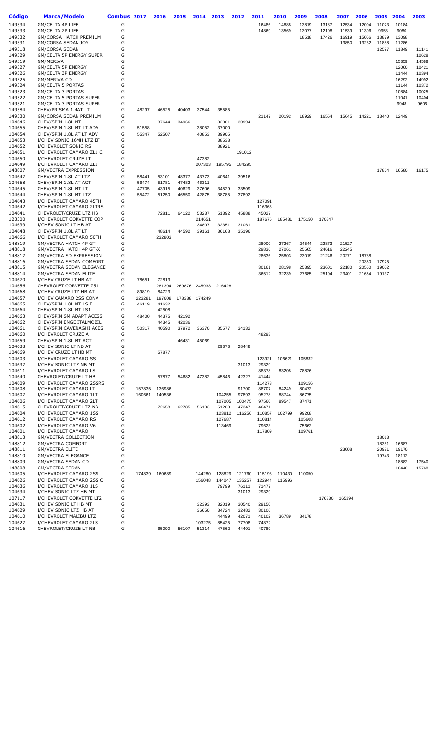| Código | Marca/Modelo | Combus | 2017 | 2016 | 2015 | 2014 | 2013 | 2012 | 2011 | 2010 | 2009 | 2008 | 2007 | 2006 | 2005 | 2004 | 2003 |
|---|---|---|---|---|---|---|---|---|---|---|---|---|---|---|---|---|---|
| 149534 | GM/CELTA 4P LIFE | G | | | | | | | 16486 | 14888 | 13819 | 13187 | 12534 | 12004 | 11073 | 10184 | |
| 149533 | GM/CELTA 2P LIFE | G | | | | | | | 14869 | 13569 | 13077 | 12108 | 11539 | 11306 | 9953 | 9080 | |
| 149532 | GM/CORSA HATCH PREMIUM | G | | | | | | | | | 18518 | 17426 | 16919 | 15056 | 13879 | 13098 | |
| 149531 | GM/CORSA SEDAN JOY | G | | | | | | | | | | | 13850 | 13232 | 11888 | 11286 | |
| 149518 | GM/CORSA SEDAN | G | | | | | | | | | | | | | 12597 | 11849 | 11141 |
| 149529 | GM/CELTA 5P ENERGY SUPER | G | | | | | | | | | | | | | | | 10628 |
| 149519 | GM/MERIVA | G | | | | | | | | | | | | | | 15359 | 14588 |
| 149527 | GM/CELTA 5P ENERGY | G | | | | | | | | | | | | | | 12060 | 10421 |
| 149526 | GM/CELTA 3P ENERGY | G | | | | | | | | | | | | | | 11444 | 10394 |
| 149525 | GM/MERIVA CD | G | | | | | | | | | | | | | | 16292 | 14992 |
| 149524 | GM/CELTA 5 PORTAS | G | | | | | | | | | | | | | | 11144 | 10372 |
| 149523 | GM/CELTA 3 PORTAS | G | | | | | | | | | | | | | | 10884 | 10025 |
| 149522 | GM/CELTA 5 PORTAS SUPER | G | | | | | | | | | | | | | | 11041 | 10404 |
| 149521 | GM/CELTA 3 PORTAS SUPER | G | | | | | | | | | | | | | | 9948 | 9606 |
| 149584 | CHEV/PRISMA 1.4AT LT | G | 48297 | 46525 | 40403 | 37544 | 35585 | | | | | | | | | | |
| 149530 | GM/CORSA SEDAN PREMIUM | G | | | | | | | 21147 | 20192 | 18929 | 16554 | 15645 | 14221 | 13440 | 12449 | |
| 104646 | CHEV/SPIN 1.8L MT | G | | 37644 | 34966 | | 32001 | 30994 | | | | | | | | | |
| 104655 | CHEV/SPIN 1.8L MT LT ADV | G | 51558 | | | 38052 | 37000 | | | | | | | | | | |
| 104654 | CHEV/SPIN 1.8L AT LT ADV | G | 55347 | 52507 | | 40853 | 39905 | | | | | | | | | | |
| 104653 | I/CHEV SONIC 16MH LTZ EF_ | G | | | | | 38538 | | | | | | | | | | |
| 104652 | I/CHEVROLET SONIC RS | G | | | | | 38921 | | | | | | | | | | |
| 104651 | I/CHEVROLET CAMARO ZL1 C | G | | | | | | 191012 | | | | | | | | | |
| 104650 | I/CHEVROLET CRUZE LT | G | | | | 47382 | | | | | | | | | | | |
| 104649 | I/CHEVROLET CAMARO ZL1 | G | | | | 207303 | 195795 | 184295 | | | | | | | | | |
| 148807 | GM/VECTRA EXPRESSION | G | | | | | | | | | | | | | 17864 | 16580 | 16175 |
| 104647 | CHEV/SPIN 1.8L AT LTZ | G | 58441 | 53101 | 48377 | 43773 | 40641 | 39516 | | | | | | | | | |
| 104658 | CHEV/SPIN 1.8L AT ACT | G | 56474 | 51781 | 47482 | 46311 | | | | | | | | | | | |
| 104645 | CHEV/SPIN 1.8L MT LT | G | 47705 | 43915 | 40629 | 37606 | 34529 | 33509 | | | | | | | | | |
| 104644 | CHEV/SPIN 1.8L MT LTZ | G | 55472 | 51250 | 46550 | 42875 | 38785 | 37892 | | | | | | | | | |
| 104643 | I/CHEVROLET CAMARO 45TH | G | | | | | | | 127091 | | | | | | | | |
| 104642 | I/CHEVROLET CAMARO 2LTRS | G | | | | | | | 116363 | | | | | | | | |
| 104641 | CHEVROLET/CRUZE LTZ HB | G | | 72811 | 64122 | 53237 | 51392 | 45888 | 45027 | | | | | | | | |
| 123300 | I/CHEVROLET CORVETTE COP | G | | | | 214651 | | | 187675 | 185481 | 175150 | 170347 | | | | | |
| 104639 | I/CHEV SONIC LT HB AT | G | | | | 34807 | 32351 | 31061 | | | | | | | | | |
| 104648 | CHEV/SPIN 1.8L AT LT | G | | 48614 | 44592 | 39161 | 36168 | 35196 | | | | | | | | | |
| 104666 | I/CHEVROLET CAMARO 50TH | G | | 232803 | | | | | | | | | | | | | |
| 148819 | GM/VECTRA HATCH 4P GT | G | | | | | | | 28900 | 27267 | 24544 | 22873 | 21527 | | | | |
| 148818 | GM/VECTRA HATCH 4P GT-X | G | | | | | | | 29836 | 27061 | 25565 | 24616 | 22245 | | | | |
| 148817 | GM/VECTRA SD EXPRESSION | G | | | | | | | 28636 | 25803 | 23019 | 21246 | 20271 | 18788 | | | |
| 148816 | GM/VECTRA SEDAN COMFORT | G | | | | | | | | | | | | 20350 | 17975 | | |
| 148815 | GM/VECTRA SEDAN ELEGANCE | G | | | | | | | 30161 | 28198 | 25395 | 23601 | 22180 | 20550 | 19002 | | |
| 148814 | GM/VECTRA SEDAN ELITE | G | | | | | | | 36512 | 32239 | 27685 | 25104 | 23401 | 21654 | 19137 | | |
| 104670 | I/CHEV CRUZE LT HB AT | G | 78651 | 72813 | | | | | | | | | | | | | |
| 104656 | CHEVROLET CORVETTE Z51 | G | | 281394 | 269876 | 245933 | 216428 | | | | | | | | | | |
| 104668 | I/CHEV CRUZE LTZ HB AT | G | 89819 | 84723 | | | | | | | | | | | | | |
| 104657 | I/CHEV CAMARO 2SS CONV | G | 223281 | 197608 | 178388 | 174249 | | | | | | | | | | | |
| 104665 | CHEV/SPIN 1.8L MT LS E | G | 46119 | 41632 | | | | | | | | | | | | | |
| 104664 | CHEV/SPIN 1.8L MT LS1 | G | | 42508 | | | | | | | | | | | | | |
| 104663 | CHEV/SPIN SM ADAPT ACESS | G | 48400 | 44375 | 42192 | | | | | | | | | | | | |
| 104662 | CHEV/SPIN ENGE ITALMOBIL | G | | 44345 | 42036 | | | | | | | | | | | | |
| 104661 | CHEV/SPIN CAVENAGHI ACES | G | 50317 | 40590 | 37972 | 36370 | 35577 | 34132 | | | | | | | | | |
| 104660 | I/CHEVROLET CRUZE A | G | | | | | | | 48293 | | | | | | | | |
| 104659 | CHEV/SPIN 1.8L MT ACT | G | | | 46431 | 45069 | | | | | | | | | | | |
| 104638 | I/CHEV SONIC LT NB AT | G | | | | | 29373 | 28448 | | | | | | | | | |
| 104669 | I/CHEV CRUZE LT HB MT | G | | 57877 | | | | | | | | | | | | | |
| 104603 | I/CHEVROLET CAMARO SS | G | | | | | | | 123921 | 106621 | 105832 | | | | | | |
| 104637 | I/CHEV SONIC LTZ NB MT | G | | | | | | 31013 | 29329 | | | | | | | | |
| 104611 | I/CHEVROLET CAMARO LS | G | | | | | | | 88378 | 83208 | 78826 | | | | | | |
| 104640 | CHEVROLET/CRUZE LT HB | G | | 57877 | 54682 | 47382 | 45846 | 42327 | 41444 | | | | | | | | |
| 104609 | I/CHEVROLET CAMARO 2SSRS | G | | | | | | | 114273 | | 109156 | | | | | | |
| 104608 | I/CHEVROLET CAMARO LT | G | 157835 | 136986 | | | | 91700 | 88707 | 84249 | 80472 | | | | | | |
| 104607 | I/CHEVROLET CAMARO 1LT | G | 160661 | 140536 | | | 104255 | 97893 | 95278 | 88744 | 86775 | | | | | | |
| 104606 | I/CHEVROLET CAMARO 2LT | G | | | | | 107005 | 100475 | 97560 | 89547 | 87471 | | | | | | |
| 104615 | CHEVROLET/CRUZE LTZ NB | G | | 72658 | 62785 | 56103 | 51208 | 47347 | 46471 | | | | | | | | |
| 104604 | I/CHEVROLET CAMARO 1SS | G | | | | | 123812 | 116256 | 110857 | 102799 | 99208 | | | | | | |
| 104612 | I/CHEVROLET CAMARO RS | G | | | | | 127687 | | 110814 | | 105608 | | | | | | |
| 104602 | I/CHEVROLET CAMARO V6 | G | | | | | 113469 | | 79623 | | 75662 | | | | | | |
| 104601 | I/CHEVROLET CAMARO | G | | | | | | | 117809 | | 109761 | | | | | | |
| 148813 | GM/VECTRA COLLECTION | G | | | | | | | | | | | | | 18013 | | |
| 148812 | GM/VECTRA COMFORT | G | | | | | | | | | | | | | 18351 | 16687 | |
| 148811 | GM/VECTRA ELITE | G | | | | | | | | | | | 23008 | | 20921 | 19170 | |
| 148810 | GM/VECTRA ELEGANCE | G | | | | | | | | | | | | | 19743 | 18112 | |
| 148809 | GM/VECTRA SEDAN CD | G | | | | | | | | | | | | | | 18882 | 17540 |
| 148808 | GM/VECTRA SEDAN | G | | | | | | | | | | | | | | 16440 | 15768 |
| 104605 | I/CHEVROLET CAMARO 2SS | G | 174839 | 160689 | | 144280 | 128829 | 121760 | 115193 | 110430 | 110050 | | | | | | |
| 104626 | I/CHEVROLET CAMARO 2SS C | G | | | | 156048 | 144047 | 135257 | 122944 | 115996 | | | | | | | |
| 104636 | I/CHEVROLET CAMARO 1LS | G | | | | | 79799 | 76111 | 71477 | | | | | | | | |
| 104634 | I/CHEV SONIC LTZ HB MT | G | | | | | | 31013 | 29329 | | | | | | | | |
| 107117 | I/CHEVROLET CORVETTE LT2 | G | | | | | | | | | | 176830 | 165294 | | | | |
| 104631 | I/CHEV SONIC LT HB MT | G | | | | 32393 | 32019 | 30540 | 29150 | | | | | | | | |
| 104629 | I/CHEV SONIC LTZ HB AT | G | | | | 36650 | 34724 | 32482 | 30106 | | | | | | | | |
| 104610 | I/CHEVROLET MALIBU LTZ | G | | | | | 44499 | 42071 | 40102 | 36789 | 34178 | | | | | | |
| 104627 | I/CHEVROLET CAMARO 2LS | G | | | | 103275 | 85425 | 77708 | 74872 | | | | | | | | |
| 104616 | CHEVROLET/CRUZE LT NB | G | | 65090 | 56107 | 51314 | 47562 | 44401 | 40789 | | | | | | | | |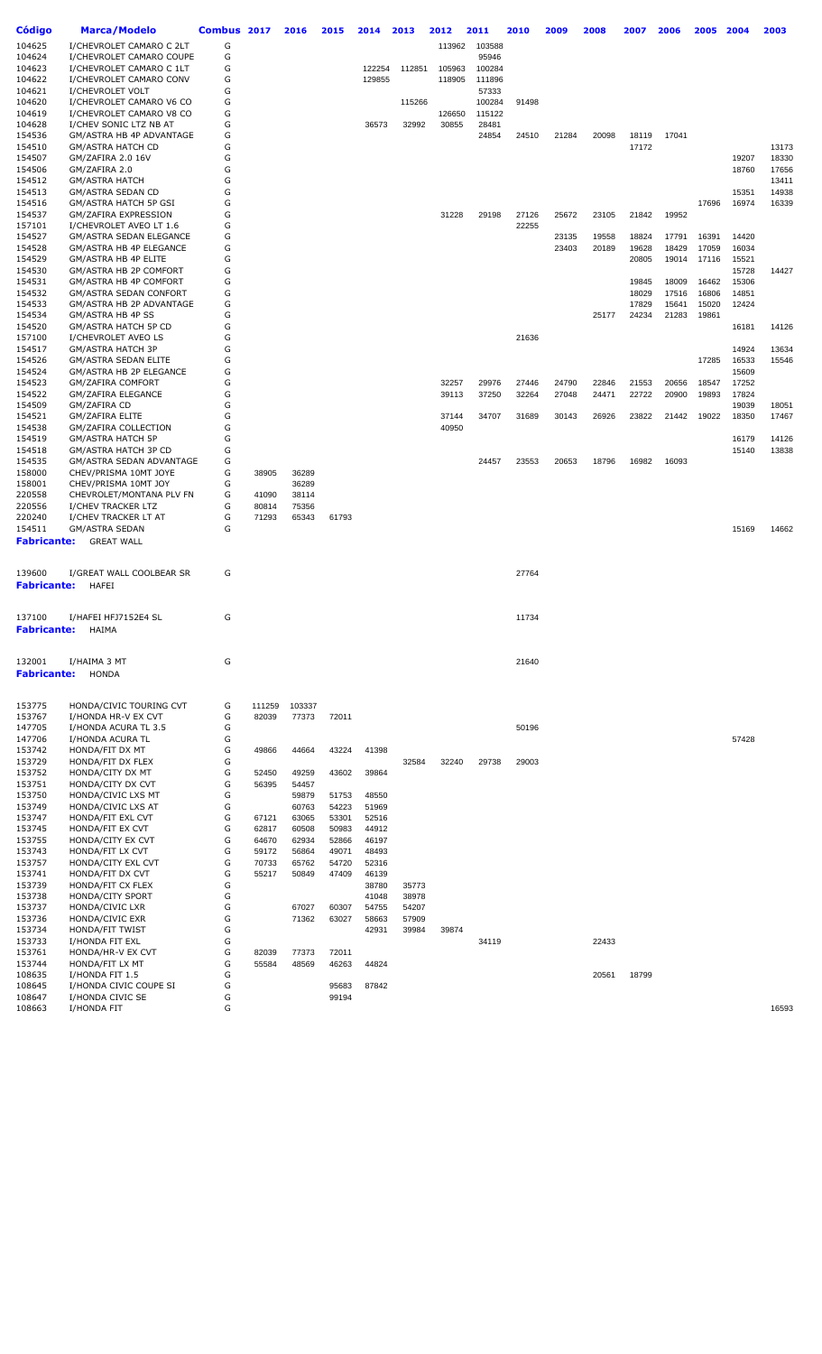| Código | Marca/Modelo | Combus | 2017 | 2016 | 2015 | 2014 | 2013 | 2012 | 2011 | 2010 | 2009 | 2008 | 2007 | 2006 | 2005 | 2004 | 2003 |
|---|---|---|---|---|---|---|---|---|---|---|---|---|---|---|---|---|---|
| 104625 | I/CHEVROLET CAMARO C 2LT | G | | | | | | 113962 | 103588 | | | | | | | | |
| 104624 | I/CHEVROLET CAMARO COUPE | G | | | | | | | 95946 | | | | | | | | |
| 104623 | I/CHEVROLET CAMARO C 1LT | G | | | | 122254 | 112851 | 105963 | 100284 | | | | | | | | |
| 104622 | I/CHEVROLET CAMARO CONV | G | | | | 129855 | | 118905 | 111896 | | | | | | | | |
| 104621 | I/CHEVROLET VOLT | G | | | | | | | 57333 | | | | | | | | |
| 104620 | I/CHEVROLET CAMARO V6 CO | G | | | | | 115266 | | 100284 | 91498 | | | | | | | |
| 104619 | I/CHEVROLET CAMARO V8 CO | G | | | | | | 126650 | 115122 | | | | | | | | |
| 104628 | I/CHEV SONIC LTZ NB AT | G | | | | 36573 | 32992 | 30855 | 28481 | | | | | | | | |
| 154536 | GM/ASTRA HB 4P ADVANTAGE | G | | | | | | | 24854 | 24510 | 21284 | 20098 | 18119 | 17041 | | | |
| 154510 | GM/ASTRA HATCH CD | G | | | | | | | | | | | 17172 | | | | 13173 |
| 154507 | GM/ZAFIRA 2.0 16V | G | | | | | | | | | | | | | | 19207 | 18330 |
| 154506 | GM/ZAFIRA 2.0 | G | | | | | | | | | | | | | | 18760 | 17656 |
| 154512 | GM/ASTRA HATCH | G | | | | | | | | | | | | | | | 13411 |
| 154513 | GM/ASTRA SEDAN CD | G | | | | | | | | | | | | | | 15351 | 14938 |
| 154516 | GM/ASTRA HATCH 5P GSI | G | | | | | | | | | | | | | 17696 | 16974 | 16339 |
| 154537 | GM/ZAFIRA EXPRESSION | G | | | | | | 31228 | 29198 | 27126 | 25672 | 23105 | 21842 | 19952 | | | |
| 157101 | I/CHEVROLET AVEO LT 1.6 | G | | | | | | | | 22255 | | | | | | | |
| 154527 | GM/ASTRA SEDAN ELEGANCE | G | | | | | | | | | 23135 | 19558 | 18824 | 17791 | 16391 | 14420 | |
| 154528 | GM/ASTRA HB 4P ELEGANCE | G | | | | | | | | | 23403 | 20189 | 19628 | 18429 | 17059 | 16034 | |
| 154529 | GM/ASTRA HB 4P ELITE | G | | | | | | | | | | | 20805 | 19014 | 17116 | 15521 | |
| 154530 | GM/ASTRA HB 2P COMFORT | G | | | | | | | | | | | | | | 15728 | 14427 |
| 154531 | GM/ASTRA HB 4P COMFORT | G | | | | | | | | | | | 19845 | 18009 | 16462 | 15306 | |
| 154532 | GM/ASTRA SEDAN CONFORT | G | | | | | | | | | | | 18029 | 17516 | 16806 | 14851 | |
| 154533 | GM/ASTRA HB 2P ADVANTAGE | G | | | | | | | | | | | 17829 | 15641 | 15020 | 12424 | |
| 154534 | GM/ASTRA HB 4P SS | G | | | | | | | | | | 25177 | 24234 | 21283 | 19861 | | |
| 154520 | GM/ASTRA HATCH 5P CD | G | | | | | | | | | | | | | | 16181 | 14126 |
| 157100 | I/CHEVROLET AVEO LS | G | | | | | | | | 21636 | | | | | | | |
| 154517 | GM/ASTRA HATCH 3P | G | | | | | | | | | | | | | | 14924 | 13634 |
| 154526 | GM/ASTRA SEDAN ELITE | G | | | | | | | | | | | | | 17285 | 16533 | 15546 |
| 154524 | GM/ASTRA HB 2P ELEGANCE | G | | | | | | | | | | | | | | 15609 | |
| 154523 | GM/ZAFIRA COMFORT | G | | | | | | 32257 | 29976 | 27446 | 24790 | 22846 | 21553 | 20656 | 18547 | 17252 | |
| 154522 | GM/ZAFIRA ELEGANCE | G | | | | | | 39113 | 37250 | 32264 | 27048 | 24471 | 22722 | 20900 | 19893 | 17824 | |
| 154509 | GM/ZAFIRA CD | G | | | | | | | | | | | | | | 19039 | 18051 |
| 154521 | GM/ZAFIRA ELITE | G | | | | | | 37144 | 34707 | 31689 | 30143 | 26926 | 23822 | 21442 | 19022 | 18350 | 17467 |
| 154538 | GM/ZAFIRA COLLECTION | G | | | | | | 40950 | | | | | | | | | |
| 154519 | GM/ASTRA HATCH 5P | G | | | | | | | | | | | | | | 16179 | 14126 |
| 154518 | GM/ASTRA HATCH 3P CD | G | | | | | | | | | | | | | | 15140 | 13838 |
| 154535 | GM/ASTRA SEDAN ADVANTAGE | G | | | | | | | 24457 | 23553 | 20653 | 18796 | 16982 | 16093 | | | |
| 158000 | CHEV/PRISMA 10MT JOYE | G | 38905 | 36289 | | | | | | | | | | | | | |
| 158001 | CHEV/PRISMA 10MT JOY | G | | 36289 | | | | | | | | | | | | | |
| 220558 | CHEVROLET/MONTANA PLV FN | G | 41090 | 38114 | | | | | | | | | | | | | |
| 220556 | I/CHEV TRACKER LTZ | G | 80814 | 75356 | | | | | | | | | | | | | |
| 220240 | I/CHEV TRACKER LT AT | G | 71293 | 65343 | 61793 | | | | | | | | | | | | |
| 154511 | GM/ASTRA SEDAN | G | | | | | | | | | | | | | | 15169 | 14662 |

**Fabricante:** GREAT WALL

| Código | Marca/Modelo | Combus | 2017 | 2016 | 2015 | 2014 | 2013 | 2012 | 2011 | 2010 | 2009 | 2008 | 2007 | 2006 | 2005 | 2004 | 2003 |
|---|---|---|---|---|---|---|---|---|---|---|---|---|---|---|---|---|---|
| 139600 | I/GREAT WALL COOLBEAR SR | G | | | | | | | | 27764 | | | | | | | |

**Fabricante:** HAFEI

| Código | Marca/Modelo | Combus | 2017 | 2016 | 2015 | 2014 | 2013 | 2012 | 2011 | 2010 | 2009 | 2008 | 2007 | 2006 | 2005 | 2004 | 2003 |
|---|---|---|---|---|---|---|---|---|---|---|---|---|---|---|---|---|---|
| 137100 | I/HAFEI HFJ7152E4 SL | G | | | | | | | | 11734 | | | | | | | |

**Fabricante:** HAIMA

| Código | Marca/Modelo | Combus | 2017 | 2016 | 2015 | 2014 | 2013 | 2012 | 2011 | 2010 | 2009 | 2008 | 2007 | 2006 | 2005 | 2004 | 2003 |
|---|---|---|---|---|---|---|---|---|---|---|---|---|---|---|---|---|---|
| 132001 | I/HAIMA 3 MT | G | | | | | | | | 21640 | | | | | | | |

**Fabricante:** HONDA

| Código | Marca/Modelo | Combus | 2017 | 2016 | 2015 | 2014 | 2013 | 2012 | 2011 | 2010 | 2009 | 2008 | 2007 | 2006 | 2005 | 2004 | 2003 |
|---|---|---|---|---|---|---|---|---|---|---|---|---|---|---|---|---|---|
| 153775 | HONDA/CIVIC TOURING CVT | G | 111259 | 103337 | | | | | | | | | | | | | |
| 153767 | I/HONDA HR-V EX CVT | G | 82039 | 77373 | 72011 | | | | | | | | | | | | |
| 147705 | I/HONDA ACURA TL 3.5 | G | | | | | | | | 50196 | | | | | | | |
| 147706 | I/HONDA ACURA TL | G | | | | | | | | | | | | | | 57428 | |
| 153742 | HONDA/FIT DX MT | G | 49866 | 44664 | 43224 | 41398 | | | | | | | | | | | |
| 153729 | HONDA/FIT DX FLEX | G | | | | | 32584 | 32240 | 29738 | 29003 | | | | | | | |
| 153752 | HONDA/CITY DX MT | G | 52450 | 49259 | 43602 | 39864 | | | | | | | | | | | |
| 153751 | HONDA/CITY DX CVT | G | 56395 | 54457 | | | | | | | | | | | | | |
| 153750 | HONDA/CIVIC LXS MT | G | | 59879 | 51753 | 48550 | | | | | | | | | | | |
| 153749 | HONDA/CIVIC LXS AT | G | | 60763 | 54223 | 51969 | | | | | | | | | | | |
| 153747 | HONDA/FIT EXL CVT | G | 67121 | 63065 | 53301 | 52516 | | | | | | | | | | | |
| 153745 | HONDA/FIT EX CVT | G | 62817 | 60508 | 50983 | 44912 | | | | | | | | | | | |
| 153755 | HONDA/CITY EX CVT | G | 64670 | 62934 | 52866 | 46197 | | | | | | | | | | | |
| 153743 | HONDA/FIT LX CVT | G | 59172 | 56864 | 49071 | 48493 | | | | | | | | | | | |
| 153757 | HONDA/CITY EXL CVT | G | 70733 | 65762 | 54720 | 52316 | | | | | | | | | | | |
| 153741 | HONDA/FIT DX CVT | G | 55217 | 50849 | 47409 | 46139 | | | | | | | | | | | |
| 153739 | HONDA/FIT CX FLEX | G | | | | 38780 | 35773 | | | | | | | | | | |
| 153738 | HONDA/CITY SPORT | G | | | | 41048 | 38978 | | | | | | | | | | |
| 153737 | HONDA/CIVIC LXR | G | | 67027 | 60307 | 54755 | 54207 | | | | | | | | | | |
| 153736 | HONDA/CIVIC EXR | G | | 71362 | 63027 | 58663 | 57909 | | | | | | | | | | |
| 153734 | HONDA/FIT TWIST | G | | | | 42931 | 39984 | 39874 | | | | | | | | | |
| 153733 | I/HONDA FIT EXL | G | | | | | | | 34119 | | | 22433 | | | | | |
| 153761 | HONDA/HR-V EX CVT | G | 82039 | 77373 | 72011 | | | | | | | | | | | | |
| 153744 | HONDA/FIT LX MT | G | 55584 | 48569 | 46263 | 44824 | | | | | | | | | | | |
| 108635 | I/HONDA FIT 1.5 | G | | | | | | | | | | 20561 | 18799 | | | | |
| 108645 | I/HONDA CIVIC COUPE SI | G | | | 95683 | 87842 | | | | | | | | | | | |
| 108647 | I/HONDA CIVIC SE | G | | | 99194 | | | | | | | | | | | | |
| 108663 | I/HONDA FIT | G | | | | | | | | | | | | | | | 16593 |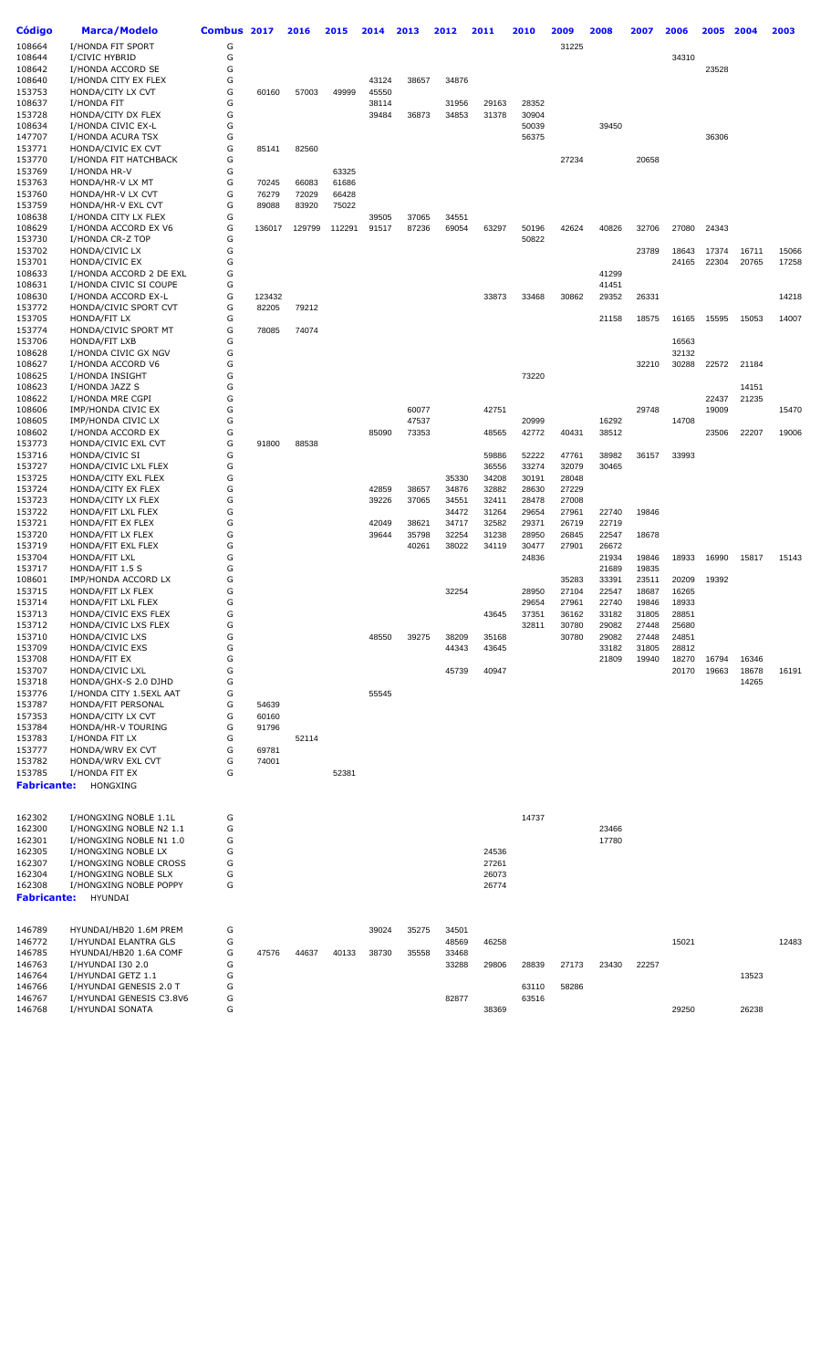| Código | Marca/Modelo | Combus | 2017 | 2016 | 2015 | 2014 | 2013 | 2012 | 2011 | 2010 | 2009 | 2008 | 2007 | 2006 | 2005 | 2004 | 2003 |
|---|---|---|---|---|---|---|---|---|---|---|---|---|---|---|---|---|---|
| 108664 | I/HONDA FIT SPORT | G | | | | | | | | | 31225 | | | | | | |
| 108644 | I/CIVIC HYBRID | G | | | | | | | | | | | | 34310 | | | |
| 108642 | I/HONDA ACCORD SE | G | | | | | | | | | | | | | 23528 | | |
| 108640 | I/HONDA CITY EX FLEX | G | | | | 43124 | 38657 | 34876 | | | | | | | | | |
| 153753 | HONDA/CITY LX CVT | G | 60160 | 57003 | 49999 | 45550 | | | | | | | | | | | |
| 108637 | I/HONDA FIT | G | | | | 38114 | | 31956 | 29163 | 28352 | | | | | | | |
| 153728 | HONDA/CITY DX FLEX | G | | | | 39484 | 36873 | 34853 | 31378 | 30904 | | | | | | | |
| 108634 | I/HONDA CIVIC EX-L | G | | | | | | | | 50039 | | 39450 | | | | | |
| 147707 | I/HONDA ACURA TSX | G | | | | | | | | 56375 | | | | | 36306 | | |
| 153771 | HONDA/CIVIC EX CVT | G | 85141 | 82560 | | | | | | | | | | | | | |
| 153770 | I/HONDA FIT HATCHBACK | G | | | | | | | | | 27234 | | 20658 | | | | |
| 153769 | I/HONDA HR-V | G | | | 63325 | | | | | | | | | | | | |
| 153763 | HONDA/HR-V LX MT | G | 70245 | 66083 | 61686 | | | | | | | | | | | | |
| 153760 | HONDA/HR-V LX CVT | G | 76279 | 72029 | 66428 | | | | | | | | | | | | |
| 153759 | HONDA/HR-V EXL CVT | G | 89088 | 83920 | 75022 | | | | | | | | | | | | |
| 108638 | I/HONDA CITY LX FLEX | G | | | | 39505 | 37065 | 34551 | | | | | | | | | |
| 108629 | I/HONDA ACCORD EX V6 | G | 136017 | 129799 | 112291 | 91517 | 87236 | 69054 | 63297 | 50196 | 42624 | 40826 | 32706 | 27080 | 24343 | | |
| 153730 | I/HONDA CR-Z TOP | G | | | | | | | | 50822 | | | | | | | |
| 153702 | HONDA/CIVIC LX | G | | | | | | | | | | | 23789 | 18643 | 17374 | 16711 | 15066 |
| 153701 | HONDA/CIVIC EX | G | | | | | | | | | | | | 24165 | 22304 | 20765 | 17258 |
| 108633 | I/HONDA ACCORD 2 DE EXL | G | | | | | | | | | | 41299 | | | | | |
| 108631 | I/HONDA CIVIC SI COUPE | G | | | | | | | | | | 41451 | | | | | |
| 108630 | I/HONDA ACCORD EX-L | G | 123432 | | | | | | 33873 | 33468 | 30862 | 29352 | 26331 | | | | 14218 |
| 153772 | HONDA/CIVIC SPORT CVT | G | 82205 | 79212 | | | | | | | | | | | | | |
| 153705 | HONDA/FIT LX | G | | | | | | | | | | 21158 | 18575 | 16165 | 15595 | 15053 | 14007 |
| 153774 | HONDA/CIVIC SPORT MT | G | 78085 | 74074 | | | | | | | | | | | | | |
| 153706 | HONDA/FIT LXB | G | | | | | | | | | | | | 16563 | | | |
| 108628 | I/HONDA CIVIC GX NGV | G | | | | | | | | | | | | 32132 | | | |
| 108627 | I/HONDA ACCORD V6 | G | | | | | | | | | | | 32210 | 30288 | 22572 | 21184 | |
| 108625 | I/HONDA INSIGHT | G | | | | | | | | 73220 | | | | | | | |
| 108623 | I/HONDA JAZZ S | G | | | | | | | | | | | | | | 14151 | |
| 108622 | I/HONDA MRE CGPI | G | | | | | | | | | | | | | 22437 | 21235 | |
| 108606 | IMP/HONDA CIVIC EX | G | | | | | 60077 | | 42751 | | | | 29748 | | 19009 | | 15470 |
| 108605 | IMP/HONDA CIVIC LX | G | | | | | 47537 | | | 20999 | | 16292 | | 14708 | | | |
| 108602 | I/HONDA ACCORD EX | G | | | | 85090 | 73353 | | 48565 | 42772 | 40431 | 38512 | | | 23506 | 22207 | 19006 |
| 153773 | HONDA/CIVIC EXL CVT | G | 91800 | 88538 | | | | | | | | | | | | | |
| 153716 | HONDA/CIVIC SI | G | | | | | | | 59886 | 52222 | 47761 | 38982 | 36157 | 33993 | | | |
| 153727 | HONDA/CIVIC LXL FLEX | G | | | | | | | 36556 | 33274 | 32079 | 30465 | | | | | |
| 153725 | HONDA/CITY EXL FLEX | G | | | | | | 35330 | 34208 | 30191 | 28048 | | | | | | |
| 153724 | HONDA/CITY EX FLEX | G | | | | 42859 | 38657 | 34876 | 32882 | 28630 | 27229 | | | | | | |
| 153723 | HONDA/CITY LX FLEX | G | | | | 39226 | 37065 | 34551 | 32411 | 28478 | 27008 | | | | | | |
| 153722 | HONDA/FIT LXL FLEX | G | | | | | | 34472 | 31264 | 29654 | 27961 | 22740 | 19846 | | | | |
| 153721 | HONDA/FIT EX FLEX | G | | | | 42049 | 38621 | 34717 | 32582 | 29371 | 26719 | 22719 | | | | | |
| 153720 | HONDA/FIT LX FLEX | G | | | | 39644 | 35798 | 32254 | 31238 | 28950 | 26845 | 22547 | 18678 | | | | |
| 153719 | HONDA/FIT EXL FLEX | G | | | | | 40261 | 38022 | 34119 | 30477 | 27901 | 26672 | | | | | |
| 153704 | HONDA/FIT LXL | G | | | | | | | | 24836 | | 21934 | 19846 | 18933 | 16990 | 15817 | 15143 |
| 153717 | HONDA/FIT 1.5 S | G | | | | | | | | | | 21689 | 19835 | | | | |
| 108601 | IMP/HONDA ACCORD LX | G | | | | | | | | | 35283 | 33391 | 23511 | 20209 | 19392 | | |
| 153715 | HONDA/FIT LX FLEX | G | | | | | | 32254 | | 28950 | 27104 | 22547 | 18687 | 16265 | | | |
| 153714 | HONDA/FIT LXL FLEX | G | | | | | | | | 29654 | 27961 | 22740 | 19846 | 18933 | | | |
| 153713 | HONDA/CIVIC EXS FLEX | G | | | | | | | 43645 | 37351 | 36162 | 33182 | 31805 | 28851 | | | |
| 153712 | HONDA/CIVIC LXS FLEX | G | | | | | | | | 32811 | 30780 | 29082 | 27448 | 25680 | | | |
| 153710 | HONDA/CIVIC LXS | G | | | | 48550 | 39275 | 38209 | 35168 | | 30780 | 29082 | 27448 | 24851 | | | |
| 153709 | HONDA/CIVIC EXS | G | | | | | | 44343 | 43645 | | | 33182 | 31805 | 28812 | | | |
| 153708 | HONDA/FIT EX | G | | | | | | | | | | 21809 | 19940 | 18270 | 16794 | 16346 | |
| 153707 | HONDA/CIVIC LXL | G | | | | | | 45739 | 40947 | | | | | 20170 | 19663 | 18678 | 16191 |
| 153718 | HONDA/GHX-S 2.0 DJHD | G | | | | | | | | | | | | | | 14265 | |
| 153776 | I/HONDA CITY 1.5EXL AAT | G | | | | 55545 | | | | | | | | | | | |
| 153787 | HONDA/FIT PERSONAL | G | 54639 | | | | | | | | | | | | | | |
| 157353 | HONDA/CITY LX CVT | G | 60160 | | | | | | | | | | | | | | |
| 153784 | HONDA/HR-V TOURING | G | 91796 | | | | | | | | | | | | | | |
| 153783 | I/HONDA FIT LX | G | | 52114 | | | | | | | | | | | | | |
| 153777 | HONDA/WRV EX CVT | G | 69781 | | | | | | | | | | | | | | |
| 153782 | HONDA/WRV EXL CVT | G | 74001 | | | | | | | | | | | | | | |
| 153785 | I/HONDA FIT EX | G | | | 52381 | | | | | | | | | | | | |

**Fabricante:** HONGXING

| Código | Marca/Modelo | Combus | 2017 | 2016 | 2015 | 2014 | 2013 | 2012 | 2011 | 2010 | 2009 | 2008 | 2007 | 2006 | 2005 | 2004 | 2003 |
|---|---|---|---|---|---|---|---|---|---|---|---|---|---|---|---|---|---|
| 162302 | I/HONGXING NOBLE 1.1L | G | | | | | | | | 14737 | | | | | | | |
| 162300 | I/HONGXING NOBLE N2 1.1 | G | | | | | | | | | | 23466 | | | | | |
| 162301 | I/HONGXING NOBLE N1 1.0 | G | | | | | | | | | | 17780 | | | | | |
| 162305 | I/HONGXING NOBLE LX | G | | | | | | | 24536 | | | | | | | | |
| 162307 | I/HONGXING NOBLE CROSS | G | | | | | | | 27261 | | | | | | | | |
| 162304 | I/HONGXING NOBLE SLX | G | | | | | | | 26073 | | | | | | | | |
| 162308 | I/HONGXING NOBLE POPPY | G | | | | | | | 26774 | | | | | | | | |

**Fabricante:** HYUNDAI

| Código | Marca/Modelo | Combus | 2017 | 2016 | 2015 | 2014 | 2013 | 2012 | 2011 | 2010 | 2009 | 2008 | 2007 | 2006 | 2005 | 2004 | 2003 |
|---|---|---|---|---|---|---|---|---|---|---|---|---|---|---|---|---|---|
| 146789 | HYUNDAI/HB20 1.6M PREM | G | | | | 39024 | 35275 | 34501 | | | | | | | | | |
| 146772 | I/HYUNDAI ELANTRA GLS | G | | | | | | 48569 | 46258 | | | | | 15021 | | | 12483 |
| 146785 | HYUNDAI/HB20 1.6A COMF | G | 47576 | 44637 | 40133 | 38730 | 35558 | 33468 | | | | | | | | | |
| 146763 | I/HYUNDAI I30 2.0 | G | | | | | | 33288 | 29806 | 28839 | 27173 | 23430 | 22257 | | | | |
| 146764 | I/HYUNDAI GETZ 1.1 | G | | | | | | | | | | | | | | 13523 | |
| 146766 | I/HYUNDAI GENESIS 2.0 T | G | | | | | | | | 63110 | 58286 | | | | | | |
| 146767 | I/HYUNDAI GENESIS C3.8V6 | G | | | | | | 82877 | | 63516 | | | | | | | |
| 146768 | I/HYUNDAI SONATA | G | | | | | | | 38369 | | | | | 29250 | | 26238 | |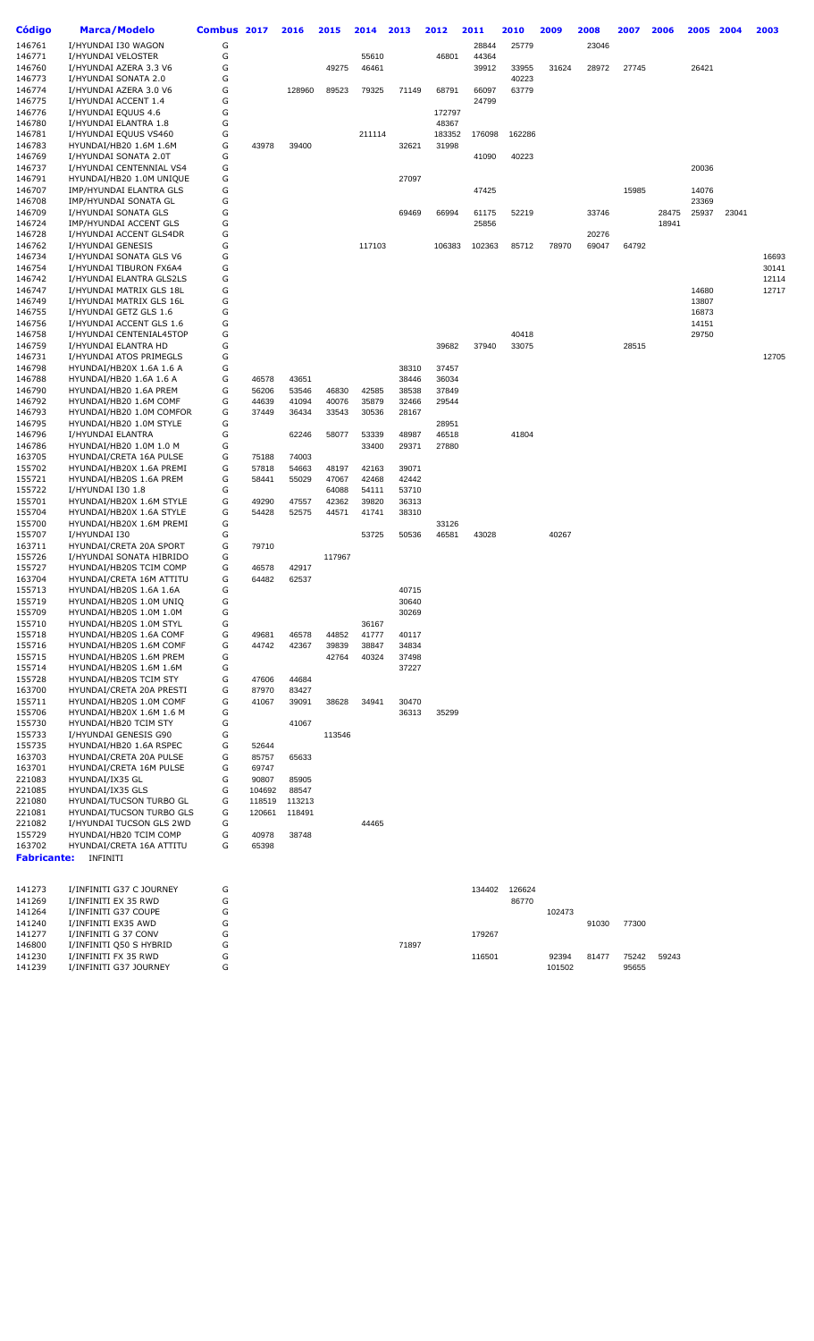| Código | Marca/Modelo | Combus | 2017 | 2016 | 2015 | 2014 | 2013 | 2012 | 2011 | 2010 | 2009 | 2008 | 2007 | 2006 | 2005 | 2004 | 2003 |
|---|---|---|---|---|---|---|---|---|---|---|---|---|---|---|---|---|---|
| 146761 | I/HYUNDAI I30 WAGON | G | | | | | | | 28844 | 25779 | | 23046 | | | | | |
| 146771 | I/HYUNDAI VELOSTER | G | | | | 55610 | | 46801 | 44364 | | | | | | | | |
| 146760 | I/HYUNDAI AZERA 3.3 V6 | G | | | 49275 | 46461 | | | 39912 | 33955 | 31624 | 28972 | 27745 | | 26421 | | |
| 146773 | I/HYUNDAI SONATA 2.0 | G | | | | | | | | 40223 | | | | | | | |
| 146774 | I/HYUNDAI AZERA 3.0 V6 | G | | 128960 | 89523 | 79325 | 71149 | 68791 | 66097 | 63779 | | | | | | | |
| 146775 | I/HYUNDAI ACCENT 1.4 | G | | | | | | | 24799 | | | | | | | | |
| 146776 | I/HYUNDAI EQUUS 4.6 | G | | | | | | 172797 | | | | | | | | | |
| 146780 | I/HYUNDAI ELANTRA 1.8 | G | | | | | | 48367 | | | | | | | | | |
| 146781 | I/HYUNDAI EQUUS VS460 | G | | | | 211114 | | 183352 | 176098 | 162286 | | | | | | | |
| 146783 | HYUNDAI/HB20 1.6M 1.6M | G | 43978 | 39400 | | | 32621 | 31998 | | | | | | | | | |
| 146769 | I/HYUNDAI SONATA 2.0T | G | | | | | | | 41090 | 40223 | | | | | | | |
| 146737 | I/HYUNDAI CENTENNIAL VS4 | G | | | | | | | | | | | | | 20036 | | |
| 146791 | HYUNDAI/HB20 1.0M UNIQUE | G | | | | | 27097 | | | | | | | | | | |
| 146707 | IMP/HYUNDAI ELANTRA GLS | G | | | | | | | 47425 | | | | 15985 | | 14076 | | |
| 146708 | IMP/HYUNDAI SONATA GL | G | | | | | | | | | | | | | 23369 | | |
| 146709 | I/HYUNDAI SONATA GLS | G | | | | | 69469 | 66994 | 61175 | 52219 | | 33746 | | 28475 | 25937 | 23041 | |
| 146724 | IMP/HYUNDAI ACCENT GLS | G | | | | | | | 25856 | | | | | 18941 | | | |
| 146728 | I/HYUNDAI ACCENT GLS4DR | G | | | | | | | | | | 20276 | | | | | |
| 146762 | I/HYUNDAI GENESIS | G | | | | 117103 | | 106383 | 102363 | 85712 | 78970 | 69047 | 64792 | | | | |
| 146734 | I/HYUNDAI SONATA GLS V6 | G | | | | | | | | | | | | | | | 16693 |
| 146754 | I/HYUNDAI TIBURON FX6A4 | G | | | | | | | | | | | | | | | 30141 |
| 146742 | I/HYUNDAI ELANTRA GLS2LS | G | | | | | | | | | | | | | | | 12114 |
| 146747 | I/HYUNDAI MATRIX GLS 18L | G | | | | | | | | | | | | | 14680 | | 12717 |
| 146749 | I/HYUNDAI MATRIX GLS 16L | G | | | | | | | | | | | | | 13807 | | |
| 146755 | I/HYUNDAI GETZ GLS 1.6 | G | | | | | | | | | | | | | 16873 | | |
| 146756 | I/HYUNDAI ACCENT GLS 1.6 | G | | | | | | | | | | | | | 14151 | | |
| 146758 | I/HYUNDAI CENTENIAL45TOP | G | | | | | | | | 40418 | | | | | 29750 | | |
| 146759 | I/HYUNDAI ELANTRA HD | G | | | | | | 39682 | 37940 | 33075 | | | 28515 | | | | |
| 146731 | I/HYUNDAI ATOS PRIMEGLS | G | | | | | | | | | | | | | | | 12705 |
| 146798 | HYUNDAI/HB20X 1.6A 1.6 A | G | | | | | 38310 | 37457 | | | | | | | | | |
| 146788 | HYUNDAI/HB20 1.6A 1.6 A | G | 46578 | 43651 | | | 38446 | 36034 | | | | | | | | | |
| 146790 | HYUNDAI/HB20 1.6A PREM | G | 56206 | 53546 | 46830 | 42585 | 38538 | 37849 | | | | | | | | | |
| 146792 | HYUNDAI/HB20 1.6M COMF | G | 44639 | 41094 | 40076 | 35879 | 32466 | 29544 | | | | | | | | | |
| 146793 | HYUNDAI/HB20 1.0M COMFOR | G | 37449 | 36434 | 33543 | 30536 | 28167 | | | | | | | | | | |
| 146795 | HYUNDAI/HB20 1.0M STYLE | G | | | | | | 28951 | | | | | | | | | |
| 146796 | I/HYUNDAI ELANTRA | G | | 62246 | 58077 | 53339 | 48987 | 46518 | | 41804 | | | | | | | |
| 146786 | HYUNDAI/HB20 1.0M 1.0 M | G | | | | 33400 | 29371 | 27880 | | | | | | | | | |
| 163705 | HYUNDAI/CRETA 16A PULSE | G | 75188 | 74003 | | | | | | | | | | | | | |
| 155702 | HYUNDAI/HB20X 1.6A PREMI | G | 57818 | 54663 | 48197 | 42163 | 39071 | | | | | | | | | | |
| 155721 | HYUNDAI/HB20S 1.6A PREM | G | 58441 | 55029 | 47067 | 42468 | 42442 | | | | | | | | | | |
| 155722 | I/HYUNDAI I30 1.8 | G | | | 64088 | 54111 | 53710 | | | | | | | | | | |
| 155701 | HYUNDAI/HB20X 1.6M STYLE | G | 49290 | 47557 | 42362 | 39820 | 36313 | | | | | | | | | | |
| 155704 | HYUNDAI/HB20X 1.6A STYLE | G | 54428 | 52575 | 44571 | 41741 | 38310 | | | | | | | | | | |
| 155700 | HYUNDAI/HB20X 1.6M PREMI | G | | | | | | 33126 | | | | | | | | | |
| 155707 | I/HYUNDAI I30 | G | | | | 53725 | 50536 | 46581 | 43028 | | 40267 | | | | | | |
| 163711 | HYUNDAI/CRETA 20A SPORT | G | 79710 | | | | | | | | | | | | | | |
| 155726 | I/HYUNDAI SONATA HIBRIDO | G | | | 117967 | | | | | | | | | | | | |
| 155727 | HYUNDAI/HB20S TCIM COMP | G | 46578 | 42917 | | | | | | | | | | | | | |
| 163704 | HYUNDAI/CRETA 16M ATTITU | G | 64482 | 62537 | | | | | | | | | | | | | |
| 155713 | HYUNDAI/HB20S 1.6A 1.6A | G | | | | | 40715 | | | | | | | | | | |
| 155719 | HYUNDAI/HB20S 1.0M UNIQ | G | | | | | 30640 | | | | | | | | | | |
| 155709 | HYUNDAI/HB20S 1.0M 1.0M | G | | | | | 30269 | | | | | | | | | | |
| 155710 | HYUNDAI/HB20S 1.0M STYL | G | | | | 36167 | | | | | | | | | | | |
| 155718 | HYUNDAI/HB20S 1.6A COMF | G | 49681 | 46578 | 44852 | 41777 | 40117 | | | | | | | | | | |
| 155716 | HYUNDAI/HB20S 1.6M COMF | G | 44742 | 42367 | 39839 | 38847 | 34834 | | | | | | | | | | |
| 155715 | HYUNDAI/HB20S 1.6M PREM | G | | | 42764 | 40324 | 37498 | | | | | | | | | | |
| 155714 | HYUNDAI/HB20S 1.6M 1.6M | G | | | | | 37227 | | | | | | | | | | |
| 155728 | HYUNDAI/HB20S TCIM STY | G | 47606 | 44684 | | | | | | | | | | | | | |
| 163700 | HYUNDAI/CRETA 20A PRESTI | G | 87970 | 83427 | | | | | | | | | | | | | |
| 155711 | HYUNDAI/HB20S 1.0M COMF | G | 41067 | 39091 | 38628 | 34941 | 30470 | | | | | | | | | | |
| 155706 | HYUNDAI/HB20X 1.6M 1.6 M | G | | | | | 36313 | 35299 | | | | | | | | | |
| 155730 | HYUNDAI/HB20 TCIM STY | G | | 41067 | | | | | | | | | | | | | |
| 155733 | I/HYUNDAI GENESIS G90 | G | | | 113546 | | | | | | | | | | | | |
| 155735 | HYUNDAI/HB20 1.6A RSPEC | G | 52644 | | | | | | | | | | | | | | |
| 163703 | HYUNDAI/CRETA 20A PULSE | G | 85757 | 65633 | | | | | | | | | | | | | |
| 163701 | HYUNDAI/CRETA 16M PULSE | G | 69747 | | | | | | | | | | | | | | |
| 221083 | HYUNDAI/IX35 GL | G | 90807 | 85905 | | | | | | | | | | | | | |
| 221085 | HYUNDAI/IX35 GLS | G | 104692 | 88547 | | | | | | | | | | | | | |
| 221080 | HYUNDAI/TUCSON TURBO GL | G | 118519 | 113213 | | | | | | | | | | | | | |
| 221081 | HYUNDAI/TUCSON TURBO GLS | G | 120661 | 118491 | | | | | | | | | | | | | |
| 221082 | I/HYUNDAI TUCSON GLS 2WD | G | | | | 44465 | | | | | | | | | | | |
| 155729 | HYUNDAI/HB20 TCIM COMP | G | 40978 | 38748 | | | | | | | | | | | | | |
| 163702 | HYUNDAI/CRETA 16A ATTITU | G | 65398 | | | | | | | | | | | | | | |

**Fabricante:** INFINITI

| Código | Marca/Modelo | Combus | 2017 | 2016 | 2015 | 2014 | 2013 | 2012 | 2011 | 2010 | 2009 | 2008 | 2007 | 2006 | 2005 | 2004 | 2003 |
|---|---|---|---|---|---|---|---|---|---|---|---|---|---|---|---|---|---|
| 141273 | I/INFINITI G37 C JOURNEY | G | | | | | | | 134402 | 126624 | | | | | | | |
| 141269 | I/INFINITI EX 35 RWD | G | | | | | | | | 86770 | | | | | | | |
| 141264 | I/INFINITI G37 COUPE | G | | | | | | | | | 102473 | | | | | | |
| 141240 | I/INFINITI EX35 AWD | G | | | | | | | | | | 91030 | 77300 | | | | |
| 141277 | I/INFINITI G 37 CONV | G | | | | | | | 179267 | | | | | | | | |
| 146800 | I/INFINITI Q50 S HYBRID | G | | | | | 71897 | | | | | | | | | | |
| 141230 | I/INFINITI FX 35 RWD | G | | | | | | | 116501 | | 92394 | 81477 | 75242 | 59243 | | | |
| 141239 | I/INFINITI G37 JOURNEY | G | | | | | | | | | 101502 | | 95655 | | | | |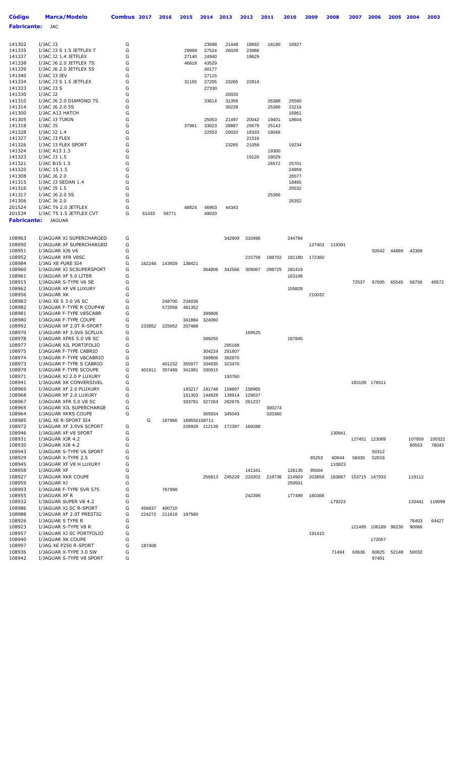**Fabricante:** JAC

| Código | Marca/Modelo | Combus | 2017 | 2016 | 2015 | 2014 | 2013 | 2012 | 2011 | 2010 | 2009 | 2008 | 2007 | 2006 | 2005 | 2004 | 2003 |
|---|---|---|---|---|---|---|---|---|---|---|---|---|---|---|---|---|---|
| 141302 | I/JAC J3 | G | | | | 23698 | 21448 | 18892 | 18190 | 16927 | | | | | | | |
| 141335 | I/JAC J3 S 1.5 JETFLEX T | G | | | 29969 | 27524 | 26028 | 23986 | | | | | | | | | |
| 141337 | I/JAC J2 1.4 JETFLEX | G | | | 27140 | 24940 | | 19629 | | | | | | | | | |
| 141338 | I/JAC J6 2.0 JETFLEX 7S | G | | | 46618 | 43529 | | | | | | | | | | | |
| 141339 | I/JAC J6 2.0 JETFLEX 5S | G | | | | 40177 | | | | | | | | | | | |
| 141340 | I/JAC J3 IEV | G | | | | 27115 | | | | | | | | | | | |
| 141334 | I/JAC J3 S 1.5 JETFLEX | G | | | 31165 | 27205 | 23265 | 22814 | | | | | | | | | |
| 141333 | I/JAC J3 S | G | | | | 27330 | | | | | | | | | | | |
| 141330 | I/JAC J2 | G | | | | | 20020 | | | | | | | | | | |
| 141310 | I/JAC J6 2.0 DIAMOND 7S | G | | | | 33614 | 31359 | | 26388 | 25560 | | | | | | | |
| 141314 | I/JAC J6 2.0 5S | G | | | | | 30228 | | 25366 | 23216 | | | | | | | |
| 141300 | I/JAC A13 HATCH | G | | | | | | | | 16961 | | | | | | | |
| 141305 | I/JAC J3 TURIN | G | | | | 25053 | 21497 | 20042 | 19401 | 18604 | | | | | | | |
| 141318 | I/JAC J5 | G | | | 37961 | 33623 | 28887 | 25679 | 25143 | | | | | | | | |
| 141328 | I/JAC J2 1.4 | G | | | | 22553 | 20020 | 18333 | 18048 | | | | | | | | |
| 141327 | I/JAC J3 FLEX | G | | | | | | 21516 | | | | | | | | | |
| 141326 | I/JAC J3 FLEX SPORT | G | | | | | 23265 | 21058 | | 19234 | | | | | | | |
| 141324 | I/JAC A13 1.3 | G | | | | | | | 19300 | | | | | | | | |
| 141323 | I/JAC J3 1.5 | G | | | | | | 19120 | 18029 | | | | | | | | |
| 141321 | I/JAC B15 1.5 | G | | | | | | | 26572 | 25701 | | | | | | | |
| 141320 | I/JAC 15 1.5 | G | | | | | | | | 24959 | | | | | | | |
| 141308 | I/JAC J6 2.0 | G | | | | | | | | 26577 | | | | | | | |
| 141315 | I/JAC J3 SEDAN 1.4 | G | | | | | | | | 18465 | | | | | | | |
| 141316 | I/JAC J5 1.5 | G | | | | | | | | 25532 | | | | | | | |
| 141317 | I/JAC J6 2.0 5S | G | | | | | | | 25366 | | | | | | | | |
| 141306 | I/JAC J6 2.0 | G | | | | | | | | 26352 | | | | | | | |
| 201524 | I/JAC T6 2.0 JETFLEX | G | | | 48824 | 46903 | 44343 | | | | | | | | | | |
| 201534 | I/JAC T5 1.5 JETFLEX CVT | G | 61433 | 58771 | | 49020 | | | | | | | | | | | |

**Fabricante:** JAGUAR

| Código | Marca/Modelo | Combus | 2017 | 2016 | 2015 | 2014 | 2013 | 2012 | 2011 | 2010 | 2009 | 2008 | 2007 | 2006 | 2005 | 2004 | 2003 |
|---|---|---|---|---|---|---|---|---|---|---|---|---|---|---|---|---|---|
| 108963 | I/JAGUAR XJ SUPERCHARGED | G | | | | | 342909 | 310496 | | 244784 | | | | | | | |
| 108950 | I/JAGUAR XF SUPERCHARGED | G | | | | | | | | | 127403 | 119391 | | | | | |
| 108951 | I/JAGUAR XJ6 V6 | G | | | | | | | | | | | | 50542 | 44869 | 42309 | |
| 108952 | I/JAGUAR XFR V8SC | G | | | | | | 215756 | 198702 | 181180 | 172360 | | | | | | |
| 108984 | I/JAG XE PURE SI4 | G | 162246 | 143929 | 138421 | | | | | | | | | | | | |
| 108960 | I/JAGUAR XJ SCSUPERSPORT | G | | | | 364806 | 342566 | 309067 | 298725 | 281419 | | | | | | | |
| 108961 | I/JAGUAR XF 5.0 LITER | G | | | | | | | | 163106 | | | | | | | |
| 108915 | I/JAGUAR S-TYPE V6 SE | G | | | | | | | | | | | 72537 | 67695 | 65545 | 58756 | 49572 |
| 108962 | I/JAGUAR XF V8 LUXURY | G | | | | | | | | 155828 | | | | | | | |
| 108956 | I/JAGUAR XK | G | | | | | | | | | 210032 | | | | | | |
| 108983 | I/JAG XE S 3.0 V6 SC | G | | 248700 | 234036 | | | | | | | | | | | | |
| 108982 | I/JAGUAR F-TYPE R COUP4W | G | | 572058 | 481352 | | | | | | | | | | | | |
| 108981 | I/JAGUAR F-TYPE V8SCABR | G | | | | 399806 | | | | | | | | | | | |
| 108980 | I/JAGUAR F-TYPE COUPE | G | | | 341884 | 324060 | | | | | | | | | | | |
| 108992 | I/JAGUAR XF 2.0T R-SPORT | G | 233852 | 225852 | 207488 | | | | | | | | | | | | |
| 108970 | I/JAGUAR XF 3.0V6 SCPLUX | G | | | | | | 169525 | | | | | | | | | |
| 108978 | I/JAGUAR XFRS 5.0 V8 SC | G | | | | 399255 | | | | 187845 | | | | | | | |
| 108977 | I/JAGUAR XJL PORTIFOLIO | G | | | | | 295168 | | | | | | | | | | |
| 108975 | I/JAGUAR F-TYPE CABRIO | G | | | | 304224 | 291807 | | | | | | | | | | |
| 108974 | I/JAGUAR F-TYPE V8CABRIO | G | | | | 399806 | 392870 | | | | | | | | | | |
| 108973 | I/JAGUAR F-TYPE S CABRIO | G | | 401232 | 355977 | 334935 | 323476 | | | | | | | | | | |
| 108979 | I/JAGUAR F-TYPE SCOUPE | G | 401911 | 357499 | 341981 | 330615 | | | | | | | | | | | |
| 108971 | I/JAGUAR XJ 2.0 P LUXURY | G | | | | | 193760 | | | | | | | | | | |
| 108941 | I/JAGUAR XK CONVERSIVEL | G | | | | | | | | | | | 183109 | 176511 | | | |
| 108969 | I/JAGUAR XF 2.0 PLUXURY | G | | | 193217 | 181748 | 159897 | 158965 | | | | | | | | | |
| 108968 | I/JAGUAR XF 2.0 LUXURY | G | | | 151303 | 144928 | 139914 | 129037 | | | | | | | | | |
| 108967 | I/JAGUAR XFR 5.0 V8 SC | G | | | 333781 | 327264 | 282676 | 261237 | | | | | | | | | |
| 108965 | I/JAGUAR XJL SUPERCHARGE | G | | | | | | | 300274 | | | | | | | | |
| 108964 | I/JAGUAR XKRS COUPE | G | | | | 365934 | 345043 | | 320360 | | | | | | | | |
| 108985 | I/JAG XE R-SPORT SI4 | | G | 187966 | 169550158711 | | | | | | | | | | | | |
| 108972 | I/JAGUAR XF 3.0V6 SCPORT | G | | | 226929 | 212139 | 172397 | 169288 | | | | | | | | | |
| 108946 | I/JAGUAR XF V8 SPORT | G | | | | | | | | | | 130941 | | | | | |
| 108931 | I/JAGUAR XJR 4.2 | G | | | | | | | | | | | 127451 | 123089 | | 107959 | 100322 |
| 108930 | I/JAGUAR XJ8 4.2 | G | | | | | | | | | | | | | | 80553 | 78043 |
| 108943 | I/JAGUAR S-TYPE V6 SPORT | G | | | | | | | | | | | | 50312 | | | |
| 108929 | I/JAGUAR X-TYPE 2.5 | G | | | | | | | | | 65253 | 60644 | 58435 | 52019 | | | |
| 108945 | I/JAGUAR XF V8 H LUXURY | G | | | | | | | | | | 110823 | | | | | |
| 108958 | I/JAGUAR XF | G | | | | | | 141341 | | 126135 | 95504 | | | | | | |
| 108927 | I/JAGUAR XKR COUPE | G | | | | 256813 | 245229 | 233202 | 218736 | 214903 | 203859 | 183867 | 153715 | 147933 | | 119112 | |
| 108959 | I/JAGUAR XJ | G | | | | | | | | 250501 | | | | | | | |
| 108993 | I/JAGUAR F-TYPE SVR 575 | G | | 767998 | | | | | | | | | | | | | |
| 108955 | I/JAGUAR XF R | G | | | | | | 242399 | | 177499 | 160368 | | | | | | |
| 108932 | I/JAGUAR SUPER V8 4.2 | G | | | | | | | | | | 179223 | | | | 133441 | 119099 |
| 108986 | I/JAGUAR XJ SC R-SPORT | G | 456637 | 400710 | | | | | | | | | | | | | |
| 108988 | I/JAGUAR XF 2.0T PRESTIG | G | 224272 | 211618 | 197580 | | | | | | | | | | | | |
| 108926 | I/JAGUAR S TYPE R | G | | | | | | | | | | | | | | 76403 | 64427 |
| 108923 | I/JAGUAR S-TYPE V8 R | G | | | | | | | | | | | 121495 | 106189 | 96230 | 90066 | |
| 108957 | I/JAGUAR XJ SC PORTFOLIO | G | | | | | | | | | 191410 | | | | | | |
| 108940 | I/JAGUAR XK COUPE | G | | | | | | | | | | | | 172057 | | | |
| 108997 | I/JAG XE P250 R-SPORT | G | 187408 | | | | | | | | | | | | | | |
| 108936 | I/JAGUAR X-TYPE 3.0 SW | G | | | | | | | | | | 71494 | 63636 | 60825 | 52148 | 50032 | |
| 108942 | I/JAGUAR S-TYPE V8 SPORT | G | | | | | | | | | | | | 97401 | | | |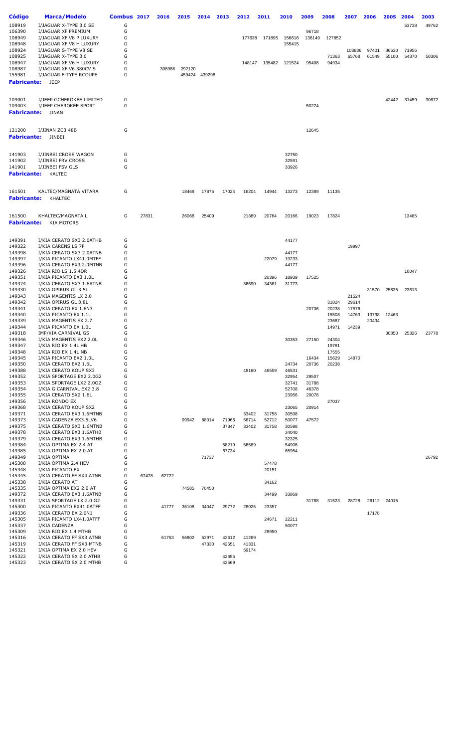| Código | Marca/Modelo | Combus | 2017 | 2016 | 2015 | 2014 | 2013 | 2012 | 2011 | 2010 | 2009 | 2008 | 2007 | 2006 | 2005 | 2004 | 2003 |
|---|---|---|---|---|---|---|---|---|---|---|---|---|---|---|---|---|---|
| 108919 | I/JAGUAR X-TYPE 3.0 SE | G | | | | | | | | | | | | | | 53738 | 49762 |
| 106390 | I/JAGUAR XF PREMIUM | G | | | | | | | | | 96718 | | | | | | |
| 108949 | I/JAGUAR XF V8 P LUXURY | G | | | | | | 177638 | 171895 | 156616 | 136149 | 127852 | | | | | |
| 108948 | I/JAGUAR XF V8 H LUXURY | G | | | | | | | | 155415 | | | | | | | |
| 108924 | I/JAGUAR S-TYPE V8 SE | G | | | | | | | | | | | 103836 | 97401 | 86630 | 71956 | |
| 108925 | I/JAGUAR X-TYPE 3.0 | G | | | | | | | | | | 71363 | 65768 | 61549 | 55100 | 54370 | 50306 |
| 108947 | I/JAGUAR XF V6 H LUXURY | G | | | | | | 148147 | 135482 | 121524 | 95408 | 94934 | | | | | |
| 108987 | I/JAGUAR XF V6 380CV S | G | | 308986 | 292120 | | | | | | | | | | | | |
| 155981 | I/JAGUAR F-TYPE RCOUPE | G | | | 459424 | 439298 | | | | | | | | | | | |
| **Fabricante:** | JEEP | | | | | | | | | | | | | | | | |
| 109001 | I/JEEP GCHEROKEE LIMITED | G | | | | | | | | | | | | | 42442 | 31459 | 30672 |
| 109003 | I/JEEP CHEROKEE SPORT | G | | | | | | | | | 50274 | | | | | | |
| **Fabricante:** | JINAN | | | | | | | | | | | | | | | | |
| 121200 | I/JINAN ZC3 48B | G | | | | | | | | | 12645 | | | | | | |
| **Fabricante:** | JINBEI | | | | | | | | | | | | | | | | |
| 141903 | I/JINBEI CROSS WAGON | G | | | | | | | | 32750 | | | | | | | |
| 141902 | I/JINBEI FRV CROSS | G | | | | | | | | 32591 | | | | | | | |
| 141901 | I/JINBEI FSV GLS | G | | | | | | | | 33926 | | | | | | | |
| **Fabricante:** | KALTEC | | | | | | | | | | | | | | | | |
| 161501 | KALTEC/MAGNATA VITARA | G | | | 18469 | 17875 | 17024 | 16204 | 14944 | 13273 | 12389 | 11135 | | | | | |
| **Fabricante:** | KHALTEC | | | | | | | | | | | | | | | | |
| 161500 | KHALTEC/MAGNATA L | G | 27831 | | 26068 | 25409 | | 21389 | 20764 | 20166 | 19023 | 17824 | | | | 13485 | |
| **Fabricante:** | KIA MOTORS | | | | | | | | | | | | | | | | |
| 149391 | I/KIA CERATO SX3 2.0ATHB | G | | | | | | | | 44177 | | | | | | | |
| 149322 | I/KIA CARENS LS 7P | G | | | | | | | | | | | 19997 | | | | |
| 149398 | I/KIA CERATO SX3 2.0ATNB | G | | | | | | | | 44177 | | | | | | | |
| 149397 | I/KIA PICANTO LX41.0MTFF | G | | | | | | | 22079 | 19233 | | | | | | | |
| 149396 | I/KIA CERATO EX3 2.0MTNB | G | | | | | | | | 44177 | | | | | | | |
| 149326 | I/KIA RIO LS 1.5 4DR | G | | | | | | | | | | | | | | 10047 | |
| 149351 | I/KIA PICANTO EX3 1.0L | G | | | | | | | 20396 | 18939 | 17525 | | | | | | |
| 149374 | I/KIA CERATO SX3 1.6ATNB | G | | | | | | 36690 | 34361 | 31773 | | | | | | | |
| 149330 | I/KIA OPIRUS GL 3.5L | G | | | | | | | | | | | | 31570 | 25835 | 23613 | |
| 149343 | I/KIA MAGENTIS LX 2.0 | G | | | | | | | | | | | 21524 | | | | |
| 149342 | I/KIA OPIRUS GL 3.8L | G | | | | | | | | | | 31024 | 29614 | | | | |
| 149341 | I/KIA CERATO EX 1.6N3 | G | | | | | | | | | 20736 | 20238 | 17576 | | | | |
| 149340 | I/KIA PICANTO EX 1.1L | G | | | | | | | | | | 15508 | 14763 | 13738 | 12463 | | |
| 149339 | I/KIA MAGENTIS EX 2.7 | G | | | | | | | | | | 23687 | | 20434 | | | |
| 149344 | I/KIA PICANTO EX 1.0L | G | | | | | | | | | | 14971 | 14239 | | | | |
| 149318 | IMP/KIA CARNIVAL GS | G | | | | | | | | | | | | | 30850 | 25326 | 23778 |
| 149346 | I/KIA MAGENTIS EX2 2.0L | G | | | | | | | | 30353 | 27150 | 24304 | | | | | |
| 149347 | I/KIA RIO EX 1.4L HB | G | | | | | | | | | | 19781 | | | | | |
| 149348 | I/KIA RIO EX 1.4L NB | G | | | | | | | | | | 17555 | | | | | |
| 149345 | I/KIA PICANTO EX2 1.0L | G | | | | | | | | | 16434 | 15629 | 14870 | | | | |
| 149350 | I/KIA CERATO EX2 1.6L | G | | | | | | | | 24734 | 20736 | 20238 | | | | | |
| 149388 | I/KIA CERATO KOUP SX3 | G | | | | | | 48160 | 46559 | 46531 | | | | | | | |
| 149352 | I/KIA SPORTAGE EX2 2.0G2 | G | | | | | | | | 32954 | 29507 | | | | | | |
| 149353 | I/KIA SPORTAGE LX2 2.0G2 | G | | | | | | | | 32741 | 31788 | | | | | | |
| 149354 | I/KIA G CARNIVAL EX2 3.8 | G | | | | | | | | 52708 | 46378 | | | | | | |
| 149355 | I/KIA CERATO SX2 1.6L | G | | | | | | | | 23956 | 20078 | | | | | | |
| 149356 | I/KIA RONDO EX | G | | | | | | | | | | 27037 | | | | | |
| 149368 | I/KIA CERATO KOUP SX2 | G | | | | | | | | 23065 | 20914 | | | | | | |
| 149371 | I/KIA CERATO EX3 1.6MTNB | G | | | | | | 33402 | 31758 | 30598 | | | | | | | |
| 149373 | I/KIA CADENZA EX3.5LV6 | G | | | 99942 | 88014 | 71966 | 56714 | 52712 | 50077 | 47572 | | | | | | |
| 149375 | I/KIA CERATO SX3 1.6MTNB | G | | | | | 37847 | 33402 | 31758 | 30598 | | | | | | | |
| 149378 | I/KIA CERATO EX3 1.6ATHB | G | | | | | | | | 34040 | | | | | | | |
| 149379 | I/KIA CERATO EX3 1.6MTHB | G | | | | | | | | 32325 | | | | | | | |
| 149384 | I/KIA OPTIMA EX 2.4 AT | G | | | | | 58219 | 56589 | | 54906 | | | | | | | |
| 149385 | I/KIA OPTIMA EX 2.0 AT | G | | | | | 67734 | | | 65954 | | | | | | | |
| 149349 | I/KIA OPTIMA | G | | | | 71737 | | | | | | | | | | | 26792 |
| 145308 | I/KIA OPTIMA 2.4 HEV | G | | | | | | | 57478 | | | | | | | | |
| 145348 | I/KIA PICANTO EX | G | | | | | | | 20151 | | | | | | | | |
| 145345 | I/KIA CERATO FF SX4 ATNB | G | 67478 | 62722 | | | | | | | | | | | | | |
| 145338 | I/KIA CERATO AT | G | | | | | | | 34162 | | | | | | | | |
| 145335 | I/KIA OPTIMA EX2 2.0 AT | G | | | 74585 | 70450 | | | | | | | | | | | |
| 149372 | I/KIA CERATO EX3 1.6ATNB | G | | | | | | | 34499 | 33869 | | | | | | | |
| 149331 | I/KIA SPORTAGE LX 2.0 G2 | G | | | | | | | | | 31788 | 31523 | 28728 | 26112 | 24015 | | |
| 145300 | I/KIA PICANTO EX41.0ATFF | G | | 41777 | 36108 | 34047 | 29772 | 28025 | 23357 | | | | | | | | |
| 149336 | I/KIA CERATO EX 2.0N1 | G | | | | | | | | | | | | 17178 | | | |
| 145305 | I/KIA PICANTO LX41.0ATFF | G | | | | | | | 24671 | 22211 | | | | | | | |
| 145337 | I/KIA CADENZA | G | | | | | | | | 50077 | | | | | | | |
| 145309 | I/KIA RIO EX 1.4 MTHB | G | | | | | | | 28950 | | | | | | | | |
| 145316 | I/KIA CERATO FF SX3 ATNB | G | | 61753 | 56802 | 52971 | 42612 | 41269 | | | | | | | | | |
| 145319 | I/KIA CERATO FF SX3 MTNB | G | | | | 47330 | 42651 | 41331 | | | | | | | | | |
| 145321 | I/KIA OPTIMA EX 2.0 HEV | G | | | | | | 59174 | | | | | | | | | |
| 145322 | I/KIA CERATO SX 2.0 ATHB | G | | | | | 42655 | | | | | | | | | | |
| 145323 | I/KIA CERATO SX 2.0 MTHB | G | | | | | 42569 | | | | | | | | | | |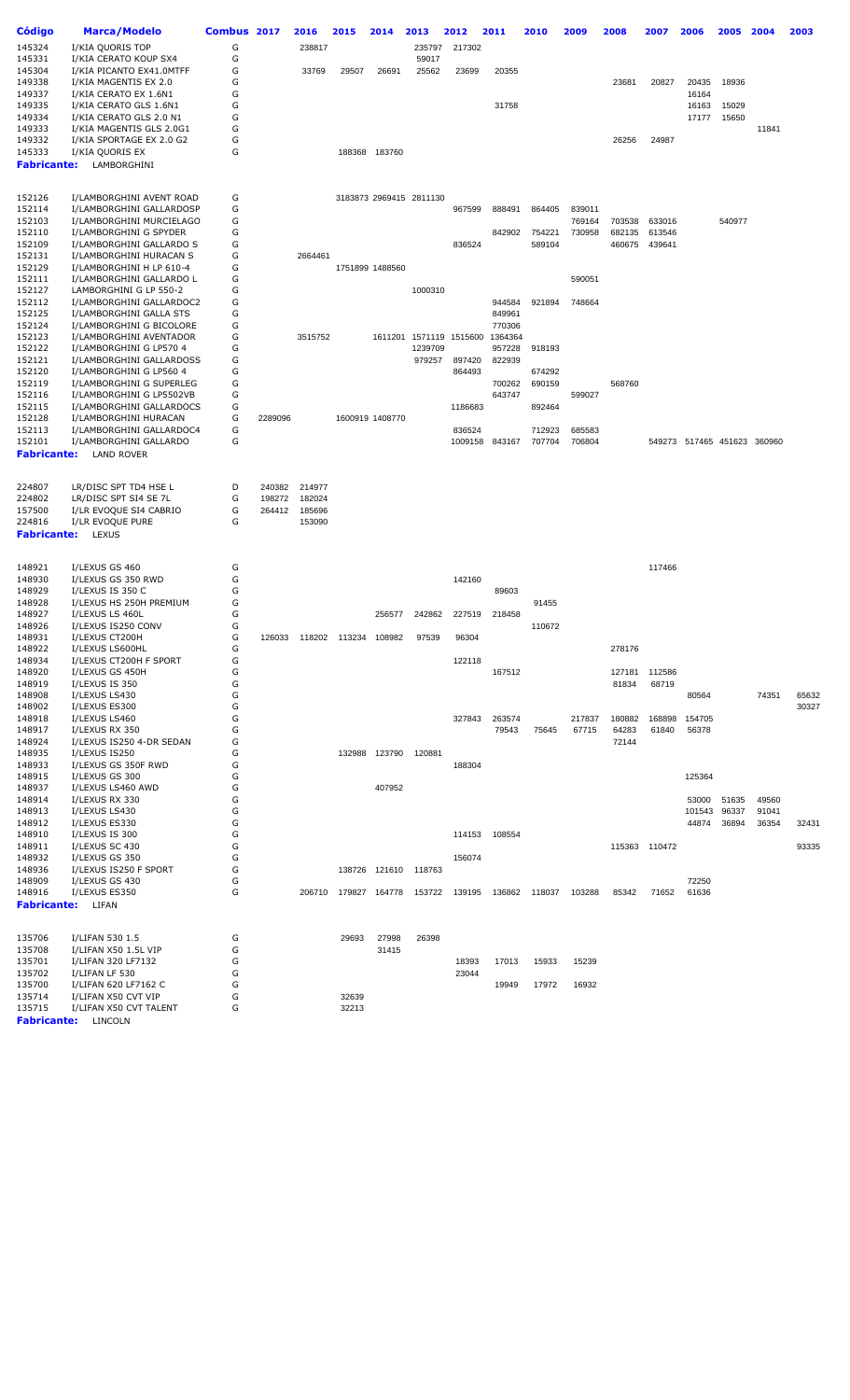| Código | Marca/Modelo | Combus | 2017 | 2016 | 2015 | 2014 | 2013 | 2012 | 2011 | 2010 | 2009 | 2008 | 2007 | 2006 | 2005 | 2004 | 2003 |
|---|---|---|---|---|---|---|---|---|---|---|---|---|---|---|---|---|---|
| 145324 | I/KIA QUORIS TOP | G | | 238817 | | | 235797 | 217302 | | | | | | | | | |
| 145331 | I/KIA CERATO KOUP SX4 | G | | | | | 59017 | | | | | | | | | | |
| 145304 | I/KIA PICANTO EX41.0MTFF | G | | 33769 | 29507 | 26691 | 25562 | 23699 | 20355 | | | | | | | | |
| 149338 | I/KIA MAGENTIS EX 2.0 | G | | | | | | | | | | 23681 | 20827 | 20435 | 18936 | | |
| 149337 | I/KIA CERATO EX 1.6N1 | G | | | | | | | | | | | | 16164 | | | |
| 149335 | I/KIA CERATO GLS 1.6N1 | G | | | | | | | 31758 | | | | | 16163 | 15029 | | |
| 149334 | I/KIA CERATO GLS 2.0 N1 | G | | | | | | | | | | | | 17177 | 15650 | | |
| 149333 | I/KIA MAGENTIS GLS 2.0G1 | G | | | | | | | | | | | | | | 11841 | |
| 149332 | I/KIA SPORTAGE EX 2.0 G2 | G | | | | | | | | | | 26256 | 24987 | | | | |
| 145333 | I/KIA QUORIS EX | G | | | 188368 | 183760 | | | | | | | | | | | |
| **Fabricante:** | LAMBORGHINI | | | | | | | | | | | | | | | | |
| 152126 | I/LAMBORGHINI AVENT ROAD | G | | | 3183873 | 2969415 | 2811130 | | | | | | | | | | |
| 152114 | I/LAMBORGHINI GALLARDOSP | G | | | | | | 967599 | 888491 | 864405 | 839011 | | | | | | |
| 152103 | I/LAMBORGHINI MURCIELAGO | G | | | | | | | | | 769164 | 703538 | 633016 | | 540977 | | |
| 152110 | I/LAMBORGHINI G SPYDER | G | | | | | | | 842902 | 754221 | 730958 | 682135 | 613546 | | | | |
| 152109 | I/LAMBORGHINI GALLARDO S | G | | | | | | 836524 | | 589104 | | 460675 | 439641 | | | | |
| 152131 | I/LAMBORGHINI HURACAN S | G | | 2664461 | | | | | | | | | | | | | |
| 152129 | I/LAMBORGHINI H LP 610-4 | G | | | 1751899 | 1488560 | | | | | | | | | | | |
| 152111 | I/LAMBORGHINI GALLARDO L | G | | | | | | | | | 590051 | | | | | | |
| 152127 | LAMBORGHINI G LP 550-2 | G | | | | | 1000310 | | | | | | | | | | |
| 152112 | I/LAMBORGHINI GALLARDOC2 | G | | | | | | | 944584 | 921894 | 748664 | | | | | | |
| 152125 | I/LAMBORGHINI GALLA STS | G | | | | | | | 849961 | | | | | | | | |
| 152124 | I/LAMBORGHINI G BICOLORE | G | | | | | | | 770306 | | | | | | | | |
| 152123 | I/LAMBORGHINI AVENTADOR | G | | 3515752 | | 1611201 | 1571119 | 1515600 | 1364364 | | | | | | | | |
| 152122 | I/LAMBORGHINI G LP570 4 | G | | | | | 1239709 | | 957228 | 918193 | | | | | | | |
| 152121 | I/LAMBORGHINI GALLARDOSS | G | | | | | 979257 | 897420 | 822939 | | | | | | | | |
| 152120 | I/LAMBORGHINI G LP560 4 | G | | | | | | 864493 | | 674292 | | | | | | | |
| 152119 | I/LAMBORGHINI G SUPERLEG | G | | | | | | | 700262 | 690159 | | 568760 | | | | | |
| 152116 | I/LAMBORGHINI G LP5502VB | G | | | | | | | 643747 | | 599027 | | | | | | |
| 152115 | I/LAMBORGHINI GALLARDOCS | G | | | | | | 1186683 | | 892464 | | | | | | | |
| 152128 | I/LAMBORGHINI HURACAN | G | 2289096 | | 1600919 | 1408770 | | | | | | | | | | | |
| 152113 | I/LAMBORGHINI GALLARDOC4 | G | | | | | | 836524 | | 712923 | 685583 | | | | | | |
| 152101 | I/LAMBORGHINI GALLARDO | G | | | | | | 1009158 | 843167 | 707704 | 706804 | | 549273 | 517465 | 451623 | 360960 | |
| **Fabricante:** | LAND ROVER | | | | | | | | | | | | | | | | |
| 224807 | LR/DISC SPT TD4 HSE L | D | 240382 | 214977 | | | | | | | | | | | | | |
| 224802 | LR/DISC SPT SI4 SE 7L | G | 198272 | 182024 | | | | | | | | | | | | | |
| 157500 | I/LR EVOQUE SI4 CABRIO | G | 264412 | 185696 | | | | | | | | | | | | | |
| 224816 | I/LR EVOQUE PURE | G | | 153090 | | | | | | | | | | | | | |
| **Fabricante:** | LEXUS | | | | | | | | | | | | | | | | |
| 148921 | I/LEXUS GS 460 | G | | | | | | | | | | | 117466 | | | | |
| 148930 | I/LEXUS GS 350 RWD | G | | | | | | 142160 | | | | | | | | | |
| 148929 | I/LEXUS IS 350 C | G | | | | | | | 89603 | | | | | | | | |
| 148928 | I/LEXUS HS 250H PREMIUM | G | | | | | | | | 91455 | | | | | | | |
| 148927 | I/LEXUS LS 460L | G | | | | 256577 | 242862 | 227519 | 218458 | | | | | | | | |
| 148926 | I/LEXUS IS250 CONV | G | | | | | | | | 110672 | | | | | | | |
| 148931 | I/LEXUS CT200H | G | 126033 | 118202 | 113234 | 108982 | 97539 | 96304 | | | | | | | | | |
| 148922 | I/LEXUS LS600HL | G | | | | | | | | | | 278176 | | | | | |
| 148934 | I/LEXUS CT200H F SPORT | G | | | | | | 122118 | | | | | | | | | |
| 148920 | I/LEXUS GS 450H | G | | | | | | | 167512 | | | 127181 | 112586 | | | | |
| 148919 | I/LEXUS IS 350 | G | | | | | | | | | | 81834 | 68719 | | | | |
| 148908 | I/LEXUS LS430 | G | | | | | | | | | | | | 80564 | | 74351 | 65632 |
| 148902 | I/LEXUS ES300 | G | | | | | | | | | | | | | | | 30327 |
| 148918 | I/LEXUS LS460 | G | | | | | | 327843 | 263574 | | 217837 | 180882 | 168898 | 154705 | | | |
| 148917 | I/LEXUS RX 350 | G | | | | | | | 79543 | 75645 | 67715 | 64283 | 61840 | 56378 | | | |
| 148924 | I/LEXUS IS250 4-DR SEDAN | G | | | | | | | | | | 72144 | | | | | |
| 148935 | I/LEXUS IS250 | G | | | 132988 | 123790 | 120881 | | | | | | | | | | |
| 148933 | I/LEXUS GS 350F RWD | G | | | | | | 188304 | | | | | | | | | |
| 148915 | I/LEXUS GS 300 | G | | | | | | | | | | | | 125364 | | | |
| 148937 | I/LEXUS LS460 AWD | G | | | | 407952 | | | | | | | | | | | |
| 148914 | I/LEXUS RX 330 | G | | | | | | | | | | | | 53000 | 51635 | 49560 | |
| 148913 | I/LEXUS LS430 | G | | | | | | | | | | | | 101543 | 96337 | 91041 | |
| 148912 | I/LEXUS ES330 | G | | | | | | | | | | | | 44874 | 36894 | 36354 | 32431 |
| 148910 | I/LEXUS IS 300 | G | | | | | | 114153 | 108554 | | | | | | | | |
| 148911 | I/LEXUS SC 430 | G | | | | | | | | | | 115363 | 110472 | | | | 93335 |
| 148932 | I/LEXUS GS 350 | G | | | | | | 156074 | | | | | | | | | |
| 148936 | I/LEXUS IS250 F SPORT | G | | | 138726 | 121610 | 118763 | | | | | | | | | | |
| 148909 | I/LEXUS GS 430 | G | | | | | | | | | | | | 72250 | | | |
| 148916 | I/LEXUS ES350 | G | | 206710 | 179827 | 164778 | 153722 | 139195 | 136862 | 118037 | 103288 | 85342 | 71652 | 61636 | | | |
| **Fabricante:** | LIFAN | | | | | | | | | | | | | | | | |
| 135706 | I/LIFAN 530 1.5 | G | | | 29693 | 27998 | 26398 | | | | | | | | | | |
| 135708 | I/LIFAN X50 1.5L VIP | G | | | | 31415 | | | | | | | | | | | |
| 135701 | I/LIFAN 320 LF7132 | G | | | | | | 18393 | 17013 | 15933 | 15239 | | | | | | |
| 135702 | I/LIFAN LF 530 | G | | | | | | 23044 | | | | | | | | | |
| 135700 | I/LIFAN 620 LF7162 C | G | | | | | | | 19949 | 17972 | 16932 | | | | | | |
| 135714 | I/LIFAN X50 CVT VIP | G | | | 32639 | | | | | | | | | | | | |
| 135715 | I/LIFAN X50 CVT TALENT | G | | | 32213 | | | | | | | | | | | | |
| **Fabricante:** | LINCOLN | | | | | | | | | | | | | | | | |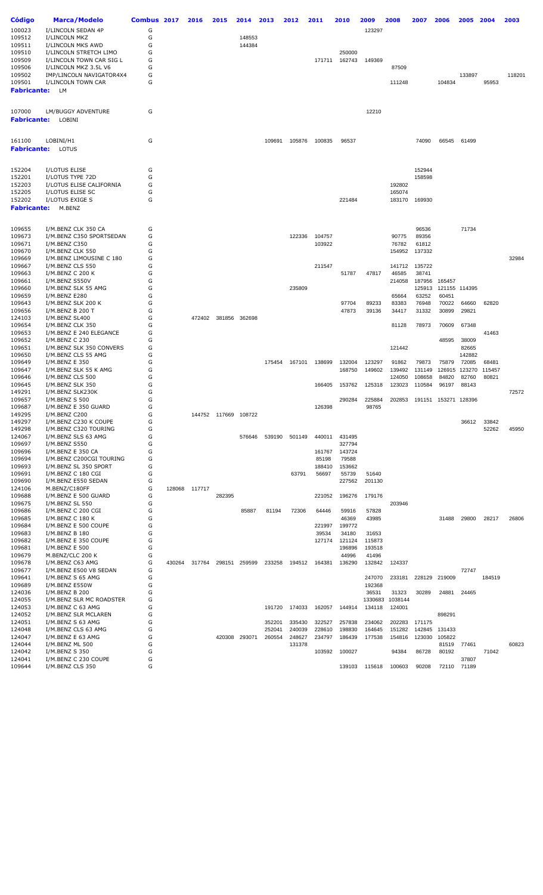| Código | Marca/Modelo | Combus | 2017 | 2016 | 2015 | 2014 | 2013 | 2012 | 2011 | 2010 | 2009 | 2008 | 2007 | 2006 | 2005 | 2004 | 2003 |
|---|---|---|---|---|---|---|---|---|---|---|---|---|---|---|---|---|---|
| 100023 | I/LINCOLN SEDAN 4P | G | | | | | | | | | 123297 | | | | | | |
| 109512 | I/LINCOLN MKZ | G | | | | 148553 | | | | | | | | | | | |
| 109511 | I/LINCOLN MKS AWD | G | | | | 144384 | | | | | | | | | | | |
| 109510 | I/LINCOLN STRETCH LIMO | G | | | | | | | | 250000 | | | | | | | |
| 109509 | I/LINCOLN TOWN CAR SIG L | G | | | | | | | 171711 | 162743 | 149369 | | | | | | |
| 109506 | I/LINCOLN MKZ 3.5L V6 | G | | | | | | | | | | 87509 | | | | | |
| 109502 | IMP/LINCOLN NAVIGATOR4X4 | G | | | | | | | | | | | | | 133897 | | 118201 |
| 109501 | I/LINCOLN TOWN CAR | G | | | | | | | | | | 111248 | | 104834 | | 95953 | |
| **Fabricante:** | LM | | | | | | | | | | | | | | | | |
| 107000 | LM/BUGGY ADVENTURE | G | | | | | | | | | 12210 | | | | | | |
| **Fabricante:** | LOBINI | | | | | | | | | | | | | | | | |
| 161100 | LOBINI/H1 | G | | | | | 109691 | 105876 | 100835 | 96537 | | | 74090 | 66545 | 61499 | | |
| **Fabricante:** | LOTUS | | | | | | | | | | | | | | | | |
| 152204 | I/LOTUS ELISE | G | | | | | | | | | | | 152944 | | | | |
| 152201 | I/LOTUS TYPE 72D | G | | | | | | | | | | | 158598 | | | | |
| 152203 | I/LOTUS ELISE CALIFORNIA | G | | | | | | | | | | 192802 | | | | | |
| 152205 | I/LOTUS ELISE SC | G | | | | | | | | | | 165074 | | | | | |
| 152202 | I/LOTUS EXIGE S | G | | | | | | | | 221484 | | 183170 | 169930 | | | | |
| **Fabricante:** | M.BENZ | | | | | | | | | | | | | | | | |
| 109655 | I/M.BENZ CLK 350 CA | G | | | | | | | | | | | 96536 | | 71734 | | |
| 109673 | I/M.BENZ C350 SPORTSEDAN | G | | | | | | 122336 | 104757 | | | 90775 | 89356 | | | | |
| 109671 | I/M.BENZ C350 | G | | | | | | | 103922 | | | 76782 | 61812 | | | | |
| 109670 | I/M.BENZ CLK 550 | G | | | | | | | | | | 154952 | 137332 | | | | |
| 109669 | I/M.BENZ LIMOUSINE C 180 | G | | | | | | | | | | | | | | | 32984 |
| 109667 | I/M.BENZ CLS 550 | G | | | | | | | 211547 | | | 141712 | 135722 | | | | |
| 109663 | I/M.BENZ C 200 K | G | | | | | | | | 51787 | 47817 | 46585 | 38741 | | | | |
| 109661 | I/M.BENZ S550V | G | | | | | | | | | | 214058 | 187956 | 165457 | | | |
| 109660 | I/M.BENZ SLK 55 AMG | G | | | | | | 235809 | | | | | 125913 | 121155 | 114395 | | |
| 109659 | I/M.BENZ E280 | G | | | | | | | | | | 65664 | 63252 | 60451 | | | |
| 109643 | I/M.BENZ SLK 200 K | G | | | | | | | | 97704 | 89233 | 83383 | 76948 | 70022 | 64660 | 62820 | |
| 109656 | I/M.BENZ B 200 T | G | | | | | | | | 47873 | 39136 | 34417 | 31332 | 30899 | 29821 | | |
| 124103 | I/M.BENZ SL400 | G | | | 472402 | 381856 | 362698 | | | | | | | | | | |
| 109654 | I/M.BENZ CLK 350 | G | | | | | | | | | | 81128 | 78973 | 70609 | 67348 | | |
| 109653 | I/M.BENZ E 240 ELEGANCE | G | | | | | | | | | | | | | | 41463 | |
| 109652 | I/M.BENZ C 230 | G | | | | | | | | | | | | 48595 | 38009 | | |
| 109651 | I/M.BENZ SLK 350 CONVERS | G | | | | | | | | | | 121442 | | | 82665 | | |
| 109650 | I/M.BENZ CLS 55 AMG | G | | | | | | | | | | | | | 142882 | | |
| 109649 | I/M.BENZ E 350 | G | | | | | 175454 | 167101 | 138699 | 132004 | 123297 | 91862 | 79873 | 75879 | 72085 | 68481 | |
| 109647 | I/M.BENZ SLK 55 K AMG | G | | | | | | | | 168750 | 149602 | 139492 | 131149 | 126915 | 123270 | 115457 | |
| 109646 | I/M.BENZ CLS 500 | G | | | | | | | | | | 124050 | 108658 | 84820 | 82760 | 80821 | |
| 109645 | I/M.BENZ SLK 350 | G | | | | | | | 166405 | 153762 | 125318 | 123023 | 110584 | 96197 | 88143 | | |
| 149291 | I/M.BENZ SLK230K | G | | | | | | | | | | | | | | | 72572 |
| 109657 | I/M.BENZ S 500 | G | | | | | | | | 290284 | 225884 | 202853 | 191151 | 153271 | 128396 | | |
| 109687 | I/M.BENZ E 350 GUARD | G | | | | | | | 126398 | | 98765 | | | | | | |
| 149295 | I/M.BENZ C200 | G | | | 144752 | 117669 | 108722 | | | | | | | | | | |
| 149297 | I/M.BENZ C230 K COUPE | G | | | | | | | | | | | | | 36612 | 33842 | |
| 149298 | I/M.BENZ C320 TOURING | G | | | | | | | | | | | | | | 52262 | 45950 |
| 124067 | I/M.BENZ SLS 63 AMG | G | | | | 576646 | 539190 | 501149 | 440011 | 431495 | | | | | | | |
| 109697 | I/M.BENZ S550 | G | | | | | | | | 327794 | | | | | | | |
| 109696 | I/M.BENZ E 350 CA | G | | | | | | | 161767 | 143724 | | | | | | | |
| 109694 | I/M.BENZ C200CGI TOURING | G | | | | | | | 85198 | 79588 | | | | | | | |
| 109693 | I/M.BENZ SL 350 SPORT | G | | | | | | | 188410 | 153662 | | | | | | | |
| 109691 | I/M.BENZ C 180 CGI | G | | | | | | 63791 | 56697 | 55739 | 51640 | | | | | | |
| 109690 | I/M.BENZ E550 SEDAN | G | | | | | | | | 227562 | 201130 | | | | | | |
| 124106 | M.BENZ/C180FF | G | 128068 | 117717 | | | | | | | | | | | | | |
| 109688 | I/M.BENZ E 500 GUARD | G | | | 282395 | | | | 221052 | 196276 | 179176 | | | | | | |
| 109675 | I/M.BENZ SL 550 | G | | | | | | | | | | 203946 | | | | | |
| 109686 | I/M.BENZ C 200 CGI | G | | | | 85887 | 81194 | 72306 | 64446 | 59916 | 57828 | | | | | | |
| 109685 | I/M.BENZ C 180 K | G | | | | | | | | 46369 | 43985 | | | 31488 | 29800 | 28217 | 26806 |
| 109684 | I/M.BENZ E 500 COUPE | G | | | | | | | 221997 | 199772 | | | | | | | |
| 109683 | I/M.BENZ B 180 | G | | | | | | | 39534 | 34180 | 31653 | | | | | | |
| 109682 | I/M.BENZ E 350 COUPE | G | | | | | | | 127174 | 121124 | 115873 | | | | | | |
| 109681 | I/M.BENZ E 500 | G | | | | | | | | 196896 | 193518 | | | | | | |
| 109679 | M.BENZ/CLC 200 K | G | | | | | | | | 44996 | 41496 | | | | | | |
| 109678 | I/M.BENZ C63 AMG | G | 430264 | 317764 | 298151 | 259599 | 233258 | 194512 | 164381 | 136290 | 132842 | 124337 | | | | | |
| 109677 | I/M.BENZ E500 V8 SEDAN | G | | | | | | | | | | | | | 72747 | | |
| 109641 | I/M.BENZ S 65 AMG | G | | | | | | | | | 247070 | 233181 | 228129 | 219009 | | 184519 | |
| 109689 | I/M.BENZ E550W | G | | | | | | | | | 192368 | | | | | | |
| 124036 | I/M.BENZ B 200 | G | | | | | | | | | 36531 | 31323 | 30289 | 24881 | 24465 | | |
| 124055 | I/M.BENZ SLR MC ROADSTER | G | | | | | | | | | 1330683 | 1038144 | | | | | |
| 124053 | I/M.BENZ C 63 AMG | G | | | | | 191720 | 174033 | 162057 | 144914 | 134118 | 124001 | | | | | |
| 124052 | I/M.BENZ SLR MCLAREN | G | | | | | | | | | | | | 898291 | | | |
| 124051 | I/M.BENZ S 63 AMG | G | | | | | 352201 | 335430 | 322527 | 257838 | 234062 | 202283 | 171175 | | | | |
| 124048 | I/M.BENZ CLS 63 AMG | G | | | | | 252041 | 240039 | 228610 | 198830 | 164645 | 151282 | 142845 | 131433 | | | |
| 124047 | I/M.BENZ E 63 AMG | G | | | 420308 | 293071 | 260554 | 248627 | 234797 | 186439 | 177538 | 154816 | 123030 | 105822 | | | |
| 124044 | I/M.BENZ ML 500 | G | | | | | | 131378 | | | | | | 81519 | 77461 | | 60823 |
| 124042 | I/M.BENZ S 350 | G | | | | | | | 103592 | 100027 | | 94384 | 86728 | 80192 | | 71042 | |
| 124041 | I/M.BENZ C 230 COUPE | G | | | | | | | | | | | | | 37807 | | |
| 109644 | I/M.BENZ CLS 350 | G | | | | | | | | 139103 | 115618 | 100603 | 90208 | 72110 | 71189 | | |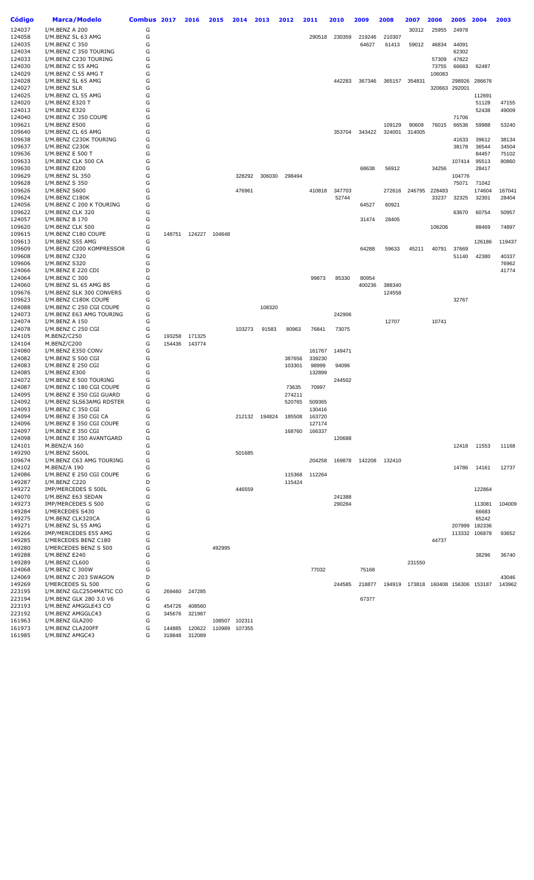| Código | Marca/Modelo | Combus | 2017 | 2016 | 2015 | 2014 | 2013 | 2012 | 2011 | 2010 | 2009 | 2008 | 2007 | 2006 | 2005 | 2004 | 2003 |
|---|---|---|---|---|---|---|---|---|---|---|---|---|---|---|---|---|---|
| 124037 | I/M.BENZ A 200 | G | | | | | | | | | | | 30312 | 25955 | 24978 | | |
| 124058 | I/M.BENZ SL 63 AMG | G | | | | | | | 290518 | 230359 | 219246 | 210307 | | | | | |
| 124035 | I/M.BENZ C 350 | G | | | | | | | | | 64627 | 61413 | 59012 | 46834 | 44091 | | |
| 124034 | I/M.BENZ C 350 TOURING | G | | | | | | | | | | | | | 62302 | | |
| 124033 | I/M.BENZ C230 TOURING | G | | | | | | | | | | | | 57309 | 47822 | | |
| 124030 | I/M.BENZ C 55 AMG | G | | | | | | | | | | | | 73755 | 66683 | 62487 | |
| 124029 | I/M.BENZ C 55 AMG T | G | | | | | | | | | | | | 106083 | | | |
| 124028 | I/M.BENZ SL 65 AMG | G | | | | | | | | 442283 | 367346 | 365157 | 354831 | | 298926 | 286676 | |
| 124027 | I/M.BENZ SLR | G | | | | | | | | | | | | 320663 | 292001 | | |
| 124025 | I/M.BENZ CL 55 AMG | G | | | | | | | | | | | | | | 112691 | |
| 124020 | I/M.BENZ E320 T | G | | | | | | | | | | | | | | 51128 | 47155 |
| 124013 | I/M.BENZ E320 | G | | | | | | | | | | | | | | 52438 | 49009 |
| 124040 | I/M.BENZ C 350 COUPE | G | | | | | | | | | | | | | 71706 | | |
| 109621 | I/M.BENZ E500 | G | | | | | | | | | | 109129 | 90609 | 76015 | 66536 | 59988 | 53240 |
| 109640 | I/M.BENZ CL 65 AMG | G | | | | | | | | 353704 | 343422 | 324001 | 314005 | | | | |
| 109638 | I/M.BENZ C230K TOURING | G | | | | | | | | | | | | | 41633 | 39612 | 38134 |
| 109637 | I/M.BENZ C230K | G | | | | | | | | | | | | | 38178 | 36544 | 34504 |
| 109636 | I/M.BENZ E 500 T | G | | | | | | | | | | | | | | 84457 | 75102 |
| 109633 | I/M.BENZ CLK 500 CA | G | | | | | | | | | | | | | 107414 | 95513 | 80860 |
| 109630 | I/M.BENZ E200 | G | | | | | | | | | 68638 | 56912 | | 34256 | | 28417 | |
| 109629 | I/M.BENZ SL 350 | G | | | | 328292 | 306030 | 298494 | | | | | | | 104776 | | |
| 109628 | I/M.BENZ S 350 | G | | | | | | | | | | | | | 75071 | 71042 | |
| 109626 | I/M.BENZ S600 | G | | | | 476961 | | | 410818 | 347703 | | 272616 | 246795 | 228483 | | 174604 | 167041 |
| 109624 | I/M.BENZ C180K | G | | | | | | | | 52744 | | | | 33237 | 32325 | 32301 | 28404 |
| 124056 | I/M.BENZ C 200 K TOURING | G | | | | | | | | | 64527 | 60921 | | | | | |
| 109622 | I/M.BENZ CLK 320 | G | | | | | | | | | | | | | 63670 | 60754 | 50957 |
| 124057 | I/M.BENZ B 170 | G | | | | | | | | | 31474 | 28405 | | | | | |
| 109620 | I/M.BENZ CLK 500 | G | | | | | | | | | | | | 106206 | | 88469 | 74897 |
| 109615 | I/M.BENZ C180 COUPE | G | 148751 | 124227 | 104648 | | | | | | | | | | | | |
| 109613 | I/M.BENZ S55 AMG | G | | | | | | | | | | | | | | 126186 | 119437 |
| 109609 | I/M.BENZ C200 KOMPRESSOR | G | | | | | | | | | 64288 | 59633 | 45211 | 40791 | 37669 | | |
| 109608 | I/M.BENZ C320 | G | | | | | | | | | | | | | 51140 | 42380 | 40337 |
| 109606 | I/M.BENZ S320 | G | | | | | | | | | | | | | | | 76962 |
| 124066 | I/M.BENZ E 220 CDI | D | | | | | | | | | | | | | | | 41774 |
| 124064 | I/M.BENZ C 300 | G | | | | | | | 99873 | 85330 | 80954 | | | | | | |
| 124060 | I/M.BENZ SL 65 AMG BS | G | | | | | | | | | 400236 | 388340 | | | | | |
| 109676 | I/M.BENZ SLK 300 CONVERS | G | | | | | | | | | | 124558 | | | | | |
| 109623 | I/M.BENZ C180K COUPE | G | | | | | | | | | | | | | 32767 | | |
| 124088 | I/M.BENZ C 250 CGI COUPE | G | | | | | 108320 | | | | | | | | | | |
| 124073 | I/M.BENZ E63 AMG TOURING | G | | | | | | | | 242906 | | | | | | | |
| 124074 | I/M.BENZ A 150 | G | | | | | | | | | | 12707 | | 10741 | | | |
| 124078 | I/M.BENZ C 250 CGI | G | | | | 103273 | 91583 | 80963 | 76841 | 73075 | | | | | | | |
| 124105 | M.BENZ/C250 | G | 193258 | 171325 | | | | | | | | | | | | | |
| 124104 | M.BENZ/C200 | G | 154436 | 143774 | | | | | | | | | | | | | |
| 124080 | I/M.BENZ E350 CONV | G | | | | | | | 161767 | 149471 | | | | | | | |
| 124082 | I/M.BENZ S 500 CGI | G | | | | | | 387656 | 339230 | | | | | | | | |
| 124083 | I/M.BENZ E 250 CGI | G | | | | | | 103301 | 98999 | 94096 | | | | | | | |
| 124085 | I/M.BENZ E300 | G | | | | | | | 132899 | | | | | | | | |
| 124072 | I/M.BENZ E 500 TOURING | G | | | | | | | | 244502 | | | | | | | |
| 124087 | I/M.BENZ C 180 CGI COUPE | G | | | | | | 73635 | 70997 | | | | | | | | |
| 124095 | I/M.BENZ E 350 CGI GUARD | G | | | | | | 274211 | | | | | | | | | |
| 124092 | I/M.BENZ SLS63AMG RDSTER | G | | | | | | 520765 | 509365 | | | | | | | | |
| 124093 | I/M.BENZ C 350 CGI | G | | | | | | | 130416 | | | | | | | | |
| 124094 | I/M.BENZ E 350 CGI CA | G | | | | 212132 | 194824 | 185508 | 163720 | | | | | | | | |
| 124096 | I/M.BENZ E 350 CGI COUPE | G | | | | | | | 127174 | | | | | | | | |
| 124097 | I/M.BENZ E 350 CGI | G | | | | | | 168760 | 166337 | | | | | | | | |
| 124098 | I/M.BENZ E 350 AVANTGARD | G | | | | | | | | 120688 | | | | | | | |
| 124101 | M.BENZ/A 160 | G | | | | | | | | | | | | | 12418 | 11553 | 11168 |
| 149290 | I/M.BENZ S600L | G | | | | 501685 | | | | | | | | | | | |
| 109674 | I/M.BENZ C63 AMG TOURING | G | | | | | | | 204258 | 169878 | 142208 | 132410 | | | | | |
| 124102 | M.BENZ/A 190 | G | | | | | | | | | | | | | 14786 | 14161 | 12737 |
| 124086 | I/M.BENZ E 250 CGI COUPE | G | | | | | | 115368 | 112264 | | | | | | | | |
| 149287 | I/M.BENZ C220 | D | | | | | | 115424 | | | | | | | | | |
| 149272 | IMP/MERCEDES S 500L | G | | | | 446559 | | | | | | | | | | 122864 | |
| 124070 | I/M.BENZ E63 SEDAN | G | | | | | | | | 241388 | | | | | | | |
| 149273 | IMP/MERCEDES S 500 | G | | | | | | | | 290284 | | | | | | 113081 | 104009 |
| 149284 | I/MERCEDES S430 | G | | | | | | | | | | | | | | 66683 | |
| 149275 | I/M.BENZ CLK320CA | G | | | | | | | | | | | | | | 65242 | |
| 149271 | I/M.BENZ SL 55 AMG | G | | | | | | | | | | | | | 207999 | 182336 | |
| 149266 | IMP/MERCEDES E55 AMG | G | | | | | | | | | | | | | 113332 | 106878 | 93652 |
| 149285 | I/MERCEDES BENZ C180 | G | | | | | | | | | | | | 44737 | | | |
| 149280 | I/MERCEDES BENZ S 500 | G | | | 492995 | | | | | | | | | | | | |
| 149288 | I/M.BENZ E240 | G | | | | | | | | | | | | | | 38296 | 36740 |
| 149289 | I/M.BENZ CL600 | G | | | | | | | | | | | 231550 | | | | |
| 124068 | I/M.BENZ C 300W | G | | | | | | | 77032 | | 75168 | | | | | | |
| 124069 | I/M.BENZ C 203 SWAGON | D | | | | | | | | | | | | | | | 43046 |
| 149269 | I/MERCEDES SL 500 | G | | | | | | | | 244585 | 218877 | 194919 | 173818 | 160408 | 156306 | 153187 | 143962 |
| 223195 | I/M.BENZ GLC2504MATIC CO | G | 269460 | 247285 | | | | | | | | | | | | | |
| 223194 | I/M.BENZ GLK 280 3.0 V6 | G | | | | | | | | | 67377 | | | | | | |
| 223193 | I/M.BENZ AMGGLE43 CO | G | 454726 | 408560 | | | | | | | | | | | | | |
| 223192 | I/M.BENZ AMGGLC43 | G | 345676 | 321987 | | | | | | | | | | | | | |
| 161963 | I/M.BENZ GLA200 | G | | | 108507 | 102311 | | | | | | | | | | | |
| 161973 | I/M.BENZ CLA200FF | G | 144885 | 120622 | 110989 | 107355 | | | | | | | | | | | |
| 161985 | I/M.BENZ AMGC43 | G | 318848 | 312089 | | | | | | | | | | | | | |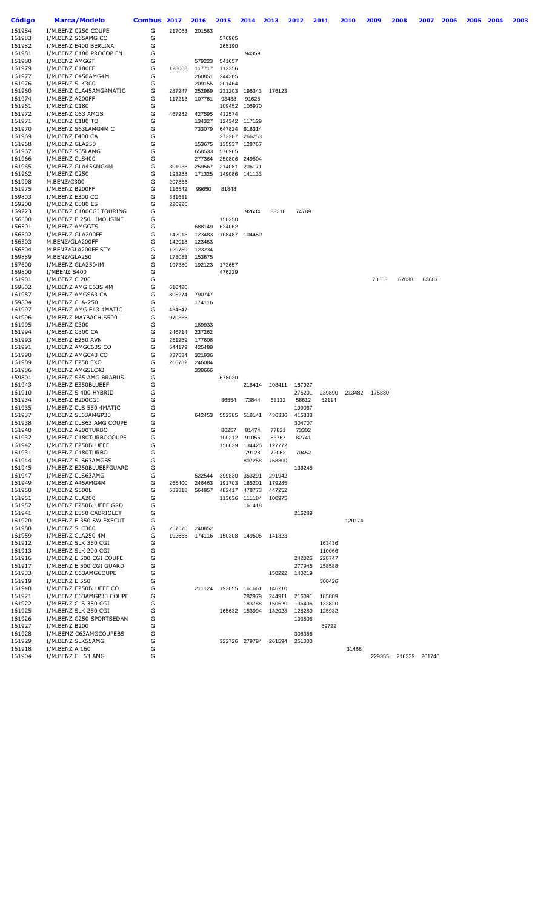| Código | Marca/Modelo | Combus | 2017 | 2016 | 2015 | 2014 | 2013 | 2012 | 2011 | 2010 | 2009 | 2008 | 2007 | 2006 | 2005 | 2004 | 2003 |
|---|---|---|---|---|---|---|---|---|---|---|---|---|---|---|---|---|---|
| 161984 | I/M.BENZ C250 COUPE | G | 217063 | 201563 | | | | | | | | | | | | | |
| 161983 | I/M.BENZ S65AMG CO | G | | | 576965 | | | | | | | | | | | | |
| 161982 | I/M.BENZ E400 BERLINA | G | | | 265190 | | | | | | | | | | | | |
| 161981 | I/M.BENZ C180 PROCOP FN | G | | | | 94359 | | | | | | | | | | | |
| 161980 | I/M.BENZ AMGGT | G | | 579223 | 541657 | | | | | | | | | | | | |
| 161979 | I/M.BENZ C180FF | G | 128068 | 117717 | 112356 | | | | | | | | | | | | |
| 161977 | I/M.BENZ C450AMG4M | G | | 260851 | 244305 | | | | | | | | | | | | |
| 161976 | I/M.BENZ SLK300 | G | | 209155 | 201464 | | | | | | | | | | | | |
| 161960 | I/M.BENZ CLA45AMG4MATIC | G | 287247 | 252989 | 231203 | 196343 | 176123 | | | | | | | | | | |
| 161974 | I/M.BENZ A200FF | G | 117213 | 107761 | 93438 | 91625 | | | | | | | | | | | |
| 161961 | I/M.BENZ C180 | G | | | 109452 | 105970 | | | | | | | | | | | |
| 161972 | I/M.BENZ C63 AMGS | G | 467282 | 427595 | 412574 | | | | | | | | | | | | |
| 161971 | I/M.BENZ C180 TO | G | | 134327 | 124342 | 117129 | | | | | | | | | | | |
| 161970 | I/M.BENZ S63LAMG4M C | G | | 733079 | 647824 | 618314 | | | | | | | | | | | |
| 161969 | I/M.BENZ E400 CA | G | | | 273287 | 266253 | | | | | | | | | | | |
| 161968 | I/M.BENZ GLA250 | G | | 153675 | 135537 | 128767 | | | | | | | | | | | |
| 161967 | I/M.BENZ S65LAMG | G | | 658533 | 576965 | | | | | | | | | | | | |
| 161966 | I/M.BENZ CLS400 | G | | 277364 | 250806 | 249504 | | | | | | | | | | | |
| 161965 | I/M.BENZ GLA45AMG4M | G | 301936 | 259567 | 214081 | 206171 | | | | | | | | | | | |
| 161962 | I/M.BENZ C250 | G | 193258 | 171325 | 149086 | 141133 | | | | | | | | | | | |
| 161998 | M.BENZ/C300 | G | 207856 | | | | | | | | | | | | | | |
| 161975 | I/M.BENZ B200FF | G | 116542 | 99650 | 81848 | | | | | | | | | | | | |
| 159803 | I/M.BENZ E300 CO | G | 331631 | | | | | | | | | | | | | | |
| 169200 | I/M.BENZ C300 ES | G | 226926 | | | | | | | | | | | | | | |
| 169223 | I/M.BENZ C180CGI TOURING | G | | | | 92634 | 83318 | 74789 | | | | | | | | | |
| 156500 | I/M.BENZ E 250 LIMOUSINE | G | | | 158250 | | | | | | | | | | | | |
| 156501 | I/M.BENZ AMGGTS | G | | 688149 | 624062 | | | | | | | | | | | | |
| 156502 | I/M.BENZ GLA200FF | G | 142018 | 123483 | 108487 | 104450 | | | | | | | | | | | |
| 156503 | M.BENZ/GLA200FF | G | 142018 | 123483 | | | | | | | | | | | | | |
| 156504 | M.BENZ/GLA200FF STY | G | 129759 | 123234 | | | | | | | | | | | | | |
| 169889 | M.BENZ/GLA250 | G | 178083 | 153675 | | | | | | | | | | | | | |
| 157600 | I/M.BENZ GLA2504M | G | 197380 | 192123 | 173657 | | | | | | | | | | | | |
| 159800 | I/MBENZ S400 | G | | | 476229 | | | | | | | | | | | | |
| 161901 | I/M.BENZ C 280 | G | | | | | | | | | 70568 | 67038 | 63687 | | | | |
| 159802 | I/M.BENZ AMG E63S 4M | G | 610420 | | | | | | | | | | | | | | |
| 161987 | I/M.BENZ AMGS63 CA | G | 805274 | 790747 | | | | | | | | | | | | | |
| 159804 | I/M.BENZ CLA-250 | G | | 174116 | | | | | | | | | | | | | |
| 161997 | I/M.BENZ AMG E43 4MATIC | G | 434647 | | | | | | | | | | | | | | |
| 161996 | I/M.BENZ MAYBACH S500 | G | 970366 | | | | | | | | | | | | | | |
| 161995 | I/M.BENZ C300 | G | | 189933 | | | | | | | | | | | | | |
| 161994 | I/M.BENZ C300 CA | G | 246714 | 237262 | | | | | | | | | | | | | |
| 161993 | I/M.BENZ E250 AVN | G | 251259 | 177608 | | | | | | | | | | | | | |
| 161991 | I/M.BENZ AMGC63S CO | G | 544179 | 425489 | | | | | | | | | | | | | |
| 161990 | I/M.BENZ AMGC43 CO | G | 337634 | 321936 | | | | | | | | | | | | | |
| 161989 | I/M.BENZ E250 EXC | G | 266782 | 246084 | | | | | | | | | | | | | |
| 161986 | I/M.BENZ AMGSLC43 | G | | 338666 | | | | | | | | | | | | | |
| 159801 | I/M.BENZ S65 AMG BRABUS | G | | | 678030 | | | | | | | | | | | | |
| 161943 | I/M.BENZ E350BLUEEF | G | | | | 218414 | 208411 | 187927 | | | | | | | | | |
| 161910 | I/M.BENZ S 400 HYBRID | G | | | | | | 275201 | 239890 | 213482 | 175880 | | | | | | |
| 161934 | I/M.BENZ B200CGI | G | | | 86554 | 73844 | 63132 | 58612 | 52114 | | | | | | | | |
| 161935 | I/M.BENZ CLS 550 4MATIC | G | | | | | | 199067 | | | | | | | | | |
| 161937 | I/M.BENZ SL63AMGP30 | G | | 642453 | 552385 | 518141 | 436336 | 415338 | | | | | | | | | |
| 161938 | I/M.BENZ CLS63 AMG COUPE | G | | | | | | 304707 | | | | | | | | | |
| 161940 | I/M.BENZ A200TURBO | G | | | 86257 | 81474 | 77821 | 73302 | | | | | | | | | |
| 161932 | I/M.BENZ C180TURBOCOUPE | G | | | 100212 | 91056 | 83767 | 82741 | | | | | | | | | |
| 161942 | I/M.BENZ E250BLUEEF | G | | | 156639 | 134425 | 127772 | | | | | | | | | | |
| 161931 | I/M.BENZ C180TURBO | G | | | | 79128 | 72062 | 70452 | | | | | | | | | |
| 161944 | I/M.BENZ SLS63AMGBS | G | | | | 807258 | 768800 | | | | | | | | | | |
| 161945 | I/M.BENZ E250BLUEEFGUARD | G | | | | | | 136245 | | | | | | | | | |
| 161947 | I/M.BENZ CLS63AMG | G | | 522544 | 399830 | 353291 | 291942 | | | | | | | | | | |
| 161949 | I/M.BENZ A45AMG4M | G | 265400 | 246463 | 191703 | 185201 | 179285 | | | | | | | | | | |
| 161950 | I/M.BENZ S500L | G | 583818 | 564957 | 482417 | 478773 | 447252 | | | | | | | | | | |
| 161951 | I/M.BENZ CLA200 | G | | | 113636 | 111184 | 100975 | | | | | | | | | | |
| 161952 | I/M.BENZ E250BLUEEF GRD | G | | | | 161418 | | | | | | | | | | | |
| 161941 | I/M.BENZ E550 CABRIOLET | G | | | | | | 216289 | | | | | | | | | |
| 161920 | I/M.BENZ E 350 SW EXECUT | G | | | | | | | | 120174 | | | | | | | |
| 161988 | I/M.BENZ SLC300 | G | 257576 | 240852 | | | | | | | | | | | | | |
| 161959 | I/M.BENZ CLA250 4M | G | 192566 | 174116 | 150308 | 149505 | 141323 | | | | | | | | | | |
| 161912 | I/M.BENZ SLK 350 CGI | G | | | | | | | 163436 | | | | | | | | |
| 161913 | I/M.BENZ SLK 200 CGI | G | | | | | | | 110066 | | | | | | | | |
| 161916 | I/M.BENZ E 500 CGI COUPE | G | | | | | | 242026 | 228747 | | | | | | | | |
| 161917 | I/M.BENZ E 500 CGI GUARD | G | | | | | | 277945 | 258588 | | | | | | | | |
| 161933 | I/M.BENZ C63AMGCOUPE | G | | | | | 150222 | 140219 | | | | | | | | | |
| 161919 | I/M.BENZ E 550 | G | | | | | | | 300426 | | | | | | | | |
| 161948 | I/M.BENZ E250BLUEEF CO | G | | 211124 | 193055 | 161661 | 146210 | | | | | | | | | | |
| 161921 | I/M.BENZ C63AMGP30 COUPE | G | | | | 282979 | 244911 | 216091 | 185809 | | | | | | | | |
| 161922 | I/M.BENZ CLS 350 CGI | G | | | | 183788 | 150520 | 136496 | 133820 | | | | | | | | |
| 161925 | I/M.BENZ SLK 250 CGI | G | | | 165632 | 153994 | 132028 | 128280 | 125932 | | | | | | | | |
| 161926 | I/M.BENZ C250 SPORTSEDAN | G | | | | | | 103506 | | | | | | | | | |
| 161927 | I/M.BENZ B200 | G | | | | | | | 59722 | | | | | | | | |
| 161928 | I/M.BEMZ C63AMGCOUPEBS | G | | | | | | 308356 | | | | | | | | | |
| 161929 | I/M.BENZ SLK55AMG | G | | | 322726 | 279794 | 261594 | 251000 | | | | | | | | | |
| 161918 | I/M.BENZ A 160 | G | | | | | | | | 31468 | | | | | | | |
| 161904 | I/M.BENZ CL 63 AMG | G | | | | | | | | | 229355 | 216339 | 201746 | | | | |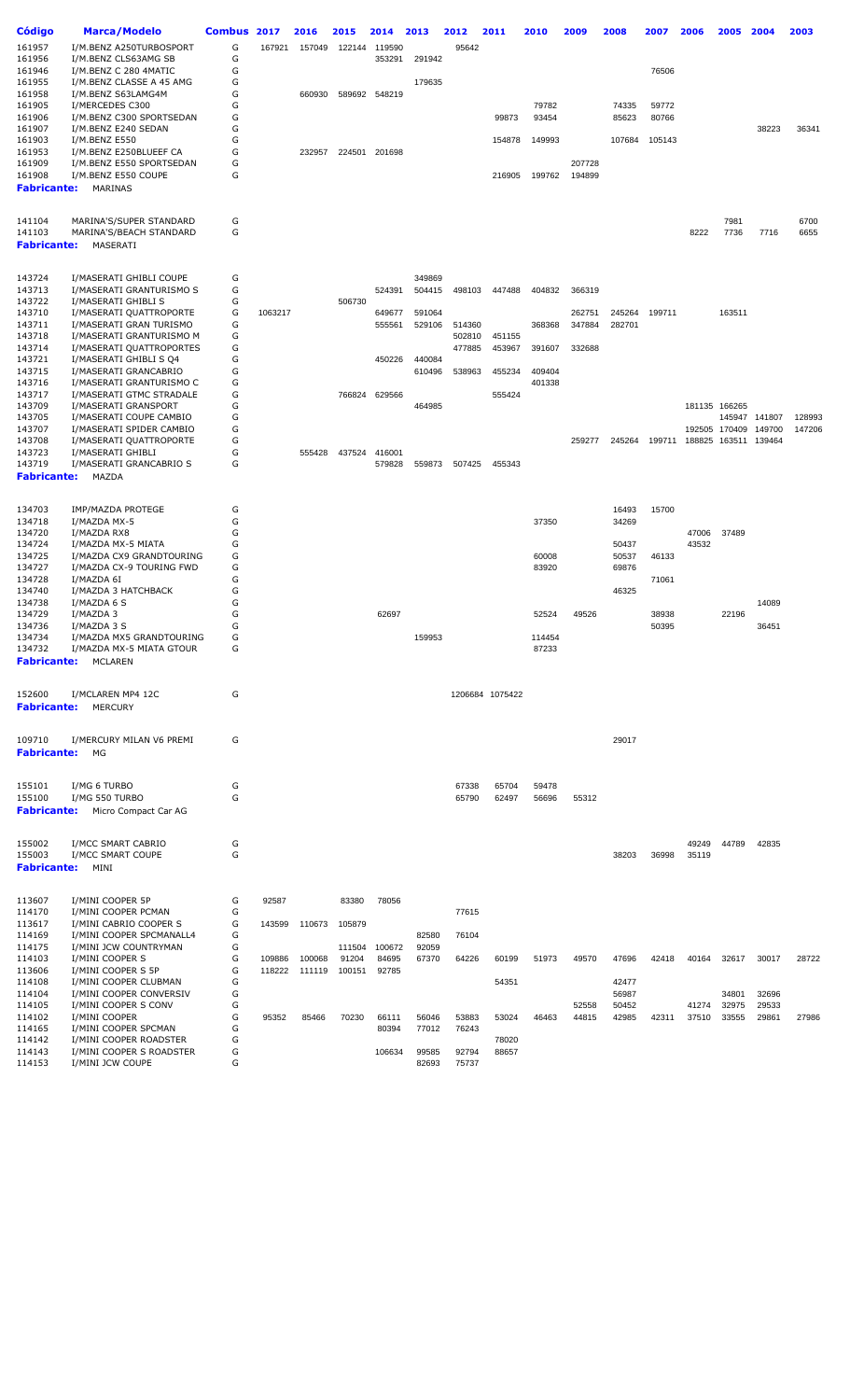| Código | Marca/Modelo | Combus | 2017 | 2016 | 2015 | 2014 | 2013 | 2012 | 2011 | 2010 | 2009 | 2008 | 2007 | 2006 | 2005 | 2004 | 2003 |
|---|---|---|---|---|---|---|---|---|---|---|---|---|---|---|---|---|---|
| 161957 | I/M.BENZ A250TURBOSPORT | G | 167921 | 157049 | 122144 | 119590 | | 95642 | | | | | | | | | |
| 161956 | I/M.BENZ CLS63AMG SB | G | | | | 353291 | 291942 | | | | | | | | | | |
| 161946 | I/M.BENZ C 280 4MATIC | G | | | | | | | | | | | 76506 | | | | |
| 161955 | I/M.BENZ CLASSE A 45 AMG | G | | | | | 179635 | | | | | | | | | | |
| 161958 | I/M.BENZ S63LAMG4M | G | | 660930 | 589692 | 548219 | | | | | | | | | | | |
| 161905 | I/MERCEDES C300 | G | | | | | | | | 79782 | | 74335 | 59772 | | | | |
| 161906 | I/M.BENZ C300 SPORTSEDAN | G | | | | | | | 99873 | 93454 | | 85623 | 80766 | | | | |
| 161907 | I/M.BENZ E240 SEDAN | G | | | | | | | | | | | | | | 38223 | 36341 |
| 161903 | I/M.BENZ E550 | G | | | | | | | 154878 | 149993 | | 107684 | 105143 | | | | |
| 161953 | I/M.BENZ E250BLUEEF CA | G | | 232957 | 224501 | 201698 | | | | | | | | | | | |
| 161909 | I/M.BENZ E550 SPORTSEDAN | G | | | | | | | | | 207728 | | | | | | |
| 161908 | I/M.BENZ E550 COUPE | G | | | | | | | 216905 | 199762 | 194899 | | | | | | |
| **Fabricante:** | MARINAS | | | | | | | | | | | | | | | | |
| 141104 | MARINA'S/SUPER STANDARD | G | | | | | | | | | | | | | 7981 | | 6700 |
| 141103 | MARINA'S/BEACH STANDARD | G | | | | | | | | | | | | 8222 | 7736 | 7716 | 6655 |
| **Fabricante:** | MASERATI | | | | | | | | | | | | | | | | |
| 143724 | I/MASERATI GHIBLI COUPE | G | | | | | 349869 | | | | | | | | | | |
| 143713 | I/MASERATI GRANTURISMO S | G | | | | 524391 | 504415 | 498103 | 447488 | 404832 | 366319 | | | | | | |
| 143722 | I/MASERATI GHIBLI S | G | | | 506730 | | | | | | | | | | | | |
| 143710 | I/MASERATI QUATTROPORTE | G | 1063217 | | | 649677 | 591064 | | | | 262751 | 245264 | 199711 | | 163511 | | |
| 143711 | I/MASERATI GRAN TURISMO | G | | | | 555561 | 529106 | 514360 | | 368368 | 347884 | 282701 | | | | | |
| 143718 | I/MASERATI GRANTURISMO M | G | | | | | | 502810 | 451155 | | | | | | | | |
| 143714 | I/MASERATI QUATTROPORTES | G | | | | | | 477885 | 453967 | 391607 | 332688 | | | | | | |
| 143721 | I/MASERATI GHIBLI S Q4 | G | | | | 450226 | 440084 | | | | | | | | | | |
| 143715 | I/MASERATI GRANCABRIO | G | | | | | 610496 | 538963 | 455234 | 409404 | | | | | | | |
| 143716 | I/MASERATI GRANTURISMO C | G | | | | | | | | 401338 | | | | | | | |
| 143717 | I/MASERATI GTMC STRADALE | G | | | 766824 | 629566 | | | 555424 | | | | | | | | |
| 143709 | I/MASERATI GRANSPORT | G | | | | | 464985 | | | | | | | 181135 | 166265 | | |
| 143705 | I/MASERATI COUPE CAMBIO | G | | | | | | | | | | | | | 145947 | 141807 | 128993 |
| 143707 | I/MASERATI SPIDER CAMBIO | G | | | | | | | | | | | | 192505 | 170409 | 149700 | 147206 |
| 143708 | I/MASERATI QUATTROPORTE | G | | | | | | | | | 259277 | 245264 | 199711 | 188825 | 163511 | 139464 | |
| 143723 | I/MASERATI GHIBLI | G | | 555428 | 437524 | 416001 | | | | | | | | | | | |
| 143719 | I/MASERATI GRANCABRIO S | G | | | | 579828 | 559873 | 507425 | 455343 | | | | | | | | |
| **Fabricante:** | MAZDA | | | | | | | | | | | | | | | | |
| 134703 | IMP/MAZDA PROTEGE | G | | | | | | | | | | 16493 | 15700 | | | | |
| 134718 | I/MAZDA MX-5 | G | | | | | | | | 37350 | | 34269 | | | | | |
| 134720 | I/MAZDA RX8 | G | | | | | | | | | | | | 47006 | 37489 | | |
| 134724 | I/MAZDA MX-5 MIATA | G | | | | | | | | | | 50437 | | 43532 | | | |
| 134725 | I/MAZDA CX9 GRANDTOURING | G | | | | | | | | 60008 | | 50537 | 46133 | | | | |
| 134727 | I/MAZDA CX-9 TOURING FWD | G | | | | | | | | 83920 | | 69876 | | | | | |
| 134728 | I/MAZDA 6I | G | | | | | | | | | | | 71061 | | | | |
| 134740 | I/MAZDA 3 HATCHBACK | G | | | | | | | | | | 46325 | | | | | |
| 134738 | I/MAZDA 6 S | G | | | | | | | | | | | | | | 14089 | |
| 134729 | I/MAZDA 3 | G | | | | 62697 | | | | 52524 | 49526 | | 38938 | | 22196 | | |
| 134736 | I/MAZDA 3 S | G | | | | | | | | | | | 50395 | | | 36451 | |
| 134734 | I/MAZDA MX5 GRANDTOURING | G | | | | | 159953 | | | 114454 | | | | | | | |
| 134732 | I/MAZDA MX-5 MIATA GTOUR | G | | | | | | | | 87233 | | | | | | | |
| **Fabricante:** | MCLAREN | | | | | | | | | | | | | | | | |
| 152600 | I/MCLAREN MP4 12C | G | | | | | | 1206684 | 1075422 | | | | | | | | |
| **Fabricante:** | MERCURY | | | | | | | | | | | | | | | | |
| 109710 | I/MERCURY MILAN V6 PREMI | G | | | | | | | | | | 29017 | | | | | |
| **Fabricante:** | MG | | | | | | | | | | | | | | | | |
| 155101 | I/MG 6 TURBO | G | | | | | | 67338 | 65704 | 59478 | | | | | | | |
| 155100 | I/MG 550 TURBO | G | | | | | | 65790 | 62497 | 56696 | 55312 | | | | | | |
| **Fabricante:** | Micro Compact Car AG | | | | | | | | | | | | | | | | |
| 155002 | I/MCC SMART CABRIO | G | | | | | | | | | | | | 49249 | 44789 | 42835 | |
| 155003 | I/MCC SMART COUPE | G | | | | | | | | | | 38203 | 36998 | 35119 | | | |
| **Fabricante:** | MINI | | | | | | | | | | | | | | | | |
| 113607 | I/MINI COOPER 5P | G | 92587 | | 83380 | 78056 | | | | | | | | | | | |
| 114170 | I/MINI COOPER PCMAN | G | | | | | | 77615 | | | | | | | | | |
| 113617 | I/MINI CABRIO COOPER S | G | 143599 | 110673 | 105879 | | | | | | | | | | | | |
| 114169 | I/MINI COOPER SPCMANALL4 | G | | | | | 82580 | 76104 | | | | | | | | | |
| 114175 | I/MINI JCW COUNTRYMAN | G | | | 111504 | 100672 | 92059 | | | | | | | | | | |
| 114103 | I/MINI COOPER S | G | 109886 | 100068 | 91204 | 84695 | 67370 | 64226 | 60199 | 51973 | 49570 | 47696 | 42418 | 40164 | 32617 | 30017 | 28722 |
| 113606 | I/MINI COOPER S 5P | G | 118222 | 111119 | 100151 | 92785 | | | | | | | | | | | |
| 114108 | I/MINI COOPER CLUBMAN | G | | | | | | | 54351 | | | 42477 | | | | | |
| 114104 | I/MINI COOPER CONVERSIV | G | | | | | | | | | | 56987 | | | 34801 | 32696 | |
| 114105 | I/MINI COOPER S CONV | G | | | | | | | | | 52558 | 50452 | | 41274 | 32975 | 29533 | |
| 114102 | I/MINI COOPER | G | 95352 | 85466 | 70230 | 66111 | 56046 | 53883 | 53024 | 46463 | 44815 | 42985 | 42311 | 37510 | 33555 | 29861 | 27986 |
| 114165 | I/MINI COOPER SPCMAN | G | | | | 80394 | 77012 | 76243 | | | | | | | | | |
| 114142 | I/MINI COOPER ROADSTER | G | | | | | | | 78020 | | | | | | | | |
| 114143 | I/MINI COOPER S ROADSTER | G | | | | 106634 | 99585 | 92794 | 88657 | | | | | | | | |
| 114153 | I/MINI JCW COUPE | G | | | | | 82693 | 75737 | | | | | | | | | |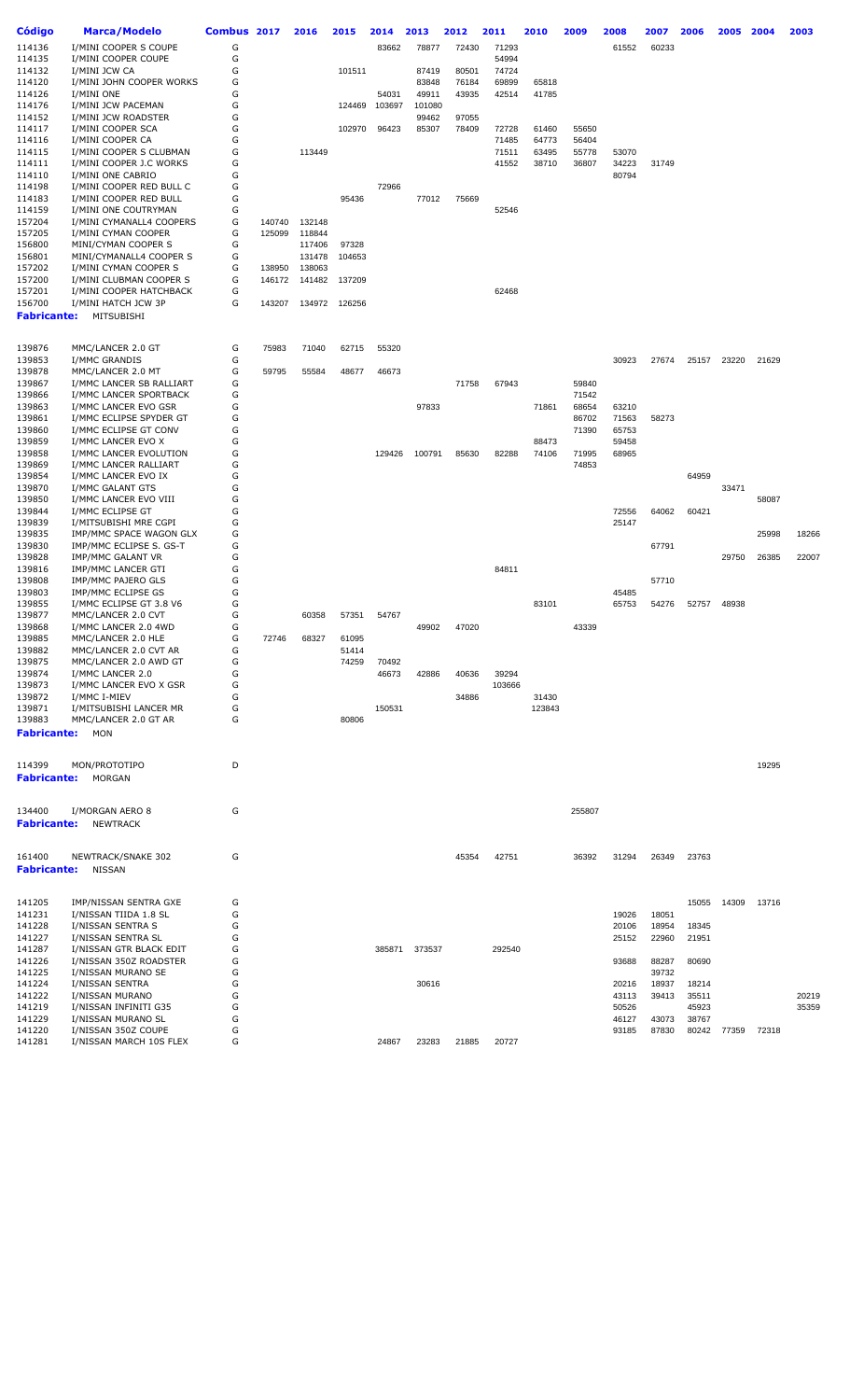| Código | Marca/Modelo | Combus | 2017 | 2016 | 2015 | 2014 | 2013 | 2012 | 2011 | 2010 | 2009 | 2008 | 2007 | 2006 | 2005 | 2004 | 2003 |
|---|---|---|---|---|---|---|---|---|---|---|---|---|---|---|---|---|---|
| 114136 | I/MINI COOPER S COUPE | G | | | | 83662 | 78877 | 72430 | 71293 | | | 61552 | 60233 | | | | |
| 114135 | I/MINI COOPER COUPE | G | | | | | | | 54994 | | | | | | | | |
| 114132 | I/MINI JCW CA | G | | | 101511 | | 87419 | 80501 | 74724 | | | | | | | | |
| 114120 | I/MINI JOHN COOPER WORKS | G | | | | | 83848 | 76184 | 69899 | 65818 | | | | | | | |
| 114126 | I/MINI ONE | G | | | | 54031 | 49911 | 43935 | 42514 | 41785 | | | | | | | |
| 114176 | I/MINI JCW PACEMAN | G | | | 124469 | 103697 | 101080 | | | | | | | | | | |
| 114152 | I/MINI JCW ROADSTER | G | | | | | 99462 | 97055 | | | | | | | | | |
| 114117 | I/MINI COOPER SCA | G | | | 102970 | 96423 | 85307 | 78409 | 72728 | 61460 | 55650 | | | | | | |
| 114116 | I/MINI COOPER CA | G | | | | | | | 71485 | 64773 | 56404 | | | | | | |
| 114115 | I/MINI COOPER S CLUBMAN | G | | 113449 | | | | | 71511 | 63495 | 55778 | 53070 | | | | | |
| 114111 | I/MINI COOPER J.C WORKS | G | | | | | | | 41552 | 38710 | 36807 | 34223 | 31749 | | | | |
| 114110 | I/MINI ONE CABRIO | G | | | | | | | | | | 80794 | | | | | |
| 114198 | I/MINI COOPER RED BULL C | G | | | | 72966 | | | | | | | | | | | |
| 114183 | I/MINI COOPER RED BULL | G | | | 95436 | | 77012 | 75669 | | | | | | | | | |
| 114159 | I/MINI ONE COUTRYMAN | G | | | | | | | 52546 | | | | | | | | |
| 157204 | I/MINI CYMANALL4 COOPERS | G | 140740 | 132148 | | | | | | | | | | | | | |
| 157205 | I/MINI CYMAN COOPER | G | 125099 | 118844 | | | | | | | | | | | | | |
| 156800 | MINI/CYMAN COOPER S | G | | 117406 | 97328 | | | | | | | | | | | | |
| 156801 | MINI/CYMANALL4 COOPER S | G | | 131478 | 104653 | | | | | | | | | | | | |
| 157202 | I/MINI CYMAN COOPER S | G | 138950 | 138063 | | | | | | | | | | | | | |
| 157200 | I/MINI CLUBMAN COOPER S | G | 146172 | 141482 | 137209 | | | | | | | | | | | | |
| 157201 | I/MINI COOPER HATCHBACK | G | | | | | | | 62468 | | | | | | | | |
| 156700 | I/MINI HATCH JCW 3P | G | 143207 | 134972 | 126256 | | | | | | | | | | | | |
| **Fabricante:** | MITSUBISHI | | | | | | | | | | | | | | | | |
| 139876 | MMC/LANCER 2.0 GT | G | 75983 | 71040 | 62715 | 55320 | | | | | | | | | | | |
| 139853 | I/MMC GRANDIS | G | | | | | | | | | | 30923 | 27674 | 25157 | 23220 | 21629 | |
| 139878 | MMC/LANCER 2.0 MT | G | 59795 | 55584 | 48677 | 46673 | | | | | | | | | | | |
| 139867 | I/MMC LANCER SB RALLIART | G | | | | | | 71758 | 67943 | | 59840 | | | | | | |
| 139866 | I/MMC LANCER SPORTBACK | G | | | | | | | | | 71542 | | | | | | |
| 139863 | I/MMC LANCER EVO GSR | G | | | | | 97833 | | | 71861 | 68654 | 63210 | | | | | |
| 139861 | I/MMC ECLIPSE SPYDER GT | G | | | | | | | | | 86702 | 71563 | 58273 | | | | |
| 139860 | I/MMC ECLIPSE GT CONV | G | | | | | | | | | 71390 | 65753 | | | | | |
| 139859 | I/MMC LANCER EVO X | G | | | | | | | | 88473 | | 59458 | | | | | |
| 139858 | I/MMC LANCER EVOLUTION | G | | | | 129426 | 100791 | 85630 | 82288 | 74106 | 71995 | 68965 | | | | | |
| 139869 | I/MMC LANCER RALLIART | G | | | | | | | | | 74853 | | | | | | |
| 139854 | I/MMC LANCER EVO IX | G | | | | | | | | | | | | 64959 | | | |
| 139870 | I/MMC GALANT GTS | G | | | | | | | | | | | | | 33471 | | |
| 139850 | I/MMC LANCER EVO VIII | G | | | | | | | | | | | | | | 58087 | |
| 139844 | I/MMC ECLIPSE GT | G | | | | | | | | | | 72556 | 64062 | 60421 | | | |
| 139839 | I/MITSUBISHI MRE CGPI | G | | | | | | | | | | 25147 | | | | | |
| 139835 | IMP/MMC SPACE WAGON GLX | G | | | | | | | | | | | | | | 25998 | 18266 |
| 139830 | IMP/MMC ECLIPSE S. GS-T | G | | | | | | | | | | | 67791 | | | | |
| 139828 | IMP/MMC GALANT VR | G | | | | | | | | | | | | | 29750 | 26385 | 22007 |
| 139816 | IMP/MMC LANCER GTI | G | | | | | | | 84811 | | | | | | | | |
| 139808 | IMP/MMC PAJERO GLS | G | | | | | | | | | | | 57710 | | | | |
| 139803 | IMP/MMC ECLIPSE GS | G | | | | | | | | | | 45485 | | | | | |
| 139855 | I/MMC ECLIPSE GT 3.8 V6 | G | | | | | | | | 83101 | | 65753 | 54276 | 52757 | 48938 | | |
| 139877 | MMC/LANCER 2.0 CVT | G | | 60358 | 57351 | 54767 | | | | | | | | | | | |
| 139868 | I/MMC LANCER 2.0 4WD | G | | | | | 49902 | 47020 | | | 43339 | | | | | | |
| 139885 | MMC/LANCER 2.0 HLE | G | 72746 | 68327 | 61095 | | | | | | | | | | | | |
| 139882 | MMC/LANCER 2.0 CVT AR | G | | | 51414 | | | | | | | | | | | | |
| 139875 | MMC/LANCER 2.0 AWD GT | G | | | 74259 | 70492 | | | | | | | | | | | |
| 139874 | I/MMC LANCER 2.0 | G | | | | 46673 | 42886 | 40636 | 39294 | | | | | | | | |
| 139873 | I/MMC LANCER EVO X GSR | G | | | | | | | 103666 | | | | | | | | |
| 139872 | I/MMC I-MIEV | G | | | | | | 34886 | | 31430 | | | | | | | |
| 139871 | I/MITSUBISHI LANCER MR | G | | | | 150531 | | | | 123843 | | | | | | | |
| 139883 | MMC/LANCER 2.0 GT AR | G | | | 80806 | | | | | | | | | | | | |
| **Fabricante:** | MON | | | | | | | | | | | | | | | | |
| 114399 | MON/PROTOTIPO | D | | | | | | | | | | | | | | 19295 | |
| **Fabricante:** | MORGAN | | | | | | | | | | | | | | | | |
| 134400 | I/MORGAN AERO 8 | G | | | | | | | | | 255807 | | | | | | |
| **Fabricante:** | NEWTRACK | | | | | | | | | | | | | | | | |
| 161400 | NEWTRACK/SNAKE 302 | G | | | | | | 45354 | 42751 | | 36392 | 31294 | 26349 | 23763 | | | |
| **Fabricante:** | NISSAN | | | | | | | | | | | | | | | | |
| 141205 | IMP/NISSAN SENTRA GXE | G | | | | | | | | | | | | 15055 | 14309 | 13716 | |
| 141231 | I/NISSAN TIIDA 1.8 SL | G | | | | | | | | | | 19026 | 18051 | | | | |
| 141228 | I/NISSAN SENTRA S | G | | | | | | | | | | 20106 | 18954 | 18345 | | | |
| 141227 | I/NISSAN SENTRA SL | G | | | | | | | | | | 25152 | 22960 | 21951 | | | |
| 141287 | I/NISSAN GTR BLACK EDIT | G | | | | 385871 | 373537 | | 292540 | | | | | | | | |
| 141226 | I/NISSAN 350Z ROADSTER | G | | | | | | | | | | 93688 | 88287 | 80690 | | | |
| 141225 | I/NISSAN MURANO SE | G | | | | | | | | | | | 39732 | | | | |
| 141224 | I/NISSAN SENTRA | G | | | | | 30616 | | | | | 20216 | 18937 | 18214 | | | |
| 141222 | I/NISSAN MURANO | G | | | | | | | | | | 43113 | 39413 | 35511 | | | 20219 |
| 141219 | I/NISSAN INFINITI G35 | G | | | | | | | | | | 50526 | | 45923 | | | 35359 |
| 141229 | I/NISSAN MURANO SL | G | | | | | | | | | | 46127 | 43073 | 38767 | | | |
| 141220 | I/NISSAN 350Z COUPE | G | | | | | | | | | | 93185 | 87830 | 80242 | 77359 | 72318 | |
| 141281 | I/NISSAN MARCH 10S FLEX | G | | | | 24867 | 23283 | 21885 | 20727 | | | | | | | | |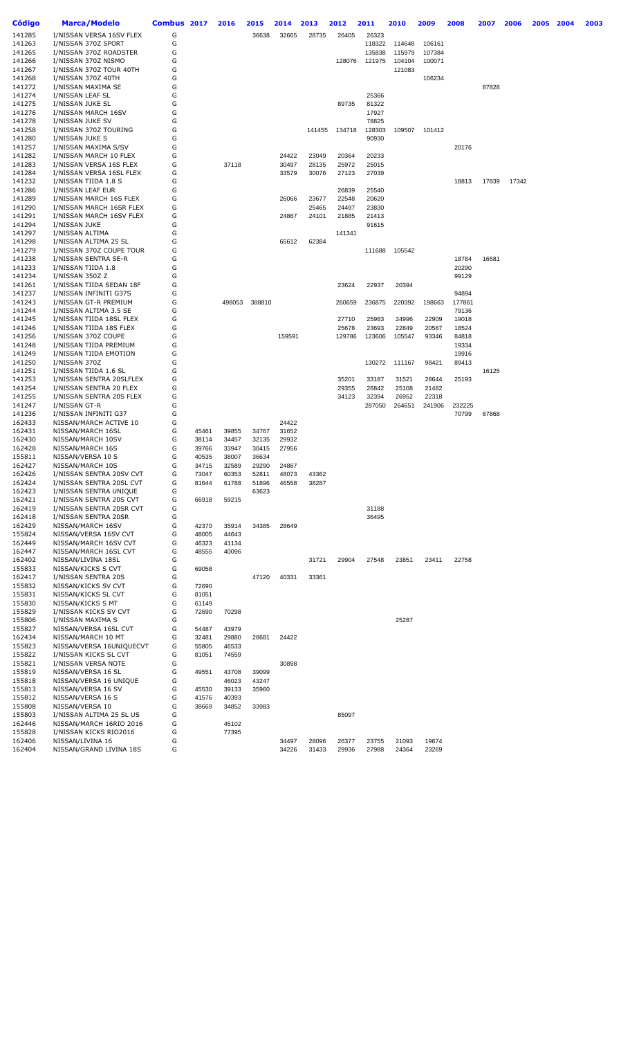| Código | Marca/Modelo | Combus | 2017 | 2016 | 2015 | 2014 | 2013 | 2012 | 2011 | 2010 | 2009 | 2008 | 2007 | 2006 | 2005 | 2004 | 2003 |
|---|---|---|---|---|---|---|---|---|---|---|---|---|---|---|---|---|---|
| 141285 | I/NISSAN VERSA 16SV FLEX | G | | | 36638 | 32665 | 28735 | 26405 | 26323 | | | | | | | | |
| 141263 | I/NISSAN 370Z SPORT | G | | | | | | | 118322 | 114648 | 106161 | | | | | | |
| 141265 | I/NISSAN 370Z ROADSTER | G | | | | | | | 135838 | 115979 | 107384 | | | | | | |
| 141266 | I/NISSAN 370Z NISMO | G | | | | | | 128076 | 121975 | 104104 | 100071 | | | | | | |
| 141267 | I/NISSAN 370Z TOUR 40TH | G | | | | | | | | 121083 | | | | | | | |
| 141268 | I/NISSAN 370Z 40TH | G | | | | | | | | | 106234 | | | | | | |
| 141272 | I/NISSAN MAXIMA SE | G | | | | | | | | | | | 87828 | | | | |
| 141274 | I/NISSAN LEAF SL | G | | | | | | | 25366 | | | | | | | | |
| 141275 | I/NISSAN JUKE SL | G | | | | | | 89735 | 81322 | | | | | | | | |
| 141276 | I/NISSAN MARCH 16SV | G | | | | | | | 17927 | | | | | | | | |
| 141278 | I/NISSAN JUKE SV | G | | | | | | | 78825 | | | | | | | | |
| 141258 | I/NISSAN 370Z TOURING | G | | | | | 141455 | 134718 | 128303 | 109507 | 101412 | | | | | | |
| 141280 | I/NISSAN JUKE S | G | | | | | | | 90930 | | | | | | | | |
| 141257 | I/NISSAN MAXIMA S/SV | G | | | | | | | | | | 20176 | | | | | |
| 141282 | I/NISSAN MARCH 10 FLEX | G | | | | 24422 | 23049 | 20364 | 20233 | | | | | | | | |
| 141283 | I/NISSAN VERSA 16S FLEX | G | | 37118 | | 30497 | 28135 | 25972 | 25015 | | | | | | | | |
| 141284 | I/NISSAN VERSA 16SL FLEX | G | | | | 33579 | 30076 | 27123 | 27039 | | | | | | | | |
| 141232 | I/NISSAN TIIDA 1.8 S | G | | | | | | | | | | 18813 | 17839 | 17342 | | | |
| 141286 | I/NISSAN LEAF EUR | G | | | | | | 26839 | 25540 | | | | | | | | |
| 141289 | I/NISSAN MARCH 16S FLEX | G | | | | 26066 | 23677 | 22548 | 20620 | | | | | | | | |
| 141290 | I/NISSAN MARCH 16SR FLEX | G | | | | | 25465 | 24497 | 23830 | | | | | | | | |
| 141291 | I/NISSAN MARCH 16SV FLEX | G | | | | 24867 | 24101 | 21885 | 21413 | | | | | | | | |
| 141294 | I/NISSAN JUKE | G | | | | | | | 91615 | | | | | | | | |
| 141297 | I/NISSAN ALTIMA | G | | | | | | 141341 | | | | | | | | | |
| 141298 | I/NISSAN ALTIMA 25 SL | G | | | | 65612 | 62384 | | | | | | | | | | |
| 141279 | I/NISSAN 370Z COUPE TOUR | G | | | | | | | 111688 | 105542 | | | | | | | |
| 141238 | I/NISSAN SENTRA SE-R | G | | | | | | | | | | 18784 | 16581 | | | | |
| 141233 | I/NISSAN TIIDA 1.8 | G | | | | | | | | | | 20290 | | | | | |
| 141234 | I/NISSAN 350Z Z | G | | | | | | | | | | 99129 | | | | | |
| 141261 | I/NISSAN TIIDA SEDAN 18F | G | | | | | | 23624 | 22937 | 20394 | | | | | | | |
| 141237 | I/NISSAN INFINITI G37S | G | | | | | | | | | | 94894 | | | | | |
| 141243 | I/NISSAN GT-R PREMIUM | G | | 498053 | 388810 | | | 260659 | 236875 | 220392 | 198663 | 177861 | | | | | |
| 141244 | I/NISSAN ALTIMA 3.5 SE | G | | | | | | | | | | 79136 | | | | | |
| 141245 | I/NISSAN TIIDA 18SL FLEX | G | | | | | | 27710 | 25983 | 24996 | 22909 | 19018 | | | | | |
| 141246 | I/NISSAN TIIDA 18S FLEX | G | | | | | | 25678 | 23693 | 22849 | 20587 | 18524 | | | | | |
| 141256 | I/NISSAN 370Z COUPE | G | | | | 159591 | | 129786 | 123606 | 105547 | 93346 | 84818 | | | | | |
| 141248 | I/NISSAN TIIDA PREMIUM | G | | | | | | | | | | 19334 | | | | | |
| 141249 | I/NISSAN TIIDA EMOTION | G | | | | | | | | | | 19916 | | | | | |
| 141250 | I/NISSAN 370Z | G | | | | | | | 130272 | 111167 | 98421 | 89413 | | | | | |
| 141251 | I/NISSAN TIIDA 1.6 SL | G | | | | | | | | | | | 16125 | | | | |
| 141253 | I/NISSAN SENTRA 20SLFLEX | G | | | | | | 35201 | 33187 | 31521 | 28644 | 25193 | | | | | |
| 141254 | I/NISSAN SENTRA 20 FLEX | G | | | | | | 29355 | 26842 | 25108 | 21482 | | | | | | |
| 141255 | I/NISSAN SENTRA 20S FLEX | G | | | | | | 34123 | 32394 | 26952 | 22318 | | | | | | |
| 141247 | I/NISSAN GT-R | G | | | | | | | 287050 | 264651 | 241906 | 232225 | | | | | |
| 141236 | I/NISSAN INFINITI G37 | G | | | | | | | | | | 70799 | 67868 | | | | |
| 162433 | NISSAN/MARCH ACTIVE 10 | G | | | | 24422 | | | | | | | | | | | |
| 162431 | NISSAN/MARCH 16SL | G | 45461 | 39855 | 34767 | 31652 | | | | | | | | | | | |
| 162430 | NISSAN/MARCH 10SV | G | 38114 | 34457 | 32135 | 29932 | | | | | | | | | | | |
| 162428 | NISSAN/MARCH 16S | G | 39766 | 33947 | 30415 | 27956 | | | | | | | | | | | |
| 155811 | NISSAN/VERSA 10 S | G | 40535 | 38007 | 36634 | | | | | | | | | | | | |
| 162427 | NISSAN/MARCH 10S | G | 34715 | 32589 | 29290 | 24867 | | | | | | | | | | | |
| 162426 | I/NISSAN SENTRA 20SV CVT | G | 73047 | 60353 | 52811 | 48073 | 43362 | | | | | | | | | | |
| 162424 | I/NISSAN SENTRA 20SL CVT | G | 81644 | 61788 | 51896 | 46558 | 38287 | | | | | | | | | | |
| 162423 | I/NISSAN SENTRA UNIQUE | G | | | 63623 | | | | | | | | | | | | |
| 162421 | I/NISSAN SENTRA 20S CVT | G | 66918 | 59215 | | | | | | | | | | | | | |
| 162419 | I/NISSAN SENTRA 20SR CVT | G | | | | | | | 31188 | | | | | | | | |
| 162418 | I/NISSAN SENTRA 20SR | G | | | | | | | 36495 | | | | | | | | |
| 162429 | NISSAN/MARCH 16SV | G | 42370 | 35914 | 34385 | 28649 | | | | | | | | | | | |
| 155824 | NISSAN/VERSA 16SV CVT | G | 48005 | 44643 | | | | | | | | | | | | | |
| 162449 | NISSAN/MARCH 16SV CVT | G | 46323 | 41134 | | | | | | | | | | | | | |
| 162447 | NISSAN/MARCH 16SL CVT | G | 48555 | 40096 | | | | | | | | | | | | | |
| 162402 | NISSAN/LIVINA 18SL | G | | | | | 31721 | 29904 | 27548 | 23851 | 23411 | 22758 | | | | | |
| 155833 | NISSAN/KICKS S CVT | G | 69058 | | | | | | | | | | | | | | |
| 162417 | I/NISSAN SENTRA 20S | G | | | 47120 | 40331 | 33361 | | | | | | | | | | |
| 155832 | NISSAN/KICKS SV CVT | G | 72690 | | | | | | | | | | | | | | |
| 155831 | NISSAN/KICKS SL CVT | G | 81051 | | | | | | | | | | | | | | |
| 155830 | NISSAN/KICKS S MT | G | 61149 | | | | | | | | | | | | | | |
| 155829 | I/NISSAN KICKS SV CVT | G | 72690 | 70298 | | | | | | | | | | | | | |
| 155806 | I/NISSAN MAXIMA S | G | | | | | | | | 25287 | | | | | | | |
| 155827 | NISSAN/VERSA 16SL CVT | G | 54487 | 43979 | | | | | | | | | | | | | |
| 162434 | NISSAN/MARCH 10 MT | G | 32481 | 29880 | 28681 | 24422 | | | | | | | | | | | |
| 155823 | NISSAN/VERSA 16UNIQUECVT | G | 55805 | 46533 | | | | | | | | | | | | | |
| 155822 | I/NISSAN KICKS SL CVT | G | 81051 | 74559 | | | | | | | | | | | | | |
| 155821 | I/NISSAN VERSA NOTE | G | | | | 30898 | | | | | | | | | | | |
| 155819 | NISSAN/VERSA 16 SL | G | 49551 | 43708 | 39099 | | | | | | | | | | | | |
| 155818 | NISSAN/VERSA 16 UNIQUE | G | | 46023 | 43247 | | | | | | | | | | | | |
| 155813 | NISSAN/VERSA 16 SV | G | 45530 | 39133 | 35960 | | | | | | | | | | | | |
| 155812 | NISSAN/VERSA 16 S | G | 41576 | 40393 | | | | | | | | | | | | | |
| 155808 | NISSAN/VERSA 10 | G | 38669 | 34852 | 33983 | | | | | | | | | | | | |
| 155803 | I/NISSAN ALTIMA 25 SL US | G | | | | | | 85097 | | | | | | | | | |
| 162446 | NISSAN/MARCH 16RIO 2016 | G | | 45102 | | | | | | | | | | | | | |
| 155828 | I/NISSAN KICKS RIO2016 | G | | 77395 | | | | | | | | | | | | | |
| 162406 | NISSAN/LIVINA 16 | G | | | | 34497 | 28096 | 26377 | 23755 | 21093 | 19674 | | | | | | |
| 162404 | NISSAN/GRAND LIVINA 18S | G | | | | 34226 | 31433 | 29936 | 27988 | 24364 | 23269 | | | | | | |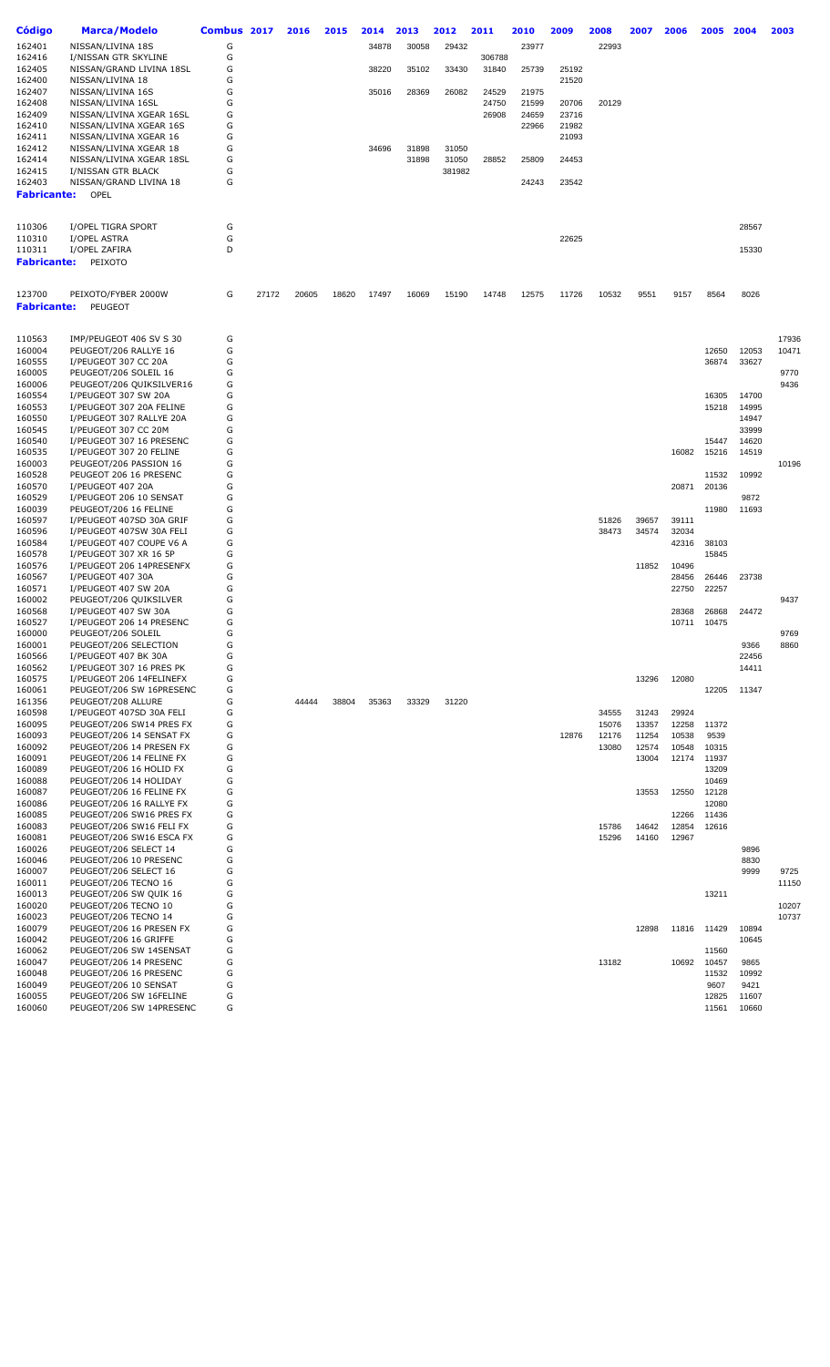| Código | Marca/Modelo | Combus | 2017 | 2016 | 2015 | 2014 | 2013 | 2012 | 2011 | 2010 | 2009 | 2008 | 2007 | 2006 | 2005 | 2004 | 2003 |
|---|---|---|---|---|---|---|---|---|---|---|---|---|---|---|---|---|---|
| 162401 | NISSAN/LIVINA 18S | G | | | | 34878 | 30058 | 29432 | | 23977 | | 22993 | | | | | |
| 162416 | I/NISSAN GTR SKYLINE | G | | | | | | | 306788 | | | | | | | | |
| 162405 | NISSAN/GRAND LIVINA 18SL | G | | | | 38220 | 35102 | 33430 | 31840 | 25739 | 25192 | | | | | | |
| 162400 | NISSAN/LIVINA 18 | G | | | | | | | | | 21520 | | | | | | |
| 162407 | NISSAN/LIVINA 16S | G | | | | 35016 | 28369 | 26082 | 24529 | 21975 | | | | | | | |
| 162408 | NISSAN/LIVINA 16SL | G | | | | | | | 24750 | 21599 | 20706 | 20129 | | | | | |
| 162409 | NISSAN/LIVINA XGEAR 16SL | G | | | | | | | 26908 | 24659 | 23716 | | | | | | |
| 162410 | NISSAN/LIVINA XGEAR 16S | G | | | | | | | | 22966 | 21982 | | | | | | |
| 162411 | NISSAN/LIVINA XGEAR 16 | G | | | | | | | | | 21093 | | | | | | |
| 162412 | NISSAN/LIVINA XGEAR 18 | G | | | | 34696 | 31898 | 31050 | | | | | | | | | |
| 162414 | NISSAN/LIVINA XGEAR 18SL | G | | | | | 31898 | 31050 | 28852 | 25809 | 24453 | | | | | | |
| 162415 | I/NISSAN GTR BLACK | G | | | | | | 381982 | | | | | | | | | |
| 162403 | NISSAN/GRAND LIVINA 18 | G | | | | | | | | 24243 | 23542 | | | | | | |
| **Fabricante:** | OPEL | | | | | | | | | | | | | | | | |
| 110306 | I/OPEL TIGRA SPORT | G | | | | | | | | | | | | | | 28567 | |
| 110310 | I/OPEL ASTRA | G | | | | | | | | | 22625 | | | | | | |
| 110311 | I/OPEL ZAFIRA | D | | | | | | | | | | | | | | 15330 | |
| **Fabricante:** | PEIXOTO | | | | | | | | | | | | | | | | |
| 123700 | PEIXOTO/FYBER 2000W | G | 27172 | 20605 | 18620 | 17497 | 16069 | 15190 | 14748 | 12575 | 11726 | 10532 | 9551 | 9157 | 8564 | 8026 | |
| **Fabricante:** | PEUGEOT | | | | | | | | | | | | | | | | |
| 110563 | IMP/PEUGEOT 406 SV S 30 | G | | | | | | | | | | | | | | | 17936 |
| 160004 | PEUGEOT/206 RALLYE 16 | G | | | | | | | | | | | | | 12650 | 12053 | 10471 |
| 160555 | I/PEUGEOT 307 CC 20A | G | | | | | | | | | | | | | 36874 | 33627 | |
| 160005 | PEUGEOT/206 SOLEIL 16 | G | | | | | | | | | | | | | | | 9770 |
| 160006 | PEUGEOT/206 QUIKSILVER16 | G | | | | | | | | | | | | | | | 9436 |
| 160554 | I/PEUGEOT 307 SW 20A | G | | | | | | | | | | | | | 16305 | 14700 | |
| 160553 | I/PEUGEOT 307 20A FELINE | G | | | | | | | | | | | | | 15218 | 14995 | |
| 160550 | I/PEUGEOT 307 RALLYE 20A | G | | | | | | | | | | | | | | 14947 | |
| 160545 | I/PEUGEOT 307 CC 20M | G | | | | | | | | | | | | | | 33999 | |
| 160540 | I/PEUGEOT 307 16 PRESENC | G | | | | | | | | | | | | | 15447 | 14620 | |
| 160535 | I/PEUGEOT 307 20 FELINE | G | | | | | | | | | | | | 16082 | 15216 | 14519 | |
| 160003 | PEUGEOT/206 PASSION 16 | G | | | | | | | | | | | | | | | 10196 |
| 160528 | PEUGEOT 206 16 PRESENC | G | | | | | | | | | | | | | 11532 | 10992 | |
| 160570 | I/PEUGEOT 407 20A | G | | | | | | | | | | | | 20871 | 20136 | | |
| 160529 | I/PEUGEOT 206 10 SENSAT | G | | | | | | | | | | | | | | 9872 | |
| 160039 | PEUGEOT/206 16 FELINE | G | | | | | | | | | | | | | 11980 | 11693 | |
| 160597 | I/PEUGEOT 407SD 30A GRIF | G | | | | | | | | | | 51826 | 39657 | 39111 | | | |
| 160596 | I/PEUGEOT 407SW 30A FELI | G | | | | | | | | | | 38473 | 34574 | 32034 | | | |
| 160584 | I/PEUGEOT 407 COUPE V6 A | G | | | | | | | | | | | | 42316 | 38103 | | |
| 160578 | I/PEUGEOT 307 XR 16 5P | G | | | | | | | | | | | | | 15845 | | |
| 160576 | I/PEUGEOT 206 14PRESENFX | G | | | | | | | | | | | 11852 | 10496 | | | |
| 160567 | I/PEUGEOT 407 30A | G | | | | | | | | | | | | 28456 | 26446 | 23738 | |
| 160571 | I/PEUGEOT 407 SW 20A | G | | | | | | | | | | | | 22750 | 22257 | | |
| 160002 | PEUGEOT/206 QUIKSILVER | G | | | | | | | | | | | | | | | 9437 |
| 160568 | I/PEUGEOT 407 SW 30A | G | | | | | | | | | | | | 28368 | 26868 | 24472 | |
| 160527 | I/PEUGEOT 206 14 PRESENC | G | | | | | | | | | | | | 10711 | 10475 | | |
| 160000 | PEUGEOT/206 SOLEIL | G | | | | | | | | | | | | | | | 9769 |
| 160001 | PEUGEOT/206 SELECTION | G | | | | | | | | | | | | | | 9366 | 8860 |
| 160566 | I/PEUGEOT 407 BK 30A | G | | | | | | | | | | | | | | 22456 | |
| 160562 | I/PEUGEOT 307 16 PRES PK | G | | | | | | | | | | | | | | 14411 | |
| 160575 | I/PEUGEOT 206 14FELINEFX | G | | | | | | | | | | | 13296 | 12080 | | | |
| 160061 | PEUGEOT/206 SW 16PRESENC | G | | | | | | | | | | | | | 12205 | 11347 | |
| 161356 | PEUGEOT/208 ALLURE | G | | 44444 | 38804 | 35363 | 33329 | 31220 | | | | | | | | | |
| 160598 | I/PEUGEOT 407SD 30A FELI | G | | | | | | | | | | 34555 | 31243 | 29924 | | | |
| 160095 | PEUGEOT/206 SW14 PRES FX | G | | | | | | | | | | 15076 | 13357 | 12258 | 11372 | | |
| 160093 | PEUGEOT/206 14 SENSAT FX | G | | | | | | | | | 12876 | 12176 | 11254 | 10538 | 9539 | | |
| 160092 | PEUGEOT/206 14 PRESEN FX | G | | | | | | | | | | 13080 | 12574 | 10548 | 10315 | | |
| 160091 | PEUGEOT/206 14 FELINE FX | G | | | | | | | | | | | 13004 | 12174 | 11937 | | |
| 160089 | PEUGEOT/206 16 HOLID FX | G | | | | | | | | | | | | | 13209 | | |
| 160088 | PEUGEOT/206 14 HOLIDAY | G | | | | | | | | | | | | | 10469 | | |
| 160087 | PEUGEOT/206 16 FELINE FX | G | | | | | | | | | | | 13553 | 12550 | 12128 | | |
| 160086 | PEUGEOT/206 16 RALLYE FX | G | | | | | | | | | | | | | 12080 | | |
| 160085 | PEUGEOT/206 SW16 PRES FX | G | | | | | | | | | | | | 12266 | 11436 | | |
| 160083 | PEUGEOT/206 SW16 FELI FX | G | | | | | | | | | | 15786 | 14642 | 12854 | 12616 | | |
| 160081 | PEUGEOT/206 SW16 ESCA FX | G | | | | | | | | | | 15296 | 14160 | 12967 | | | |
| 160026 | PEUGEOT/206 SELECT 14 | G | | | | | | | | | | | | | | 9896 | |
| 160046 | PEUGEOT/206 10 PRESENC | G | | | | | | | | | | | | | | 8830 | |
| 160007 | PEUGEOT/206 SELECT 16 | G | | | | | | | | | | | | | | 9999 | 9725 |
| 160011 | PEUGEOT/206 TECNO 16 | G | | | | | | | | | | | | | | | 11150 |
| 160013 | PEUGEOT/206 SW QUIK 16 | G | | | | | | | | | | | | | 13211 | | |
| 160020 | PEUGEOT/206 TECNO 10 | G | | | | | | | | | | | | | | | 10207 |
| 160023 | PEUGEOT/206 TECNO 14 | G | | | | | | | | | | | | | | | 10737 |
| 160079 | PEUGEOT/206 16 PRESEN FX | G | | | | | | | | | | | 12898 | 11816 | 11429 | 10894 | |
| 160042 | PEUGEOT/206 16 GRIFFE | G | | | | | | | | | | | | | | 10645 | |
| 160062 | PEUGEOT/206 SW 14SENSAT | G | | | | | | | | | | | | | 11560 | | |
| 160047 | PEUGEOT/206 14 PRESENC | G | | | | | | | | | | 13182 | | 10692 | 10457 | 9865 | |
| 160048 | PEUGEOT/206 16 PRESENC | G | | | | | | | | | | | | | 11532 | 10992 | |
| 160049 | PEUGEOT/206 10 SENSAT | G | | | | | | | | | | | | | 9607 | 9421 | |
| 160055 | PEUGEOT/206 SW 16FELINE | G | | | | | | | | | | | | | 12825 | 11607 | |
| 160060 | PEUGEOT/206 SW 14PRESENC | G | | | | | | | | | | | | | 11561 | 10660 | |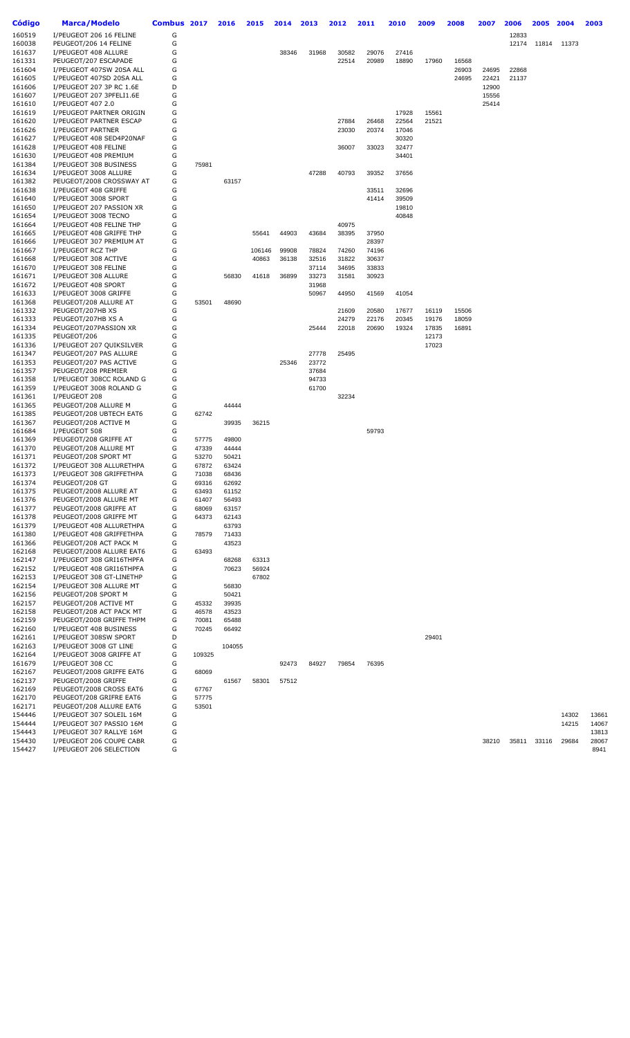| Código | Marca/Modelo | Combus | 2017 | 2016 | 2015 | 2014 | 2013 | 2012 | 2011 | 2010 | 2009 | 2008 | 2007 | 2006 | 2005 | 2004 | 2003 |
|---|---|---|---|---|---|---|---|---|---|---|---|---|---|---|---|---|---|
| 160519 | I/PEUGEOT 206 16 FELINE | G | | | | | | | | | | | | 12833 | | | |
| 160038 | PEUGEOT/206 14 FELINE | G | | | | | | | | | | | | 12174 | 11814 | 11373 | |
| 161637 | I/PEUGEOT 408 ALLURE | G | | | | 38346 | 31968 | 30582 | 29076 | 27416 | | | | | | | |
| 161331 | PEUGEOT/207 ESCAPADE | G | | | | | | 22514 | 20989 | 18890 | 17960 | 16568 | | | | | |
| 161604 | I/PEUGEOT 407SW 20SA ALL | G | | | | | | | | | | 26903 | 24695 | 22868 | | | |
| 161605 | I/PEUGEOT 407SD 20SA ALL | G | | | | | | | | | | 24695 | 22421 | 21137 | | | |
| 161606 | I/PEUGEOT 207 3P RC 1.6E | D | | | | | | | | | | | 12900 | | | | |
| 161607 | I/PEUGEOT 207 3PFELI1.6E | G | | | | | | | | | | | 15556 | | | | |
| 161610 | I/PEUGEOT 407 2.0 | G | | | | | | | | | | | 25414 | | | | |
| 161619 | I/PEUGEOT PARTNER ORIGIN | G | | | | | | | | 17928 | 15561 | | | | | | |
| 161620 | I/PEUGEOT PARTNER ESCAP | G | | | | | | 27884 | 26468 | 22564 | 21521 | | | | | | |
| 161626 | I/PEUGEOT PARTNER | G | | | | | | 23030 | 20374 | 17046 | | | | | | | |
| 161627 | I/PEUGEOT 408 SED4P20NAF | G | | | | | | | | 30320 | | | | | | | |
| 161628 | I/PEUGEOT 408 FELINE | G | | | | | | 36007 | 33023 | 32477 | | | | | | | |
| 161630 | I/PEUGEOT 408 PREMIUM | G | | | | | | | | 34401 | | | | | | | |
| 161384 | I/PEUGEOT 308 BUSINESS | G | 75981 | | | | | | | | | | | | | | |
| 161634 | I/PEUGEOT 3008 ALLURE | G | | | | | 47288 | 40793 | 39352 | 37656 | | | | | | | |
| 161382 | PEUGEOT/2008 CROSSWAY AT | G | | 63157 | | | | | | | | | | | | | |
| 161638 | I/PEUGEOT 408 GRIFFE | G | | | | | | | 33511 | 32696 | | | | | | | |
| 161640 | I/PEUGEOT 3008 SPORT | G | | | | | | | 41414 | 39509 | | | | | | | |
| 161650 | I/PEUGEOT 207 PASSION XR | G | | | | | | | | 19810 | | | | | | | |
| 161654 | I/PEUGEOT 3008 TECNO | G | | | | | | | | 40848 | | | | | | | |
| 161664 | I/PEUGEOT 408 FELINE THP | G | | | | | | 40975 | | | | | | | | | |
| 161665 | I/PEUGEOT 408 GRIFFE THP | G | | | 55641 | 44903 | 43684 | 38395 | 37950 | | | | | | | | |
| 161666 | I/PEUGEOT 307 PREMIUM AT | G | | | | | | | 28397 | | | | | | | | |
| 161667 | I/PEUGEOT RCZ THP | G | | | 106146 | 99908 | 78824 | 74260 | 74196 | | | | | | | | |
| 161668 | I/PEUGEOT 308 ACTIVE | G | | | 40863 | 36138 | 32516 | 31822 | 30637 | | | | | | | | |
| 161670 | I/PEUGEOT 308 FELINE | G | | | | | 37114 | 34695 | 33833 | | | | | | | | |
| 161671 | I/PEUGEOT 308 ALLURE | G | | 56830 | 41618 | 36899 | 33273 | 31581 | 30923 | | | | | | | | |
| 161672 | I/PEUGEOT 408 SPORT | G | | | | | 31968 | | | | | | | | | | |
| 161633 | I/PEUGEOT 3008 GRIFFE | G | | | | | 50967 | 44950 | 41569 | 41054 | | | | | | | |
| 161368 | PEUGEOT/208 ALLURE AT | G | 53501 | 48690 | | | | | | | | | | | | | |
| 161332 | PEUGEOT/207HB XS | G | | | | | | 21609 | 20580 | 17677 | 16119 | 15506 | | | | | |
| 161333 | PEUGEOT/207HB XS A | G | | | | | | 24279 | 22176 | 20345 | 19176 | 18059 | | | | | |
| 161334 | PEUGEOT/207PASSION XR | G | | | | | 25444 | 22018 | 20690 | 19324 | 17835 | 16891 | | | | | |
| 161335 | PEUGEOT/206 | G | | | | | | | | | 12173 | | | | | | |
| 161336 | I/PEUGEOT 207 QUIKSILVER | G | | | | | | | | | 17023 | | | | | | |
| 161347 | PEUGEOT/207 PAS ALLURE | G | | | | | 27778 | 25495 | | | | | | | | | |
| 161353 | PEUGEOT/207 PAS ACTIVE | G | | | | 25346 | 23772 | | | | | | | | | | |
| 161357 | PEUGEOT/208 PREMIER | G | | | | | 37684 | | | | | | | | | | |
| 161358 | I/PEUGEOT 308CC ROLAND G | G | | | | | 94733 | | | | | | | | | | |
| 161359 | I/PEUGEOT 3008 ROLAND G | G | | | | | 61700 | | | | | | | | | | |
| 161361 | I/PEUGEOT 208 | G | | | | | | 32234 | | | | | | | | | |
| 161365 | PEUGEOT/208 ALLURE M | G | | 44444 | | | | | | | | | | | | | |
| 161385 | PEUGEOT/208 UBTECH EAT6 | G | 62742 | | | | | | | | | | | | | | |
| 161367 | PEUGEOT/208 ACTIVE M | G | | 39935 | 36215 | | | | | | | | | | | | |
| 161684 | I/PEUGEOT 508 | G | | | | | | | 59793 | | | | | | | | |
| 161369 | PEUGEOT/208 GRIFFE AT | G | 57775 | 49800 | | | | | | | | | | | | | |
| 161370 | PEUGEOT/208 ALLURE MT | G | 47339 | 44444 | | | | | | | | | | | | | |
| 161371 | PEUGEOT/208 SPORT MT | G | 53270 | 50421 | | | | | | | | | | | | | |
| 161372 | I/PEUGEOT 308 ALLURETHPA | G | 67872 | 63424 | | | | | | | | | | | | | |
| 161373 | I/PEUGEOT 308 GRIFFETHPA | G | 71038 | 68436 | | | | | | | | | | | | | |
| 161374 | PEUGEOT/208 GT | G | 69316 | 62692 | | | | | | | | | | | | | |
| 161375 | PEUGEOT/2008 ALLURE AT | G | 63493 | 61152 | | | | | | | | | | | | | |
| 161376 | PEUGEOT/2008 ALLURE MT | G | 61407 | 56493 | | | | | | | | | | | | | |
| 161377 | PEUGEOT/2008 GRIFFE AT | G | 68069 | 63157 | | | | | | | | | | | | | |
| 161378 | PEUGEOT/2008 GRIFFE MT | G | 64373 | 62143 | | | | | | | | | | | | | |
| 161379 | I/PEUGEOT 408 ALLURETHPA | G | | 63793 | | | | | | | | | | | | | |
| 161380 | I/PEUGEOT 408 GRIFFETHPA | G | 78579 | 71433 | | | | | | | | | | | | | |
| 161366 | PEUGEOT/208 ACT PACK M | G | | 43523 | | | | | | | | | | | | | |
| 162168 | PEUGEOT/2008 ALLURE EAT6 | G | 63493 | | | | | | | | | | | | | | |
| 162147 | I/PEUGEOT 308 GRI16THPFA | G | | 68268 | 63313 | | | | | | | | | | | | |
| 162152 | I/PEUGEOT 408 GRI16THPFA | G | | 70623 | 56924 | | | | | | | | | | | | |
| 162153 | I/PEUGEOT 308 GT-LINETHP | G | | | 67802 | | | | | | | | | | | | |
| 162154 | I/PEUGEOT 308 ALLURE MT | G | | 56830 | | | | | | | | | | | | | |
| 162156 | PEUGEOT/208 SPORT M | G | | 50421 | | | | | | | | | | | | | |
| 162157 | PEUGEOT/208 ACTIVE MT | G | 45332 | 39935 | | | | | | | | | | | | | |
| 162158 | PEUGEOT/208 ACT PACK MT | G | 46578 | 43523 | | | | | | | | | | | | | |
| 162159 | PEUGEOT/2008 GRIFFE THPM | G | 70081 | 65488 | | | | | | | | | | | | | |
| 162160 | I/PEUGEOT 408 BUSINESS | G | 70245 | 66492 | | | | | | | | | | | | | |
| 162161 | I/PEUGEOT 308SW SPORT | D | | | | | | | | | 29401 | | | | | | |
| 162163 | I/PEUGEOT 3008 GT LINE | G | | 104055 | | | | | | | | | | | | | |
| 162164 | I/PEUGEOT 3008 GRIFFE AT | G | 109325 | | | | | | | | | | | | | | |
| 161679 | I/PEUGEOT 308 CC | G | | | | 92473 | 84927 | 79854 | 76395 | | | | | | | | |
| 162167 | PEUGEOT/2008 GRIFFE EAT6 | G | 68069 | | | | | | | | | | | | | | |
| 162137 | PEUGEOT/2008 GRIFFE | G | | 61567 | 58301 | 57512 | | | | | | | | | | | |
| 162169 | PEUGEOT/2008 CROSS EAT6 | G | 67767 | | | | | | | | | | | | | | |
| 162170 | PEUGEOT/208 GRIFRE EAT6 | G | 57775 | | | | | | | | | | | | | | |
| 162171 | PEUGEOT/208 ALLURE EAT6 | G | 53501 | | | | | | | | | | | | | | |
| 154446 | I/PEUGEOT 307 SOLEIL 16M | G | | | | | | | | | | | | | | 14302 | 13661 |
| 154444 | I/PEUGEOT 307 PASSIO 16M | G | | | | | | | | | | | | | | 14215 | 14067 |
| 154443 | I/PEUGEOT 307 RALLYE 16M | G | | | | | | | | | | | | | | | 13813 |
| 154430 | I/PEUGEOT 206 COUPE CABR | G | | | | | | | | | | | 38210 | 35811 | 33116 | 29684 | 28067 |
| 154427 | I/PEUGEOT 206 SELECTION | G | | | | | | | | | | | | | | | 8941 |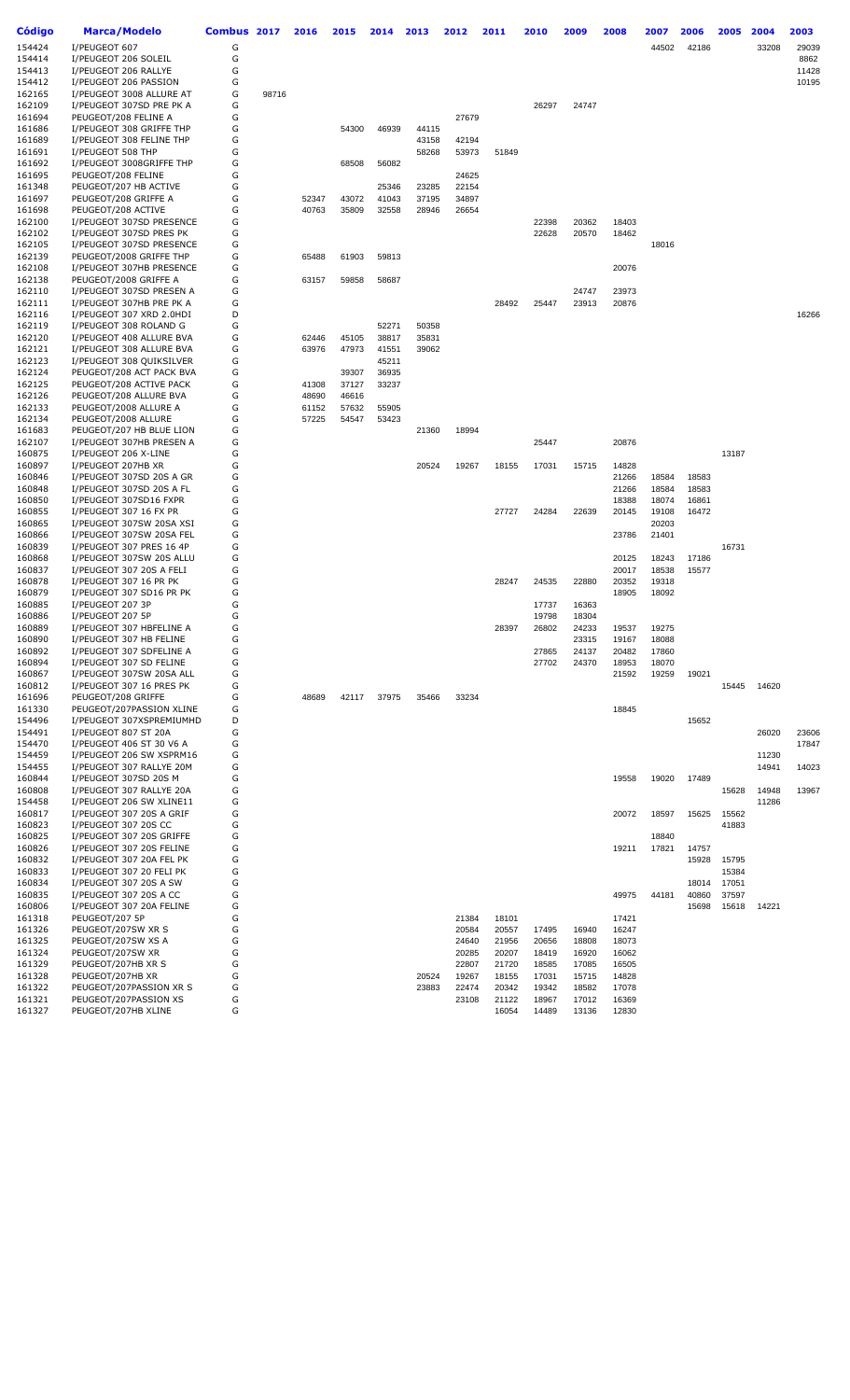| Código | Marca/Modelo | Combus | 2017 | 2016 | 2015 | 2014 | 2013 | 2012 | 2011 | 2010 | 2009 | 2008 | 2007 | 2006 | 2005 | 2004 | 2003 |
|---|---|---|---|---|---|---|---|---|---|---|---|---|---|---|---|---|---|
| 154424 | I/PEUGEOT 607 | G | | | | | | | | | | | 44502 | 42186 | | 33208 | 29039 |
| 154414 | I/PEUGEOT 206 SOLEIL | G | | | | | | | | | | | | | | | 8862 |
| 154413 | I/PEUGEOT 206 RALLYE | G | | | | | | | | | | | | | | | 11428 |
| 154412 | I/PEUGEOT 206 PASSION | G | | | | | | | | | | | | | | | 10195 |
| 162165 | I/PEUGEOT 3008 ALLURE AT | G | 98716 | | | | | | | | | | | | | | |
| 162109 | I/PEUGEOT 307SD PRE PK A | G | | | | | | | | 26297 | 24747 | | | | | | |
| 161694 | PEUGEOT/208 FELINE A | G | | | | | | 27679 | | | | | | | | | |
| 161686 | I/PEUGEOT 308 GRIFFE THP | G | | | 54300 | 46939 | 44115 | | | | | | | | | | |
| 161689 | I/PEUGEOT 308 FELINE THP | G | | | | | 43158 | 42194 | | | | | | | | | |
| 161691 | I/PEUGEOT 508 THP | G | | | | | 58268 | 53973 | 51849 | | | | | | | | |
| 161692 | I/PEUGEOT 3008GRIFFE THP | G | | | 68508 | 56082 | | | | | | | | | | | |
| 161695 | PEUGEOT/208 FELINE | G | | | | | | 24625 | | | | | | | | | |
| 161348 | PEUGEOT/207 HB ACTIVE | G | | | | 25346 | 23285 | 22154 | | | | | | | | | |
| 161697 | PEUGEOT/208 GRIFFE A | G | | 52347 | 43072 | 41043 | 37195 | 34897 | | | | | | | | | |
| 161698 | PEUGEOT/208 ACTIVE | G | | 40763 | 35809 | 32558 | 28946 | 26654 | | | | | | | | | |
| 162100 | I/PEUGEOT 307SD PRESENCE | G | | | | | | | | 22398 | 20362 | 18403 | | | | | |
| 162102 | I/PEUGEOT 307SD PRES PK | G | | | | | | | | 22628 | 20570 | 18462 | | | | | |
| 162105 | I/PEUGEOT 307SD PRESENCE | G | | | | | | | | | | | 18016 | | | | |
| 162139 | PEUGEOT/2008 GRIFFE THP | G | | 65488 | 61903 | 59813 | | | | | | | | | | | |
| 162108 | I/PEUGEOT 307HB PRESENCE | G | | | | | | | | | | 20076 | | | | | |
| 162138 | PEUGEOT/2008 GRIFFE A | G | | 63157 | 59858 | 58687 | | | | | | | | | | | |
| 162110 | I/PEUGEOT 307SD PRESEN A | G | | | | | | | | | 24747 | 23973 | | | | | |
| 162111 | I/PEUGEOT 307HB PRE PK A | G | | | | | | | 28492 | 25447 | 23913 | 20876 | | | | | |
| 162116 | I/PEUGEOT 307 XRD 2.0HDI | D | | | | | | | | | | | | | | | 16266 |
| 162119 | I/PEUGEOT 308 ROLAND G | G | | | | 52271 | 50358 | | | | | | | | | | |
| 162120 | I/PEUGEOT 408 ALLURE BVA | G | | 62446 | 45105 | 38817 | 35831 | | | | | | | | | | |
| 162121 | I/PEUGEOT 308 ALLURE BVA | G | | 63976 | 47973 | 41551 | 39062 | | | | | | | | | | |
| 162123 | I/PEUGEOT 308 QUIKSILVER | G | | | | 45211 | | | | | | | | | | | |
| 162124 | PEUGEOT/208 ACT PACK BVA | G | | | 39307 | 36935 | | | | | | | | | | | |
| 162125 | PEUGEOT/208 ACTIVE PACK | G | | 41308 | 37127 | 33237 | | | | | | | | | | | |
| 162126 | PEUGEOT/208 ALLURE BVA | G | | 48690 | 46616 | | | | | | | | | | | | |
| 162133 | PEUGEOT/2008 ALLURE A | G | | 61152 | 57632 | 55905 | | | | | | | | | | | |
| 162134 | PEUGEOT/2008 ALLURE | G | | 57225 | 54547 | 53423 | | | | | | | | | | | |
| 161683 | PEUGEOT/207 HB BLUE LION | G | | | | | 21360 | 18994 | | | | | | | | | |
| 162107 | I/PEUGEOT 307HB PRESEN A | G | | | | | | | | 25447 | | 20876 | | | | | |
| 160875 | I/PEUGEOT 206 X-LINE | G | | | | | | | | | | | | | 13187 | | |
| 160897 | I/PEUGEOT 207HB XR | G | | | | | 20524 | 19267 | 18155 | 17031 | 15715 | 14828 | | | | | |
| 160846 | I/PEUGEOT 307SD 20S A GR | G | | | | | | | | | | 21266 | 18584 | 18583 | | | |
| 160848 | I/PEUGEOT 307SD 20S A FL | G | | | | | | | | | | 21266 | 18584 | 18583 | | | |
| 160850 | I/PEUGEOT 307SD16 FXPR | G | | | | | | | | | | 18388 | 18074 | 16861 | | | |
| 160855 | I/PEUGEOT 307 16 FX PR | G | | | | | | | 27727 | 24284 | 22639 | 20145 | 19108 | 16472 | | | |
| 160865 | I/PEUGEOT 307SW 20SA XSI | G | | | | | | | | | | | 20203 | | | | |
| 160866 | I/PEUGEOT 307SW 20SA FEL | G | | | | | | | | | | 23786 | 21401 | | | | |
| 160839 | I/PEUGEOT 307 PRES 16 4P | G | | | | | | | | | | | | | 16731 | | |
| 160868 | I/PEUGEOT 307SW 20S ALLU | G | | | | | | | | | | 20125 | 18243 | 17186 | | | |
| 160837 | I/PEUGEOT 307 20S A FELI | G | | | | | | | | | | 20017 | 18538 | 15577 | | | |
| 160878 | I/PEUGEOT 307 16 PR PK | G | | | | | | | 28247 | 24535 | 22880 | 20352 | 19318 | | | | |
| 160879 | I/PEUGEOT 307 SD16 PR PK | G | | | | | | | | | | 18905 | 18092 | | | | |
| 160885 | I/PEUGEOT 207 3P | G | | | | | | | | 17737 | 16363 | | | | | | |
| 160886 | I/PEUGEOT 207 5P | G | | | | | | | | 19798 | 18304 | | | | | | |
| 160889 | I/PEUGEOT 307 HBFELINE A | G | | | | | | | 28397 | 26802 | 24233 | 19537 | 19275 | | | | |
| 160890 | I/PEUGEOT 307 HB FELINE | G | | | | | | | | | 23315 | 19167 | 18088 | | | | |
| 160892 | I/PEUGEOT 307 SDFELINE A | G | | | | | | | | 27865 | 24137 | 20482 | 17860 | | | | |
| 160894 | I/PEUGEOT 307 SD FELINE | G | | | | | | | | 27702 | 24370 | 18953 | 18070 | | | | |
| 160867 | I/PEUGEOT 307SW 20SA ALL | G | | | | | | | | | | 21592 | 19259 | 19021 | | | |
| 160812 | I/PEUGEOT 307 16 PRES PK | G | | | | | | | | | | | | | 15445 | 14620 | |
| 161696 | PEUGEOT/208 GRIFFE | G | | 48689 | 42117 | 37975 | 35466 | 33234 | | | | | | | | | |
| 161330 | PEUGEOT/207PASSION XLINE | G | | | | | | | | | | 18845 | | | | | |
| 154496 | I/PEUGEOT 307XSPREMIUMHD | D | | | | | | | | | | | | 15652 | | | |
| 154491 | I/PEUGEOT 807 ST 20A | G | | | | | | | | | | | | | | 26020 | 23606 |
| 154470 | I/PEUGEOT 406 ST 30 V6 A | G | | | | | | | | | | | | | | | 17847 |
| 154459 | I/PEUGEOT 206 SW XSPRM16 | G | | | | | | | | | | | | | | 11230 | |
| 154455 | I/PEUGEOT 307 RALLYE 20M | G | | | | | | | | | | | | | | 14941 | 14023 |
| 160844 | I/PEUGEOT 307SD 20S M | G | | | | | | | | | | 19558 | 19020 | 17489 | | | |
| 160808 | I/PEUGEOT 307 RALLYE 20A | G | | | | | | | | | | | | | 15628 | 14948 | 13967 |
| 154458 | I/PEUGEOT 206 SW XLINE11 | G | | | | | | | | | | | | | | 11286 | |
| 160817 | I/PEUGEOT 307 20S A GRIF | G | | | | | | | | | | 20072 | 18597 | 15625 | 15562 | | |
| 160823 | I/PEUGEOT 307 20S CC | G | | | | | | | | | | | | | 41883 | | |
| 160825 | I/PEUGEOT 307 20S GRIFFE | G | | | | | | | | | | | 18840 | | | | |
| 160826 | I/PEUGEOT 307 20S FELINE | G | | | | | | | | | | 19211 | 17821 | 14757 | | | |
| 160832 | I/PEUGEOT 307 20A FEL PK | G | | | | | | | | | | | | 15928 | 15795 | | |
| 160833 | I/PEUGEOT 307 20 FELI PK | G | | | | | | | | | | | | | 15384 | | |
| 160834 | I/PEUGEOT 307 20S A SW | G | | | | | | | | | | | | 18014 | 17051 | | |
| 160835 | I/PEUGEOT 307 20S A CC | G | | | | | | | | | | 49975 | 44181 | 40860 | 37597 | | |
| 160806 | I/PEUGEOT 307 20A FELINE | G | | | | | | | | | | | | 15698 | 15618 | 14221 | |
| 161318 | PEUGEOT/207 5P | G | | | | | | 21384 | 18101 | | | 17421 | | | | | |
| 161326 | PEUGEOT/207SW XR S | G | | | | | | 20584 | 20557 | 17495 | 16940 | 16247 | | | | | |
| 161325 | PEUGEOT/207SW XS A | G | | | | | | 24640 | 21956 | 20656 | 18808 | 18073 | | | | | |
| 161324 | PEUGEOT/207SW XR | G | | | | | | 20285 | 20207 | 18419 | 16920 | 16062 | | | | | |
| 161329 | PEUGEOT/207HB XR S | G | | | | | | 22807 | 21720 | 18585 | 17085 | 16505 | | | | | |
| 161328 | PEUGEOT/207HB XR | G | | | | | 20524 | 19267 | 18155 | 17031 | 15715 | 14828 | | | | | |
| 161322 | PEUGEOT/207PASSION XR S | G | | | | | 23883 | 22474 | 20342 | 19342 | 18582 | 17078 | | | | | |
| 161321 | PEUGEOT/207PASSION XS | G | | | | | | 23108 | 21122 | 18967 | 17012 | 16369 | | | | | |
| 161327 | PEUGEOT/207HB XLINE | G | | | | | | | 16054 | 14489 | 13136 | 12830 | | | | | |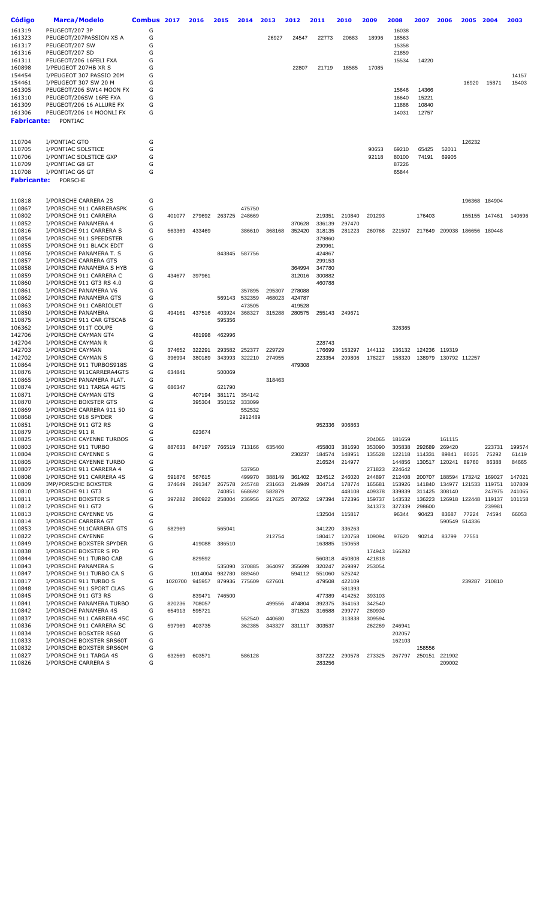| Código | Marca/Modelo | Combus | 2017 | 2016 | 2015 | 2014 | 2013 | 2012 | 2011 | 2010 | 2009 | 2008 | 2007 | 2006 | 2005 | 2004 | 2003 |
|---|---|---|---|---|---|---|---|---|---|---|---|---|---|---|---|---|---|
| 161319 | PEUGEOT/207 3P | G | | | | | | | | | | 16038 | | | | | |
| 161323 | PEUGEOT/207PASSION XS A | G | | | | | 26927 | 24547 | 22773 | 20683 | 18996 | 18563 | | | | | |
| 161317 | PEUGEOT/207 SW | G | | | | | | | | | | 15358 | | | | | |
| 161316 | PEUGEOT/207 SD | G | | | | | | | | | | 21859 | | | | | |
| 161311 | PEUGEOT/206 16FELI FXA | G | | | | | | | | | | 15534 | 14220 | | | | |
| 160898 | I/PEUGEOT 207HB XR S | G | | | | | | 22807 | 21719 | 18585 | 17085 | | | | | | |
| 154454 | I/PEUGEOT 307 PASSIO 20M | G | | | | | | | | | | | | | | | 14157 |
| 154461 | I/PEUGEOT 307 SW 20 M | G | | | | | | | | | | | | | 16920 | 15871 | 15403 |
| 161305 | PEUGEOT/206 SW14 MOON FX | G | | | | | | | | | | 15646 | 14366 | | | | |
| 161310 | PEUGEOT/206SW 16FE FXA | G | | | | | | | | | | 16640 | 15221 | | | | |
| 161309 | PEUGEOT/206 16 ALLURE FX | G | | | | | | | | | | 11886 | 10840 | | | | |
| 161306 | PEUGEOT/206 14 MOONLI FX | G | | | | | | | | | | 14031 | 12757 | | | | |
| **Fabricante:** | PONTIAC | | | | | | | | | | | | | | | | |
| 110704 | I/PONTIAC GTO | G | | | | | | | | | | | | | 126232 | | |
| 110705 | I/PONTIAC SOLSTICE | G | | | | | | | | | 90653 | 69210 | 65425 | 52011 | | | |
| 110706 | I/PONTIAC SOLSTICE GXP | G | | | | | | | | | 92118 | 80100 | 74191 | 69905 | | | |
| 110709 | I/PONTIAC G8 GT | G | | | | | | | | | | 87226 | | | | | |
| 110708 | I/PONTIAC G6 GT | G | | | | | | | | | | 65844 | | | | | |
| **Fabricante:** | PORSCHE | | | | | | | | | | | | | | | | |
| 110818 | I/PORSCHE CARRERA 2S | G | | | | | | | | | | | | | 196368 | 184904 | |
| 110867 | I/PORSCHE 911 CARRERASPK | G | | | | 475750 | | | | | | | | | | | |
| 110802 | I/PORSCHE 911 CARRERA | G | 401077 | 279692 | 263725 | 248669 | | | 219351 | 210840 | 201293 | | 176403 | | 155155 | 147461 | 140696 |
| 110852 | I/PORSCHE PANAMERA 4 | G | | | | | | 370628 | 336139 | 297470 | | | | | | | |
| 110816 | I/PORSCHE 911 CARRERA S | G | 563369 | 433469 | | 386610 | 368168 | 352420 | 318135 | 281223 | 260768 | 221507 | 217649 | 209038 | 186656 | 180448 | |
| 110854 | I/PORSCHE 911 SPEEDSTER | G | | | | | | | 379860 | | | | | | | | |
| 110855 | I/PORSCHE 911 BLACK EDIT | G | | | | | | | 290961 | | | | | | | | |
| 110856 | I/PORSCHE PANAMERA T. S | G | | | 843845 | 587756 | | | 424867 | | | | | | | | |
| 110857 | I/PORSCHE CARRERA GTS | G | | | | | | | 299153 | | | | | | | | |
| 110858 | I/PORSCHE PANAMERA S HYB | G | | | | | | 364994 | 347780 | | | | | | | | |
| 110859 | I/PORSCHE 911 CARRERA C | G | 434677 | 397961 | | | | 312016 | 300882 | | | | | | | | |
| 110860 | I/PORSCHE 911 GT3 RS 4.0 | G | | | | | | | 460788 | | | | | | | | |
| 110861 | I/PORSCHE PANAMERA V6 | G | | | | 357895 | 295307 | 278088 | | | | | | | | | |
| 110862 | I/PORSCHE PANAMERA GTS | G | | | 569143 | 532359 | 468023 | 424787 | | | | | | | | | |
| 110863 | I/PORSCHE 911 CABRIOLET | G | | | | 473505 | | 419528 | | | | | | | | | |
| 110850 | I/PORSCHE PANAMERA | G | 494161 | 437516 | 403924 | 368327 | 315288 | 280575 | 255143 | 249671 | | | | | | | |
| 110875 | I/PORSCHE 911 CAR GTSCAB | G | | | 595356 | | | | | | | | | | | | |
| 106362 | I/PORSCHE 911T COUPE | G | | | | | | | | | | 326365 | | | | | |
| 142706 | I/PORSCHE CAYMAN GT4 | G | | 481998 | 462996 | | | | | | | | | | | | |
| 142704 | I/PORSCHE CAYMAN R | G | | | | | | | 228743 | | | | | | | | |
| 142703 | I/PORSCHE CAYMAN | G | 374652 | 322291 | 293582 | 252377 | 229729 | | 176699 | 153297 | 144112 | 136132 | 124236 | 119319 | | | |
| 142702 | I/PORSCHE CAYMAN S | G | 396994 | 380189 | 343993 | 322210 | 274955 | | 223354 | 209806 | 178227 | 158320 | 138979 | 130792 | 112257 | | |
| 110864 | I/PORSCHE 911 TURBOS918S | G | | | | | | 479308 | | | | | | | | | |
| 110876 | I/PORSCHE 911CARRERA4GTS | G | 634841 | | 500069 | | | | | | | | | | | | |
| 110865 | I/PORSCHE PANAMERA PLAT. | G | | | | | 318463 | | | | | | | | | | |
| 110874 | I/PORSCHE 911 TARGA 4GTS | G | 686347 | | 621790 | | | | | | | | | | | | |
| 110871 | I/PORSCHE CAYMAN GTS | G | | 407194 | 381171 | 354142 | | | | | | | | | | | |
| 110870 | I/PORSCHE BOXSTER GTS | G | | 395304 | 350152 | 333099 | | | | | | | | | | | |
| 110869 | I/PORSCHE CARRERA 911 50 | G | | | | 552532 | | | | | | | | | | | |
| 110868 | I/PORSCHE 918 SPYDER | G | | | | 2912489 | | | | | | | | | | | |
| 110851 | I/PORSCHE 911 GT2 RS | G | | | | | | | 952336 | 906863 | | | | | | | |
| 110879 | I/PORSCHE 911 R | G | | 623674 | | | | | | | | | | | | | |
| 110825 | I/PORSCHE CAYENNE TURBOS | G | | | | | | | | | 204065 | 181659 | | 161115 | | | |
| 110803 | I/PORSCHE 911 TURBO | G | 887633 | 847197 | 766519 | 713166 | 635460 | | 455803 | 381690 | 353090 | 305838 | 292689 | 269420 | | 223731 | 199574 |
| 110804 | I/PORSCHE CAYENNE S | G | | | | | | 230237 | 184574 | 148951 | 135528 | 122118 | 114331 | 89841 | 80325 | 75292 | 61419 |
| 110805 | I/PORSCHE CAYENNE TURBO | G | | | | | | | 216524 | 214977 | | 144856 | 130517 | 120241 | 89760 | 86388 | 84665 |
| 110807 | I/PORSCHE 911 CARRERA 4 | G | | | | 537950 | | | | | 271823 | 224642 | | | | | |
| 110808 | I/PORSCHE 911 CARRERA 4S | G | 591876 | 567615 | | 499970 | 388149 | 361402 | 324512 | 246020 | 244897 | 212408 | 200707 | 188594 | 173242 | 169027 | 147021 |
| 110809 | IMP/PORSCHE BOXSTER | G | 374649 | 291347 | 267578 | 245748 | 231663 | 214949 | 204714 | 178774 | 165681 | 153926 | 141840 | 134977 | 121533 | 119751 | 107809 |
| 110810 | I/PORSCHE 911 GT3 | G | | | 740851 | 668692 | 582879 | | | 448108 | 409378 | 339839 | 311425 | 308140 | | 247975 | 241065 |
| 110811 | I/PORSCHE BOXSTER S | G | 397282 | 280922 | 258004 | 236956 | 217625 | 207262 | 197394 | 172396 | 159737 | 143532 | 136223 | 126918 | 122448 | 119137 | 101158 |
| 110812 | I/PORSCHE 911 GT2 | G | | | | | | | | | 341373 | 327339 | 298600 | | | 239981 | |
| 110813 | I/PORSCHE CAYENNE V6 | G | | | | | | | 132504 | 115817 | | 96344 | 90423 | 83687 | 77224 | 74594 | 66053 |
| 110814 | I/PORSCHE CARRERA GT | G | | | | | | | | | | | | 590549 | 514336 | | |
| 110853 | I/PORSCHE 911CARRERA GTS | G | 582969 | | 565041 | | | | 341220 | 336263 | | | | | | | |
| 110822 | I/PORSCHE CAYENNE | G | | | | | 212754 | | 180417 | 120758 | 109094 | 97620 | 90214 | 83799 | 77551 | | |
| 110849 | I/PORSCHE BOXSTER SPYDER | G | | 419088 | 386510 | | | | 163885 | 150658 | | | | | | | |
| 110838 | I/PORSCHE BOXSTER S PD | G | | | | | | | | | 174943 | 166282 | | | | | |
| 110844 | I/PORSCHE 911 TURBO CAB | G | | 829592 | | | | | 560318 | 450808 | 421818 | | | | | | |
| 110843 | I/PORSCHE PANAMERA S | G | | | 535090 | 370885 | 364097 | 355699 | 320247 | 269897 | 253054 | | | | | | |
| 110847 | I/PORSCHE 911 TURBO CA S | G | | 1014004 | 982780 | 889460 | | 594112 | 551060 | 525242 | | | | | | | |
| 110817 | I/PORSCHE 911 TURBO S | G | 1020700 | 945957 | 879936 | 775609 | 627601 | | 479508 | 422109 | | | | | 239287 | 210810 | |
| 110848 | I/PORSCHE 911 SPORT CLAS | G | | | | | | | | 581393 | | | | | | | |
| 110845 | I/PORSCHE 911 GT3 RS | G | | 839471 | 746500 | | | | 477389 | 414252 | 393103 | | | | | | |
| 110841 | I/PORSCHE PANAMERA TURBO | G | 820236 | 708057 | | | 499556 | 474804 | 392375 | 364163 | 342540 | | | | | | |
| 110842 | I/PORSCHE PANAMERA 4S | G | 654913 | 595721 | | | | 371523 | 316588 | 299777 | 280930 | | | | | | |
| 110837 | I/PORSCHE 911 CARRERA 4SC | G | | | | 552540 | 440680 | | | 313838 | 309594 | | | | | | |
| 110836 | I/PORSCHE 911 CARRERA SC | G | 597969 | 403735 | | 362385 | 343327 | 331117 | 303537 | | 262269 | 246941 | | | | | |
| 110834 | I/PORSCHE BOSXTER RS60 | G | | | | | | | | | | 202057 | | | | | |
| 110833 | I/PORSCHE BOXSTER SRS60T | G | | | | | | | | | | 162103 | | | | | |
| 110832 | I/PORSCHE BOXSTER SRS60M | G | | | | | | | | | | | 158556 | | | | |
| 110827 | I/PORSCHE 911 TARGA 4S | G | 632569 | 603571 | | 586128 | | | 337222 | 290578 | 273325 | 267797 | 250151 | 221902 | | | |
| 110826 | I/PORSCHE CARRERA S | G | | | | | | | 283256 | | | | | 209002 | | | |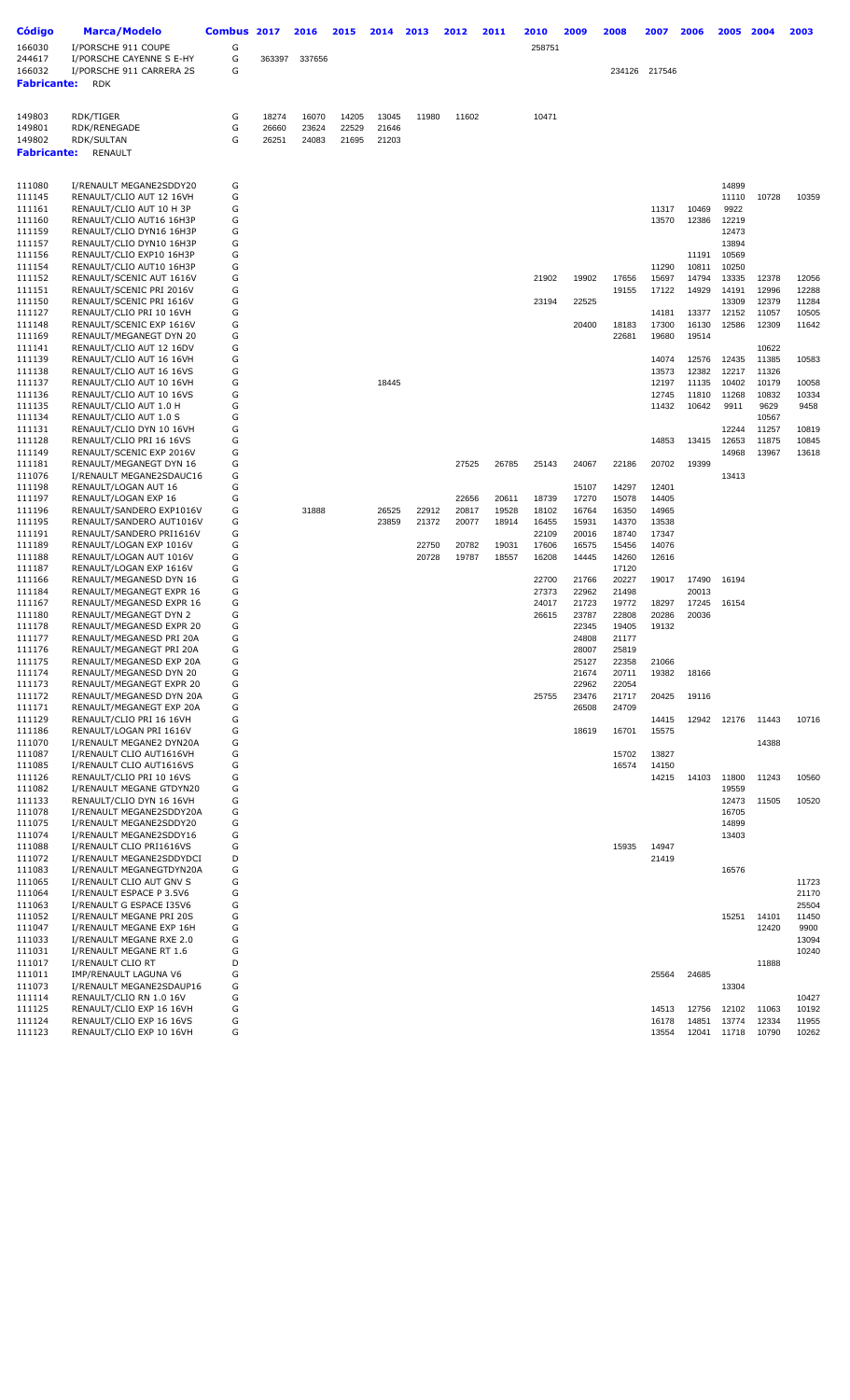| Código | Marca/Modelo | Combus | 2017 | 2016 | 2015 | 2014 | 2013 | 2012 | 2011 | 2010 | 2009 | 2008 | 2007 | 2006 | 2005 | 2004 | 2003 |
|---|---|---|---|---|---|---|---|---|---|---|---|---|---|---|---|---|---|
| 166030 | I/PORSCHE 911 COUPE | G | | | | | | | | 258751 | | | | | | | |
| 244617 | I/PORSCHE CAYENNE S E-HY | G | 363397 | 337656 | | | | | | | | | | | | | |
| 166032 | I/PORSCHE 911 CARRERA 2S | G | | | | | | | | | | 234126 | 217546 | | | | |
| **Fabricante:** | RDK | | | | | | | | | | | | | | | | |
| 149803 | RDK/TIGER | G | 18274 | 16070 | 14205 | 13045 | 11980 | 11602 | | 10471 | | | | | | | |
| 149801 | RDK/RENEGADE | G | 26660 | 23624 | 22529 | 21646 | | | | | | | | | | | |
| 149802 | RDK/SULTAN | G | 26251 | 24083 | 21695 | 21203 | | | | | | | | | | | |
| **Fabricante:** | RENAULT | | | | | | | | | | | | | | | | |
| 111080 | I/RENAULT MEGANE2SDDY20 | G | | | | | | | | | | | | | 14899 | | |
| 111145 | RENAULT/CLIO AUT 12 16VH | G | | | | | | | | | | | | | 11110 | 10728 | 10359 |
| 111161 | RENAULT/CLIO AUT 10 H 3P | G | | | | | | | | | | | 11317 | 10469 | 9922 | | |
| 111160 | RENAULT/CLIO AUT16 16H3P | G | | | | | | | | | | | 13570 | 12386 | 12219 | | |
| 111159 | RENAULT/CLIO DYN16 16H3P | G | | | | | | | | | | | | | 12473 | | |
| 111157 | RENAULT/CLIO DYN10 16H3P | G | | | | | | | | | | | | | 13894 | | |
| 111156 | RENAULT/CLIO EXP10 16H3P | G | | | | | | | | | | | | 11191 | 10569 | | |
| 111154 | RENAULT/CLIO AUT10 16H3P | G | | | | | | | | | | | 11290 | 10811 | 10250 | | |
| 111152 | RENAULT/SCENIC AUT 1616V | G | | | | | | | | 21902 | 19902 | 17656 | 15697 | 14794 | 13335 | 12378 | 12056 |
| 111151 | RENAULT/SCENIC PRI 2016V | G | | | | | | | | | | 19155 | 17122 | 14929 | 14191 | 12996 | 12288 |
| 111150 | RENAULT/SCENIC PRI 1616V | G | | | | | | | | 23194 | 22525 | | | | 13309 | 12379 | 11284 |
| 111127 | RENAULT/CLIO PRI 10 16VH | G | | | | | | | | | | | 14181 | 13377 | 12152 | 11057 | 10505 |
| 111148 | RENAULT/SCENIC EXP 1616V | G | | | | | | | | | 20400 | 18183 | 17300 | 16130 | 12586 | 12309 | 11642 |
| 111169 | RENAULT/MEGANEGT DYN 20 | G | | | | | | | | | | 22681 | 19680 | 19514 | | | |
| 111141 | RENAULT/CLIO AUT 12 16DV | G | | | | | | | | | | | | | | 10622 | |
| 111139 | RENAULT/CLIO AUT 16 16VH | G | | | | | | | | | | | 14074 | 12576 | 12435 | 11385 | 10583 |
| 111138 | RENAULT/CLIO AUT 16 16VS | G | | | | | | | | | | | 13573 | 12382 | 12217 | 11326 | |
| 111137 | RENAULT/CLIO AUT 10 16VH | G | | | | 18445 | | | | | | | 12197 | 11135 | 10402 | 10179 | 10058 |
| 111136 | RENAULT/CLIO AUT 10 16VS | G | | | | | | | | | | | 12745 | 11810 | 11268 | 10832 | 10334 |
| 111135 | RENAULT/CLIO AUT 1.0 H | G | | | | | | | | | | | 11432 | 10642 | 9911 | 9629 | 9458 |
| 111134 | RENAULT/CLIO AUT 1.0 S | G | | | | | | | | | | | | | | 10567 | |
| 111131 | RENAULT/CLIO DYN 10 16VH | G | | | | | | | | | | | | | 12244 | 11257 | 10819 |
| 111128 | RENAULT/CLIO PRI 16 16VS | G | | | | | | | | | | | 14853 | 13415 | 12653 | 11875 | 10845 |
| 111149 | RENAULT/SCENIC EXP 2016V | G | | | | | | | | | | | | | 14968 | 13967 | 13618 |
| 111181 | RENAULT/MEGANEGT DYN 16 | G | | | | | | 27525 | 26785 | 25143 | 24067 | 22186 | 20702 | 19399 | | | |
| 111076 | I/RENAULT MEGANE2SDAUC16 | G | | | | | | | | | | | | | 13413 | | |
| 111198 | RENAULT/LOGAN AUT 16 | G | | | | | | | | | 15107 | 14297 | 12401 | | | | |
| 111197 | RENAULT/LOGAN EXP 16 | G | | | | | | 22656 | 20611 | 18739 | 17270 | 15078 | 14405 | | | | |
| 111196 | RENAULT/SANDERO EXP1016V | G | | 31888 | | 26525 | 22912 | 20817 | 19528 | 18102 | 16764 | 16350 | 14965 | | | | |
| 111195 | RENAULT/SANDERO AUT1016V | G | | | | 23859 | 21372 | 20077 | 18914 | 16455 | 15931 | 14370 | 13538 | | | | |
| 111191 | RENAULT/SANDERO PRI1616V | G | | | | | | | | 22109 | 20016 | 18740 | 17347 | | | | |
| 111189 | RENAULT/LOGAN EXP 1016V | G | | | | | 22750 | 20782 | 19031 | 17606 | 16575 | 15456 | 14076 | | | | |
| 111188 | RENAULT/LOGAN AUT 1016V | G | | | | | 20728 | 19787 | 18557 | 16208 | 14445 | 14260 | 12616 | | | | |
| 111187 | RENAULT/LOGAN EXP 1616V | G | | | | | | | | | | 17120 | | | | | |
| 111166 | RENAULT/MEGANESD DYN 16 | G | | | | | | | | 22700 | 21766 | 20227 | 19017 | 17490 | 16194 | | |
| 111184 | RENAULT/MEGANEGT EXPR 16 | G | | | | | | | | 27373 | 22962 | 21498 | | 20013 | | | |
| 111167 | RENAULT/MEGANESD EXPR 16 | G | | | | | | | | 24017 | 21723 | 19772 | 18297 | 17245 | 16154 | | |
| 111180 | RENAULT/MEGANEGT DYN 2 | G | | | | | | | | 26615 | 23787 | 22808 | 20286 | 20036 | | | |
| 111178 | RENAULT/MEGANESD EXPR 20 | G | | | | | | | | | 22345 | 19405 | 19132 | | | | |
| 111177 | RENAULT/MEGANESD PRI 20A | G | | | | | | | | | 24808 | 21177 | | | | | |
| 111176 | RENAULT/MEGANEGT PRI 20A | G | | | | | | | | | 28007 | 25819 | | | | | |
| 111175 | RENAULT/MEGANESD EXP 20A | G | | | | | | | | | 25127 | 22358 | 21066 | | | | |
| 111174 | RENAULT/MEGANESD DYN 20 | G | | | | | | | | | 21674 | 20711 | 19382 | 18166 | | | |
| 111173 | RENAULT/MEGANEGT EXPR 20 | G | | | | | | | | | 22962 | 22054 | | | | | |
| 111172 | RENAULT/MEGANESD DYN 20A | G | | | | | | | | 25755 | 23476 | 21717 | 20425 | 19116 | | | |
| 111171 | RENAULT/MEGANEGT EXP 20A | G | | | | | | | | | 26508 | 24709 | | | | | |
| 111129 | RENAULT/CLIO PRI 16 16VH | G | | | | | | | | | | | 14415 | 12942 | 12176 | 11443 | 10716 |
| 111186 | RENAULT/LOGAN PRI 1616V | G | | | | | | | | | 18619 | 16701 | 15575 | | | | |
| 111070 | I/RENAULT MEGANE2 DYN20A | G | | | | | | | | | | | | | | 14388 | |
| 111087 | I/RENAULT CLIO AUT1616VH | G | | | | | | | | | | 15702 | 13827 | | | | |
| 111085 | I/RENAULT CLIO AUT1616VS | G | | | | | | | | | | 16574 | 14150 | | | | |
| 111126 | RENAULT/CLIO PRI 10 16VS | G | | | | | | | | | | | 14215 | 14103 | 11800 | 11243 | 10560 |
| 111082 | I/RENAULT MEGANE GTDYN20 | G | | | | | | | | | | | | | 19559 | | |
| 111133 | RENAULT/CLIO DYN 16 16VH | G | | | | | | | | | | | | | 12473 | 11505 | 10520 |
| 111078 | I/RENAULT MEGANE2SDDY20A | G | | | | | | | | | | | | | 16705 | | |
| 111075 | I/RENAULT MEGANE2SDDY20 | G | | | | | | | | | | | | | 14899 | | |
| 111074 | I/RENAULT MEGANE2SDDY16 | G | | | | | | | | | | | | | 13403 | | |
| 111088 | I/RENAULT CLIO PRI1616VS | G | | | | | | | | | | 15935 | 14947 | | | | |
| 111072 | I/RENAULT MEGANE2SDDYDCI | D | | | | | | | | | | | 21419 | | | | |
| 111083 | I/RENAULT MEGANEGTDYN20A | G | | | | | | | | | | | | | 16576 | | |
| 111065 | I/RENAULT CLIO AUT GNV S | G | | | | | | | | | | | | | | | 11723 |
| 111064 | I/RENAULT ESPACE P 3.5V6 | G | | | | | | | | | | | | | | | 21170 |
| 111063 | I/RENAULT G ESPACE I35V6 | G | | | | | | | | | | | | | | | 25504 |
| 111052 | I/RENAULT MEGANE PRI 20S | G | | | | | | | | | | | | | 15251 | 14101 | 11450 |
| 111047 | I/RENAULT MEGANE EXP 16H | G | | | | | | | | | | | | | | 12420 | 9900 |
| 111033 | I/RENAULT MEGANE RXE 2.0 | G | | | | | | | | | | | | | | | 13094 |
| 111031 | I/RENAULT MEGANE RT 1.6 | G | | | | | | | | | | | | | | | 10240 |
| 111017 | I/RENAULT CLIO RT | D | | | | | | | | | | | | | | 11888 | |
| 111011 | IMP/RENAULT LAGUNA V6 | G | | | | | | | | | | | 25564 | 24685 | | | |
| 111073 | I/RENAULT MEGANE2SDAUP16 | G | | | | | | | | | | | | | 13304 | | |
| 111114 | RENAULT/CLIO RN 1.0 16V | G | | | | | | | | | | | | | | | 10427 |
| 111125 | RENAULT/CLIO EXP 16 16VH | G | | | | | | | | | | | 14513 | 12756 | 12102 | 11063 | 10192 |
| 111124 | RENAULT/CLIO EXP 16 16VS | G | | | | | | | | | | | 16178 | 14851 | 13774 | 12334 | 11955 |
| 111123 | RENAULT/CLIO EXP 10 16VH | G | | | | | | | | | | | 13554 | 12041 | 11718 | 10790 | 10262 |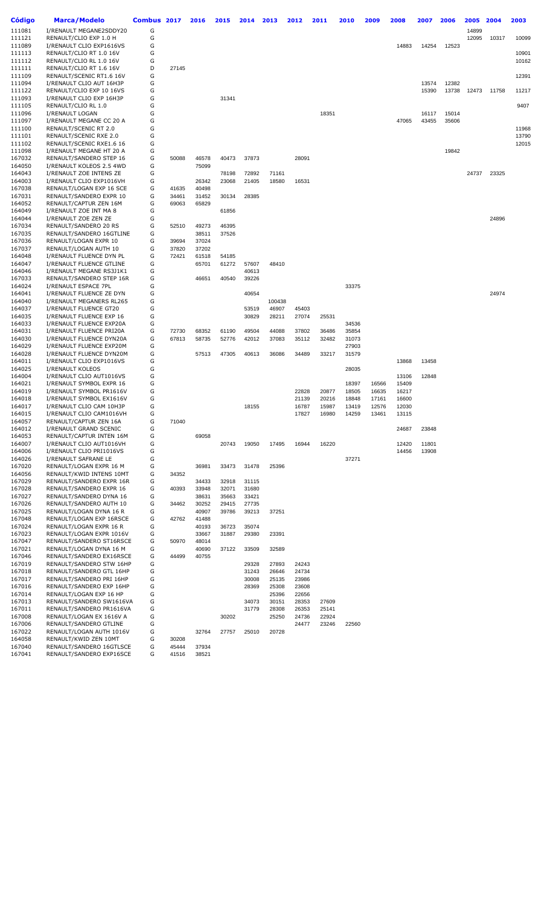| Código | Marca/Modelo | Combus | 2017 | 2016 | 2015 | 2014 | 2013 | 2012 | 2011 | 2010 | 2009 | 2008 | 2007 | 2006 | 2005 | 2004 | 2003 |
|---|---|---|---|---|---|---|---|---|---|---|---|---|---|---|---|---|---|
| 111081 | I/RENAULT MEGANE2SDDY20 | G | | | | | | | | | | | | | 14899 | | |
| 111121 | RENAULT/CLIO EXP 1.0 H | G | | | | | | | | | | | | | 12095 | 10317 | 10099 |
| 111089 | I/RENAULT CLIO EXP1616VS | G | | | | | | | | | | 14883 | 14254 | 12523 | | | |
| 111113 | RENAULT/CLIO RT 1.0 16V | G | | | | | | | | | | | | | | | 10901 |
| 111112 | RENAULT/CLIO RL 1.0 16V | G | | | | | | | | | | | | | | | 10162 |
| 111111 | RENAULT/CLIO RT 1.6 16V | D | 27145 | | | | | | | | | | | | | | |
| 111109 | RENAULT/SCENIC RT1.6 16V | G | | | | | | | | | | | | | | | 12391 |
| 111094 | I/RENAULT CLIO AUT 16H3P | G | | | | | | | | | | | 13574 | 12382 | | | |
| 111122 | RENAULT/CLIO EXP 10 16VS | G | | | | | | | | | | | 15390 | 13738 | 12473 | 11758 | 11217 |
| 111093 | I/RENAULT CLIO EXP 16H3P | G | | | 31341 | | | | | | | | | | | | |
| 111105 | RENAULT/CLIO RL 1.0 | G | | | | | | | | | | | | | | | 9407 |
| 111096 | I/RENAULT LOGAN | G | | | | | | | 18351 | | | | 16117 | 15014 | | | |
| 111097 | I/RENAULT MEGANE CC 20 A | G | | | | | | | | | | 47065 | 43455 | 35606 | | | |
| 111100 | RENAULT/SCENIC RT 2.0 | G | | | | | | | | | | | | | | | 11968 |
| 111101 | RENAULT/SCENIC RXE 2.0 | G | | | | | | | | | | | | | | | 13790 |
| 111102 | RENAULT/SCENIC RXE1.6 16 | G | | | | | | | | | | | | | | | 12015 |
| 111098 | I/RENAULT MEGANE HT 20 A | G | | | | | | | | | | | | 19842 | | | |
| 167032 | RENAULT/SANDERO STEP 16 | G | 50088 | 46578 | 40473 | 37873 | | 28091 | | | | | | | | | |
| 164050 | I/RENAULT KOLEOS 2.5 4WD | G | | 75099 | | | | | | | | | | | | | |
| 164043 | I/RENAULT ZOE INTENS ZE | G | | | 78198 | 72892 | 71161 | | | | | | | | 24737 | 23325 | |
| 164003 | I/RENAULT CLIO EXP1016VH | G | | 26342 | 23068 | 21405 | 18580 | 16531 | | | | | | | | | |
| 167038 | RENAULT/LOGAN EXP 16 SCE | G | 41635 | 40498 | | | | | | | | | | | | | |
| 167031 | RENAULT/SANDERO EXPR 10 | G | 34461 | 31452 | 30134 | 28385 | | | | | | | | | | | |
| 164052 | RENAULT/CAPTUR ZEN 16M | G | 69063 | 65829 | | | | | | | | | | | | | |
| 164049 | I/RENAULT ZOE INT MA 8 | G | | | 61856 | | | | | | | | | | | | |
| 164044 | I/RENAULT ZOE ZEN ZE | G | | | | | | | | | | | | | | 24896 | |
| 167034 | RENAULT/SANDERO 20 RS | G | 52510 | 49273 | 46395 | | | | | | | | | | | | |
| 167035 | RENAULT/SANDERO 16GTLINE | G | | 38511 | 37526 | | | | | | | | | | | | |
| 167036 | RENAULT/LOGAN EXPR 10 | G | 39694 | 37024 | | | | | | | | | | | | | |
| 167037 | RENAULT/LOGAN AUTH 10 | G | 37820 | 37202 | | | | | | | | | | | | | |
| 164048 | I/RENAULT FLUENCE DYN PL | G | 72421 | 61518 | 54185 | | | | | | | | | | | | |
| 164047 | I/RENAULT FLUENCE GTLINE | G | | 65701 | 61272 | 57607 | 48410 | | | | | | | | | | |
| 164046 | I/RENAULT MEGANE RS3J1K1 | G | | | | 40613 | | | | | | | | | | | |
| 167033 | RENAULT/SANDERO STEP 16R | G | | 46651 | 40540 | 39226 | | | | | | | | | | | |
| 164024 | I/RENAULT ESPACE 7PL | G | | | | | | | | 33375 | | | | | | | |
| 164041 | I/RENAULT FLUENCE ZE DYN | G | | | | 40654 | | | | | | | | | | 24974 | |
| 164040 | I/RENAULT MEGANERS RL265 | G | | | | | 100438 | | | | | | | | | | |
| 164037 | I/RENAULT FLUENCE GT20 | G | | | | 53519 | 46907 | 45403 | | | | | | | | | |
| 164035 | I/RENAULT FLUENCE EXP 16 | G | | | | 30829 | 28211 | 27074 | 25531 | | | | | | | | |
| 164033 | I/RENAULT FLUENCE EXP20A | G | | | | | | | | 34536 | | | | | | | |
| 164031 | I/RENAULT FLUENCE PRI20A | G | 72730 | 68352 | 61190 | 49504 | 44088 | 37802 | 36486 | 35854 | | | | | | | |
| 164030 | I/RENAULT FLUENCE DYN20A | G | 67813 | 58735 | 52776 | 42012 | 37083 | 35112 | 32482 | 31073 | | | | | | | |
| 164029 | I/RENAULT FLUENCE EXP20M | G | | | | | | | | 27903 | | | | | | | |
| 164028 | I/RENAULT FLUENCE DYN20M | G | | 57513 | 47305 | 40613 | 36086 | 34489 | 33217 | 31579 | | | | | | | |
| 164011 | I/RENAULT CLIO EXP1016VS | G | | | | | | | | | | 13868 | 13458 | | | | |
| 164025 | I/RENAULT KOLEOS | G | | | | | | | | 28035 | | | | | | | |
| 164004 | I/RENAULT CLIO AUT1016VS | G | | | | | | | | | | 13106 | 12848 | | | | |
| 164021 | I/RENAULT SYMBOL EXPR 16 | G | | | | | | | | 18397 | 16566 | 15409 | | | | | |
| 164019 | I/RENAULT SYMBOL PR1616V | G | | | | | | 22828 | 20877 | 18505 | 16635 | 16217 | | | | | |
| 164018 | I/RENAULT SYMBOL EX1616V | G | | | | | | 21139 | 20216 | 18848 | 17161 | 16600 | | | | | |
| 164017 | I/RENAULT CLIO CAM 10H3P | G | | | | 18155 | | 16787 | 15987 | 13419 | 12576 | 12030 | | | | | |
| 164015 | I/RENAULT CLIO CAM1016VH | G | | | | | | 17827 | 16980 | 14259 | 13461 | 13115 | | | | | |
| 164057 | RENAULT/CAPTUR ZEN 16A | G | 71040 | | | | | | | | | | | | | | |
| 164012 | I/RENAULT GRAND SCENIC | G | | | | | | | | | | 24687 | 23848 | | | | |
| 164053 | RENAULT/CAPTUR INTEN 16M | G | | 69058 | | | | | | | | | | | | | |
| 164007 | I/RENAULT CLIO AUT1016VH | G | | | 20743 | 19050 | 17495 | 16944 | 16220 | | | 12420 | 11801 | | | | |
| 164006 | I/RENAULT CLIO PRI1016VS | G | | | | | | | | | | 14456 | 13908 | | | | |
| 164026 | I/RENAULT SAFRANE LE | G | | | | | | | | 37271 | | | | | | | |
| 167020 | RENAULT/LOGAN EXPR 16 M | G | | 36981 | 33473 | 31478 | 25396 | | | | | | | | | | |
| 164056 | RENAULT/KWID INTENS 10MT | G | 34352 | | | | | | | | | | | | | | |
| 167029 | RENAULT/SANDERO EXPR 16R | G | | 34433 | 32918 | 31115 | | | | | | | | | | | |
| 167028 | RENAULT/SANDERO EXPR 16 | G | 40393 | 33948 | 32071 | 31680 | | | | | | | | | | | |
| 167027 | RENAULT/SANDERO DYNA 16 | G | | 38631 | 35663 | 33421 | | | | | | | | | | | |
| 167026 | RENAULT/SANDERO AUTH 10 | G | 34462 | 30252 | 29415 | 27735 | | | | | | | | | | | |
| 167025 | RENAULT/LOGAN DYNA 16 R | G | | 40907 | 39786 | 39213 | 37251 | | | | | | | | | | |
| 167048 | RENAULT/LOGAN EXP 16RSCE | G | 42762 | 41488 | | | | | | | | | | | | | |
| 167024 | RENAULT/LOGAN EXPR 16 R | G | | 40193 | 36723 | 35074 | | | | | | | | | | | |
| 167023 | RENAULT/LOGAN EXPR 1016V | G | | 33667 | 31887 | 29380 | 23391 | | | | | | | | | | |
| 167047 | RENAULT/SANDERO ST16RSCE | G | 50970 | 48014 | | | | | | | | | | | | | |
| 167021 | RENAULT/LOGAN DYNA 16 M | G | | 40690 | 37122 | 33509 | 32589 | | | | | | | | | | |
| 167046 | RENAULT/SANDERO EX16RSCE | G | 44499 | 40755 | | | | | | | | | | | | | |
| 167019 | RENAULT/SANDERO STW 16HP | G | | | | 29328 | 27893 | 24243 | | | | | | | | | |
| 167018 | RENAULT/SANDERO GTL 16HP | G | | | | 31243 | 26646 | 24734 | | | | | | | | | |
| 167017 | RENAULT/SANDERO PRI 16HP | G | | | | 30008 | 25135 | 23986 | | | | | | | | | |
| 167016 | RENAULT/SANDERO EXP 16HP | G | | | | 28369 | 25308 | 23608 | | | | | | | | | |
| 167014 | RENAULT/LOGAN EXP 16 HP | G | | | | | 25396 | 22656 | | | | | | | | | |
| 167013 | RENAULT/SANDERO SW1616VA | G | | | | 34073 | 30151 | 28353 | 27609 | | | | | | | | |
| 167011 | RENAULT/SANDERO PR1616VA | G | | | | 31779 | 28308 | 26353 | 25141 | | | | | | | | |
| 167008 | RENAULT/LOGAN EX 1616V A | G | | | 30202 | | 25250 | 24736 | 22924 | | | | | | | | |
| 167006 | RENAULT/SANDERO GTLINE | G | | | | | | 24477 | 23246 | 22560 | | | | | | | |
| 167022 | RENAULT/LOGAN AUTH 1016V | G | | 32764 | 27757 | 25010 | 20728 | | | | | | | | | | |
| 164058 | RENAULT/KWID ZEN 10MT | G | 30208 | | | | | | | | | | | | | | |
| 167040 | RENAULT/SANDERO 16GTLSCE | G | 45444 | 37934 | | | | | | | | | | | | | |
| 167041 | RENAULT/SANDERO EXP16SCE | G | 41516 | 38521 | | | | | | | | | | | | | |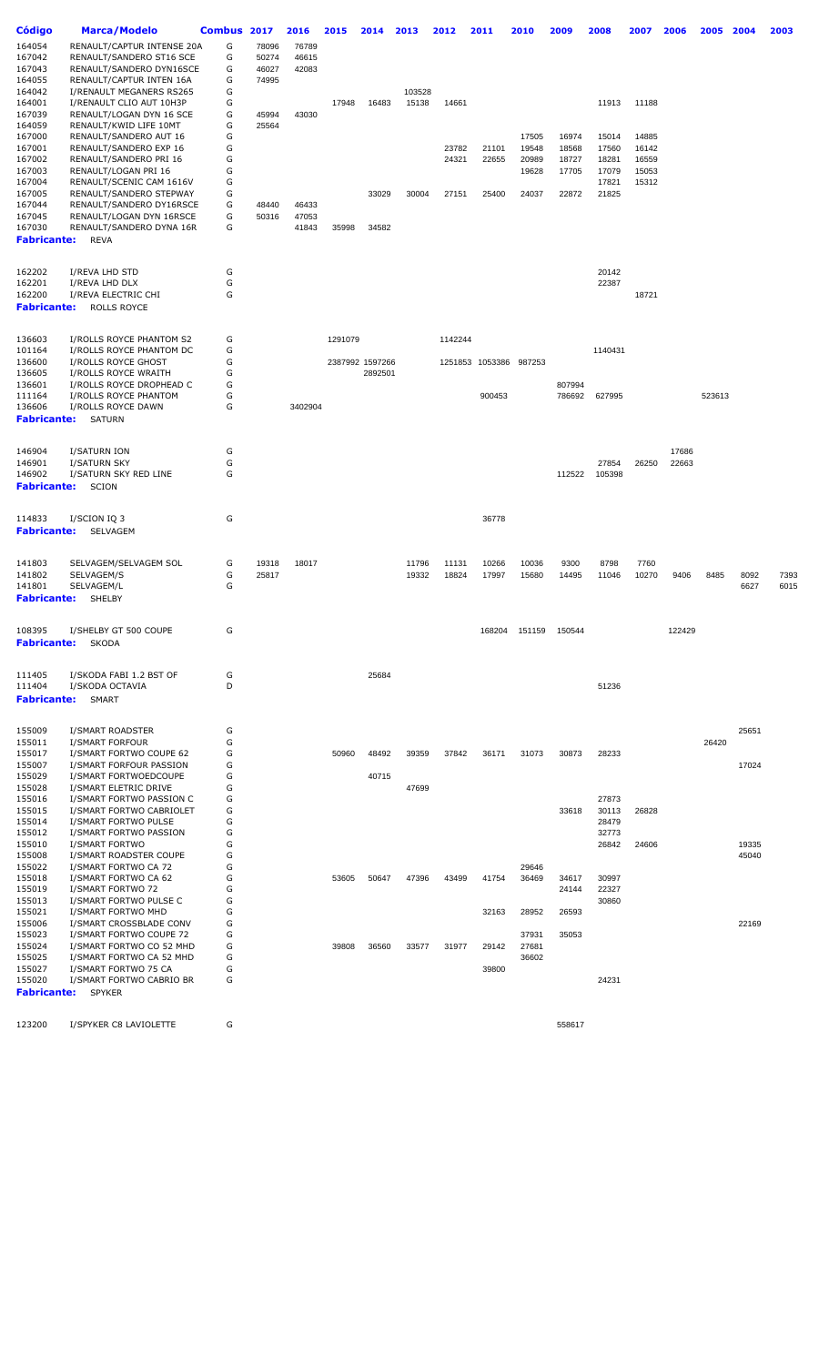| Código | Marca/Modelo | Combus | 2017 | 2016 | 2015 | 2014 | 2013 | 2012 | 2011 | 2010 | 2009 | 2008 | 2007 | 2006 | 2005 | 2004 | 2003 |
|---|---|---|---|---|---|---|---|---|---|---|---|---|---|---|---|---|---|
| 164054 | RENAULT/CAPTUR INTENSE 20A | G | 78096 | 76789 | | | | | | | | | | | | | |
| 167042 | RENAULT/SANDERO ST16 SCE | G | 50274 | 46615 | | | | | | | | | | | | | |
| 167043 | RENAULT/SANDERO DYN16SCE | G | 46027 | 42083 | | | | | | | | | | | | | |
| 164055 | RENAULT/CAPTUR INTEN 16A | G | 74995 | | | | | | | | | | | | | | |
| 164042 | I/RENAULT MEGANERS RS265 | G | | | | | 103528 | | | | | | | | | | |
| 164001 | I/RENAULT CLIO AUT 10H3P | G | | | 17948 | 16483 | 15138 | 14661 | | | | 11913 | 11188 | | | | |
| 167039 | RENAULT/LOGAN DYN 16 SCE | G | 45994 | 43030 | | | | | | | | | | | | | |
| 164059 | RENAULT/KWID LIFE 10MT | G | 25564 | | | | | | | | | | | | | | |
| 167000 | RENAULT/SANDERO AUT 16 | G | | | | | | | | 17505 | 16974 | 15014 | 14885 | | | | |
| 167001 | RENAULT/SANDERO EXP 16 | G | | | | | | 23782 | 21101 | 19548 | 18568 | 17560 | 16142 | | | | |
| 167002 | RENAULT/SANDERO PRI 16 | G | | | | | | 24321 | 22655 | 20989 | 18727 | 18281 | 16559 | | | | |
| 167003 | RENAULT/LOGAN PRI 16 | G | | | | | | | | 19628 | 17705 | 17079 | 15053 | | | | |
| 167004 | RENAULT/SCENIC CAM 1616V | G | | | | | | | | | | 17821 | 15312 | | | | |
| 167005 | RENAULT/SANDERO STEPWAY | G | | | | 33029 | 30004 | 27151 | 25400 | 24037 | 22872 | 21825 | | | | | |
| 167044 | RENAULT/SANDERO DY16RSCE | G | 48440 | 46433 | | | | | | | | | | | | | |
| 167045 | RENAULT/LOGAN DYN 16RSCE | G | 50316 | 47053 | | | | | | | | | | | | | |
| 167030 | RENAULT/SANDERO DYNA 16R | G | | 41843 | 35998 | 34582 | | | | | | | | | | | |
| **Fabricante:** | REVA | | | | | | | | | | | | | | | | |
| 162202 | I/REVA LHD STD | G | | | | | | | | | | 20142 | | | | | |
| 162201 | I/REVA LHD DLX | G | | | | | | | | | | 22387 | | | | | |
| 162200 | I/REVA ELECTRIC CHI | G | | | | | | | | | | | 18721 | | | | |
| **Fabricante:** | ROLLS ROYCE | | | | | | | | | | | | | | | | |
| 136603 | I/ROLLS ROYCE PHANTOM S2 | G | | | 1291079 | | | 1142244 | | | | | | | | | |
| 101164 | I/ROLLS ROYCE PHANTOM DC | G | | | | | | | | | | 1140431 | | | | | |
| 136600 | I/ROLLS ROYCE GHOST | G | | | 2387992 | 1597266 | | 1251853 | 1053386 | 987253 | | | | | | | |
| 136605 | I/ROLLS ROYCE WRAITH | G | | | | 2892501 | | | | | | | | | | | |
| 136601 | I/ROLLS ROYCE DROPHEAD C | G | | | | | | | | | 807994 | | | | | | |
| 111164 | I/ROLLS ROYCE PHANTOM | G | | | | | | | 900453 | | 786692 | 627995 | | | 523613 | | |
| 136606 | I/ROLLS ROYCE DAWN | G | | 3402904 | | | | | | | | | | | | | |
| **Fabricante:** | SATURN | | | | | | | | | | | | | | | | |
| 146904 | I/SATURN ION | G | | | | | | | | | | | | 17686 | | | |
| 146901 | I/SATURN SKY | G | | | | | | | | | | 27854 | 26250 | 22663 | | | |
| 146902 | I/SATURN SKY RED LINE | G | | | | | | | | | 112522 | 105398 | | | | | |
| **Fabricante:** | SCION | | | | | | | | | | | | | | | | |
| 114833 | I/SCION IQ 3 | G | | | | | | | 36778 | | | | | | | | |
| **Fabricante:** | SELVAGEM | | | | | | | | | | | | | | | | |
| 141803 | SELVAGEM/SELVAGEM SOL | G | 19318 | 18017 | | | 11796 | 11131 | 10266 | 10036 | 9300 | 8798 | 7760 | | | | |
| 141802 | SELVAGEM/S | G | 25817 | | | | 19332 | 18824 | 17997 | 15680 | 14495 | 11046 | 10270 | 9406 | 8485 | 8092 | 7393 |
| 141801 | SELVAGEM/L | G | | | | | | | | | | | | | | 6627 | 6015 |
| **Fabricante:** | SHELBY | | | | | | | | | | | | | | | | |
| 108395 | I/SHELBY GT 500 COUPE | G | | | | | | | 168204 | 151159 | 150544 | | | 122429 | | | |
| **Fabricante:** | SKODA | | | | | | | | | | | | | | | | |
| 111405 | I/SKODA FABI 1.2 BST OF | G | | | | 25684 | | | | | | | | | | | |
| 111404 | I/SKODA OCTAVIA | D | | | | | | | | | | 51236 | | | | | |
| **Fabricante:** | SMART | | | | | | | | | | | | | | | | |
| 155009 | I/SMART ROADSTER | G | | | | | | | | | | | | | | 25651 | |
| 155011 | I/SMART FORFOUR | G | | | | | | | | | | | | | 26420 | | |
| 155017 | I/SMART FORTWO COUPE 62 | G | | | 50960 | 48492 | 39359 | 37842 | 36171 | 31073 | 30873 | 28233 | | | | | |
| 155007 | I/SMART FORFOUR PASSION | G | | | | | | | | | | | | | | 17024 | |
| 155029 | I/SMART FORTWOEDCOUPE | G | | | | 40715 | | | | | | | | | | | |
| 155028 | I/SMART ELETRIC DRIVE | G | | | | | 47699 | | | | | | | | | | |
| 155016 | I/SMART FORTWO PASSION C | G | | | | | | | | | | 27873 | | | | | |
| 155015 | I/SMART FORTWO CABRIOLET | G | | | | | | | | | 33618 | 30113 | 26828 | | | | |
| 155014 | I/SMART FORTWO PULSE | G | | | | | | | | | | 28479 | | | | | |
| 155012 | I/SMART FORTWO PASSION | G | | | | | | | | | | 32773 | | | | | |
| 155010 | I/SMART FORTWO | G | | | | | | | | | | 26842 | 24606 | | | 19335 | |
| 155008 | I/SMART ROADSTER COUPE | G | | | | | | | | | | | | | | 45040 | |
| 155022 | I/SMART FORTWO CA 72 | G | | | | | | | | 29646 | | | | | | | |
| 155018 | I/SMART FORTWO CA 62 | G | | | 53605 | 50647 | 47396 | 43499 | 41754 | 36469 | 34617 | 30997 | | | | | |
| 155019 | I/SMART FORTWO 72 | G | | | | | | | | | 24144 | 22327 | | | | | |
| 155013 | I/SMART FORTWO PULSE C | G | | | | | | | | | | 30860 | | | | | |
| 155021 | I/SMART FORTWO MHD | G | | | | | | | 32163 | 28952 | 26593 | | | | | | |
| 155006 | I/SMART CROSSBLADE CONV | G | | | | | | | | | | | | | | 22169 | |
| 155023 | I/SMART FORTWO COUPE 72 | G | | | | | | | | 37931 | 35053 | | | | | | |
| 155024 | I/SMART FORTWO CO 52 MHD | G | | | 39808 | 36560 | 33577 | 31977 | 29142 | 27681 | | | | | | | |
| 155025 | I/SMART FORTWO CA 52 MHD | G | | | | | | | | 36602 | | | | | | | |
| 155027 | I/SMART FORTWO 75 CA | G | | | | | | | 39800 | | | | | | | | |
| 155020 | I/SMART FORTWO CABRIO BR | G | | | | | | | | | | 24231 | | | | | |
| **Fabricante:** | SPYKER | | | | | | | | | | | | | | | | |
| 123200 | I/SPYKER C8 LAVIOLETTE | G | | | | | | | | | 558617 | | | | | | |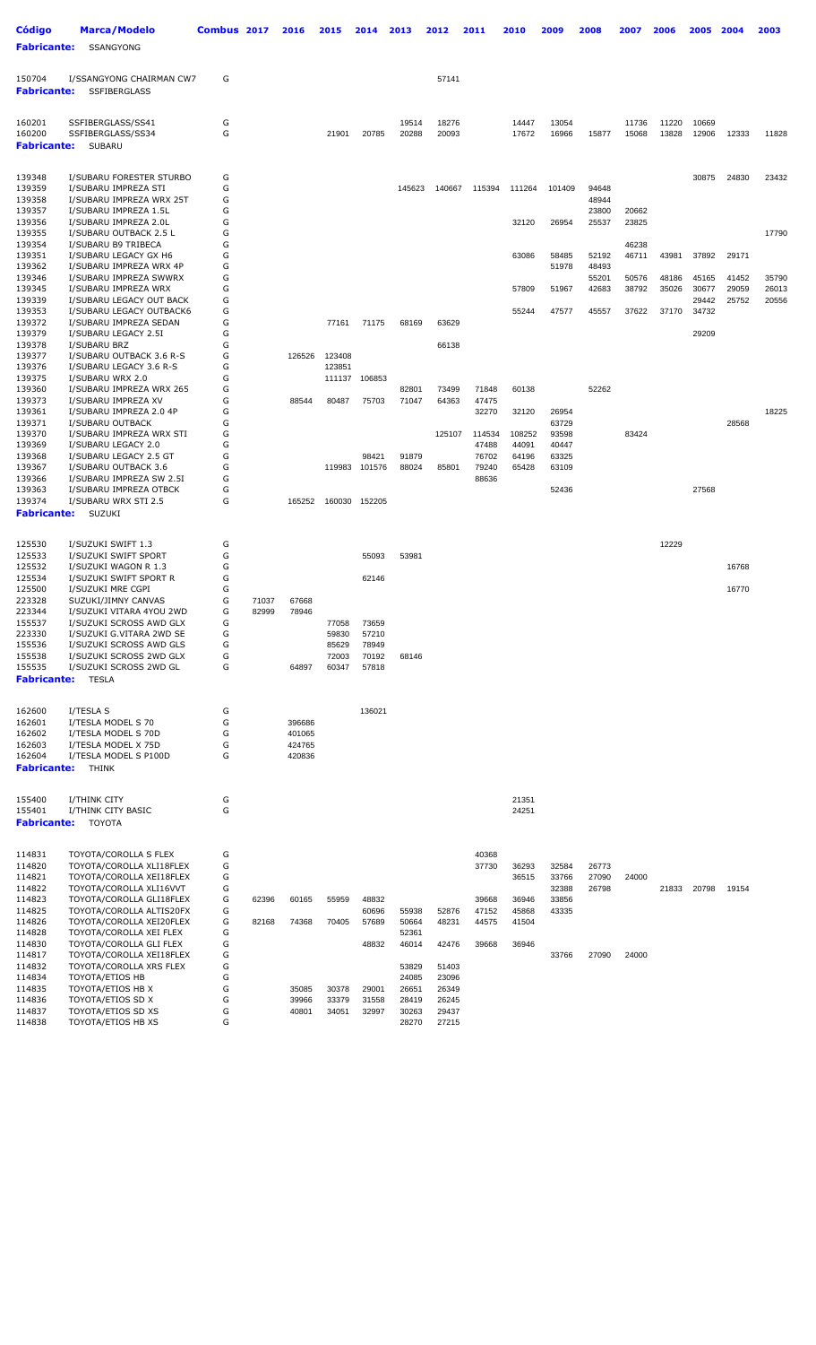| Código | Marca/Modelo | Combus | 2017 | 2016 | 2015 | 2014 | 2013 | 2012 | 2011 | 2010 | 2009 | 2008 | 2007 | 2006 | 2005 | 2004 | 2003 |
|---|---|---|---|---|---|---|---|---|---|---|---|---|---|---|---|---|---|
| **Fabricante:** | SSANGYONG | | | | | | | | | | | | | | | | |
| 150704 | I/SSANGYONG CHAIRMAN CW7 | G | | | | | | 57141 | | | | | | | | | |
| **Fabricante:** | SSFIBERGLASS | | | | | | | | | | | | | | | | |
| 160201 | SSFIBERGLASS/SS41 | G | | | | | 19514 | 18276 | | 14447 | 13054 | | 11736 | 11220 | 10669 | | |
| 160200 | SSFIBERGLASS/SS34 | G | | | 21901 | 20785 | 20288 | 20093 | | 17672 | 16966 | 15877 | 15068 | 13828 | 12906 | 12333 | 11828 |
| **Fabricante:** | SUBARU | | | | | | | | | | | | | | | | |
| 139348 | I/SUBARU FORESTER STURBO | G | | | | | | | | | | | | | 30875 | 24830 | 23432 |
| 139359 | I/SUBARU IMPREZA STI | G | | | | | 145623 | 140667 | 115394 | 111264 | 101409 | 94648 | | | | | |
| 139358 | I/SUBARU IMPREZA WRX 25T | G | | | | | | | | | | 48944 | | | | | |
| 139357 | I/SUBARU IMPREZA 1.5L | G | | | | | | | | | | 23800 | 20662 | | | | |
| 139356 | I/SUBARU IMPREZA 2.0L | G | | | | | | | | 32120 | 26954 | 25537 | 23825 | | | | |
| 139355 | I/SUBARU OUTBACK 2.5 L | G | | | | | | | | | | | | | | | 17790 |
| 139354 | I/SUBARU B9 TRIBECA | G | | | | | | | | | | | 46238 | | | | |
| 139351 | I/SUBARU LEGACY GX H6 | G | | | | | | | | 63086 | 58485 | 52192 | 46711 | 43981 | 37892 | 29171 | |
| 139362 | I/SUBARU IMPREZA WRX 4P | G | | | | | | | | | 51978 | 48493 | | | | | |
| 139346 | I/SUBARU IMPREZA SWWRX | G | | | | | | | | | | 55201 | 50576 | 48186 | 45165 | 41452 | 35790 |
| 139345 | I/SUBARU IMPREZA WRX | G | | | | | | | | 57809 | 51967 | 42683 | 38792 | 35026 | 30677 | 29059 | 26013 |
| 139339 | I/SUBARU LEGACY OUT BACK | G | | | | | | | | | | | | | 29442 | 25752 | 20556 |
| 139353 | I/SUBARU LEGACY OUTBACK6 | G | | | | | | | | 55244 | 47577 | 45557 | 37622 | 37170 | 34732 | | |
| 139372 | I/SUBARU IMPREZA SEDAN | G | | | 77161 | 71175 | 68169 | 63629 | | | | | | | | | |
| 139379 | I/SUBARU LEGACY 2.5I | G | | | | | | | | | | | | | 29209 | | |
| 139378 | I/SUBARU BRZ | G | | | | | | 66138 | | | | | | | | | |
| 139377 | I/SUBARU OUTBACK 3.6 R-S | G | | 126526 | 123408 | | | | | | | | | | | | |
| 139376 | I/SUBARU LEGACY 3.6 R-S | G | | | 123851 | | | | | | | | | | | | |
| 139375 | I/SUBARU WRX 2.0 | G | | | 111137 | 106853 | | | | | | | | | | | |
| 139360 | I/SUBARU IMPREZA WRX 265 | G | | | | | 82801 | 73499 | 71848 | 60138 | | 52262 | | | | | |
| 139373 | I/SUBARU IMPREZA XV | G | | 88544 | 80487 | 75703 | 71047 | 64363 | 47475 | | | | | | | | |
| 139361 | I/SUBARU IMPREZA 2.0 4P | G | | | | | | | 32270 | 32120 | 26954 | | | | | | 18225 |
| 139371 | I/SUBARU OUTBACK | G | | | | | | | | | 63729 | | | | | 28568 | |
| 139370 | I/SUBARU IMPREZA WRX STI | G | | | | | | 125107 | 114534 | 108252 | 93598 | | 83424 | | | | |
| 139369 | I/SUBARU LEGACY 2.0 | G | | | | | | | 47488 | 44091 | 40447 | | | | | | |
| 139368 | I/SUBARU LEGACY 2.5 GT | G | | | | 98421 | 91879 | | 76702 | 64196 | 63325 | | | | | | |
| 139367 | I/SUBARU OUTBACK 3.6 | G | | | 119983 | 101576 | 88024 | 85801 | 79240 | 65428 | 63109 | | | | | | |
| 139366 | I/SUBARU IMPREZA SW 2.5I | G | | | | | | | 88636 | | | | | | | | |
| 139363 | I/SUBARU IMPREZA OTBCK | G | | | | | | | | | 52436 | | | | 27568 | | |
| 139374 | I/SUBARU WRX STI 2.5 | G | | 165252 | 160030 | 152205 | | | | | | | | | | | |
| **Fabricante:** | SUZUKI | | | | | | | | | | | | | | | | |
| 125530 | I/SUZUKI SWIFT 1.3 | G | | | | | | | | | | | | 12229 | | | |
| 125533 | I/SUZUKI SWIFT SPORT | G | | | | 55093 | 53981 | | | | | | | | | | |
| 125532 | I/SUZUKI WAGON R 1.3 | G | | | | | | | | | | | | | | 16768 | |
| 125534 | I/SUZUKI SWIFT SPORT R | G | | | | 62146 | | | | | | | | | | | |
| 125500 | I/SUZUKI MRE CGPI | G | | | | | | | | | | | | | | 16770 | |
| 223328 | SUZUKI/JIMNY CANVAS | G | 71037 | 67668 | | | | | | | | | | | | | |
| 223344 | I/SUZUKI VITARA 4YOU 2WD | G | 82999 | 78946 | | | | | | | | | | | | | |
| 155537 | I/SUZUKI SCROSS AWD GLX | G | | | 77058 | 73659 | | | | | | | | | | | |
| 223330 | I/SUZUKI G.VITARA 2WD SE | G | | | 59830 | 57210 | | | | | | | | | | | |
| 155536 | I/SUZUKI SCROSS AWD GLS | G | | | 85629 | 78949 | | | | | | | | | | | |
| 155538 | I/SUZUKI SCROSS 2WD GLX | G | | | 72003 | 70192 | 68146 | | | | | | | | | | |
| 155535 | I/SUZUKI SCROSS 2WD GL | G | | 64897 | 60347 | 57818 | | | | | | | | | | | |
| **Fabricante:** | TESLA | | | | | | | | | | | | | | | | |
| 162600 | I/TESLA S | G | | | | 136021 | | | | | | | | | | | |
| 162601 | I/TESLA MODEL S 70 | G | | 396686 | | | | | | | | | | | | | |
| 162602 | I/TESLA MODEL S 70D | G | | 401065 | | | | | | | | | | | | | |
| 162603 | I/TESLA MODEL X 75D | G | | 424765 | | | | | | | | | | | | | |
| 162604 | I/TESLA MODEL S P100D | G | | 420836 | | | | | | | | | | | | | |
| **Fabricante:** | THINK | | | | | | | | | | | | | | | | |
| 155400 | I/THINK CITY | G | | | | | | | | 21351 | | | | | | | |
| 155401 | I/THINK CITY BASIC | G | | | | | | | | 24251 | | | | | | | |
| **Fabricante:** | TOYOTA | | | | | | | | | | | | | | | | |
| 114831 | TOYOTA/COROLLA S FLEX | G | | | | | | | 40368 | | | | | | | | |
| 114820 | TOYOTA/COROLLA XLI18FLEX | G | | | | | | | 37730 | 36293 | 32584 | 26773 | | | | | |
| 114821 | TOYOTA/COROLLA XEI18FLEX | G | | | | | | | | 36515 | 33766 | 27090 | 24000 | | | | |
| 114822 | TOYOTA/COROLLA XLI16VVT | G | | | | | | | | | 32388 | 26798 | | 21833 | 20798 | 19154 | |
| 114823 | TOYOTA/COROLLA GLI18FLEX | G | 62396 | 60165 | 55959 | 48832 | | | 39668 | 36946 | 33856 | | | | | | |
| 114825 | TOYOTA/COROLLA ALTIS20FX | G | | | | 60696 | 55938 | 52876 | 47152 | 45868 | 43335 | | | | | | |
| 114826 | TOYOTA/COROLLA XEI20FLEX | G | 82168 | 74368 | 70405 | 57689 | 50664 | 48231 | 44575 | 41504 | | | | | | | |
| 114828 | TOYOTA/COROLLA XEI FLEX | G | | | | | 52361 | | | | | | | | | | |
| 114830 | TOYOTA/COROLLA GLI FLEX | G | | | | 48832 | 46014 | 42476 | 39668 | 36946 | | | | | | | |
| 114817 | TOYOTA/COROLLA XEI18FLEX | G | | | | | | | | | 33766 | 27090 | 24000 | | | | |
| 114832 | TOYOTA/COROLLA XRS FLEX | G | | | | | 53829 | 51403 | | | | | | | | | |
| 114834 | TOYOTA/ETIOS HB | G | | | | | 24085 | 23096 | | | | | | | | | |
| 114835 | TOYOTA/ETIOS HB X | G | | 35085 | 30378 | 29001 | 26651 | 26349 | | | | | | | | | |
| 114836 | TOYOTA/ETIOS SD X | G | | 39966 | 33379 | 31558 | 28419 | 26245 | | | | | | | | | |
| 114837 | TOYOTA/ETIOS SD XS | G | | 40801 | 34051 | 32997 | 30263 | 29437 | | | | | | | | | |
| 114838 | TOYOTA/ETIOS HB XS | G | | | | | 28270 | 27215 | | | | | | | | | |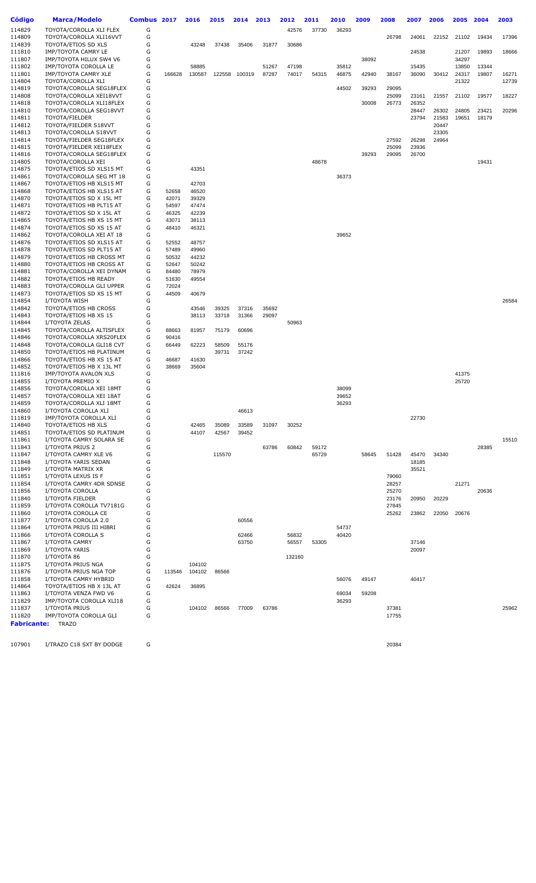| Código | Marca/Modelo | Combus | 2017 | 2016 | 2015 | 2014 | 2013 | 2012 | 2011 | 2010 | 2009 | 2008 | 2007 | 2006 | 2005 | 2004 | 2003 |
|---|---|---|---|---|---|---|---|---|---|---|---|---|---|---|---|---|---|
| 114829 | TOYOTA/COROLLA XLI FLEX | G | | | | | | 42576 | 37730 | 36293 | | | | | | | |
| 114809 | TOYOTA/COROLLA XLI16VVT | G | | | | | | | | | | 26798 | 24061 | 22152 | 21102 | 19434 | 17396 |
| 114839 | TOYOTA/ETIOS SD XLS | G | | 43248 | 37438 | 35406 | 31877 | 30686 | | | | | | | | | |
| 111810 | IMP/TOYOTA CAMRY LE | G | | | | | | | | | | | 24538 | | 21207 | 19893 | 18666 |
| 111807 | IMP/TOYOTA HILUX SW4 V6 | G | | | | | | | | | 38092 | | | | 34297 | | |
| 111802 | IMP/TOYOTA COROLLA LE | G | | 58885 | | | 51267 | 47198 | | 35812 | | | 15435 | | 13850 | 13344 | |
| 111801 | IMP/TOYOTA CAMRY XLE | G | 166628 | 130587 | 122558 | 100319 | 87287 | 74017 | 54315 | 46875 | 42940 | 38167 | 36090 | 30412 | 24317 | 19807 | 16271 |
| 114804 | TOYOTA/COROLLA XLI | G | | | | | | | | | | | | | 21322 | | 12739 |
| 114819 | TOYOTA/COROLLA SEG18FLEX | G | | | | | | | | 44502 | 39293 | 29095 | | | | | |
| 114808 | TOYOTA/COROLLA XEI18VVT | G | | | | | | | | | | 25099 | 23161 | 21557 | 21102 | 19577 | 18227 |
| 114818 | TOYOTA/COROLLA XLI18FLEX | G | | | | | | | | | 30008 | 26773 | 26352 | | | | |
| 114810 | TOYOTA/COROLLA SEG18VVT | G | | | | | | | | | | | 28447 | 26302 | 24805 | 23421 | 20296 |
| 114811 | TOYOTA/FIELDER | G | | | | | | | | | | | 23794 | 21583 | 19651 | 18179 | |
| 114812 | TOYOTA/FIELDER S18VVT | G | | | | | | | | | | | | 20447 | | | |
| 114813 | TOYOTA/COROLLA S18VVT | G | | | | | | | | | | | | 23305 | | | |
| 114814 | TOYOTA/FIELDER SEG18FLEX | G | | | | | | | | | | 27592 | 26298 | 24964 | | | |
| 114815 | TOYOTA/FIELDER XEI18FLEX | G | | | | | | | | | | 25099 | 23936 | | | | |
| 114816 | TOYOTA/COROLLA SEG18FLEX | G | | | | | | | | | 39293 | 29095 | 26700 | | | | |
| 114805 | TOYOTA/COROLLA XEI | G | | | | | | | 48678 | | | | | | | 19431 | |
| 114875 | TOYOTA/ETIOS SD XLS15 MT | G | | 43351 | | | | | | | | | | | | | |
| 114861 | TOYOTA/COROLLA SEG MT 18 | G | | | | | | | | 36373 | | | | | | | |
| 114867 | TOYOTA/ETIOS HB XLS15 MT | G | | 42703 | | | | | | | | | | | | | |
| 114868 | TOYOTA/ETIOS HB XLS15 AT | G | 52658 | 46520 | | | | | | | | | | | | | |
| 114870 | TOYOTA/ETIOS SD X 15L MT | G | 42071 | 39329 | | | | | | | | | | | | | |
| 114871 | TOYOTA/ETIOS HB PLT15 AT | G | 54597 | 47474 | | | | | | | | | | | | | |
| 114872 | TOYOTA/ETIOS SD X 15L AT | G | 46325 | 42239 | | | | | | | | | | | | | |
| 114865 | TOYOTA/ETIOS HB XS 15 MT | G | 43071 | 38113 | | | | | | | | | | | | | |
| 114874 | TOYOTA/ETIOS SD XS 15 AT | G | 48410 | 46321 | | | | | | | | | | | | | |
| 114862 | TOYOTA/COROLLA XEI AT 18 | G | | | | | | | | 39652 | | | | | | | |
| 114876 | TOYOTA/ETIOS SD XLS15 AT | G | 52552 | 48757 | | | | | | | | | | | | | |
| 114878 | TOYOTA/ETIOS SD PLT15 AT | G | 57489 | 49960 | | | | | | | | | | | | | |
| 114879 | TOYOTA/ETIOS HB CROSS MT | G | 50532 | 44232 | | | | | | | | | | | | | |
| 114880 | TOYOTA/ETIOS HB CROSS AT | G | 52647 | 50242 | | | | | | | | | | | | | |
| 114881 | TOYOTA/COROLLA XEI DYNAM | G | 84480 | 78979 | | | | | | | | | | | | | |
| 114882 | TOYOTA/ETIOS HB READY | G | 51630 | 49554 | | | | | | | | | | | | | |
| 114883 | TOYOTA/COROLLA GLI UPPER | G | 72024 | | | | | | | | | | | | | | |
| 114873 | TOYOTA/ETIOS SD XS 15 MT | G | 44509 | 40679 | | | | | | | | | | | | | |
| 114854 | I/TOYOTA WISH | G | | | | | | | | | | | | | | | 26584 |
| 114842 | TOYOTA/ETIOS HB CROSS | G | | 43546 | 39325 | 37316 | 35692 | | | | | | | | | | |
| 114843 | TOYOTA/ETIOS HB XS 15 | G | | 38113 | 33718 | 31366 | 29097 | | | | | | | | | | |
| 114844 | I/TOYOTA ZELAS | G | | | | | | 50963 | | | | | | | | | |
| 114845 | TOYOTA/COROLLA ALTISFLEX | G | 88663 | 81957 | 75179 | 60696 | | | | | | | | | | | |
| 114846 | TOYOTA/COROLLA XRS20FLEX | G | 90416 | | | | | | | | | | | | | | |
| 114848 | TOYOTA/COROLLA GLI18 CVT | G | 66449 | 62223 | 58509 | 55176 | | | | | | | | | | | |
| 114850 | TOYOTA/ETIOS HB PLATINUM | G | | | 39731 | 37242 | | | | | | | | | | | |
| 114866 | TOYOTA/ETIOS HB XS 15 AT | G | 46687 | 41630 | | | | | | | | | | | | | |
| 114852 | TOYOTA/ETIOS HB X 13L MT | G | 38669 | 35604 | | | | | | | | | | | | | |
| 111816 | IMP/TOYOTA AVALON XLS | G | | | | | | | | | | | | | 41375 | | |
| 114855 | I/TOYOTA PREMIO X | G | | | | | | | | | | | | | 25720 | | |
| 114856 | TOYOTA/COROLLA XEI 18MT | G | | | | | | | | 38099 | | | | | | | |
| 114857 | TOYOTA/COROLLA XEI 18AT | G | | | | | | | | 39652 | | | | | | | |
| 114859 | TOYOTA/COROLLA XLI 18MT | G | | | | | | | | 36293 | | | | | | | |
| 114860 | I/TOYOTA COROLLA XLI | G | | | | 46613 | | | | | | | | | | | |
| 111819 | IMP/TOYOTA COROLLA XLI | G | | | | | | | | | | | 22730 | | | | |
| 114840 | TOYOTA/ETIOS HB XLS | G | | 42465 | 35089 | 33589 | 31097 | 30252 | | | | | | | | | |
| 114851 | TOYOTA/ETIOS SD PLATINUM | G | | 44107 | 42567 | 39452 | | | | | | | | | | | |
| 111861 | I/TOYOTA CAMRY SOLARA SE | G | | | | | | | | | | | | | | | 15510 |
| 111843 | I/TOYOTA PRIUS 2 | G | | | | | 63786 | 60842 | 59172 | | | | | | | 28385 | |
| 111847 | I/TOYOTA CAMRY XLE V6 | G | | | 115570 | | | | 65729 | | 58645 | 51428 | 45470 | 34340 | | | |
| 111848 | I/TOYOTA YARIS SEDAN | G | | | | | | | | | | | 18185 | | | | |
| 111849 | I/TOYOTA MATRIX XR | G | | | | | | | | | | | 35521 | | | | |
| 111851 | I/TOYOTA LEXUS IS F | G | | | | | | | | | | 79060 | | | | | |
| 111854 | I/TOYOTA CAMRY 4DR SDNSE | G | | | | | | | | | | 28257 | | | 21271 | | |
| 111856 | I/TOYOTA COROLLA | G | | | | | | | | | | 25270 | | | | 20636 | |
| 111840 | I/TOYOTA FIELDER | G | | | | | | | | | | 23176 | 20950 | 20229 | | | |
| 111859 | I/TOYOTA COROLLA TV7181G | G | | | | | | | | | | 27845 | | | | | |
| 111860 | I/TOYOTA COROLLA CE | G | | | | | | | | | | 25262 | 23862 | 22050 | 20676 | | |
| 111877 | I/TOYOTA COROLLA 2.0 | G | | | | 60556 | | | | | | | | | | | |
| 111864 | I/TOYOTA PRIUS III HIBRI | G | | | | | | | | 54737 | | | | | | | |
| 111866 | I/TOYOTA COROLLA S | G | | | | 62466 | | 56832 | | 40420 | | | | | | | |
| 111867 | I/TOYOTA CAMRY | G | | | | 63750 | | 56557 | 53305 | | | | 37146 | | | | |
| 111869 | I/TOYOTA YARIS | G | | | | | | | | | | | 20097 | | | | |
| 111870 | I/TOYOTA 86 | G | | | | | | 132160 | | | | | | | | | |
| 111875 | I/TOYOTA PRIUS NGA | G | | 104102 | | | | | | | | | | | | | |
| 111876 | I/TOYOTA PRIUS NGA TOP | G | 113546 | 104102 | 86566 | | | | | | | | | | | | |
| 111858 | I/TOYOTA CAMRY HYBRID | G | | | | | | | | 56076 | 49147 | | 40417 | | | | |
| 114864 | TOYOTA/ETIOS HB X 13L AT | G | 42624 | 36895 | | | | | | | | | | | | | |
| 111863 | I/TOYOTA VENZA FWD V6 | G | | | | | | | | 69034 | 59208 | | | | | | |
| 111829 | IMP/TOYOTA COROLLA XLI18 | G | | | | | | | | 36293 | | | | | | | |
| 111837 | I/TOYOTA PRIUS | G | | 104102 | 86566 | 77009 | 63786 | | | | | 37381 | | | | | 25962 |
| 111820 | IMP/TOYOTA COROLLA GLI | G | | | | | | | | | | 17755 | | | | | |

**Fabricante:** TRAZO

| Código | Marca/Modelo | Combus | 2017 | 2016 | 2015 | 2014 | 2013 | 2012 | 2011 | 2010 | 2009 | 2008 | 2007 | 2006 | 2005 | 2004 | 2003 |
|---|---|---|---|---|---|---|---|---|---|---|---|---|---|---|---|---|---|
| 107901 | I/TRAZO C18 SXT BY DODGE | G | | | | | | | | | | 20384 | | | | | |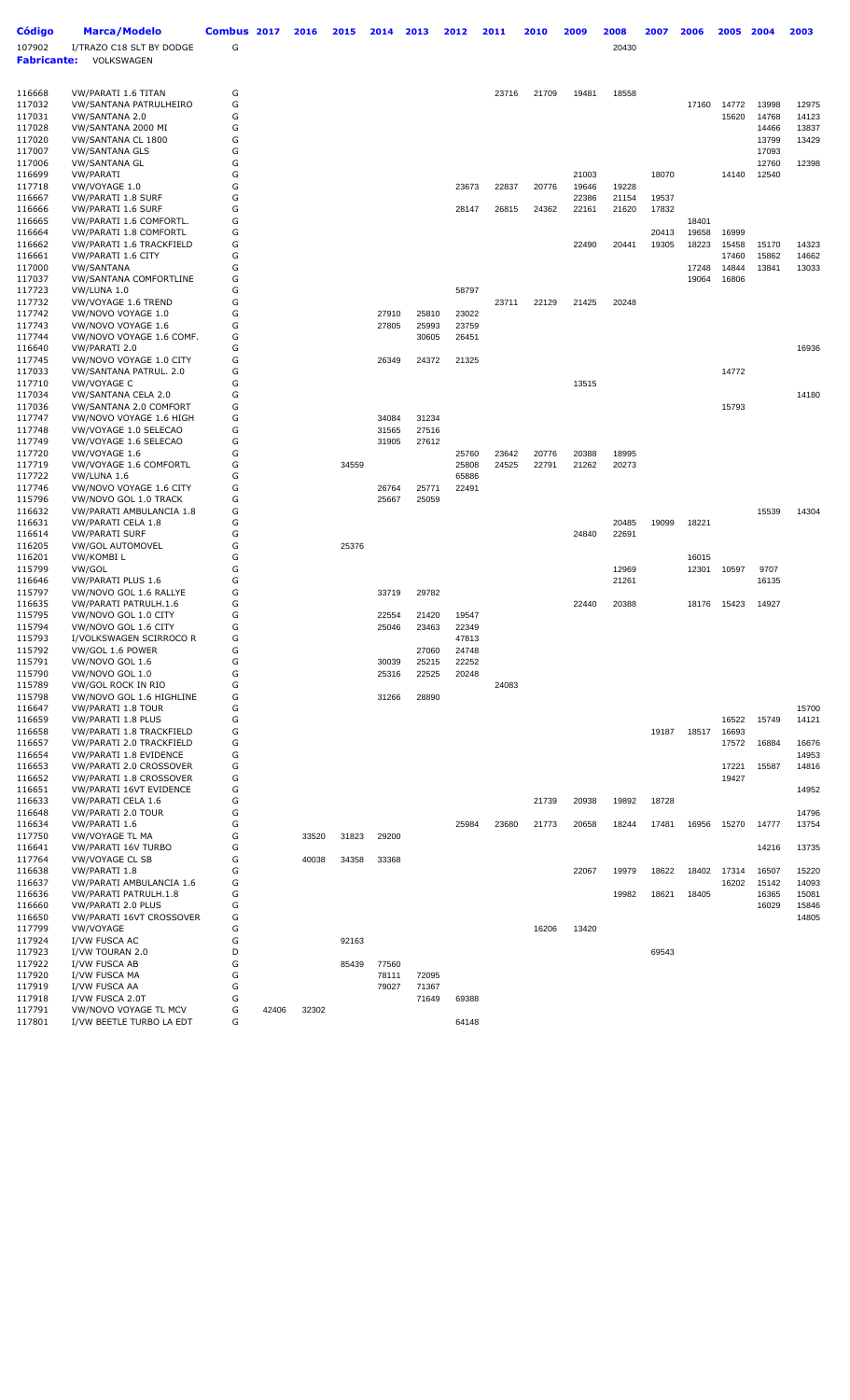| Código | Marca/Modelo | Combus | 2017 | 2016 | 2015 | 2014 | 2013 | 2012 | 2011 | 2010 | 2009 | 2008 | 2007 | 2006 | 2005 | 2004 | 2003 |
|---|---|---|---|---|---|---|---|---|---|---|---|---|---|---|---|---|---|
| 107902 | I/TRAZO C18 SLT BY DODGE | G | | | | | | | | | | 20430 | | | | | |
| **Fabricante:** | VOLKSWAGEN | | | | | | | | | | | | | | | | |
| 116668 | VW/PARATI 1.6 TITAN | G | | | | | | | 23716 | 21709 | 19481 | 18558 | | | | | |
| 117032 | VW/SANTANA PATRULHEIRO | G | | | | | | | | | | | | 17160 | 14772 | 13998 | 12975 |
| 117031 | VW/SANTANA 2.0 | G | | | | | | | | | | | | | 15620 | 14768 | 14123 |
| 117028 | VW/SANTANA 2000 MI | G | | | | | | | | | | | | | | 14466 | 13837 |
| 117020 | VW/SANTANA CL 1800 | G | | | | | | | | | | | | | | 13799 | 13429 |
| 117007 | VW/SANTANA GLS | G | | | | | | | | | | | | | | 17093 | |
| 117006 | VW/SANTANA GL | G | | | | | | | | | | | | | | 12760 | 12398 |
| 116699 | VW/PARATI | G | | | | | | | | | 21003 | | 18070 | | 14140 | 12540 | |
| 117718 | VW/VOYAGE 1.0 | G | | | | | | 23673 | 22837 | 20776 | 19646 | 19228 | | | | | |
| 116667 | VW/PARATI 1.8 SURF | G | | | | | | | | | 22386 | 21154 | 19537 | | | | |
| 116666 | VW/PARATI 1.6 SURF | G | | | | | | 28147 | 26815 | 24362 | 22161 | 21620 | 17832 | | | | |
| 116665 | VW/PARATI 1.6 COMFORTL. | G | | | | | | | | | | | | 18401 | | | |
| 116664 | VW/PARATI 1.8 COMFORTL | G | | | | | | | | | | | 20413 | 19658 | 16999 | | |
| 116662 | VW/PARATI 1.6 TRACKFIELD | G | | | | | | | | | 22490 | 20441 | 19305 | 18223 | 15458 | 15170 | 14323 |
| 116661 | VW/PARATI 1.6 CITY | G | | | | | | | | | | | | | 17460 | 15862 | 14662 |
| 117000 | VW/SANTANA | G | | | | | | | | | | | | 17248 | 14844 | 13841 | 13033 |
| 117037 | VW/SANTANA COMFORTLINE | G | | | | | | | | | | | | 19064 | 16806 | | |
| 117723 | VW/LUNA 1.0 | G | | | | | | 58797 | | | | | | | | | |
| 117732 | VW/VOYAGE 1.6 TREND | G | | | | | | | 23711 | 22129 | 21425 | 20248 | | | | | |
| 117742 | VW/NOVO VOYAGE 1.0 | G | | | | 27910 | 25810 | 23022 | | | | | | | | | |
| 117743 | VW/NOVO VOYAGE 1.6 | G | | | | 27805 | 25993 | 23759 | | | | | | | | | |
| 117744 | VW/NOVO VOYAGE 1.6 COMF. | G | | | | | 30605 | 26451 | | | | | | | | | |
| 116640 | VW/PARATI 2.0 | G | | | | | | | | | | | | | | | 16936 |
| 117745 | VW/NOVO VOYAGE 1.0 CITY | G | | | | 26349 | 24372 | 21325 | | | | | | | | | |
| 117033 | VW/SANTANA PATRUL. 2.0 | G | | | | | | | | | | | | | 14772 | | |
| 117710 | VW/VOYAGE C | G | | | | | | | | | 13515 | | | | | | |
| 117034 | VW/SANTANA CELA 2.0 | G | | | | | | | | | | | | | | | 14180 |
| 117036 | VW/SANTANA 2.0 COMFORT | G | | | | | | | | | | | | | 15793 | | |
| 117747 | VW/NOVO VOYAGE 1.6 HIGH | G | | | | 34084 | 31234 | | | | | | | | | | |
| 117748 | VW/VOYAGE 1.0 SELECAO | G | | | | 31565 | 27516 | | | | | | | | | | |
| 117749 | VW/VOYAGE 1.6 SELECAO | G | | | | 31905 | 27612 | | | | | | | | | | |
| 117720 | VW/VOYAGE 1.6 | G | | | | | | 25760 | 23642 | 20776 | 20388 | 18995 | | | | | |
| 117719 | VW/VOYAGE 1.6 COMFORTL | G | | | 34559 | | | 25808 | 24525 | 22791 | 21262 | 20273 | | | | | |
| 117722 | VW/LUNA 1.6 | G | | | | | | 65886 | | | | | | | | | |
| 117746 | VW/NOVO VOYAGE 1.6 CITY | G | | | | 26764 | 25771 | 22491 | | | | | | | | | |
| 115796 | VW/NOVO GOL 1.0 TRACK | G | | | | 25667 | 25059 | | | | | | | | | | |
| 116632 | VW/PARATI AMBULANCIA 1.8 | G | | | | | | | | | | | | | | 15539 | 14304 |
| 116631 | VW/PARATI CELA 1.8 | G | | | | | | | | | | 20485 | 19099 | 18221 | | | |
| 116614 | VW/PARATI SURF | G | | | | | | | | | 24840 | 22691 | | | | | |
| 116205 | VW/GOL AUTOMOVEL | G | | | 25376 | | | | | | | | | | | | |
| 116201 | VW/KOMBI L | G | | | | | | | | | | | | 16015 | | | |
| 115799 | VW/GOL | G | | | | | | | | | | 12969 | | 12301 | 10597 | 9707 | |
| 116646 | VW/PARATI PLUS 1.6 | G | | | | | | | | | | 21261 | | | | 16135 | |
| 115797 | VW/NOVO GOL 1.6 RALLYE | G | | | | 33719 | 29782 | | | | | | | | | | |
| 116635 | VW/PARATI PATRULH.1.6 | G | | | | | | | | | 22440 | 20388 | | 18176 | 15423 | 14927 | |
| 115795 | VW/NOVO GOL 1.0 CITY | G | | | | 22554 | 21420 | 19547 | | | | | | | | | |
| 115794 | VW/NOVO GOL 1.6 CITY | G | | | | 25046 | 23463 | 22349 | | | | | | | | | |
| 115793 | I/VOLKSWAGEN SCIRROCO R | G | | | | | | 47813 | | | | | | | | | |
| 115792 | VW/GOL 1.6 POWER | G | | | | | 27060 | 24748 | | | | | | | | | |
| 115791 | VW/NOVO GOL 1.6 | G | | | | 30039 | 25215 | 22252 | | | | | | | | | |
| 115790 | VW/NOVO GOL 1.0 | G | | | | 25316 | 22525 | 20248 | | | | | | | | | |
| 115789 | VW/GOL ROCK IN RIO | G | | | | | | | 24083 | | | | | | | | |
| 115798 | VW/NOVO GOL 1.6 HIGHLINE | G | | | | 31266 | 28890 | | | | | | | | | | |
| 116647 | VW/PARATI 1.8 TOUR | G | | | | | | | | | | | | | | | 15700 |
| 116659 | VW/PARATI 1.8 PLUS | G | | | | | | | | | | | | | 16522 | 15749 | 14121 |
| 116658 | VW/PARATI 1.8 TRACKFIELD | G | | | | | | | | | | | 19187 | 18517 | 16693 | | |
| 116657 | VW/PARATI 2.0 TRACKFIELD | G | | | | | | | | | | | | | 17572 | 16884 | 16676 |
| 116654 | VW/PARATI 1.8 EVIDENCE | G | | | | | | | | | | | | | | | 14953 |
| 116653 | VW/PARATI 2.0 CROSSOVER | G | | | | | | | | | | | | | 17221 | 15587 | 14816 |
| 116652 | VW/PARATI 1.8 CROSSOVER | G | | | | | | | | | | | | | 19427 | | |
| 116651 | VW/PARATI 16VT EVIDENCE | G | | | | | | | | | | | | | | | 14952 |
| 116633 | VW/PARATI CELA 1.6 | G | | | | | | | | 21739 | 20938 | 19892 | 18728 | | | | |
| 116648 | VW/PARATI 2.0 TOUR | G | | | | | | | | | | | | | | | 14796 |
| 116634 | VW/PARATI 1.6 | G | | | | | | 25984 | 23680 | 21773 | 20658 | 18244 | 17481 | 16956 | 15270 | 14777 | 13754 |
| 117750 | VW/VOYAGE TL MA | G | | 33520 | 31823 | 29200 | | | | | | | | | | | |
| 116641 | VW/PARATI 16V TURBO | G | | | | | | | | | | | | | | 14216 | 13735 |
| 117764 | VW/VOYAGE CL SB | G | | 40038 | 34358 | 33368 | | | | | | | | | | | |
| 116638 | VW/PARATI 1.8 | G | | | | | | | | | 22067 | 19979 | 18622 | 18402 | 17314 | 16507 | 15220 |
| 116637 | VW/PARATI AMBULANCIA 1.6 | G | | | | | | | | | | | | | 16202 | 15142 | 14093 |
| 116636 | VW/PARATI PATRULH.1.8 | G | | | | | | | | | | 19982 | 18621 | 18405 | | 16365 | 15081 |
| 116660 | VW/PARATI 2.0 PLUS | G | | | | | | | | | | | | | | 16029 | 15846 |
| 116650 | VW/PARATI 16VT CROSSOVER | G | | | | | | | | | | | | | | | 14805 |
| 117799 | VW/VOYAGE | G | | | | | | | | 16206 | 13420 | | | | | | |
| 117924 | I/VW FUSCA AC | G | | | 92163 | | | | | | | | | | | | |
| 117923 | I/VW TOURAN 2.0 | D | | | | | | | | | | | 69543 | | | | |
| 117922 | I/VW FUSCA AB | G | | | 85439 | 77560 | | | | | | | | | | | |
| 117920 | I/VW FUSCA MA | G | | | | 78111 | 72095 | | | | | | | | | | |
| 117919 | I/VW FUSCA AA | G | | | | 79027 | 71367 | | | | | | | | | | |
| 117918 | I/VW FUSCA 2.0T | G | | | | | 71649 | 69388 | | | | | | | | | |
| 117791 | VW/NOVO VOYAGE TL MCV | G | 42406 | 32302 | | | | | | | | | | | | | |
| 117801 | I/VW BEETLE TURBO LA EDT | G | | | | | | 64148 | | | | | | | | | |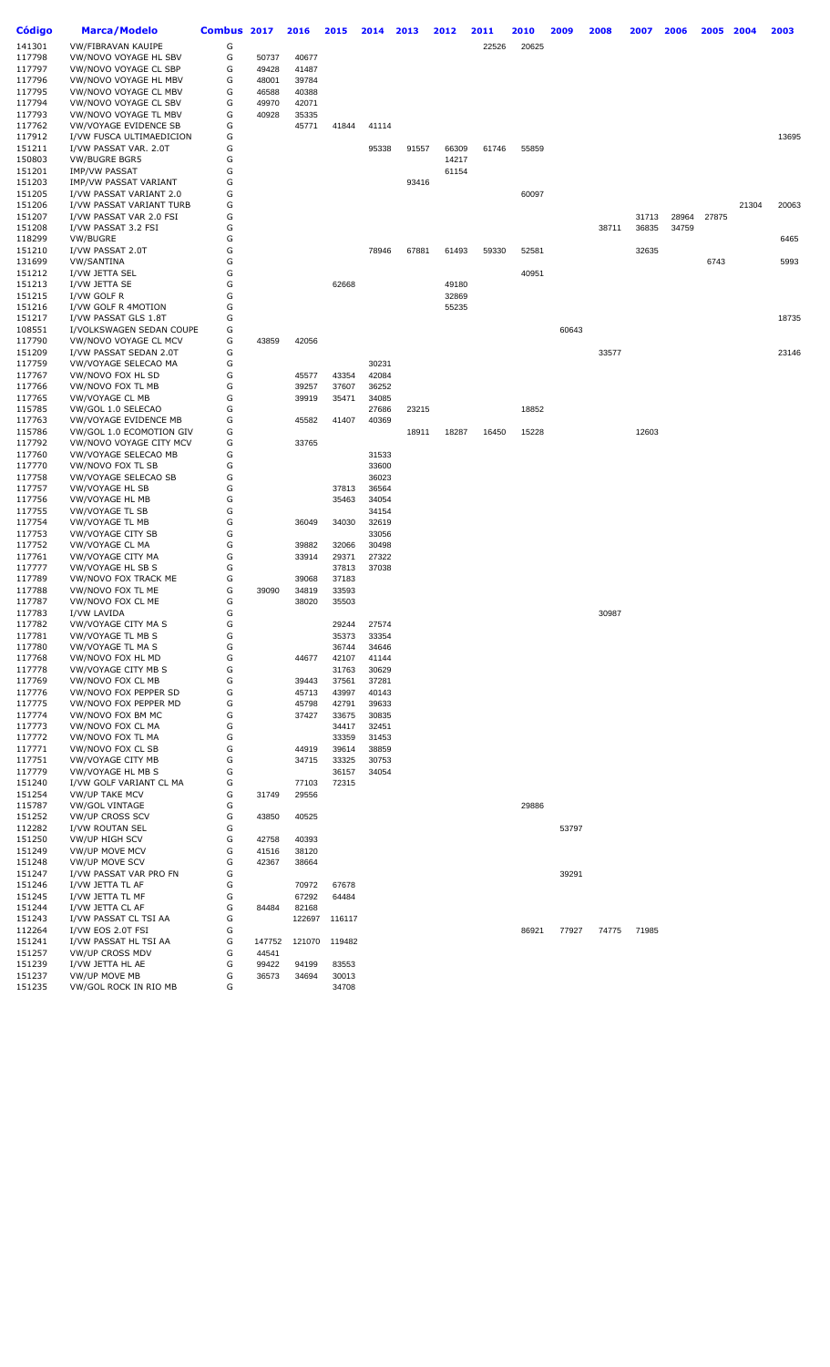| Código | Marca/Modelo | Combus | 2017 | 2016 | 2015 | 2014 | 2013 | 2012 | 2011 | 2010 | 2009 | 2008 | 2007 | 2006 | 2005 | 2004 | 2003 |
|---|---|---|---|---|---|---|---|---|---|---|---|---|---|---|---|---|---|
| 141301 | VW/FIBRAVAN KAUIPE | G | | | | | | | 22526 | 20625 | | | | | | | |
| 117798 | VW/NOVO VOYAGE HL SBV | G | 50737 | 40677 | | | | | | | | | | | | | |
| 117797 | VW/NOVO VOYAGE CL SBP | G | 49428 | 41487 | | | | | | | | | | | | | |
| 117796 | VW/NOVO VOYAGE HL MBV | G | 48001 | 39784 | | | | | | | | | | | | | |
| 117795 | VW/NOVO VOYAGE CL MBV | G | 46588 | 40388 | | | | | | | | | | | | | |
| 117794 | VW/NOVO VOYAGE CL SBV | G | 49970 | 42071 | | | | | | | | | | | | | |
| 117793 | VW/NOVO VOYAGE TL MBV | G | 40928 | 35335 | | | | | | | | | | | | | |
| 117762 | VW/VOYAGE EVIDENCE SB | G | | 45771 | 41844 | 41114 | | | | | | | | | | | |
| 117912 | I/VW FUSCA ULTIMAEDICION | G | | | | | | | | | | | | | | | 13695 |
| 151211 | I/VW PASSAT VAR. 2.0T | G | | | | 95338 | 91557 | 66309 | 61746 | 55859 | | | | | | | |
| 150803 | VW/BUGRE BGR5 | G | | | | | | 14217 | | | | | | | | | |
| 151201 | IMP/VW PASSAT | G | | | | | | 61154 | | | | | | | | | |
| 151203 | IMP/VW PASSAT VARIANT | G | | | | | 93416 | | | | | | | | | | |
| 151205 | I/VW PASSAT VARIANT 2.0 | G | | | | | | | | 60097 | | | | | | | |
| 151206 | I/VW PASSAT VARIANT TURB | G | | | | | | | | | | | | | | 21304 | 20063 |
| 151207 | I/VW PASSAT VAR 2.0 FSI | G | | | | | | | | | | | 31713 | 28964 | 27875 | | |
| 151208 | I/VW PASSAT 3.2 FSI | G | | | | | | | | | | 38711 | 36835 | 34759 | | | |
| 118299 | VW/BUGRE | G | | | | | | | | | | | | | | | 6465 |
| 151210 | I/VW PASSAT 2.0T | G | | | | 78946 | 67881 | 61493 | 59330 | 52581 | | | 32635 | | | | |
| 131699 | VW/SANTINA | G | | | | | | | | | | | | | 6743 | | 5993 |
| 151212 | I/VW JETTA SEL | G | | | | | | | | 40951 | | | | | | | |
| 151213 | I/VW JETTA SE | G | | | 62668 | | | 49180 | | | | | | | | | |
| 151215 | I/VW GOLF R | G | | | | | | 32869 | | | | | | | | | |
| 151216 | I/VW GOLF R 4MOTION | G | | | | | | 55235 | | | | | | | | | |
| 151217 | I/VW PASSAT GLS 1.8T | G | | | | | | | | | | | | | | | 18735 |
| 108551 | I/VOLKSWAGEN SEDAN COUPE | G | | | | | | | | | 60643 | | | | | | |
| 117790 | VW/NOVO VOYAGE CL MCV | G | 43859 | 42056 | | | | | | | | | | | | | |
| 151209 | I/VW PASSAT SEDAN 2.0T | G | | | | | | | | | | 33577 | | | | | 23146 |
| 117759 | VW/VOYAGE SELECAO MA | G | | | | 30231 | | | | | | | | | | | |
| 117767 | VW/NOVO FOX HL SD | G | | 45577 | 43354 | 42084 | | | | | | | | | | | |
| 117766 | VW/NOVO FOX TL MB | G | | 39257 | 37607 | 36252 | | | | | | | | | | | |
| 117765 | VW/VOYAGE CL MB | G | | 39919 | 35471 | 34085 | | | | | | | | | | | |
| 115785 | VW/GOL 1.0 SELECAO | G | | | | 27686 | 23215 | | | 18852 | | | | | | | |
| 117763 | VW/VOYAGE EVIDENCE MB | G | | 45582 | 41407 | 40369 | | | | | | | | | | | |
| 115786 | VW/GOL 1.0 ECOMOTION GIV | G | | | | | 18911 | 18287 | 16450 | 15228 | | | 12603 | | | | |
| 117792 | VW/NOVO VOYAGE CITY MCV | G | | 33765 | | | | | | | | | | | | | |
| 117760 | VW/VOYAGE SELECAO MB | G | | | | 31533 | | | | | | | | | | | |
| 117770 | VW/NOVO FOX TL SB | G | | | | 33600 | | | | | | | | | | | |
| 117758 | VW/VOYAGE SELECAO SB | G | | | | 36023 | | | | | | | | | | | |
| 117757 | VW/VOYAGE HL SB | G | | | 37813 | 36564 | | | | | | | | | | | |
| 117756 | VW/VOYAGE HL MB | G | | | 35463 | 34054 | | | | | | | | | | | |
| 117755 | VW/VOYAGE TL SB | G | | | | 34154 | | | | | | | | | | | |
| 117754 | VW/VOYAGE TL MB | G | | 36049 | 34030 | 32619 | | | | | | | | | | | |
| 117753 | VW/VOYAGE CITY SB | G | | | | 33056 | | | | | | | | | | | |
| 117752 | VW/VOYAGE CL MA | G | | 39882 | 32066 | 30498 | | | | | | | | | | | |
| 117761 | VW/VOYAGE CITY MA | G | | 33914 | 29371 | 27322 | | | | | | | | | | | |
| 117777 | VW/VOYAGE HL SB S | G | | | 37813 | 37038 | | | | | | | | | | | |
| 117789 | VW/NOVO FOX TRACK ME | G | | 39068 | 37183 | | | | | | | | | | | | |
| 117788 | VW/NOVO FOX TL ME | G | 39090 | 34819 | 33593 | | | | | | | | | | | | |
| 117787 | VW/NOVO FOX CL ME | G | | 38020 | 35503 | | | | | | | | | | | | |
| 117783 | I/VW LAVIDA | G | | | | | | | | | | 30987 | | | | | |
| 117782 | VW/VOYAGE CITY MA S | G | | | 29244 | 27574 | | | | | | | | | | | |
| 117781 | VW/VOYAGE TL MB S | G | | | 35373 | 33354 | | | | | | | | | | | |
| 117780 | VW/VOYAGE TL MA S | G | | | 36744 | 34646 | | | | | | | | | | | |
| 117768 | VW/NOVO FOX HL MD | G | | 44677 | 42107 | 41144 | | | | | | | | | | | |
| 117778 | VW/VOYAGE CITY MB S | G | | | 31763 | 30629 | | | | | | | | | | | |
| 117769 | VW/NOVO FOX CL MB | G | | 39443 | 37561 | 37281 | | | | | | | | | | | |
| 117776 | VW/NOVO FOX PEPPER SD | G | | 45713 | 43997 | 40143 | | | | | | | | | | | |
| 117775 | VW/NOVO FOX PEPPER MD | G | | 45798 | 42791 | 39633 | | | | | | | | | | | |
| 117774 | VW/NOVO FOX BM MC | G | | 37427 | 33675 | 30835 | | | | | | | | | | | |
| 117773 | VW/NOVO FOX CL MA | G | | | 34417 | 32451 | | | | | | | | | | | |
| 117772 | VW/NOVO FOX TL MA | G | | | 33359 | 31453 | | | | | | | | | | | |
| 117771 | VW/NOVO FOX CL SB | G | | 44919 | 39614 | 38859 | | | | | | | | | | | |
| 117751 | VW/VOYAGE CITY MB | G | | 34715 | 33325 | 30753 | | | | | | | | | | | |
| 117779 | VW/VOYAGE HL MB S | G | | | 36157 | 34054 | | | | | | | | | | | |
| 151240 | I/VW GOLF VARIANT CL MA | G | | 77103 | 72315 | | | | | | | | | | | | |
| 151254 | VW/UP TAKE MCV | G | 31749 | 29556 | | | | | | | | | | | | | |
| 115787 | VW/GOL VINTAGE | G | | | | | | | | 29886 | | | | | | | |
| 151252 | VW/UP CROSS SCV | G | 43850 | 40525 | | | | | | | | | | | | | |
| 112282 | I/VW ROUTAN SEL | G | | | | | | | | | 53797 | | | | | | |
| 151250 | VW/UP HIGH SCV | G | 42758 | 40393 | | | | | | | | | | | | | |
| 151249 | VW/UP MOVE MCV | G | 41516 | 38120 | | | | | | | | | | | | | |
| 151248 | VW/UP MOVE SCV | G | 42367 | 38664 | | | | | | | | | | | | | |
| 151247 | I/VW PASSAT VAR PRO FN | G | | | | | | | | | 39291 | | | | | | |
| 151246 | I/VW JETTA TL AF | G | | 70972 | 67678 | | | | | | | | | | | | |
| 151245 | I/VW JETTA TL MF | G | | 67292 | 64484 | | | | | | | | | | | | |
| 151244 | I/VW JETTA CL AF | G | 84484 | 82168 | | | | | | | | | | | | | |
| 151243 | I/VW PASSAT CL TSI AA | G | | 122697 | 116117 | | | | | | | | | | | | |
| 112264 | I/VW EOS 2.0T FSI | G | | | | | | | | 86921 | 77927 | 74775 | 71985 | | | | |
| 151241 | I/VW PASSAT HL TSI AA | G | 147752 | 121070 | 119482 | | | | | | | | | | | | |
| 151257 | VW/UP CROSS MDV | G | 44541 | | | | | | | | | | | | | | |
| 151239 | I/VW JETTA HL AE | G | 99422 | 94199 | 83553 | | | | | | | | | | | | |
| 151237 | VW/UP MOVE MB | G | 36573 | 34694 | 30013 | | | | | | | | | | | | |
| 151235 | VW/GOL ROCK IN RIO MB | G | | | 34708 | | | | | | | | | | | | |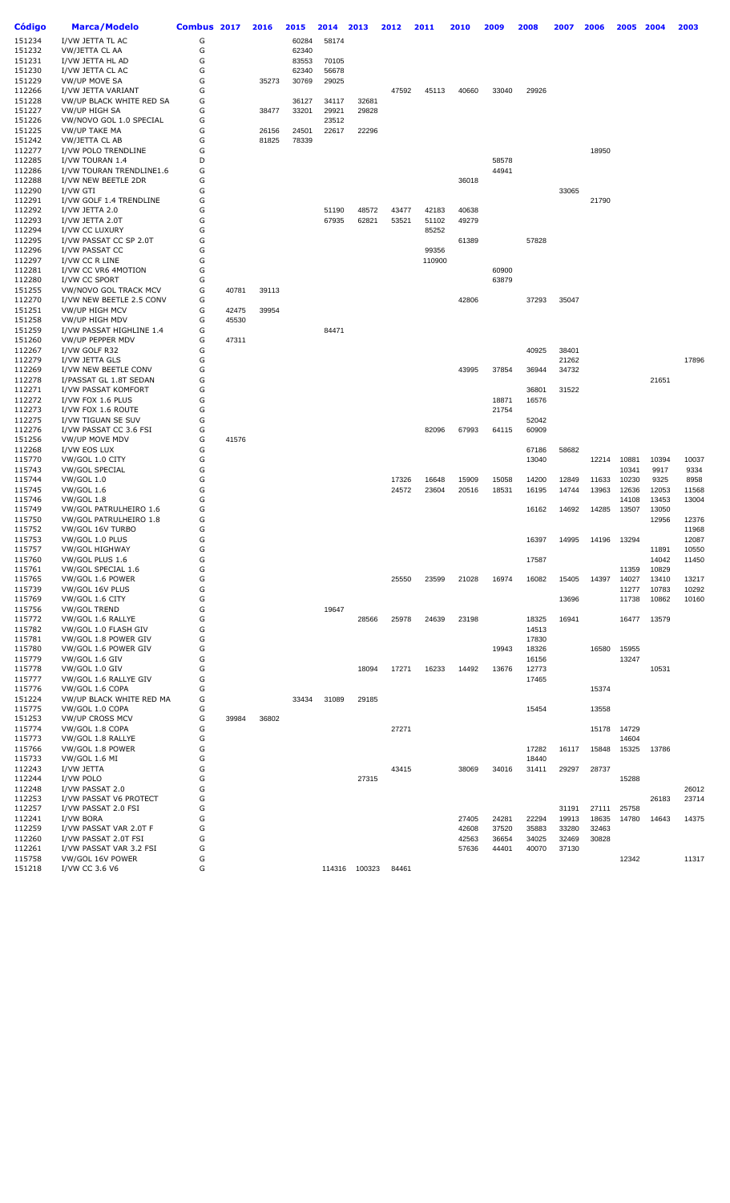| Código | Marca/Modelo | Combus | 2017 | 2016 | 2015 | 2014 | 2013 | 2012 | 2011 | 2010 | 2009 | 2008 | 2007 | 2006 | 2005 | 2004 | 2003 |
|---|---|---|---|---|---|---|---|---|---|---|---|---|---|---|---|---|---|
| 151234 | I/VW JETTA TL AC | G | | | 60284 | 58174 | | | | | | | | | | | |
| 151232 | VW/JETTA CL AA | G | | | 62340 | | | | | | | | | | | | |
| 151231 | I/VW JETTA HL AD | G | | | 83553 | 70105 | | | | | | | | | | | |
| 151230 | I/VW JETTA CL AC | G | | | 62340 | 56678 | | | | | | | | | | | |
| 151229 | VW/UP MOVE SA | G | | 35273 | 30769 | 29025 | | | | | | | | | | | |
| 112266 | I/VW JETTA VARIANT | G | | | | | | 47592 | 45113 | 40660 | 33040 | 29926 | | | | | |
| 151228 | VW/UP BLACK WHITE RED SA | G | | | 36127 | 34117 | 32681 | | | | | | | | | | |
| 151227 | VW/UP HIGH SA | G | | 38477 | 33201 | 29921 | 29828 | | | | | | | | | | |
| 151226 | VW/NOVO GOL 1.0 SPECIAL | G | | | | 23512 | | | | | | | | | | | |
| 151225 | VW/UP TAKE MA | G | | 26156 | 24501 | 22617 | 22296 | | | | | | | | | | |
| 151242 | VW/JETTA CL AB | G | | 81825 | 78339 | | | | | | | | | | | | |
| 112277 | I/VW POLO TRENDLINE | G | | | | | | | | | | | | 18950 | | | |
| 112285 | I/VW TOURAN 1.4 | D | | | | | | | | | 58578 | | | | | | |
| 112286 | I/VW TOURAN TRENDLINE1.6 | G | | | | | | | | | 44941 | | | | | | |
| 112288 | I/VW NEW BEETLE 2DR | G | | | | | | | | 36018 | | | | | | | |
| 112290 | I/VW GTI | G | | | | | | | | | | | 33065 | | | | |
| 112291 | I/VW GOLF 1.4 TRENDLINE | G | | | | | | | | | | | | 21790 | | | |
| 112292 | I/VW JETTA 2.0 | G | | | | 51190 | 48572 | 43477 | 42183 | 40638 | | | | | | | |
| 112293 | I/VW JETTA 2.0T | G | | | | 67935 | 62821 | 53521 | 51102 | 49279 | | | | | | | |
| 112294 | I/VW CC LUXURY | G | | | | | | | 85252 | | | | | | | | |
| 112295 | I/VW PASSAT CC SP 2.0T | G | | | | | | | | 61389 | | 57828 | | | | | |
| 112296 | I/VW PASSAT CC | G | | | | | | | 99356 | | | | | | | | |
| 112297 | I/VW CC R LINE | G | | | | | | | 110900 | | | | | | | | |
| 112281 | I/VW CC VR6 4MOTION | G | | | | | | | | | 60900 | | | | | | |
| 112280 | I/VW CC SPORT | G | | | | | | | | | 63879 | | | | | | |
| 151255 | VW/NOVO GOL TRACK MCV | G | 40781 | 39113 | | | | | | | | | | | | | |
| 112270 | I/VW NEW BEETLE 2.5 CONV | G | | | | | | | | 42806 | | 37293 | 35047 | | | | |
| 151251 | VW/UP HIGH MCV | G | 42475 | 39954 | | | | | | | | | | | | | |
| 151258 | VW/UP HIGH MDV | G | 45530 | | | | | | | | | | | | | | |
| 151259 | I/VW PASSAT HIGHLINE 1.4 | G | | | | 84471 | | | | | | | | | | | |
| 151260 | VW/UP PEPPER MDV | G | 47311 | | | | | | | | | | | | | | |
| 112267 | I/VW GOLF R32 | G | | | | | | | | | | 40925 | 38401 | | | | |
| 112279 | I/VW JETTA GLS | G | | | | | | | | | | | 21262 | | | | 17896 |
| 112269 | I/VW NEW BEETLE CONV | G | | | | | | | | 43995 | 37854 | 36944 | 34732 | | | | |
| 112278 | I/PASSAT GL 1.8T SEDAN | G | | | | | | | | | | | | | | 21651 | |
| 112271 | I/VW PASSAT KOMFORT | G | | | | | | | | | | 36801 | 31522 | | | | |
| 112272 | I/VW FOX 1.6 PLUS | G | | | | | | | | | 18871 | 16576 | | | | | |
| 112273 | I/VW FOX 1.6 ROUTE | G | | | | | | | | | 21754 | | | | | | |
| 112275 | I/VW TIGUAN SE SUV | G | | | | | | | | | | 52042 | | | | | |
| 112276 | I/VW PASSAT CC 3.6 FSI | G | | | | | | | 82096 | 67993 | 64115 | 60909 | | | | | |
| 151256 | VW/UP MOVE MDV | G | 41576 | | | | | | | | | | | | | | |
| 112268 | I/VW EOS LUX | G | | | | | | | | | | 67186 | 58682 | | | | |
| 115770 | VW/GOL 1.0 CITY | G | | | | | | | | | | 13040 | | 12214 | 10881 | 10394 | 10037 |
| 115743 | VW/GOL SPECIAL | G | | | | | | | | | | | | | 10341 | 9917 | 9334 |
| 115744 | VW/GOL 1.0 | G | | | | | | 17326 | 16648 | 15909 | 15058 | 14200 | 12849 | 11633 | 10230 | 9325 | 8958 |
| 115745 | VW/GOL 1.6 | G | | | | | | 24572 | 23604 | 20516 | 18531 | 16195 | 14744 | 13963 | 12636 | 12053 | 11568 |
| 115746 | VW/GOL 1.8 | G | | | | | | | | | | | | | 14108 | 13453 | 13004 |
| 115749 | VW/GOL PATRULHEIRO 1.6 | G | | | | | | | | | | 16162 | 14692 | 14285 | 13507 | 13050 | |
| 115750 | VW/GOL PATRULHEIRO 1.8 | G | | | | | | | | | | | | | | 12956 | 12376 |
| 115752 | VW/GOL 16V TURBO | G | | | | | | | | | | | | | | | 11968 |
| 115753 | VW/GOL 1.0 PLUS | G | | | | | | | | | | 16397 | 14995 | 14196 | 13294 | | 12087 |
| 115757 | VW/GOL HIGHWAY | G | | | | | | | | | | | | | | 11891 | 10550 |
| 115760 | VW/GOL PLUS 1.6 | G | | | | | | | | | | 17587 | | | | 14042 | 11450 |
| 115761 | VW/GOL SPECIAL 1.6 | G | | | | | | | | | | | | | 11359 | 10829 | |
| 115765 | VW/GOL 1.6 POWER | G | | | | | | 25550 | 23599 | 21028 | 16974 | 16082 | 15405 | 14397 | 14027 | 13410 | 13217 |
| 115739 | VW/GOL 16V PLUS | G | | | | | | | | | | | | | 11277 | 10783 | 10292 |
| 115769 | VW/GOL 1.6 CITY | G | | | | | | | | | | | 13696 | | 11738 | 10862 | 10160 |
| 115756 | VW/GOL TREND | G | | | | 19647 | | | | | | | | | | | |
| 115772 | VW/GOL 1.6 RALLYE | G | | | | | 28566 | 25978 | 24639 | 23198 | | 18325 | 16941 | | 16477 | 13579 | |
| 115782 | VW/GOL 1.0 FLASH GIV | G | | | | | | | | | | 14513 | | | | | |
| 115781 | VW/GOL 1.8 POWER GIV | G | | | | | | | | | | 17830 | | | | | |
| 115780 | VW/GOL 1.6 POWER GIV | G | | | | | | | | | 19943 | 18326 | | 16580 | 15955 | | |
| 115779 | VW/GOL 1.6 GIV | G | | | | | | | | | | 16156 | | | 13247 | | |
| 115778 | VW/GOL 1.0 GIV | G | | | | | 18094 | 17271 | 16233 | 14492 | 13676 | 12773 | | | | 10531 | |
| 115777 | VW/GOL 1.6 RALLYE GIV | G | | | | | | | | | | 17465 | | | | | |
| 115776 | VW/GOL 1.6 COPA | G | | | | | | | | | | | | 15374 | | | |
| 151224 | VW/UP BLACK WHITE RED MA | G | | | 33434 | 31089 | 29185 | | | | | | | | | | |
| 115775 | VW/GOL 1.0 COPA | G | | | | | | | | | | 15454 | | 13558 | | | |
| 151253 | VW/UP CROSS MCV | G | 39984 | 36802 | | | | | | | | | | | | | |
| 115774 | VW/GOL 1.8 COPA | G | | | | | | 27271 | | | | | | 15178 | 14729 | | |
| 115773 | VW/GOL 1.8 RALLYE | G | | | | | | | | | | | | | 14604 | | |
| 115766 | VW/GOL 1.8 POWER | G | | | | | | | | | | 17282 | 16117 | 15848 | 15325 | 13786 | |
| 115733 | VW/GOL 1.6 MI | G | | | | | | | | | | 18440 | | | | | |
| 112243 | I/VW JETTA | G | | | | | | 43415 | | 38069 | 34016 | 31411 | 29297 | 28737 | | | |
| 112244 | I/VW POLO | G | | | | | 27315 | | | | | | | | 15288 | | |
| 112248 | I/VW PASSAT 2.0 | G | | | | | | | | | | | | | | | 26012 |
| 112253 | I/VW PASSAT V6 PROTECT | G | | | | | | | | | | | | | | 26183 | 23714 |
| 112257 | I/VW PASSAT 2.0 FSI | G | | | | | | | | | | | 31191 | 27111 | 25758 | | |
| 112241 | I/VW BORA | G | | | | | | | | 27405 | 24281 | 22294 | 19913 | 18635 | 14780 | 14643 | 14375 |
| 112259 | I/VW PASSAT VAR 2.0T F | G | | | | | | | | 42608 | 37520 | 35883 | 33280 | 32463 | | | |
| 112260 | I/VW PASSAT 2.0T FSI | G | | | | | | | | 42563 | 36654 | 34025 | 32469 | 30828 | | | |
| 112261 | I/VW PASSAT VAR 3.2 FSI | G | | | | | | | | 57636 | 44401 | 40070 | 37130 | | | | |
| 115758 | VW/GOL 16V POWER | G | | | | | | | | | | | | | 12342 | | 11317 |
| 151218 | I/VW CC 3.6 V6 | G | | | | 114316 | 100323 | 84461 | | | | | | | | | |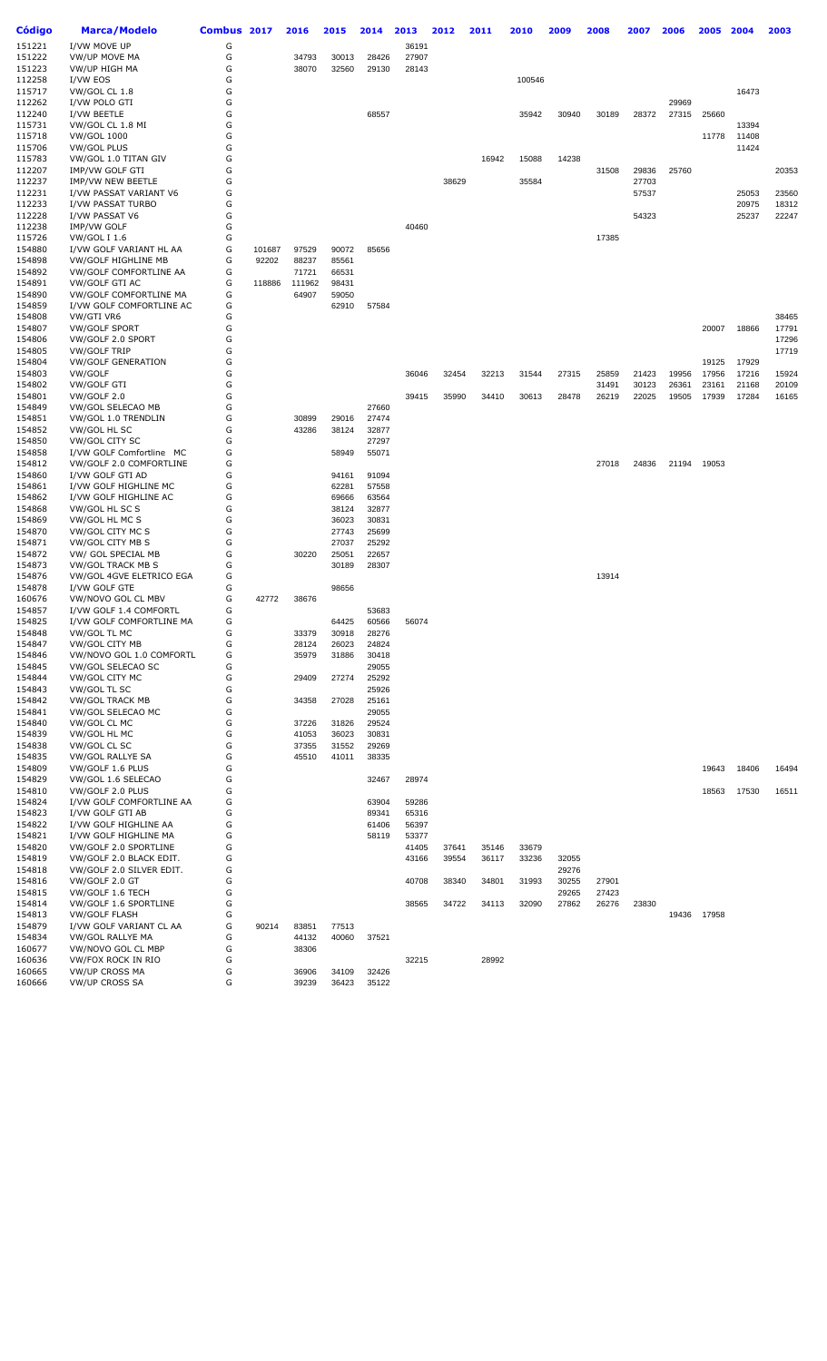| Código | Marca/Modelo | Combus | 2017 | 2016 | 2015 | 2014 | 2013 | 2012 | 2011 | 2010 | 2009 | 2008 | 2007 | 2006 | 2005 | 2004 | 2003 |
|---|---|---|---|---|---|---|---|---|---|---|---|---|---|---|---|---|---|
| 151221 | I/VW MOVE UP | G | | | | | 36191 | | | | | | | | | | |
| 151222 | VW/UP MOVE MA | G | | 34793 | 30013 | 28426 | 27907 | | | | | | | | | | |
| 151223 | VW/UP HIGH MA | G | | 38070 | 32560 | 29130 | 28143 | | | | | | | | | | |
| 112258 | I/VW EOS | G | | | | | | | | 100546 | | | | | | | |
| 115717 | VW/GOL CL 1.8 | G | | | | | | | | | | | | | | 16473 | |
| 112262 | I/VW POLO GTI | G | | | | | | | | | | | | 29969 | | | |
| 112240 | I/VW BEETLE | G | | | | 68557 | | | | 35942 | 30940 | 30189 | 28372 | 27315 | 25660 | | |
| 115731 | VW/GOL CL 1.8 MI | G | | | | | | | | | | | | | | 13394 | |
| 115718 | VW/GOL 1000 | G | | | | | | | | | | | | | 11778 | 11408 | |
| 115706 | VW/GOL PLUS | G | | | | | | | | | | | | | | 11424 | |
| 115783 | VW/GOL 1.0 TITAN GIV | G | | | | | | | 16942 | 15088 | 14238 | | | | | | |
| 112207 | IMP/VW GOLF GTI | G | | | | | | | | | | 31508 | 29836 | 25760 | | | 20353 |
| 112237 | IMP/VW NEW BEETLE | G | | | | | | 38629 | | 35584 | | | 27703 | | | | |
| 112231 | I/VW PASSAT VARIANT V6 | G | | | | | | | | | | | 57537 | | | 25053 | 23560 |
| 112233 | I/VW PASSAT TURBO | G | | | | | | | | | | | | | | 20975 | 18312 |
| 112228 | I/VW PASSAT V6 | G | | | | | | | | | | | 54323 | | | 25237 | 22247 |
| 112238 | IMP/VW GOLF | G | | | | | 40460 | | | | | | | | | | |
| 115726 | VW/GOL I 1.6 | G | | | | | | | | | | 17385 | | | | | |
| 154880 | I/VW GOLF VARIANT HL AA | G | 101687 | 97529 | 90072 | 85656 | | | | | | | | | | | |
| 154898 | VW/GOLF HIGHLINE MB | G | 92202 | 88237 | 85561 | | | | | | | | | | | | |
| 154892 | VW/GOLF COMFORTLINE AA | G | | 71721 | 66531 | | | | | | | | | | | | |
| 154891 | VW/GOLF GTI AC | G | 118886 | 111962 | 98431 | | | | | | | | | | | | |
| 154890 | VW/GOLF COMFORTLINE MA | G | | 64907 | 59050 | | | | | | | | | | | | |
| 154859 | I/VW GOLF COMFORTLINE AC | G | | | 62910 | 57584 | | | | | | | | | | | |
| 154808 | VW/GTI VR6 | G | | | | | | | | | | | | | | | 38465 |
| 154807 | VW/GOLF SPORT | G | | | | | | | | | | | | | 20007 | 18866 | 17791 |
| 154806 | VW/GOLF 2.0 SPORT | G | | | | | | | | | | | | | | | 17296 |
| 154805 | VW/GOLF TRIP | G | | | | | | | | | | | | | | | 17719 |
| 154804 | VW/GOLF GENERATION | G | | | | | | | | | | | | | 19125 | 17929 | |
| 154803 | VW/GOLF | G | | | | | 36046 | 32454 | 32213 | 31544 | 27315 | 25859 | 21423 | 19956 | 17956 | 17216 | 15924 |
| 154802 | VW/GOLF GTI | G | | | | | | | | | | 31491 | 30123 | 26361 | 23161 | 21168 | 20109 |
| 154801 | VW/GOLF 2.0 | G | | | | | 39415 | 35990 | 34410 | 30613 | 28478 | 26219 | 22025 | 19505 | 17939 | 17284 | 16165 |
| 154849 | VW/GOL SELECAO MB | G | | | | 27660 | | | | | | | | | | | |
| 154851 | VW/GOL 1.0 TRENDLIN | G | | 30899 | 29016 | 27474 | | | | | | | | | | | |
| 154852 | VW/GOL HL SC | G | | 43286 | 38124 | 32877 | | | | | | | | | | | |
| 154850 | VW/GOL CITY SC | G | | | | 27297 | | | | | | | | | | | |
| 154858 | I/VW GOLF Comfortline MC | G | | | 58949 | 55071 | | | | | | | | | | | |
| 154812 | VW/GOLF 2.0 COMFORTLINE | G | | | | | | | | | | 27018 | 24836 | 21194 | 19053 | | |
| 154860 | I/VW GOLF GTI AD | G | | | 94161 | 91094 | | | | | | | | | | | |
| 154861 | I/VW GOLF HIGHLINE MC | G | | | 62281 | 57558 | | | | | | | | | | | |
| 154862 | I/VW GOLF HIGHLINE AC | G | | | 69666 | 63564 | | | | | | | | | | | |
| 154868 | VW/GOL HL SC S | G | | | 38124 | 32877 | | | | | | | | | | | |
| 154869 | VW/GOL HL MC S | G | | | 36023 | 30831 | | | | | | | | | | | |
| 154870 | VW/GOL CITY MC S | G | | | 27743 | 25699 | | | | | | | | | | | |
| 154871 | VW/GOL CITY MB S | G | | | 27037 | 25292 | | | | | | | | | | | |
| 154872 | VW/ GOL SPECIAL MB | G | | 30220 | 25051 | 22657 | | | | | | | | | | | |
| 154873 | VW/GOL TRACK MB S | G | | | 30189 | 28307 | | | | | | | | | | | |
| 154876 | VW/GOL 4GVE ELETRICO EGA | G | | | | | | | | | | 13914 | | | | | |
| 154878 | I/VW GOLF GTE | G | | | 98656 | | | | | | | | | | | | |
| 160676 | VW/NOVO GOL CL MBV | G | 42772 | 38676 | | | | | | | | | | | | | |
| 154857 | I/VW GOLF 1.4 COMFORTL | G | | | | 53683 | | | | | | | | | | | |
| 154825 | I/VW GOLF COMFORTLINE MA | G | | | 64425 | 60566 | 56074 | | | | | | | | | | |
| 154848 | VW/GOL TL MC | G | | 33379 | 30918 | 28276 | | | | | | | | | | | |
| 154847 | VW/GOL CITY MB | G | | 28124 | 26023 | 24824 | | | | | | | | | | | |
| 154846 | VW/NOVO GOL 1.0 COMFORTL | G | | 35979 | 31886 | 30418 | | | | | | | | | | | |
| 154845 | VW/GOL SELECAO SC | G | | | | 29055 | | | | | | | | | | | |
| 154844 | VW/GOL CITY MC | G | | 29409 | 27274 | 25292 | | | | | | | | | | | |
| 154843 | VW/GOL TL SC | G | | | | 25926 | | | | | | | | | | | |
| 154842 | VW/GOL TRACK MB | G | | 34358 | 27028 | 25161 | | | | | | | | | | | |
| 154841 | VW/GOL SELECAO MC | G | | | | 29055 | | | | | | | | | | | |
| 154840 | VW/GOL CL MC | G | | 37226 | 31826 | 29524 | | | | | | | | | | | |
| 154839 | VW/GOL HL MC | G | | 41053 | 36023 | 30831 | | | | | | | | | | | |
| 154838 | VW/GOL CL SC | G | | 37355 | 31552 | 29269 | | | | | | | | | | | |
| 154835 | VW/GOL RALLYE SA | G | | 45510 | 41011 | 38335 | | | | | | | | | | | |
| 154809 | VW/GOLF 1.6 PLUS | G | | | | | | | | | | | | | 19643 | 18406 | 16494 |
| 154829 | VW/GOL 1.6 SELECAO | G | | | | 32467 | 28974 | | | | | | | | | | |
| 154810 | VW/GOLF 2.0 PLUS | G | | | | | | | | | | | | | 18563 | 17530 | 16511 |
| 154824 | I/VW GOLF COMFORTLINE AA | G | | | | 63904 | 59286 | | | | | | | | | | |
| 154823 | I/VW GOLF GTI AB | G | | | | 89341 | 65316 | | | | | | | | | | |
| 154822 | I/VW GOLF HIGHLINE AA | G | | | | 61406 | 56397 | | | | | | | | | | |
| 154821 | I/VW GOLF HIGHLINE MA | G | | | | 58119 | 53377 | | | | | | | | | | |
| 154820 | VW/GOLF 2.0 SPORTLINE | G | | | | | 41405 | 37641 | 35146 | 33679 | | | | | | | |
| 154819 | VW/GOLF 2.0 BLACK EDIT. | G | | | | | 43166 | 39554 | 36117 | 33236 | 32055 | | | | | | |
| 154818 | VW/GOLF 2.0 SILVER EDIT. | G | | | | | | | | | 29276 | | | | | | |
| 154816 | VW/GOLF 2.0 GT | G | | | | | 40708 | 38340 | 34801 | 31993 | 30255 | 27901 | | | | | |
| 154815 | VW/GOLF 1.6 TECH | G | | | | | | | | | 29265 | 27423 | | | | | |
| 154814 | VW/GOLF 1.6 SPORTLINE | G | | | | | 38565 | 34722 | 34113 | 32090 | 27862 | 26276 | 23830 | | | | |
| 154813 | VW/GOLF FLASH | G | | | | | | | | | | | | 19436 | 17958 | | |
| 154879 | I/VW GOLF VARIANT CL AA | G | 90214 | 83851 | 77513 | | | | | | | | | | | | |
| 154834 | VW/GOL RALLYE MA | G | | 44132 | 40060 | 37521 | | | | | | | | | | | |
| 160677 | VW/NOVO GOL CL MBP | G | | 38306 | | | | | | | | | | | | | |
| 160636 | VW/FOX ROCK IN RIO | G | | | | | 32215 | | 28992 | | | | | | | | |
| 160665 | VW/UP CROSS MA | G | | 36906 | 34109 | 32426 | | | | | | | | | | | |
| 160666 | VW/UP CROSS SA | G | | 39239 | 36423 | 35122 | | | | | | | | | | | |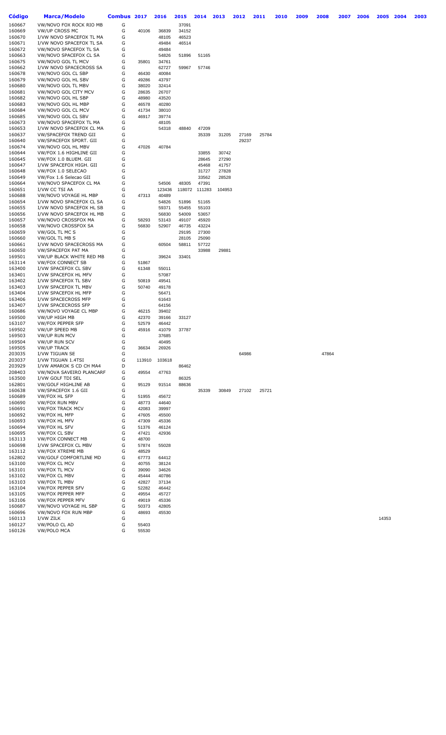| Código | Marca/Modelo | Combus | 2017 | 2016 | 2015 | 2014 | 2013 | 2012 | 2011 | 2010 | 2009 | 2008 | 2007 | 2006 | 2005 | 2004 | 2003 |
|---|---|---|---|---|---|---|---|---|---|---|---|---|---|---|---|---|---|
| 160667 | VW/NOVO FOX ROCK RIO MB | G | | | 37091 | | | | | | | | | | | | |
| 160669 | VW/UP CROSS MC | G | 40106 | 36839 | 34152 | | | | | | | | | | | | |
| 160670 | I/VW NOVO SPACEFOX TL MA | G | | 48105 | 46523 | | | | | | | | | | | | |
| 160671 | I/VW NOVO SPACEFOX TL SA | G | | 49484 | 46514 | | | | | | | | | | | | |
| 160672 | VW/NOVO SPACEFOX TL SA | G | | 49484 | | | | | | | | | | | | | |
| 160663 | VW/NOVO SPACEFOX CL SA | G | | 54826 | 51896 | 51165 | | | | | | | | | | | |
| 160675 | VW/NOVO GOL TL MCV | G | 35801 | 34761 | | | | | | | | | | | | | |
| 160662 | I/VW NOVO SPACECROSS SA | G | | 62727 | 59967 | 57746 | | | | | | | | | | | |
| 160678 | VW/NOVO GOL CL SBP | G | 46430 | 40084 | | | | | | | | | | | | | |
| 160679 | VW/NOVO GOL HL SBV | G | 49286 | 43797 | | | | | | | | | | | | | |
| 160680 | VW/NOVO GOL TL MBV | G | 38020 | 32414 | | | | | | | | | | | | | |
| 160681 | VW/NOVO GOL CITY MCV | G | 28635 | 26707 | | | | | | | | | | | | | |
| 160682 | VW/NOVO GOL HL SBP | G | 48980 | 43520 | | | | | | | | | | | | | |
| 160683 | VW/NOVO GOL HL MBP | G | 46578 | 40280 | | | | | | | | | | | | | |
| 160684 | VW/NOVO GOL CL MCV | G | 41734 | 38010 | | | | | | | | | | | | | |
| 160685 | VW/NOVO GOL CL SBV | G | 46917 | 39774 | | | | | | | | | | | | | |
| 160673 | VW/NOVO SPACEFOX TL MA | G | | 48105 | | | | | | | | | | | | | |
| 160653 | I/VW NOVO SPACEFOX CL MA | G | | 54318 | 48840 | 47209 | | | | | | | | | | | |
| 160637 | VW/SPACEFOX TREND GII | G | | | | 35339 | 31205 | 27169 | 25784 | | | | | | | | |
| 160640 | VW/SPACEFOX SPORT. GII | G | | | | | | 29237 | | | | | | | | | |
| 160674 | VW/NOVO GOL HL MBV | G | 47026 | 40784 | | | | | | | | | | | | | |
| 160644 | VW/FOX 1.6 HIGHLINE GII | G | | | | 33855 | 30742 | | | | | | | | | | |
| 160645 | VW/FOX 1.0 BLUEM. GII | G | | | | 28645 | 27290 | | | | | | | | | | |
| 160647 | I/VW SPACEFOX HIGH. GII | G | | | | 45468 | 41757 | | | | | | | | | | |
| 160648 | VW/FOX 1.0 SELECAO | G | | | | 31727 | 27828 | | | | | | | | | | |
| 160649 | VW/Fox 1.6 Selecao GII | G | | | | 33562 | 28528 | | | | | | | | | | |
| 160664 | VW/NOVO SPACEFOX CL MA | G | | 54506 | 48305 | 47391 | | | | | | | | | | | |
| 160651 | I/VW CC TSI AA | G | | 123436 | 118072 | 111283 | 104953 | | | | | | | | | | |
| 160688 | VW/NOVO VOYAGE HL MBP | G | 47313 | 40489 | | | | | | | | | | | | | |
| 160654 | I/VW NOVO SPACEFOX CL SA | G | | 54826 | 51896 | 51165 | | | | | | | | | | | |
| 160655 | I/VW NOVO SPACEFOX HL SB | G | | 59371 | 55455 | 55103 | | | | | | | | | | | |
| 160656 | I/VW NOVO SPACEFOX HL MB | G | | 56830 | 54009 | 53657 | | | | | | | | | | | |
| 160657 | VW/NOVO CROSSFOX MA | G | 58293 | 53143 | 49107 | 45920 | | | | | | | | | | | |
| 160658 | VW/NOVO CROSSFOX SA | G | 56830 | 52907 | 46735 | 43224 | | | | | | | | | | | |
| 160659 | VW/GOL TL MC S | G | | | 29195 | 27300 | | | | | | | | | | | |
| 160660 | VW/GOL TL MB S | G | | | 28105 | 25090 | | | | | | | | | | | |
| 160661 | I/VW NOVO SPACECROSS MA | G | | 60504 | 58811 | 57722 | | | | | | | | | | | |
| 160650 | VW/SPACEFOX PAT MA | G | | | | 33988 | 29881 | | | | | | | | | | |
| 169501 | VW/UP BLACK WHITE RED MB | G | | 39624 | 33401 | | | | | | | | | | | | |
| 163114 | VW/FOX CONNECT SB | G | 51867 | | | | | | | | | | | | | | |
| 163400 | I/VW SPACEFOX CL SBV | G | 61348 | 55011 | | | | | | | | | | | | | |
| 163401 | I/VW SPACEFOX HL MFV | G | | 57087 | | | | | | | | | | | | | |
| 163402 | I/VW SPACEFOX TL SBV | G | 50819 | 49541 | | | | | | | | | | | | | |
| 163403 | I/VW SPACEFOX TL MBV | G | 50740 | 49178 | | | | | | | | | | | | | |
| 163404 | I/VW SPACEFOX HL MFP | G | | 56471 | | | | | | | | | | | | | |
| 163406 | I/VW SPACECROSS MFP | G | | 61643 | | | | | | | | | | | | | |
| 163407 | I/VW SPACECROSS SFP | G | | 64156 | | | | | | | | | | | | | |
| 160686 | VW/NOVO VOYAGE CL MBP | G | 46215 | 39402 | | | | | | | | | | | | | |
| 169500 | VW/UP HIGH MB | G | 42370 | 39166 | 33127 | | | | | | | | | | | | |
| 163107 | VW/FOX PEPPER SFP | G | 52579 | 46442 | | | | | | | | | | | | | |
| 169502 | VW/UP SPEED MB | G | 45916 | 41079 | 37787 | | | | | | | | | | | | |
| 169503 | VW/UP RUN MCV | G | | 37685 | | | | | | | | | | | | | |
| 169504 | VW/UP RUN SCV | G | | 40495 | | | | | | | | | | | | | |
| 169505 | VW/UP TRACK | G | 36634 | 26926 | | | | | | | | | | | | | |
| 203035 | I/VW TIGUAN SE | G | | | | | | 64986 | | | | 47864 | | | | | |
| 203037 | I/VW TIGUAN 1.4TSI | G | 113910 | 103618 | | | | | | | | | | | | | |
| 203929 | I/VW AMAROK S CD CH MA4 | D | | | 86462 | | | | | | | | | | | | |
| 208403 | VW/NOVA SAVEIRO PLANCARF | G | 49554 | 47763 | | | | | | | | | | | | | |
| 163500 | I/VW GOLF TDI SEL | G | | | 86325 | | | | | | | | | | | | |
| 162801 | VW/GOLF HIGHLINE AB | G | 95129 | 91514 | 88636 | | | | | | | | | | | | |
| 160638 | VW/SPACEFOX 1.6 GII | G | | | | 35339 | 30849 | 27102 | 25721 | | | | | | | | |
| 160689 | VW/FOX HL SFP | G | 51955 | 45672 | | | | | | | | | | | | | |
| 160690 | VW/FOX RUN MBV | G | 48773 | 44640 | | | | | | | | | | | | | |
| 160691 | VW/FOX TRACK MCV | G | 42083 | 39997 | | | | | | | | | | | | | |
| 160692 | VW/FOX HL MFP | G | 47605 | 45500 | | | | | | | | | | | | | |
| 160693 | VW/FOX HL MFV | G | 47309 | 45336 | | | | | | | | | | | | | |
| 160694 | VW/FOX HL SFV | G | 51376 | 46124 | | | | | | | | | | | | | |
| 160695 | VW/FOX CL SBV | G | 47421 | 42936 | | | | | | | | | | | | | |
| 163113 | VW/FOX CONNECT MB | G | 48700 | | | | | | | | | | | | | | |
| 160698 | I/VW SPACEFOX CL MBV | G | 57874 | 55028 | | | | | | | | | | | | | |
| 163112 | VW/FOX XTREME MB | G | 48529 | | | | | | | | | | | | | | |
| 162802 | VW/GOLF COMFORTLINE MD | G | 67773 | 64412 | | | | | | | | | | | | | |
| 163100 | VW/FOX CL MCV | G | 40755 | 38124 | | | | | | | | | | | | | |
| 163101 | VW/FOX TL MCV | G | 39090 | 34626 | | | | | | | | | | | | | |
| 163102 | VW/FOX CL MBV | G | 45444 | 40786 | | | | | | | | | | | | | |
| 163103 | VW/FOX TL MBV | G | 42827 | 37134 | | | | | | | | | | | | | |
| 163104 | VW/FOX PEPPER SFV | G | 52282 | 46442 | | | | | | | | | | | | | |
| 163105 | VW/FOX PEPPER MFP | G | 49554 | 45727 | | | | | | | | | | | | | |
| 163106 | VW/FOX PEPPER MFV | G | 49019 | 45336 | | | | | | | | | | | | | |
| 160687 | VW/NOVO VOYAGE HL SBP | G | 50373 | 42805 | | | | | | | | | | | | | |
| 160696 | VW/NOVO FOX RUN MBP | G | 48693 | 45530 | | | | | | | | | | | | | |
| 160113 | I/VW ZILK | G | | | | | | | | | | | | | 14353 | | |
| 160127 | VW/POLO CL AD | G | 55403 | | | | | | | | | | | | | | |
| 160126 | VW/POLO MCA | G | 55530 | | | | | | | | | | | | | | |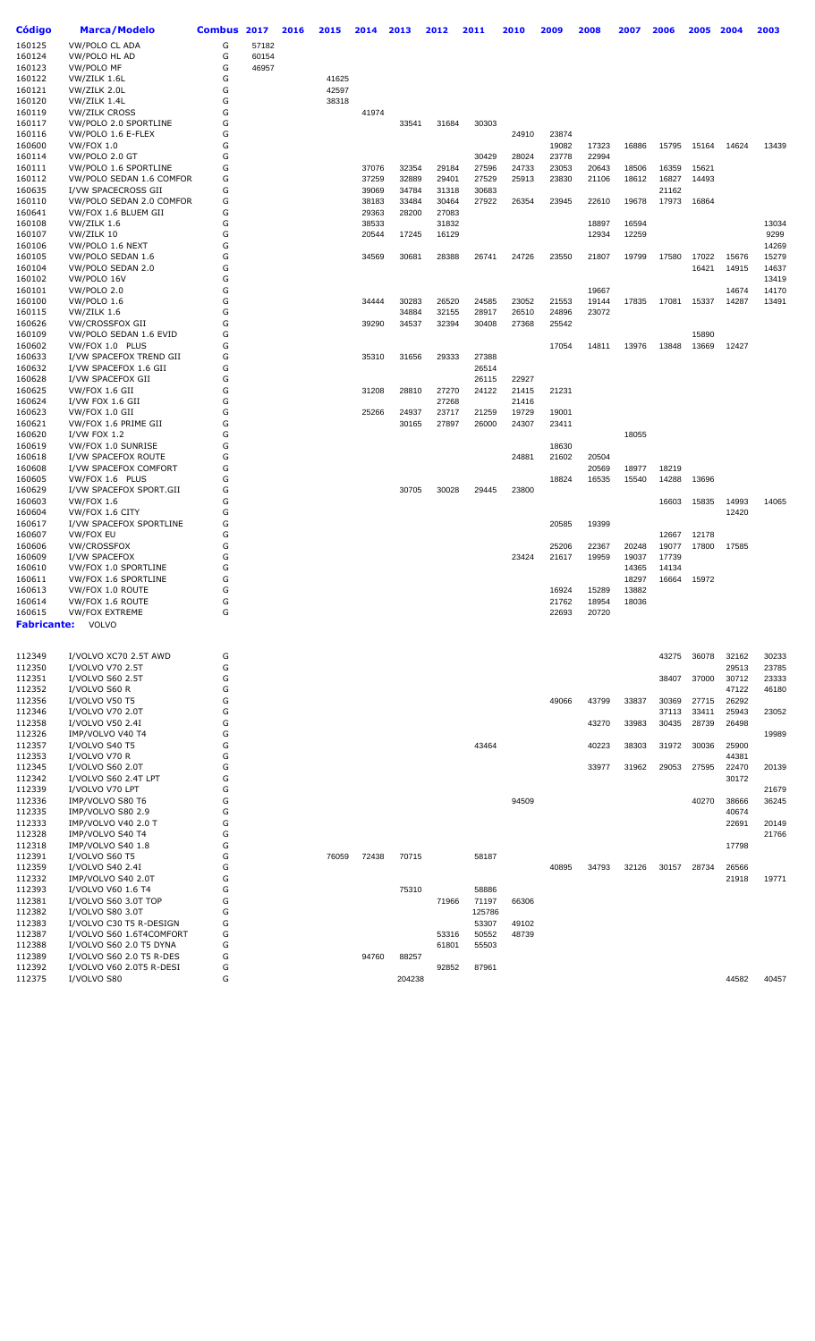| Código | Marca/Modelo | Combus | 2017 | 2016 | 2015 | 2014 | 2013 | 2012 | 2011 | 2010 | 2009 | 2008 | 2007 | 2006 | 2005 | 2004 | 2003 |
|---|---|---|---|---|---|---|---|---|---|---|---|---|---|---|---|---|---|
| 160125 | VW/POLO CL ADA | G | 57182 | | | | | | | | | | | | | | |
| 160124 | VW/POLO HL AD | G | 60154 | | | | | | | | | | | | | | |
| 160123 | VW/POLO MF | G | 46957 | | | | | | | | | | | | | | |
| 160122 | VW/ZILK 1.6L | G | | | 41625 | | | | | | | | | | | | |
| 160121 | VW/ZILK 2.0L | G | | | 42597 | | | | | | | | | | | | |
| 160120 | VW/ZILK 1.4L | G | | | 38318 | | | | | | | | | | | | |
| 160119 | VW/ZILK CROSS | G | | | | 41974 | | | | | | | | | | | |
| 160117 | VW/POLO 2.0 SPORTLINE | G | | | | | 33541 | 31684 | 30303 | | | | | | | | |
| 160116 | VW/POLO 1.6 E-FLEX | G | | | | | | | | 24910 | 23874 | | | | | | |
| 160600 | VW/FOX 1.0 | G | | | | | | | | | 19082 | 17323 | 16886 | 15795 | 15164 | 14624 | 13439 |
| 160114 | VW/POLO 2.0 GT | G | | | | | | | 30429 | 28024 | 23778 | 22994 | | | | | |
| 160111 | VW/POLO 1.6 SPORTLINE | G | | | | 37076 | 32354 | 29184 | 27596 | 24733 | 23053 | 20643 | 18506 | 16359 | 15621 | | |
| 160112 | VW/POLO SEDAN 1.6 COMFOR | G | | | | 37259 | 32889 | 29401 | 27529 | 25913 | 23830 | 21106 | 18612 | 16827 | 14493 | | |
| 160635 | I/VW SPACECROSS GII | G | | | | 39069 | 34784 | 31318 | 30683 | | | | | 21162 | | | |
| 160110 | VW/POLO SEDAN 2.0 COMFOR | G | | | | 38183 | 33484 | 30464 | 27922 | 26354 | 23945 | 22610 | 19678 | 17973 | 16864 | | |
| 160641 | VW/FOX 1.6 BLUEM GII | G | | | | 29363 | 28200 | 27083 | | | | | | | | | |
| 160108 | VW/ZILK 1.6 | G | | | | 38533 | | 31832 | | | | 18897 | 16594 | | | | 13034 |
| 160107 | VW/ZILK 10 | G | | | | 20544 | 17245 | 16129 | | | | 12934 | 12259 | | | | 9299 |
| 160106 | VW/POLO 1.6 NEXT | G | | | | | | | | | | | | | | | 14269 |
| 160105 | VW/POLO SEDAN 1.6 | G | | | | 34569 | 30681 | 28388 | 26741 | 24726 | 23550 | 21807 | 19799 | 17580 | 17022 | 15676 | 15279 |
| 160104 | VW/POLO SEDAN 2.0 | G | | | | | | | | | | | | | 16421 | 14915 | 14637 |
| 160102 | VW/POLO 16V | G | | | | | | | | | | | | | | | 13419 |
| 160101 | VW/POLO 2.0 | G | | | | | | | | | | 19667 | | | | 14674 | 14170 |
| 160100 | VW/POLO 1.6 | G | | | | 34444 | 30283 | 26520 | 24585 | 23052 | 21553 | 19144 | 17835 | 17081 | 15337 | 14287 | 13491 |
| 160115 | VW/ZILK 1.6 | G | | | | | 34884 | 32155 | 28917 | 26510 | 24896 | 23072 | | | | | |
| 160626 | VW/CROSSFOX GII | G | | | | 39290 | 34537 | 32394 | 30408 | 27368 | 25542 | | | | | | |
| 160109 | VW/POLO SEDAN 1.6 EVID | G | | | | | | | | | | | | | 15890 | | |
| 160602 | VW/FOX 1.0 PLUS | G | | | | | | | | | 17054 | 14811 | 13976 | 13848 | 13669 | 12427 | |
| 160633 | I/VW SPACEFOX TREND GII | G | | | | 35310 | 31656 | 29333 | 27388 | | | | | | | | |
| 160632 | I/VW SPACEFOX 1.6 GII | G | | | | | | | 26514 | | | | | | | | |
| 160628 | I/VW SPACEFOX GII | G | | | | | | | 26115 | 22927 | | | | | | | |
| 160625 | VW/FOX 1.6 GII | G | | | | 31208 | 28810 | 27270 | 24122 | 21415 | 21231 | | | | | | |
| 160624 | I/VW FOX 1.6 GII | G | | | | | | 27268 | | 21416 | | | | | | | |
| 160623 | VW/FOX 1.0 GII | G | | | | 25266 | 24937 | 23717 | 21259 | 19729 | 19001 | | | | | | |
| 160621 | VW/FOX 1.6 PRIME GII | G | | | | | 30165 | 27897 | 26000 | 24307 | 23411 | | | | | | |
| 160620 | I/VW FOX 1.2 | G | | | | | | | | | | | 18055 | | | | |
| 160619 | VW/FOX 1.0 SUNRISE | G | | | | | | | | | 18630 | | | | | | |
| 160618 | I/VW SPACEFOX ROUTE | G | | | | | | | | 24881 | 21602 | 20504 | | | | | |
| 160608 | I/VW SPACEFOX COMFORT | G | | | | | | | | | | 20569 | 18977 | 18219 | | | |
| 160605 | VW/FOX 1.6 PLUS | G | | | | | | | | | 18824 | 16535 | 15540 | 14288 | 13696 | | |
| 160629 | I/VW SPACEFOX SPORT.GII | G | | | | | 30705 | 30028 | 29445 | 23800 | | | | | | | |
| 160603 | VW/FOX 1.6 | G | | | | | | | | | | | | 16603 | 15835 | 14993 | 14065 |
| 160604 | VW/FOX 1.6 CITY | G | | | | | | | | | | | | | | 12420 | |
| 160617 | I/VW SPACEFOX SPORTLINE | G | | | | | | | | | 20585 | 19399 | | | | | |
| 160607 | VW/FOX EU | G | | | | | | | | | | | | 12667 | 12178 | | |
| 160606 | VW/CROSSFOX | G | | | | | | | | | 25206 | 22367 | 20248 | 19077 | 17800 | 17585 | |
| 160609 | I/VW SPACEFOX | G | | | | | | | | 23424 | 21617 | 19959 | 19037 | 17739 | | | |
| 160610 | VW/FOX 1.0 SPORTLINE | G | | | | | | | | | | | 14365 | 14134 | | | |
| 160611 | VW/FOX 1.6 SPORTLINE | G | | | | | | | | | | | 18297 | 16664 | 15972 | | |
| 160613 | VW/FOX 1.0 ROUTE | G | | | | | | | | | 16924 | 15289 | 13882 | | | | |
| 160614 | VW/FOX 1.6 ROUTE | G | | | | | | | | | 21762 | 18954 | 18036 | | | | |
| 160615 | VW/FOX EXTREME | G | | | | | | | | | 22693 | 20720 | | | | | |

**Fabricante:** VOLVO

| Código | Marca/Modelo | Combus | 2017 | 2016 | 2015 | 2014 | 2013 | 2012 | 2011 | 2010 | 2009 | 2008 | 2007 | 2006 | 2005 | 2004 | 2003 |
|---|---|---|---|---|---|---|---|---|---|---|---|---|---|---|---|---|---|
| 112349 | I/VOLVO XC70 2.5T AWD | G | | | | | | | | | | | | 43275 | 36078 | 32162 | 30233 |
| 112350 | I/VOLVO V70 2.5T | G | | | | | | | | | | | | | | 29513 | 23785 |
| 112351 | I/VOLVO S60 2.5T | G | | | | | | | | | | | | 38407 | 37000 | 30712 | 23333 |
| 112352 | I/VOLVO S60 R | G | | | | | | | | | | | | | | 47122 | 46180 |
| 112356 | I/VOLVO V50 T5 | G | | | | | | | | | 49066 | 43799 | 33837 | 30369 | 27715 | 26292 | |
| 112346 | I/VOLVO V70 2.0T | G | | | | | | | | | | | | 37113 | 33411 | 25943 | 23052 |
| 112358 | I/VOLVO V50 2.4I | G | | | | | | | | | | 43270 | 33983 | 30435 | 28739 | 26498 | |
| 112326 | IMP/VOLVO V40 T4 | G | | | | | | | | | | | | | | | 19989 |
| 112357 | I/VOLVO S40 T5 | G | | | | | | | 43464 | | | 40223 | 38303 | 31972 | 30036 | 25900 | |
| 112353 | I/VOLVO V70 R | G | | | | | | | | | | | | | | 44381 | |
| 112345 | I/VOLVO S60 2.0T | G | | | | | | | | | | 33977 | 31962 | 29053 | 27595 | 22470 | 20139 |
| 112342 | I/VOLVO S60 2.4T LPT | G | | | | | | | | | | | | | | 30172 | |
| 112339 | I/VOLVO V70 LPT | G | | | | | | | | | | | | | | | 21679 |
| 112336 | IMP/VOLVO S80 T6 | G | | | | | | | | 94509 | | | | | 40270 | 38666 | 36245 |
| 112335 | IMP/VOLVO S80 2.9 | G | | | | | | | | | | | | | | 40674 | |
| 112333 | IMP/VOLVO V40 2.0 T | G | | | | | | | | | | | | | | 22691 | 20149 |
| 112328 | IMP/VOLVO S40 T4 | G | | | | | | | | | | | | | | | 21766 |
| 112318 | IMP/VOLVO S40 1.8 | G | | | | | | | | | | | | | | 17798 | |
| 112391 | I/VOLVO S60 T5 | G | | | 76059 | 72438 | 70715 | | 58187 | | | | | | | | |
| 112359 | I/VOLVO S40 2.4I | G | | | | | | | | | 40895 | 34793 | 32126 | 30157 | 28734 | 26566 | |
| 112332 | IMP/VOLVO S40 2.0T | G | | | | | | | | | | | | | | 21918 | 19771 |
| 112393 | I/VOLVO V60 1.6 T4 | G | | | | | 75310 | | 58886 | | | | | | | | |
| 112381 | I/VOLVO S60 3.0T TOP | G | | | | | | 71966 | 71197 | 66306 | | | | | | | |
| 112382 | I/VOLVO S80 3.0T | G | | | | | | | 125786 | | | | | | | | |
| 112383 | I/VOLVO C30 T5 R-DESIGN | G | | | | | | | 53307 | 49102 | | | | | | | |
| 112387 | I/VOLVO S60 1.6T4COMFORT | G | | | | | | 53316 | 50552 | 48739 | | | | | | | |
| 112388 | I/VOLVO S60 2.0 T5 DYNA | G | | | | | | 61801 | 55503 | | | | | | | | |
| 112389 | I/VOLVO S60 2.0 T5 R-DES | G | | | | 94760 | 88257 | | | | | | | | | | |
| 112392 | I/VOLVO V60 2.0T5 R-DESI | G | | | | | | 92852 | 87961 | | | | | | | | |
| 112375 | I/VOLVO S80 | G | | | | | 204238 | | | | | | | | | 44582 | 40457 |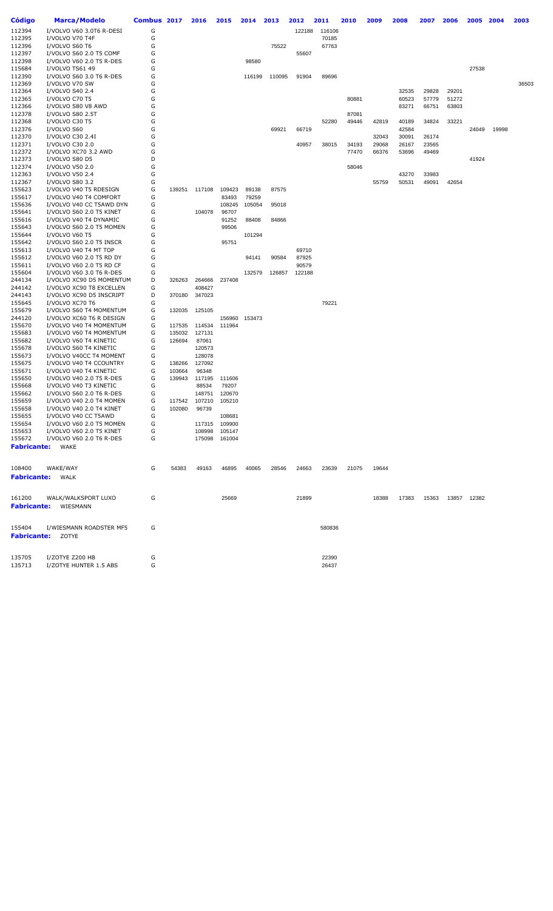| Código | Marca/Modelo | Combus | 2017 | 2016 | 2015 | 2014 | 2013 | 2012 | 2011 | 2010 | 2009 | 2008 | 2007 | 2006 | 2005 | 2004 | 2003 |
|---|---|---|---|---|---|---|---|---|---|---|---|---|---|---|---|---|---|
| 112394 | I/VOLVO V60 3.0T6 R-DESI | G | | | | | | 122188 | 116106 | | | | | | | | |
| 112395 | I/VOLVO V70 T4F | G | | | | | | | 70185 | | | | | | | | |
| 112396 | I/VOLVO S60 T6 | G | | | | | 75522 | | 67763 | | | | | | | | |
| 112397 | I/VOLVO S60 2.0 T5 COMF | G | | | | | | 55607 | | | | | | | | | |
| 112398 | I/VOLVO V60 2.0 T5 R-DES | G | | | | 98580 | | | | | | | | | | | |
| 115684 | I/VOLVO TS61 49 | G | | | | | | | | | | | | | 27538 | | |
| 112390 | I/VOLVO S60 3.0 T6 R-DES | G | | | | 116199 | 110095 | 91904 | 89696 | | | | | | | | |
| 112369 | I/VOLVO V70 SW | G | | | | | | | | | | | | | | | 36503 |
| 112364 | I/VOLVO S40 2.4 | G | | | | | | | | | | 32535 | 29828 | 29201 | | | |
| 112365 | I/VOLVO C70 T5 | G | | | | | | | | 80881 | | 60523 | 57779 | 51272 | | | |
| 112366 | I/VOLVO S80 V8 AWD | G | | | | | | | | | | 83271 | 66751 | 63803 | | | |
| 112378 | I/VOLVO S80 2.5T | G | | | | | | | | 87081 | | | | | | | |
| 112368 | I/VOLVO C30 T5 | G | | | | | | | 52280 | 49446 | 42819 | 40189 | 34824 | 33221 | | | |
| 112376 | I/VOLVO S60 | G | | | | | 69921 | 66719 | | | | 42584 | | | 24049 | 19998 | |
| 112370 | I/VOLVO C30 2.4I | G | | | | | | | | | 32043 | 30091 | 26174 | | | | |
| 112371 | I/VOLVO C30 2.0 | G | | | | | | 40957 | 38015 | 34193 | 29068 | 26167 | 23565 | | | | |
| 112372 | I/VOLVO XC70 3.2 AWD | G | | | | | | | | 77470 | 66376 | 53696 | 49469 | | | | |
| 112373 | I/VOLVO S80 D5 | D | | | | | | | | | | | | | 41924 | | |
| 112374 | I/VOLVO V50 2.0 | G | | | | | | | | 58046 | | | | | | | |
| 112363 | I/VOLVO V50 2.4 | G | | | | | | | | | | 43270 | 33983 | | | | |
| 112367 | I/VOLVO S80 3.2 | G | | | | | | | | | 55759 | 50531 | 49091 | 42654 | | | |
| 155623 | I/VOLVO V40 T5 RDESIGN | G | 139251 | 117108 | 109423 | 89138 | 87575 | | | | | | | | | | |
| 155617 | I/VOLVO V40 T4 COMFORT | G | | | 83493 | 79259 | | | | | | | | | | | |
| 155636 | I/VOLVO V40 CC T5AWD DYN | G | | | 108245 | 105054 | 95018 | | | | | | | | | | |
| 155641 | I/VOLVO S60 2.0 T5 KINET | G | | 104078 | 96707 | | | | | | | | | | | | |
| 155616 | I/VOLVO V40 T4 DYNAMIC | G | | | 91252 | 88408 | 84866 | | | | | | | | | | |
| 155643 | I/VOLVO S60 2.0 T5 MOMEN | G | | | 99506 | | | | | | | | | | | | |
| 155644 | I/VOLVO V60 T5 | G | | | | 101294 | | | | | | | | | | | |
| 155642 | I/VOLVO S60 2.0 T5 INSCR | G | | | 95751 | | | | | | | | | | | | |
| 155613 | I/VOLVO V40 T4 MT TOP | G | | | | | | 69710 | | | | | | | | | |
| 155612 | I/VOLVO V60 2.0 T5 RD DY | G | | | | 94141 | 90584 | 87925 | | | | | | | | | |
| 155611 | I/VOLVO V60 2.0 T5 RD CF | G | | | | | | 90579 | | | | | | | | | |
| 155604 | I/VOLVO V60 3.0 T6 R-DES | G | | | | 132579 | 126857 | 122188 | | | | | | | | | |
| 244134 | I/VOLVO XC90 D5 MOMENTUM | D | 326263 | 264666 | 237408 | | | | | | | | | | | | |
| 244142 | I/VOLVO XC90 T8 EXCELLEN | G | | 408427 | | | | | | | | | | | | | |
| 244143 | I/VOLVO XC90 D5 INSCRIPT | D | 370180 | 347023 | | | | | | | | | | | | | |
| 155645 | I/VOLVO XC70 T6 | G | | | | | | | 79221 | | | | | | | | |
| 155679 | I/VOLVO S60 T4 MOMENTUM | G | 132035 | 125105 | | | | | | | | | | | | | |
| 244120 | I/VOLVO XC60 T6 R DESIGN | G | | | 156960 | 153473 | | | | | | | | | | | |
| 155670 | I/VOLVO V40 T4 MOMENTUM | G | 117535 | 114534 | 111964 | | | | | | | | | | | | |
| 155683 | I/VOLVO V60 T4 MOMENTUM | G | 135032 | 127131 | | | | | | | | | | | | | |
| 155682 | I/VOLVO V60 T4 KINETIC | G | 126694 | 87061 | | | | | | | | | | | | | |
| 155678 | I/VOLVO S60 T4 KINETIC | G | | 120573 | | | | | | | | | | | | | |
| 155673 | I/VOLVO V40CC T4 MOMENT | G | | 128078 | | | | | | | | | | | | | |
| 155675 | I/VOLVO V40 T4 CCOUNTRY | G | 138266 | 127092 | | | | | | | | | | | | | |
| 155671 | I/VOLVO V40 T4 KINETIC | G | 103664 | 96348 | | | | | | | | | | | | | |
| 155650 | I/VOLVO V40 2.0 T5 R-DES | G | 139943 | 117195 | 111606 | | | | | | | | | | | | |
| 155668 | I/VOLVO V40 T3 KINETIC | G | | 88534 | 79207 | | | | | | | | | | | | |
| 155662 | I/VOLVO S60 2.0 T6 R-DES | G | | 148751 | 120670 | | | | | | | | | | | | |
| 155659 | I/VOLVO V40 2.0 T4 MOMEN | G | 117542 | 107210 | 105210 | | | | | | | | | | | | |
| 155658 | I/VOLVO V40 2.0 T4 KINET | G | 102080 | 96739 | | | | | | | | | | | | | |
| 155655 | I/VOLVO V40 CC T5AWD | G | | | 108681 | | | | | | | | | | | | |
| 155654 | I/VOLVO V60 2.0 T5 MOMEN | G | | 117315 | 109900 | | | | | | | | | | | | |
| 155653 | I/VOLVO V60 2.0 T5 KINET | G | | 108998 | 105147 | | | | | | | | | | | | |
| 155672 | I/VOLVO V60 2.0 T6 R-DES | G | | 175098 | 161004 | | | | | | | | | | | | |
| **Fabricante:** | WAKE | | | | | | | | | | | | | | | | |
| 108400 | WAKE/WAY | G | 54383 | 49163 | 46895 | 40065 | 28546 | 24663 | 23639 | 21075 | 19644 | | | | | | |
| **Fabricante:** | WALK | | | | | | | | | | | | | | | | |
| 161200 | WALK/WALKSPORT LUXO | G | | | 25669 | | | 21899 | | | 18388 | 17383 | 15363 | 13857 | 12382 | | |
| **Fabricante:** | WIESMANN | | | | | | | | | | | | | | | | |
| 155404 | I/WIESMANN ROADSTER MF5 | G | | | | | | | 580836 | | | | | | | | |
| **Fabricante:** | ZOTYE | | | | | | | | | | | | | | | | |
| 135705 | I/ZOTYE Z200 HB | G | | | | | | | 22390 | | | | | | | | |
| 135713 | I/ZOTYE HUNTER 1.5 ABS | G | | | | | | | 26437 | | | | | | | | |